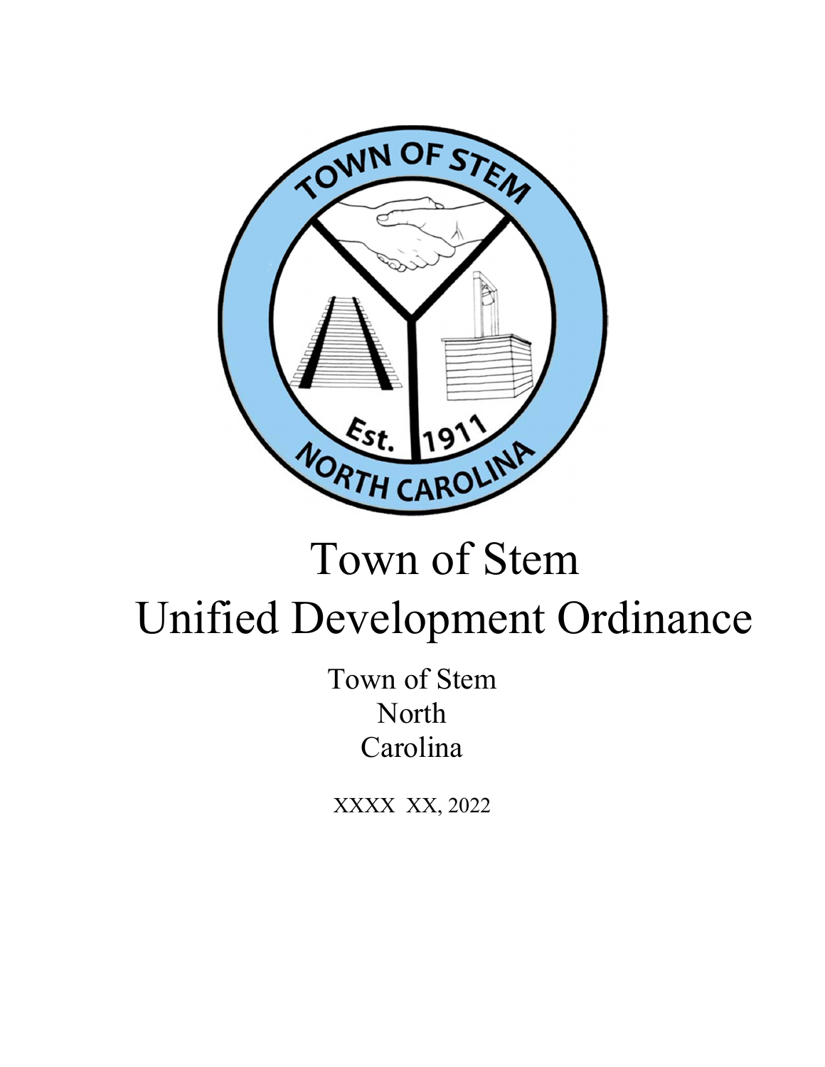# Town of Stem
# Unified Development Ordinance

Town of Stem
North
Carolina

XXXX XX, 2022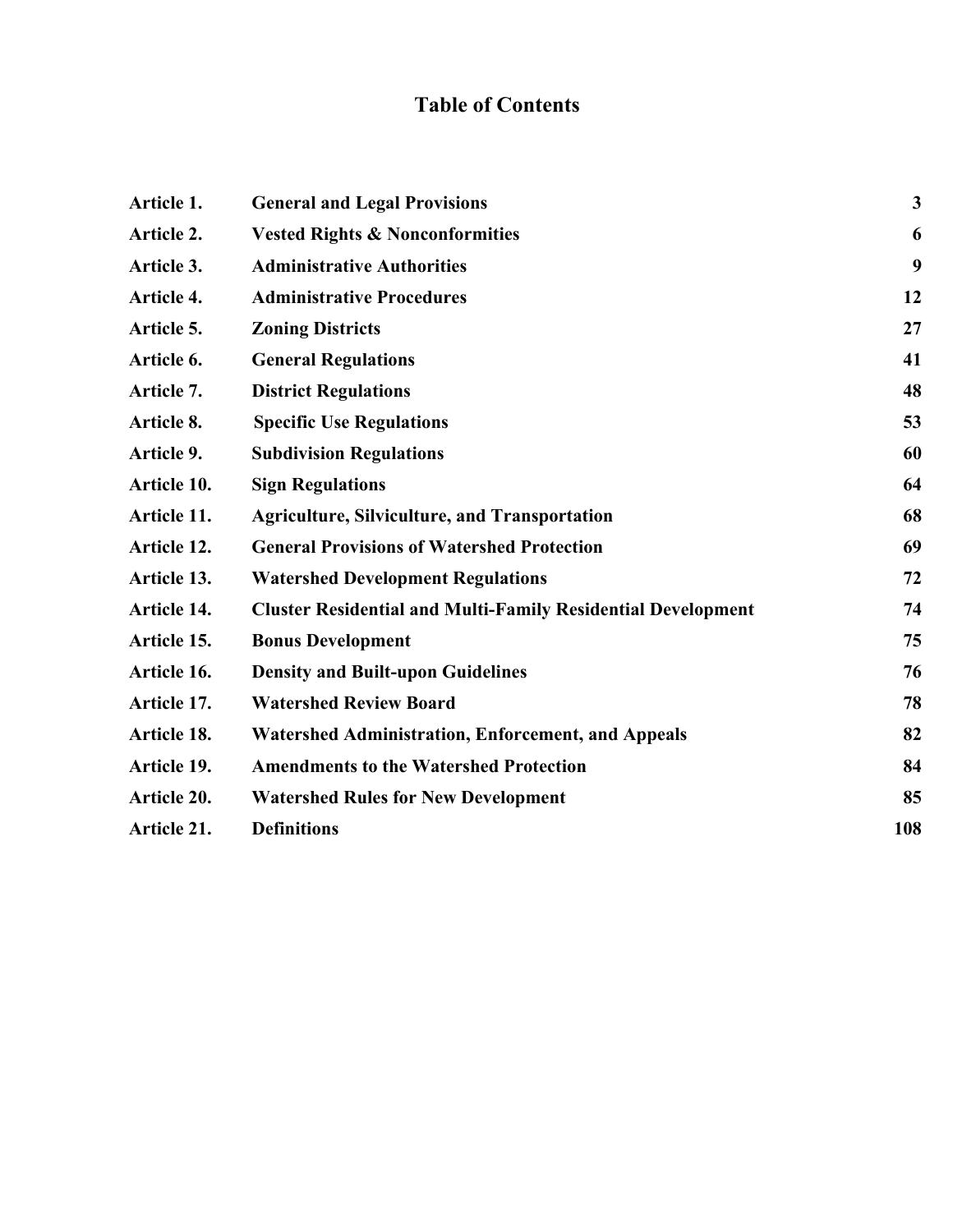# Table of Contents

| | | |
|---|---|---|
| **Article 1.** | **General and Legal Provisions** | **3** |
| **Article 2.** | **Vested Rights & Nonconformities** | **6** |
| **Article 3.** | **Administrative Authorities** | **9** |
| **Article 4.** | **Administrative Procedures** | **12** |
| **Article 5.** | **Zoning Districts** | **27** |
| **Article 6.** | **General Regulations** | **41** |
| **Article 7.** | **District Regulations** | **48** |
| **Article 8.** | **Specific Use Regulations** | **53** |
| **Article 9.** | **Subdivision Regulations** | **60** |
| **Article 10.** | **Sign Regulations** | **64** |
| **Article 11.** | **Agriculture, Silviculture, and Transportation** | **68** |
| **Article 12.** | **General Provisions of Watershed Protection** | **69** |
| **Article 13.** | **Watershed Development Regulations** | **72** |
| **Article 14.** | **Cluster Residential and Multi-Family Residential Development** | **74** |
| **Article 15.** | **Bonus Development** | **75** |
| **Article 16.** | **Density and Built-upon Guidelines** | **76** |
| **Article 17.** | **Watershed Review Board** | **78** |
| **Article 18.** | **Watershed Administration, Enforcement, and Appeals** | **82** |
| **Article 19.** | **Amendments to the Watershed Protection** | **84** |
| **Article 20.** | **Watershed Rules for New Development** | **85** |
| **Article 21.** | **Definitions** | **108** |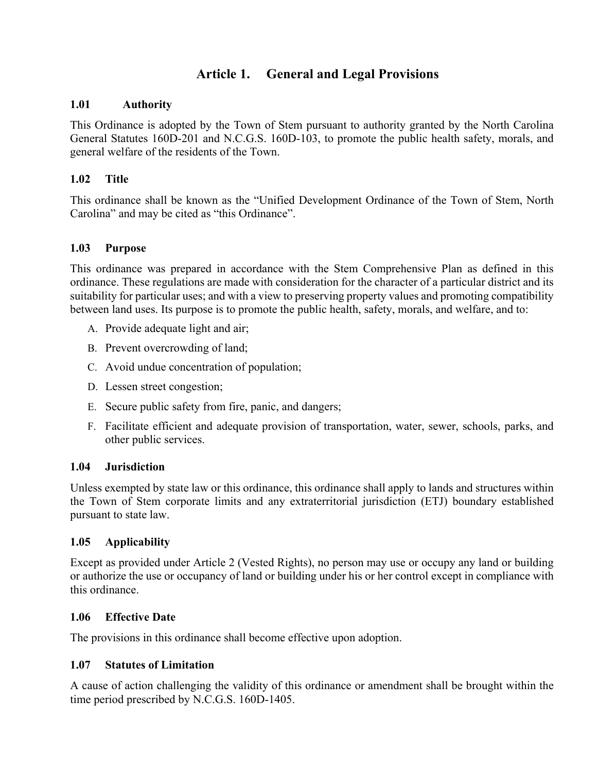# Article 1. General and Legal Provisions

## 1.01 Authority

This Ordinance is adopted by the Town of Stem pursuant to authority granted by the North Carolina General Statutes 160D-201 and N.C.G.S. 160D-103, to promote the public health safety, morals, and general welfare of the residents of the Town.

## 1.02 Title

This ordinance shall be known as the "Unified Development Ordinance of the Town of Stem, North Carolina" and may be cited as "this Ordinance".

## 1.03 Purpose

This ordinance was prepared in accordance with the Stem Comprehensive Plan as defined in this ordinance. These regulations are made with consideration for the character of a particular district and its suitability for particular uses; and with a view to preserving property values and promoting compatibility between land uses. Its purpose is to promote the public health, safety, morals, and welfare, and to:

A. Provide adequate light and air;

B. Prevent overcrowding of land;

C. Avoid undue concentration of population;

D. Lessen street congestion;

E. Secure public safety from fire, panic, and dangers;

F. Facilitate efficient and adequate provision of transportation, water, sewer, schools, parks, and other public services.

## 1.04 Jurisdiction

Unless exempted by state law or this ordinance, this ordinance shall apply to lands and structures within the Town of Stem corporate limits and any extraterritorial jurisdiction (ETJ) boundary established pursuant to state law.

## 1.05 Applicability

Except as provided under Article 2 (Vested Rights), no person may use or occupy any land or building or authorize the use or occupancy of land or building under his or her control except in compliance with this ordinance.

## 1.06 Effective Date

The provisions in this ordinance shall become effective upon adoption.

## 1.07 Statutes of Limitation

A cause of action challenging the validity of this ordinance or amendment shall be brought within the time period prescribed by N.C.G.S. 160D-1405.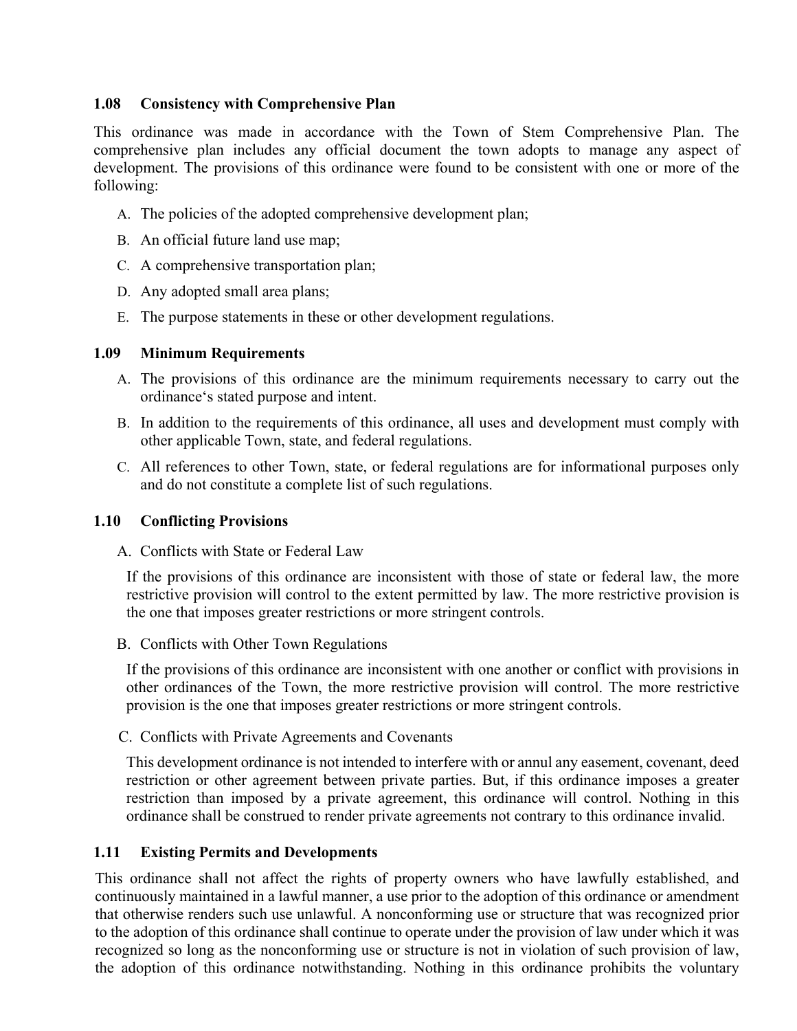### 1.08 Consistency with Comprehensive Plan

This ordinance was made in accordance with the Town of Stem Comprehensive Plan. The comprehensive plan includes any official document the town adopts to manage any aspect of development. The provisions of this ordinance were found to be consistent with one or more of the following:

A. The policies of the adopted comprehensive development plan;

B. An official future land use map;

C. A comprehensive transportation plan;

D. Any adopted small area plans;

E. The purpose statements in these or other development regulations.

### 1.09 Minimum Requirements

A. The provisions of this ordinance are the minimum requirements necessary to carry out the ordinance's stated purpose and intent.

B. In addition to the requirements of this ordinance, all uses and development must comply with other applicable Town, state, and federal regulations.

C. All references to other Town, state, or federal regulations are for informational purposes only and do not constitute a complete list of such regulations.

### 1.10 Conflicting Provisions

A. Conflicts with State or Federal Law

If the provisions of this ordinance are inconsistent with those of state or federal law, the more restrictive provision will control to the extent permitted by law. The more restrictive provision is the one that imposes greater restrictions or more stringent controls.

B. Conflicts with Other Town Regulations

If the provisions of this ordinance are inconsistent with one another or conflict with provisions in other ordinances of the Town, the more restrictive provision will control. The more restrictive provision is the one that imposes greater restrictions or more stringent controls.

C. Conflicts with Private Agreements and Covenants

This development ordinance is not intended to interfere with or annul any easement, covenant, deed restriction or other agreement between private parties. But, if this ordinance imposes a greater restriction than imposed by a private agreement, this ordinance will control. Nothing in this ordinance shall be construed to render private agreements not contrary to this ordinance invalid.

### 1.11 Existing Permits and Developments

This ordinance shall not affect the rights of property owners who have lawfully established, and continuously maintained in a lawful manner, a use prior to the adoption of this ordinance or amendment that otherwise renders such use unlawful. A nonconforming use or structure that was recognized prior to the adoption of this ordinance shall continue to operate under the provision of law under which it was recognized so long as the nonconforming use or structure is not in violation of such provision of law, the adoption of this ordinance notwithstanding. Nothing in this ordinance prohibits the voluntary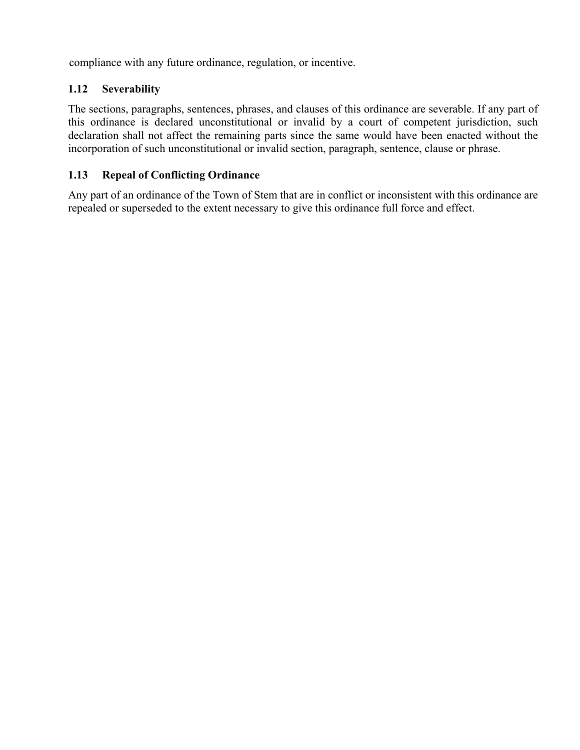compliance with any future ordinance, regulation, or incentive.

### 1.12 Severability

The sections, paragraphs, sentences, phrases, and clauses of this ordinance are severable. If any part of this ordinance is declared unconstitutional or invalid by a court of competent jurisdiction, such declaration shall not affect the remaining parts since the same would have been enacted without the incorporation of such unconstitutional or invalid section, paragraph, sentence, clause or phrase.

### 1.13 Repeal of Conflicting Ordinance

Any part of an ordinance of the Town of Stem that are in conflict or inconsistent with this ordinance are repealed or superseded to the extent necessary to give this ordinance full force and effect.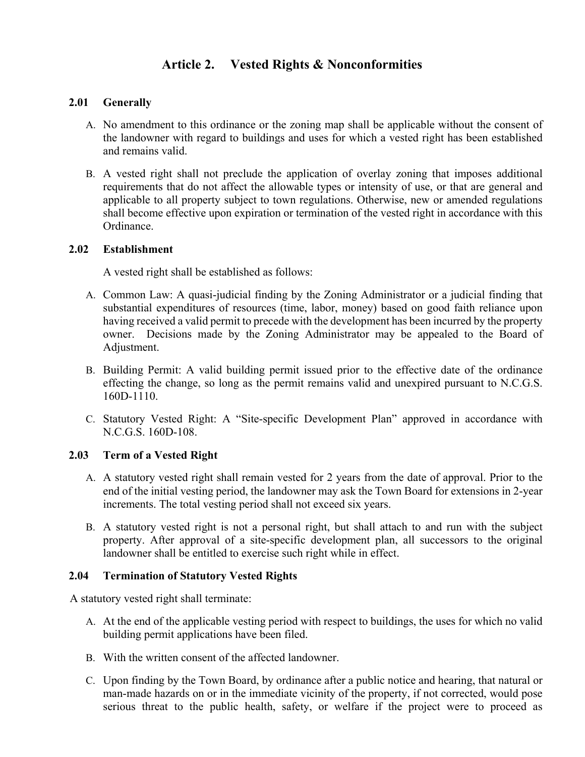# Article 2. Vested Rights & Nonconformities

## 2.01 Generally

A. No amendment to this ordinance or the zoning map shall be applicable without the consent of the landowner with regard to buildings and uses for which a vested right has been established and remains valid.

B. A vested right shall not preclude the application of overlay zoning that imposes additional requirements that do not affect the allowable types or intensity of use, or that are general and applicable to all property subject to town regulations. Otherwise, new or amended regulations shall become effective upon expiration or termination of the vested right in accordance with this Ordinance.

## 2.02 Establishment

A vested right shall be established as follows:

A. Common Law: A quasi-judicial finding by the Zoning Administrator or a judicial finding that substantial expenditures of resources (time, labor, money) based on good faith reliance upon having received a valid permit to precede with the development has been incurred by the property owner. Decisions made by the Zoning Administrator may be appealed to the Board of Adjustment.

B. Building Permit: A valid building permit issued prior to the effective date of the ordinance effecting the change, so long as the permit remains valid and unexpired pursuant to N.C.G.S. 160D-1110.

C. Statutory Vested Right: A "Site-specific Development Plan" approved in accordance with N.C.G.S. 160D-108.

## 2.03 Term of a Vested Right

A. A statutory vested right shall remain vested for 2 years from the date of approval. Prior to the end of the initial vesting period, the landowner may ask the Town Board for extensions in 2-year increments. The total vesting period shall not exceed six years.

B. A statutory vested right is not a personal right, but shall attach to and run with the subject property. After approval of a site-specific development plan, all successors to the original landowner shall be entitled to exercise such right while in effect.

## 2.04 Termination of Statutory Vested Rights

A statutory vested right shall terminate:

A. At the end of the applicable vesting period with respect to buildings, the uses for which no valid building permit applications have been filed.

B. With the written consent of the affected landowner.

C. Upon finding by the Town Board, by ordinance after a public notice and hearing, that natural or man-made hazards on or in the immediate vicinity of the property, if not corrected, would pose serious threat to the public health, safety, or welfare if the project were to proceed as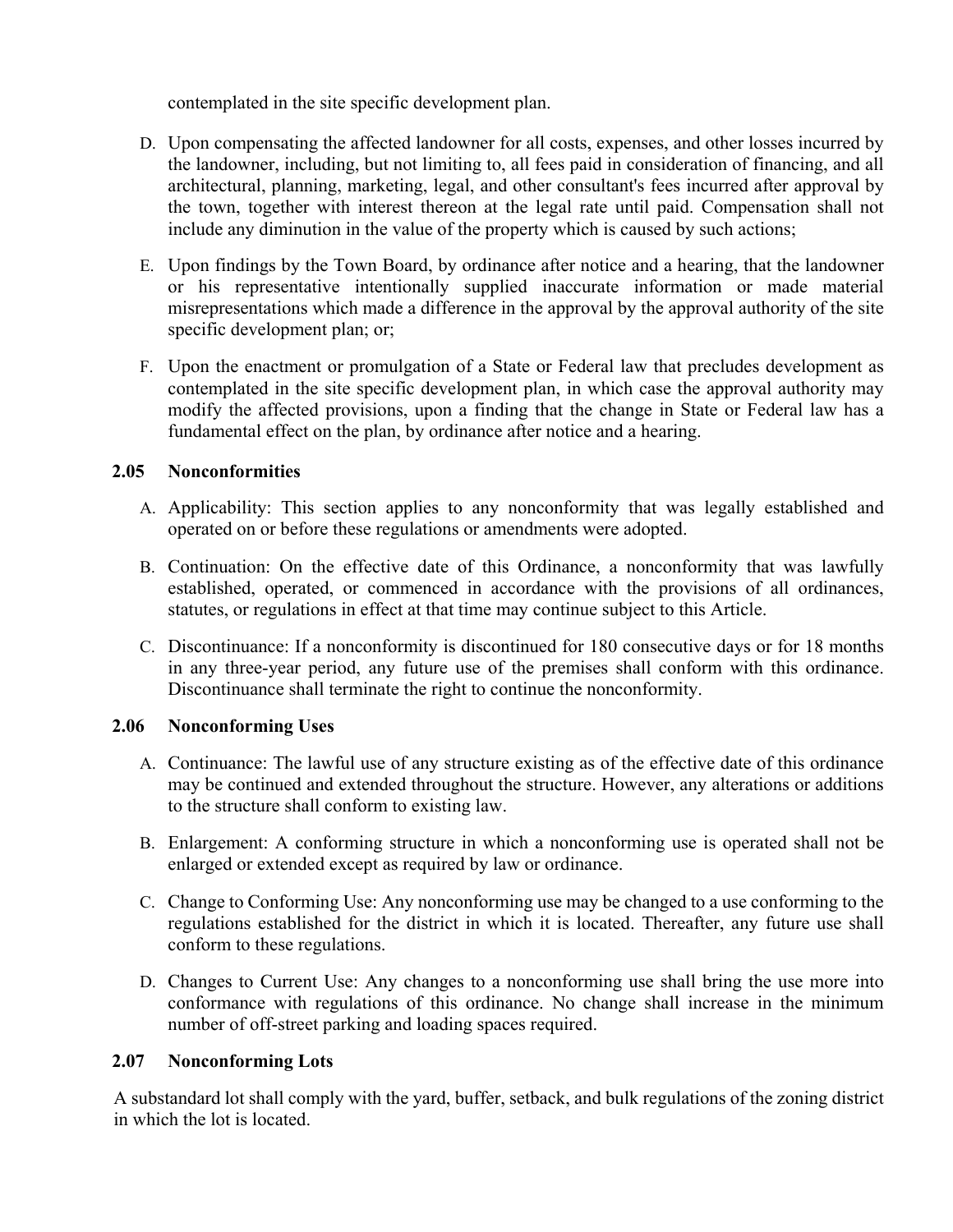contemplated in the site specific development plan.

D. Upon compensating the affected landowner for all costs, expenses, and other losses incurred by the landowner, including, but not limiting to, all fees paid in consideration of financing, and all architectural, planning, marketing, legal, and other consultant's fees incurred after approval by the town, together with interest thereon at the legal rate until paid. Compensation shall not include any diminution in the value of the property which is caused by such actions;

E. Upon findings by the Town Board, by ordinance after notice and a hearing, that the landowner or his representative intentionally supplied inaccurate information or made material misrepresentations which made a difference in the approval by the approval authority of the site specific development plan; or;

F. Upon the enactment or promulgation of a State or Federal law that precludes development as contemplated in the site specific development plan, in which case the approval authority may modify the affected provisions, upon a finding that the change in State or Federal law has a fundamental effect on the plan, by ordinance after notice and a hearing.

### 2.05 Nonconformities

A. Applicability: This section applies to any nonconformity that was legally established and operated on or before these regulations or amendments were adopted.

B. Continuation: On the effective date of this Ordinance, a nonconformity that was lawfully established, operated, or commenced in accordance with the provisions of all ordinances, statutes, or regulations in effect at that time may continue subject to this Article.

C. Discontinuance: If a nonconformity is discontinued for 180 consecutive days or for 18 months in any three-year period, any future use of the premises shall conform with this ordinance. Discontinuance shall terminate the right to continue the nonconformity.

### 2.06 Nonconforming Uses

A. Continuance: The lawful use of any structure existing as of the effective date of this ordinance may be continued and extended throughout the structure. However, any alterations or additions to the structure shall conform to existing law.

B. Enlargement: A conforming structure in which a nonconforming use is operated shall not be enlarged or extended except as required by law or ordinance.

C. Change to Conforming Use: Any nonconforming use may be changed to a use conforming to the regulations established for the district in which it is located. Thereafter, any future use shall conform to these regulations.

D. Changes to Current Use: Any changes to a nonconforming use shall bring the use more into conformance with regulations of this ordinance. No change shall increase in the minimum number of off-street parking and loading spaces required.

### 2.07 Nonconforming Lots

A substandard lot shall comply with the yard, buffer, setback, and bulk regulations of the zoning district in which the lot is located.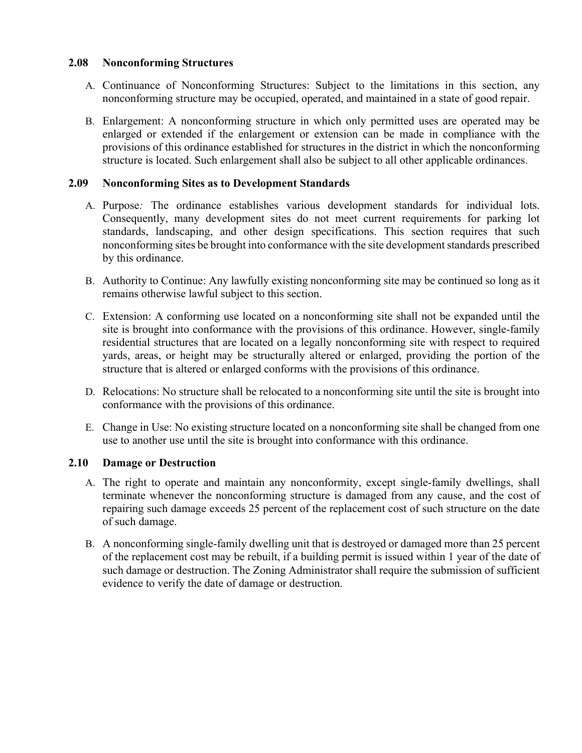### 2.08 Nonconforming Structures

A. Continuance of Nonconforming Structures: Subject to the limitations in this section, any nonconforming structure may be occupied, operated, and maintained in a state of good repair.

B. Enlargement: A nonconforming structure in which only permitted uses are operated may be enlarged or extended if the enlargement or extension can be made in compliance with the provisions of this ordinance established for structures in the district in which the nonconforming structure is located. Such enlargement shall also be subject to all other applicable ordinances.

### 2.09 Nonconforming Sites as to Development Standards

A. Purpose*:* The ordinance establishes various development standards for individual lots. Consequently, many development sites do not meet current requirements for parking lot standards, landscaping, and other design specifications. This section requires that such nonconforming sites be brought into conformance with the site development standards prescribed by this ordinance.

B. Authority to Continue: Any lawfully existing nonconforming site may be continued so long as it remains otherwise lawful subject to this section.

C. Extension: A conforming use located on a nonconforming site shall not be expanded until the site is brought into conformance with the provisions of this ordinance. However, single-family residential structures that are located on a legally nonconforming site with respect to required yards, areas, or height may be structurally altered or enlarged, providing the portion of the structure that is altered or enlarged conforms with the provisions of this ordinance.

D. Relocations: No structure shall be relocated to a nonconforming site until the site is brought into conformance with the provisions of this ordinance.

E. Change in Use: No existing structure located on a nonconforming site shall be changed from one use to another use until the site is brought into conformance with this ordinance.

### 2.10 Damage or Destruction

A. The right to operate and maintain any nonconformity, except single-family dwellings, shall terminate whenever the nonconforming structure is damaged from any cause, and the cost of repairing such damage exceeds 25 percent of the replacement cost of such structure on the date of such damage.

B. A nonconforming single-family dwelling unit that is destroyed or damaged more than 25 percent of the replacement cost may be rebuilt, if a building permit is issued within 1 year of the date of such damage or destruction. The Zoning Administrator shall require the submission of sufficient evidence to verify the date of damage or destruction.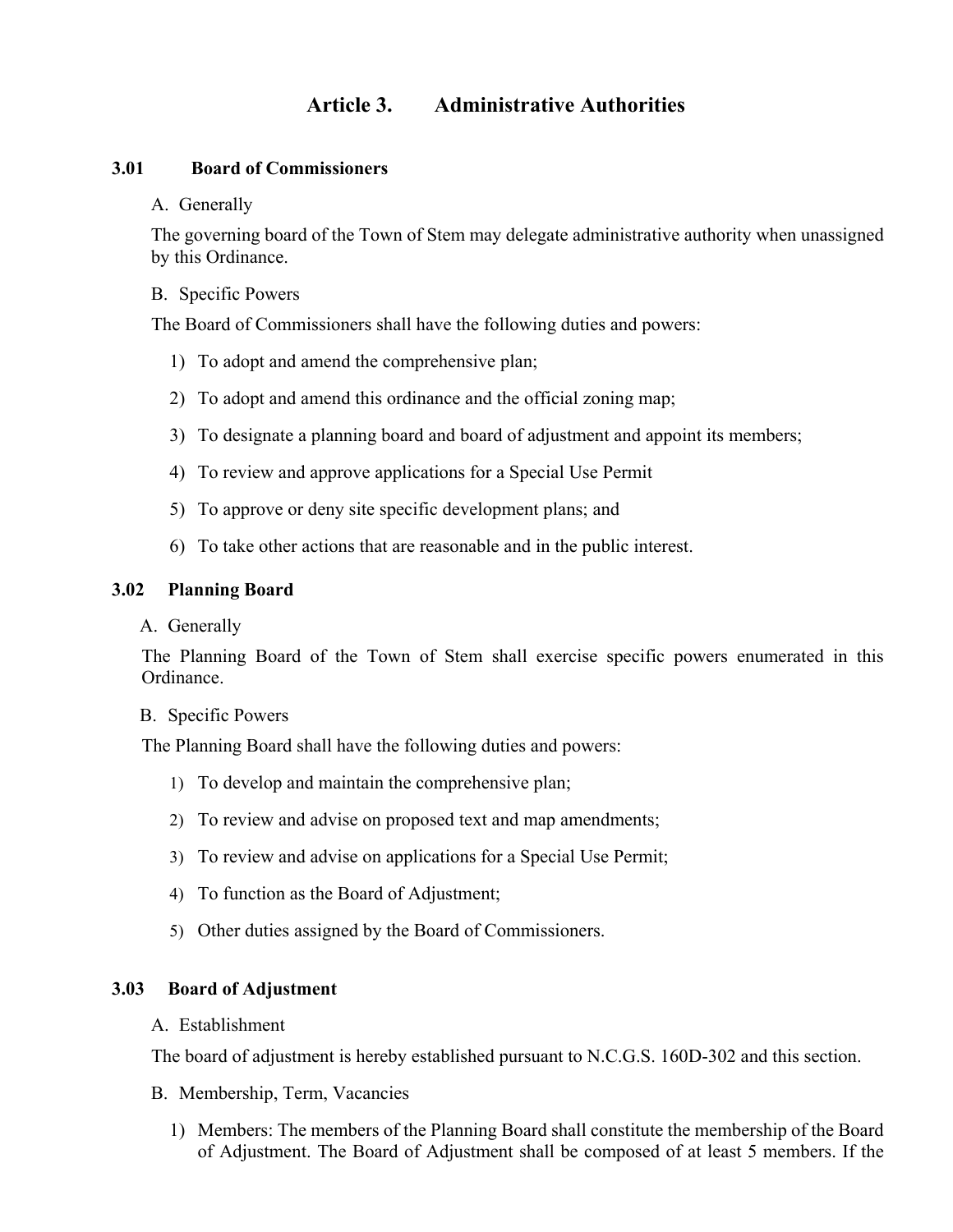# Article 3. Administrative Authorities

## 3.01 Board of Commissioners

A. Generally

The governing board of the Town of Stem may delegate administrative authority when unassigned by this Ordinance.

B. Specific Powers

The Board of Commissioners shall have the following duties and powers:

1) To adopt and amend the comprehensive plan;
2) To adopt and amend this ordinance and the official zoning map;
3) To designate a planning board and board of adjustment and appoint its members;
4) To review and approve applications for a Special Use Permit
5) To approve or deny site specific development plans; and
6) To take other actions that are reasonable and in the public interest.

## 3.02 Planning Board

A. Generally

The Planning Board of the Town of Stem shall exercise specific powers enumerated in this Ordinance.

B. Specific Powers

The Planning Board shall have the following duties and powers:

1) To develop and maintain the comprehensive plan;
2) To review and advise on proposed text and map amendments;
3) To review and advise on applications for a Special Use Permit;
4) To function as the Board of Adjustment;
5) Other duties assigned by the Board of Commissioners.

## 3.03 Board of Adjustment

A. Establishment

The board of adjustment is hereby established pursuant to N.C.G.S. 160D-302 and this section.

B. Membership, Term, Vacancies

1) Members: The members of the Planning Board shall constitute the membership of the Board of Adjustment. The Board of Adjustment shall be composed of at least 5 members. If the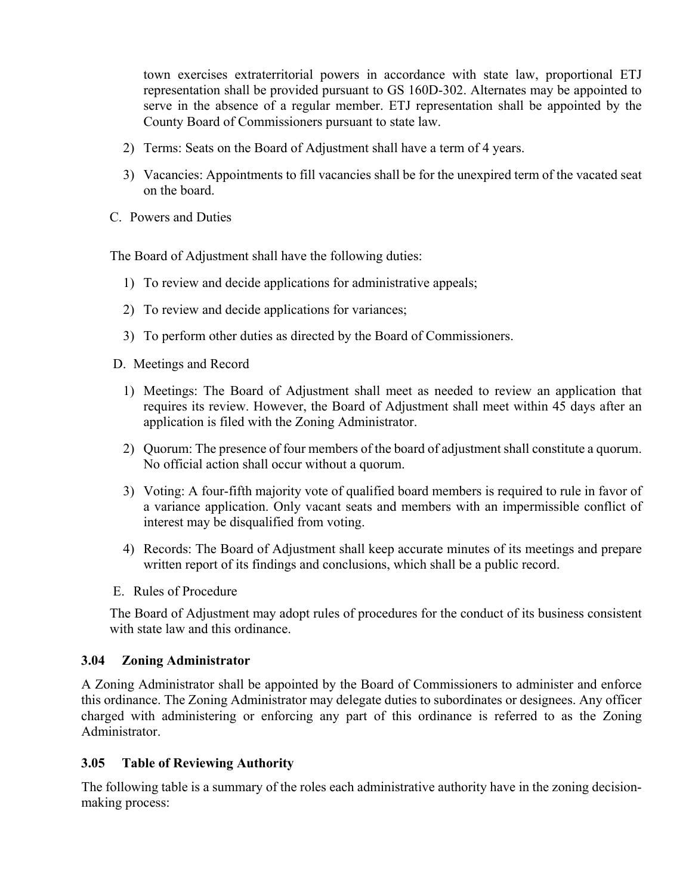town exercises extraterritorial powers in accordance with state law, proportional ETJ representation shall be provided pursuant to GS 160D-302. Alternates may be appointed to serve in the absence of a regular member. ETJ representation shall be appointed by the County Board of Commissioners pursuant to state law.

2) Terms: Seats on the Board of Adjustment shall have a term of 4 years.

3) Vacancies: Appointments to fill vacancies shall be for the unexpired term of the vacated seat on the board.

C. Powers and Duties

The Board of Adjustment shall have the following duties:

1) To review and decide applications for administrative appeals;

2) To review and decide applications for variances;

3) To perform other duties as directed by the Board of Commissioners.

D. Meetings and Record

1) Meetings: The Board of Adjustment shall meet as needed to review an application that requires its review. However, the Board of Adjustment shall meet within 45 days after an application is filed with the Zoning Administrator.

2) Quorum: The presence of four members of the board of adjustment shall constitute a quorum. No official action shall occur without a quorum.

3) Voting: A four-fifth majority vote of qualified board members is required to rule in favor of a variance application. Only vacant seats and members with an impermissible conflict of interest may be disqualified from voting.

4) Records: The Board of Adjustment shall keep accurate minutes of its meetings and prepare written report of its findings and conclusions, which shall be a public record.

E. Rules of Procedure

The Board of Adjustment may adopt rules of procedures for the conduct of its business consistent with state law and this ordinance.

### 3.04 Zoning Administrator

A Zoning Administrator shall be appointed by the Board of Commissioners to administer and enforce this ordinance. The Zoning Administrator may delegate duties to subordinates or designees. Any officer charged with administering or enforcing any part of this ordinance is referred to as the Zoning Administrator.

### 3.05 Table of Reviewing Authority

The following table is a summary of the roles each administrative authority have in the zoning decision-making process: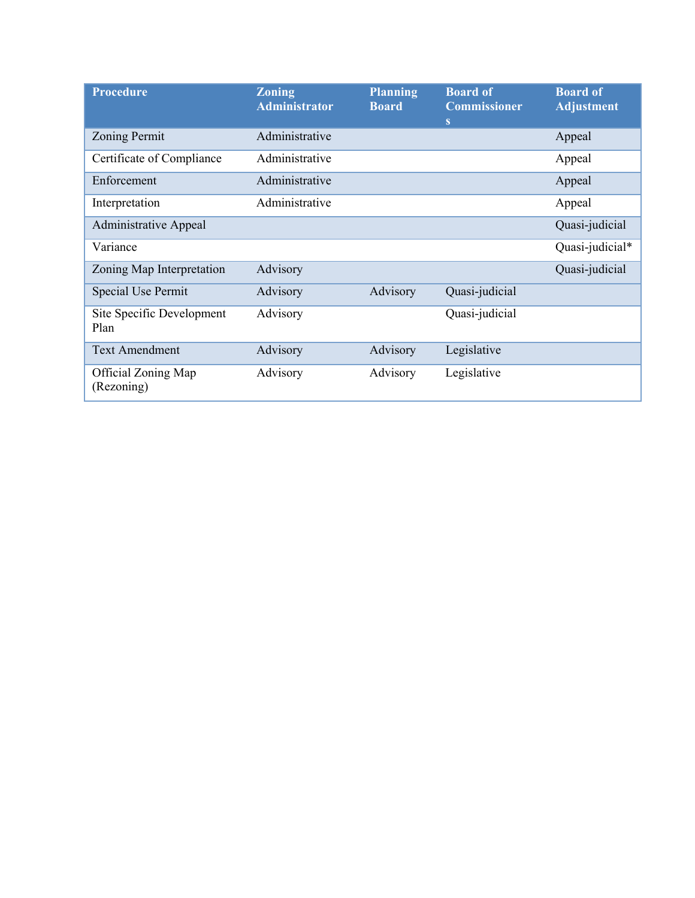| Procedure | Zoning Administrator | Planning Board | Board of Commissioners | Board of Adjustment |
| --- | --- | --- | --- | --- |
| Zoning Permit | Administrative | | | Appeal |
| Certificate of Compliance | Administrative | | | Appeal |
| Enforcement | Administrative | | | Appeal |
| Interpretation | Administrative | | | Appeal |
| Administrative Appeal | | | | Quasi-judicial |
| Variance | | | | Quasi-judicial* |
| Zoning Map Interpretation | Advisory | | | Quasi-judicial |
| Special Use Permit | Advisory | Advisory | Quasi-judicial | |
| Site Specific Development Plan | Advisory | | Quasi-judicial | |
| Text Amendment | Advisory | Advisory | Legislative | |
| Official Zoning Map (Rezoning) | Advisory | Advisory | Legislative | |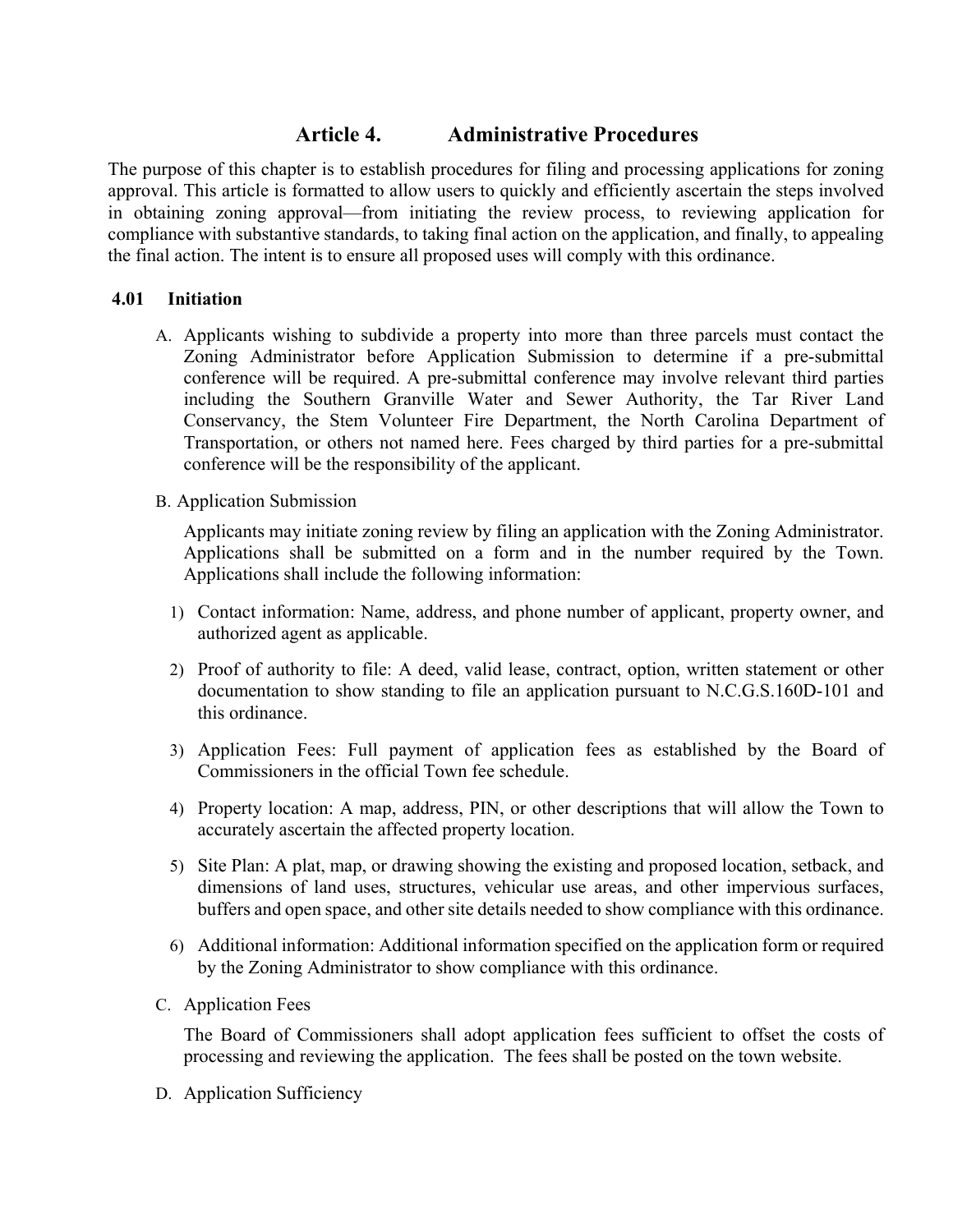# Article 4. Administrative Procedures

The purpose of this chapter is to establish procedures for filing and processing applications for zoning approval. This article is formatted to allow users to quickly and efficiently ascertain the steps involved in obtaining zoning approval—from initiating the review process, to reviewing application for compliance with substantive standards, to taking final action on the application, and finally, to appealing the final action. The intent is to ensure all proposed uses will comply with this ordinance.

## 4.01 Initiation

A. Applicants wishing to subdivide a property into more than three parcels must contact the Zoning Administrator before Application Submission to determine if a pre-submittal conference will be required. A pre-submittal conference may involve relevant third parties including the Southern Granville Water and Sewer Authority, the Tar River Land Conservancy, the Stem Volunteer Fire Department, the North Carolina Department of Transportation, or others not named here. Fees charged by third parties for a pre-submittal conference will be the responsibility of the applicant.

B. Application Submission

Applicants may initiate zoning review by filing an application with the Zoning Administrator. Applications shall be submitted on a form and in the number required by the Town. Applications shall include the following information:

1) Contact information: Name, address, and phone number of applicant, property owner, and authorized agent as applicable.

2) Proof of authority to file: A deed, valid lease, contract, option, written statement or other documentation to show standing to file an application pursuant to N.C.G.S.160D-101 and this ordinance.

3) Application Fees: Full payment of application fees as established by the Board of Commissioners in the official Town fee schedule.

4) Property location: A map, address, PIN, or other descriptions that will allow the Town to accurately ascertain the affected property location.

5) Site Plan: A plat, map, or drawing showing the existing and proposed location, setback, and dimensions of land uses, structures, vehicular use areas, and other impervious surfaces, buffers and open space, and other site details needed to show compliance with this ordinance.

6) Additional information: Additional information specified on the application form or required by the Zoning Administrator to show compliance with this ordinance.

C. Application Fees

The Board of Commissioners shall adopt application fees sufficient to offset the costs of processing and reviewing the application. The fees shall be posted on the town website.

D. Application Sufficiency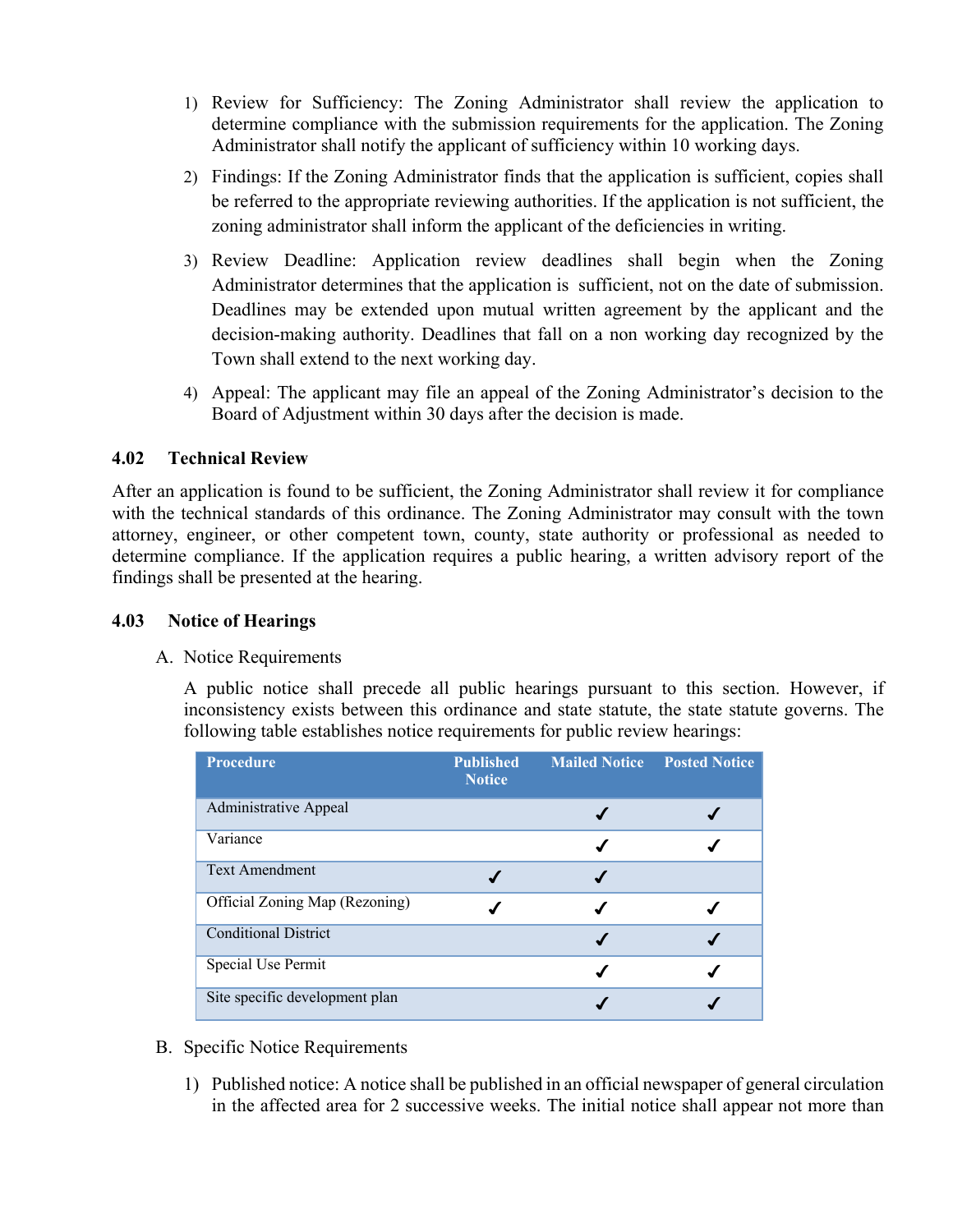1) Review for Sufficiency: The Zoning Administrator shall review the application to determine compliance with the submission requirements for the application. The Zoning Administrator shall notify the applicant of sufficiency within 10 working days.

2) Findings: If the Zoning Administrator finds that the application is sufficient, copies shall be referred to the appropriate reviewing authorities. If the application is not sufficient, the zoning administrator shall inform the applicant of the deficiencies in writing.

3) Review Deadline: Application review deadlines shall begin when the Zoning Administrator determines that the application is sufficient, not on the date of submission. Deadlines may be extended upon mutual written agreement by the applicant and the decision-making authority. Deadlines that fall on a non working day recognized by the Town shall extend to the next working day.

4) Appeal: The applicant may file an appeal of the Zoning Administrator's decision to the Board of Adjustment within 30 days after the decision is made.

### 4.02 Technical Review

After an application is found to be sufficient, the Zoning Administrator shall review it for compliance with the technical standards of this ordinance. The Zoning Administrator may consult with the town attorney, engineer, or other competent town, county, state authority or professional as needed to determine compliance. If the application requires a public hearing, a written advisory report of the findings shall be presented at the hearing.

### 4.03 Notice of Hearings

A. Notice Requirements

A public notice shall precede all public hearings pursuant to this section. However, if inconsistency exists between this ordinance and state statute, the state statute governs. The following table establishes notice requirements for public review hearings:

| Procedure | Published Notice | Mailed Notice | Posted Notice |
|---|---|---|---|
| Administrative Appeal | | ✓ | ✓ |
| Variance | | ✓ | ✓ |
| Text Amendment | ✓ | ✓ | |
| Official Zoning Map (Rezoning) | ✓ | ✓ | ✓ |
| Conditional District | | ✓ | ✓ |
| Special Use Permit | | ✓ | ✓ |
| Site specific development plan | | ✓ | ✓ |

B. Specific Notice Requirements

1) Published notice: A notice shall be published in an official newspaper of general circulation in the affected area for 2 successive weeks. The initial notice shall appear not more than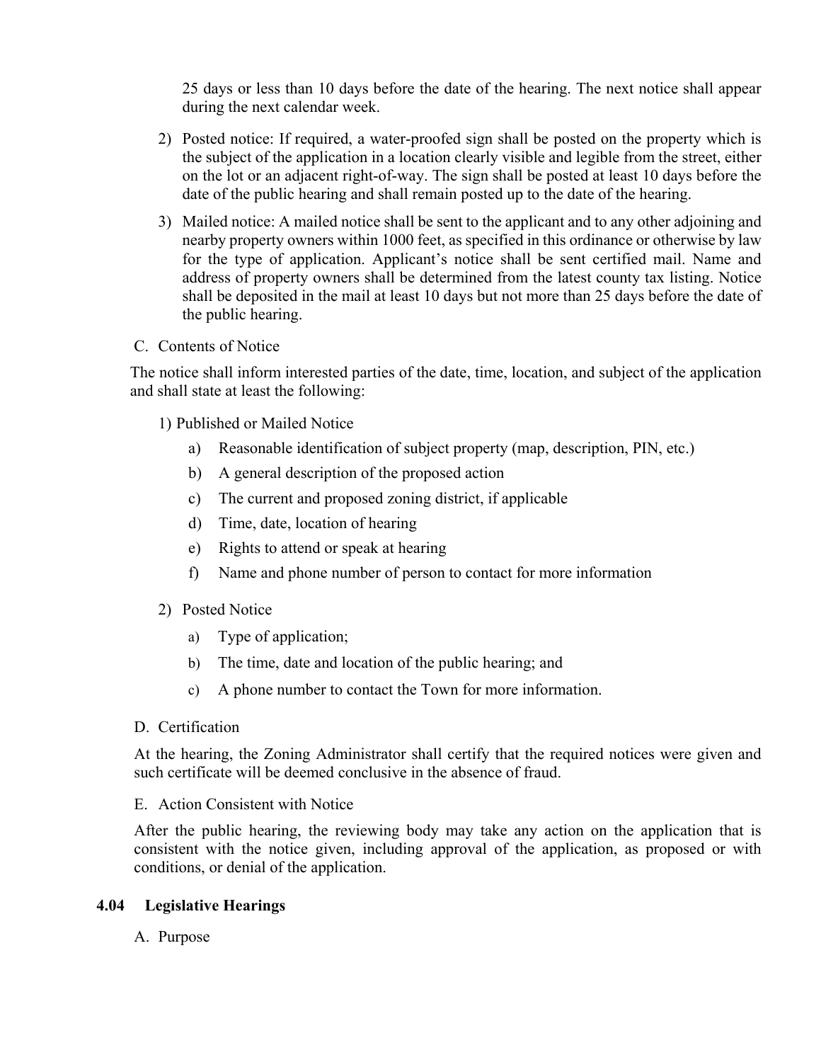25 days or less than 10 days before the date of the hearing. The next notice shall appear during the next calendar week.

2) Posted notice: If required, a water-proofed sign shall be posted on the property which is the subject of the application in a location clearly visible and legible from the street, either on the lot or an adjacent right-of-way. The sign shall be posted at least 10 days before the date of the public hearing and shall remain posted up to the date of the hearing.

3) Mailed notice: A mailed notice shall be sent to the applicant and to any other adjoining and nearby property owners within 1000 feet, as specified in this ordinance or otherwise by law for the type of application. Applicant's notice shall be sent certified mail. Name and address of property owners shall be determined from the latest county tax listing. Notice shall be deposited in the mail at least 10 days but not more than 25 days before the date of the public hearing.

C. Contents of Notice

The notice shall inform interested parties of the date, time, location, and subject of the application and shall state at least the following:

1) Published or Mailed Notice

a) Reasonable identification of subject property (map, description, PIN, etc.)

b) A general description of the proposed action

c) The current and proposed zoning district, if applicable

d) Time, date, location of hearing

e) Rights to attend or speak at hearing

f) Name and phone number of person to contact for more information

2) Posted Notice

a) Type of application;

b) The time, date and location of the public hearing; and

c) A phone number to contact the Town for more information.

D. Certification

At the hearing, the Zoning Administrator shall certify that the required notices were given and such certificate will be deemed conclusive in the absence of fraud.

E. Action Consistent with Notice

After the public hearing, the reviewing body may take any action on the application that is consistent with the notice given, including approval of the application, as proposed or with conditions, or denial of the application.

### 4.04 Legislative Hearings

A. Purpose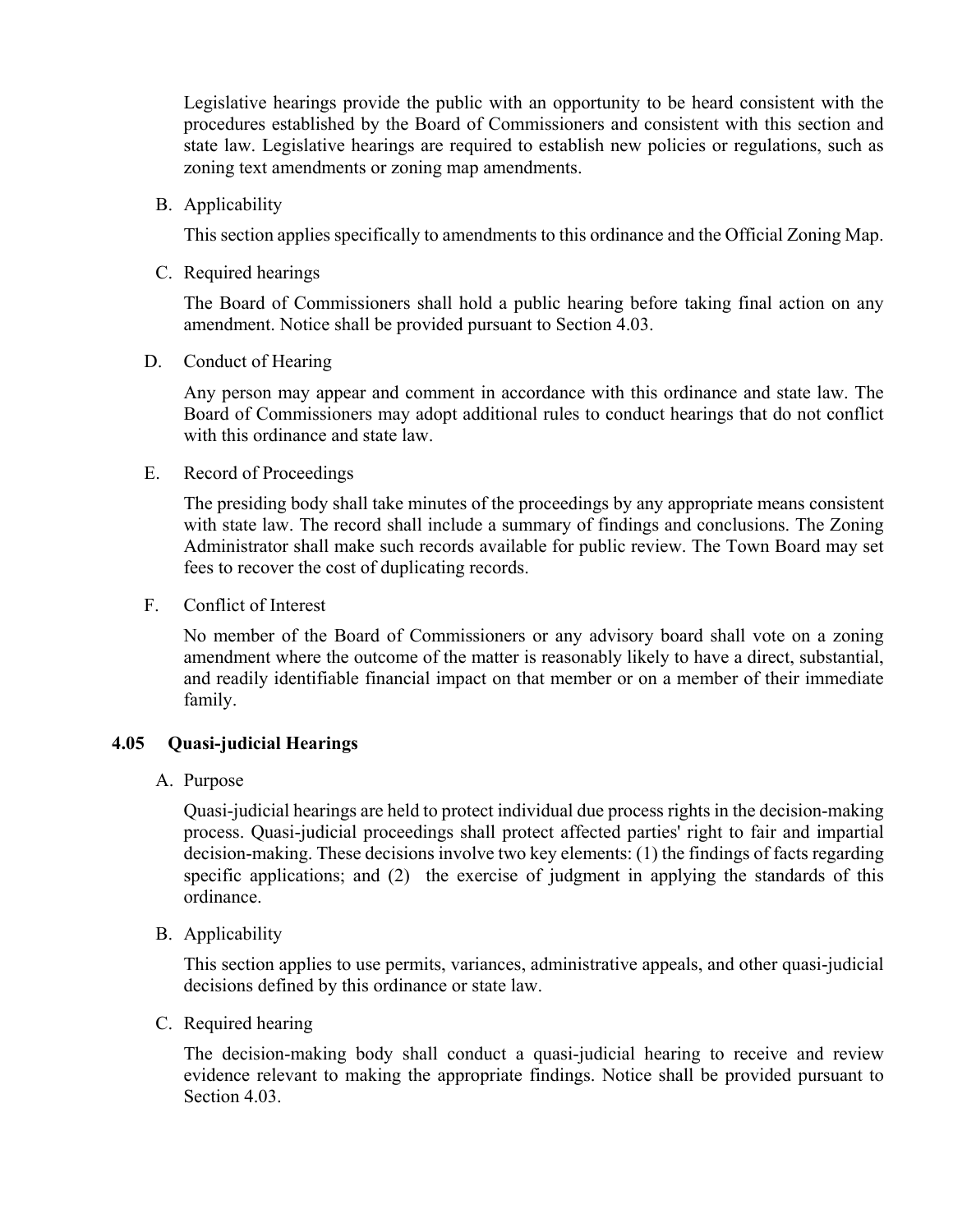Legislative hearings provide the public with an opportunity to be heard consistent with the procedures established by the Board of Commissioners and consistent with this section and state law. Legislative hearings are required to establish new policies or regulations, such as zoning text amendments or zoning map amendments.

B. Applicability

This section applies specifically to amendments to this ordinance and the Official Zoning Map.

C. Required hearings

The Board of Commissioners shall hold a public hearing before taking final action on any amendment. Notice shall be provided pursuant to Section 4.03.

D. Conduct of Hearing

Any person may appear and comment in accordance with this ordinance and state law. The Board of Commissioners may adopt additional rules to conduct hearings that do not conflict with this ordinance and state law.

E. Record of Proceedings

The presiding body shall take minutes of the proceedings by any appropriate means consistent with state law. The record shall include a summary of findings and conclusions. The Zoning Administrator shall make such records available for public review. The Town Board may set fees to recover the cost of duplicating records.

F. Conflict of Interest

No member of the Board of Commissioners or any advisory board shall vote on a zoning amendment where the outcome of the matter is reasonably likely to have a direct, substantial, and readily identifiable financial impact on that member or on a member of their immediate family.

### 4.05 Quasi-judicial Hearings

A. Purpose

Quasi-judicial hearings are held to protect individual due process rights in the decision-making process. Quasi-judicial proceedings shall protect affected parties' right to fair and impartial decision-making. These decisions involve two key elements: (1) the findings of facts regarding specific applications; and (2) the exercise of judgment in applying the standards of this ordinance.

B. Applicability

This section applies to use permits, variances, administrative appeals, and other quasi-judicial decisions defined by this ordinance or state law.

C. Required hearing

The decision-making body shall conduct a quasi-judicial hearing to receive and review evidence relevant to making the appropriate findings. Notice shall be provided pursuant to Section 4.03.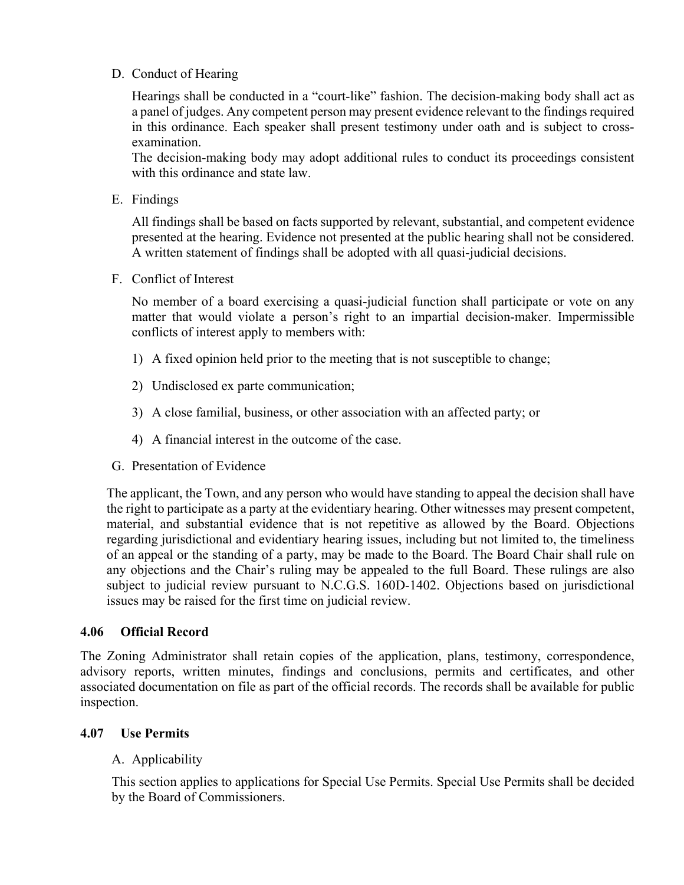D. Conduct of Hearing

Hearings shall be conducted in a "court-like" fashion. The decision-making body shall act as a panel of judges. Any competent person may present evidence relevant to the findings required in this ordinance. Each speaker shall present testimony under oath and is subject to cross-examination.

The decision-making body may adopt additional rules to conduct its proceedings consistent with this ordinance and state law.

E. Findings

All findings shall be based on facts supported by relevant, substantial, and competent evidence presented at the hearing. Evidence not presented at the public hearing shall not be considered. A written statement of findings shall be adopted with all quasi-judicial decisions.

F. Conflict of Interest

No member of a board exercising a quasi-judicial function shall participate or vote on any matter that would violate a person's right to an impartial decision-maker. Impermissible conflicts of interest apply to members with:

1) A fixed opinion held prior to the meeting that is not susceptible to change;

2) Undisclosed ex parte communication;

3) A close familial, business, or other association with an affected party; or

4) A financial interest in the outcome of the case.

G. Presentation of Evidence

The applicant, the Town, and any person who would have standing to appeal the decision shall have the right to participate as a party at the evidentiary hearing. Other witnesses may present competent, material, and substantial evidence that is not repetitive as allowed by the Board. Objections regarding jurisdictional and evidentiary hearing issues, including but not limited to, the timeliness of an appeal or the standing of a party, may be made to the Board. The Board Chair shall rule on any objections and the Chair's ruling may be appealed to the full Board. These rulings are also subject to judicial review pursuant to N.C.G.S. 160D-1402. Objections based on jurisdictional issues may be raised for the first time on judicial review.

### 4.06 Official Record

The Zoning Administrator shall retain copies of the application, plans, testimony, correspondence, advisory reports, written minutes, findings and conclusions, permits and certificates, and other associated documentation on file as part of the official records. The records shall be available for public inspection.

### 4.07 Use Permits

A. Applicability

This section applies to applications for Special Use Permits. Special Use Permits shall be decided by the Board of Commissioners.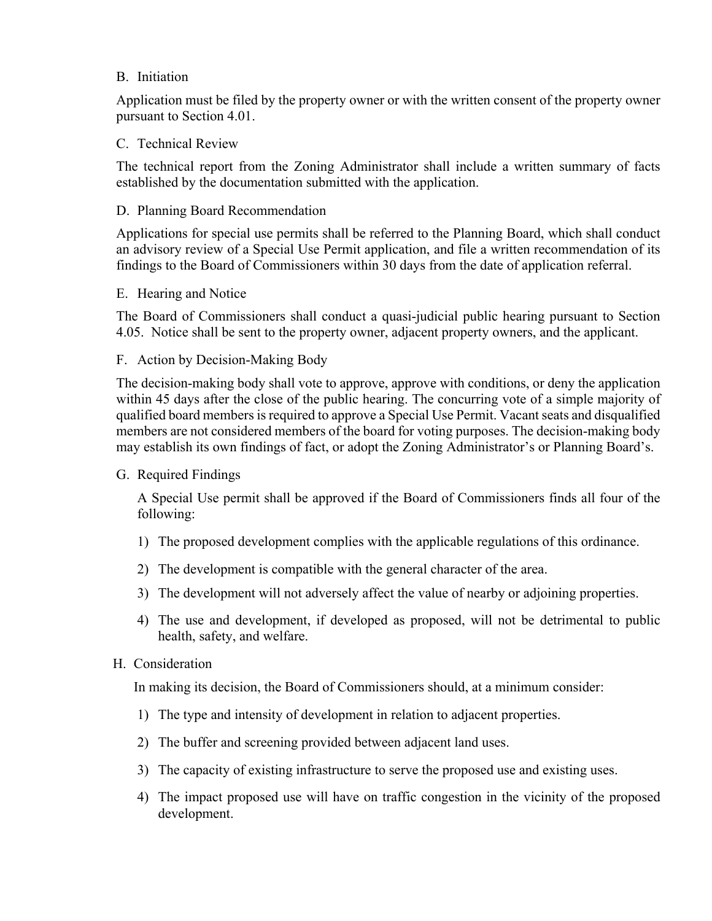B. Initiation

Application must be filed by the property owner or with the written consent of the property owner pursuant to Section 4.01.

C. Technical Review

The technical report from the Zoning Administrator shall include a written summary of facts established by the documentation submitted with the application.

D. Planning Board Recommendation

Applications for special use permits shall be referred to the Planning Board, which shall conduct an advisory review of a Special Use Permit application, and file a written recommendation of its findings to the Board of Commissioners within 30 days from the date of application referral.

E. Hearing and Notice

The Board of Commissioners shall conduct a quasi-judicial public hearing pursuant to Section 4.05. Notice shall be sent to the property owner, adjacent property owners, and the applicant.

F. Action by Decision-Making Body

The decision-making body shall vote to approve, approve with conditions, or deny the application within 45 days after the close of the public hearing. The concurring vote of a simple majority of qualified board members is required to approve a Special Use Permit. Vacant seats and disqualified members are not considered members of the board for voting purposes. The decision-making body may establish its own findings of fact, or adopt the Zoning Administrator's or Planning Board's.

G. Required Findings

A Special Use permit shall be approved if the Board of Commissioners finds all four of the following:

1) The proposed development complies with the applicable regulations of this ordinance.
2) The development is compatible with the general character of the area.
3) The development will not adversely affect the value of nearby or adjoining properties.
4) The use and development, if developed as proposed, will not be detrimental to public health, safety, and welfare.

H. Consideration

In making its decision, the Board of Commissioners should, at a minimum consider:

1) The type and intensity of development in relation to adjacent properties.
2) The buffer and screening provided between adjacent land uses.
3) The capacity of existing infrastructure to serve the proposed use and existing uses.
4) The impact proposed use will have on traffic congestion in the vicinity of the proposed development.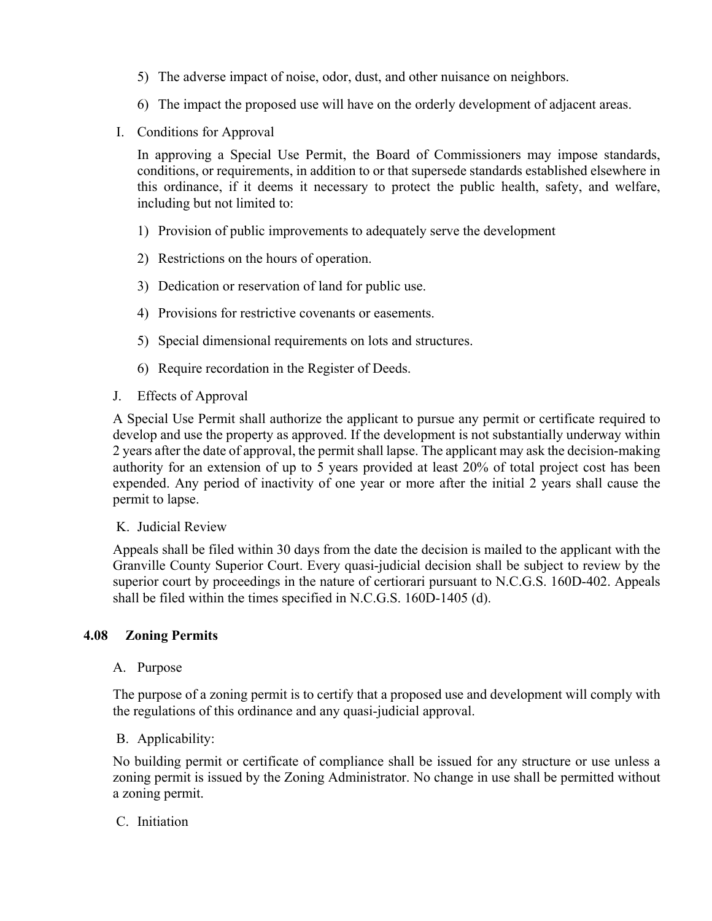5) The adverse impact of noise, odor, dust, and other nuisance on neighbors.

6) The impact the proposed use will have on the orderly development of adjacent areas.

I. Conditions for Approval

In approving a Special Use Permit, the Board of Commissioners may impose standards, conditions, or requirements, in addition to or that supersede standards established elsewhere in this ordinance, if it deems it necessary to protect the public health, safety, and welfare, including but not limited to:

1) Provision of public improvements to adequately serve the development

2) Restrictions on the hours of operation.

3) Dedication or reservation of land for public use.

4) Provisions for restrictive covenants or easements.

5) Special dimensional requirements on lots and structures.

6) Require recordation in the Register of Deeds.

J. Effects of Approval

A Special Use Permit shall authorize the applicant to pursue any permit or certificate required to develop and use the property as approved. If the development is not substantially underway within 2 years after the date of approval, the permit shall lapse. The applicant may ask the decision-making authority for an extension of up to 5 years provided at least 20% of total project cost has been expended. Any period of inactivity of one year or more after the initial 2 years shall cause the permit to lapse.

K. Judicial Review

Appeals shall be filed within 30 days from the date the decision is mailed to the applicant with the Granville County Superior Court. Every quasi-judicial decision shall be subject to review by the superior court by proceedings in the nature of certiorari pursuant to N.C.G.S. 160D-402. Appeals shall be filed within the times specified in N.C.G.S. 160D-1405 (d).

## 4.08 Zoning Permits

A. Purpose

The purpose of a zoning permit is to certify that a proposed use and development will comply with the regulations of this ordinance and any quasi-judicial approval.

B. Applicability:

No building permit or certificate of compliance shall be issued for any structure or use unless a zoning permit is issued by the Zoning Administrator. No change in use shall be permitted without a zoning permit.

C. Initiation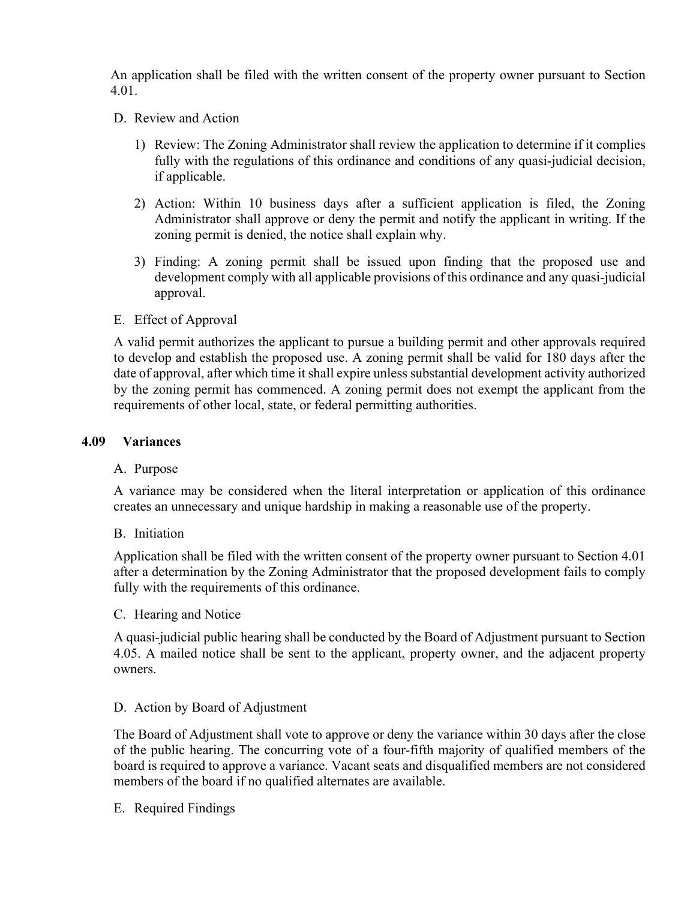An application shall be filed with the written consent of the property owner pursuant to Section 4.01.

D. Review and Action

1) Review: The Zoning Administrator shall review the application to determine if it complies fully with the regulations of this ordinance and conditions of any quasi-judicial decision, if applicable.

2) Action: Within 10 business days after a sufficient application is filed, the Zoning Administrator shall approve or deny the permit and notify the applicant in writing. If the zoning permit is denied, the notice shall explain why.

3) Finding: A zoning permit shall be issued upon finding that the proposed use and development comply with all applicable provisions of this ordinance and any quasi-judicial approval.

E. Effect of Approval

A valid permit authorizes the applicant to pursue a building permit and other approvals required to develop and establish the proposed use. A zoning permit shall be valid for 180 days after the date of approval, after which time it shall expire unless substantial development activity authorized by the zoning permit has commenced. A zoning permit does not exempt the applicant from the requirements of other local, state, or federal permitting authorities.

## 4.09 Variances

A. Purpose

A variance may be considered when the literal interpretation or application of this ordinance creates an unnecessary and unique hardship in making a reasonable use of the property.

B. Initiation

Application shall be filed with the written consent of the property owner pursuant to Section 4.01 after a determination by the Zoning Administrator that the proposed development fails to comply fully with the requirements of this ordinance.

C. Hearing and Notice

A quasi-judicial public hearing shall be conducted by the Board of Adjustment pursuant to Section 4.05. A mailed notice shall be sent to the applicant, property owner, and the adjacent property owners.

D. Action by Board of Adjustment

The Board of Adjustment shall vote to approve or deny the variance within 30 days after the close of the public hearing. The concurring vote of a four-fifth majority of qualified members of the board is required to approve a variance. Vacant seats and disqualified members are not considered members of the board if no qualified alternates are available.

E. Required Findings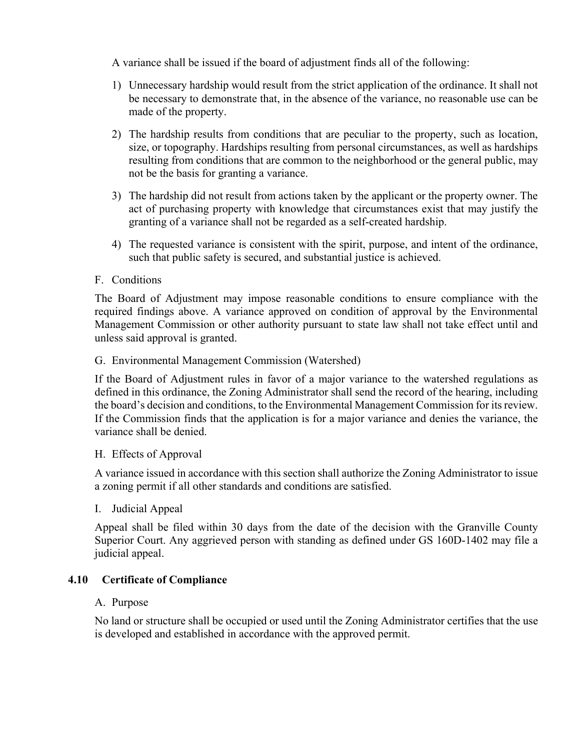A variance shall be issued if the board of adjustment finds all of the following:

1) Unnecessary hardship would result from the strict application of the ordinance. It shall not be necessary to demonstrate that, in the absence of the variance, no reasonable use can be made of the property.
2) The hardship results from conditions that are peculiar to the property, such as location, size, or topography. Hardships resulting from personal circumstances, as well as hardships resulting from conditions that are common to the neighborhood or the general public, may not be the basis for granting a variance.
3) The hardship did not result from actions taken by the applicant or the property owner. The act of purchasing property with knowledge that circumstances exist that may justify the granting of a variance shall not be regarded as a self-created hardship.
4) The requested variance is consistent with the spirit, purpose, and intent of the ordinance, such that public safety is secured, and substantial justice is achieved.

F. Conditions

The Board of Adjustment may impose reasonable conditions to ensure compliance with the required findings above. A variance approved on condition of approval by the Environmental Management Commission or other authority pursuant to state law shall not take effect until and unless said approval is granted.

G. Environmental Management Commission (Watershed)

If the Board of Adjustment rules in favor of a major variance to the watershed regulations as defined in this ordinance, the Zoning Administrator shall send the record of the hearing, including the board's decision and conditions, to the Environmental Management Commission for its review. If the Commission finds that the application is for a major variance and denies the variance, the variance shall be denied.

H. Effects of Approval

A variance issued in accordance with this section shall authorize the Zoning Administrator to issue a zoning permit if all other standards and conditions are satisfied.

I. Judicial Appeal

Appeal shall be filed within 30 days from the date of the decision with the Granville County Superior Court. Any aggrieved person with standing as defined under GS 160D-1402 may file a judicial appeal.

## 4.10 Certificate of Compliance

A. Purpose

No land or structure shall be occupied or used until the Zoning Administrator certifies that the use is developed and established in accordance with the approved permit.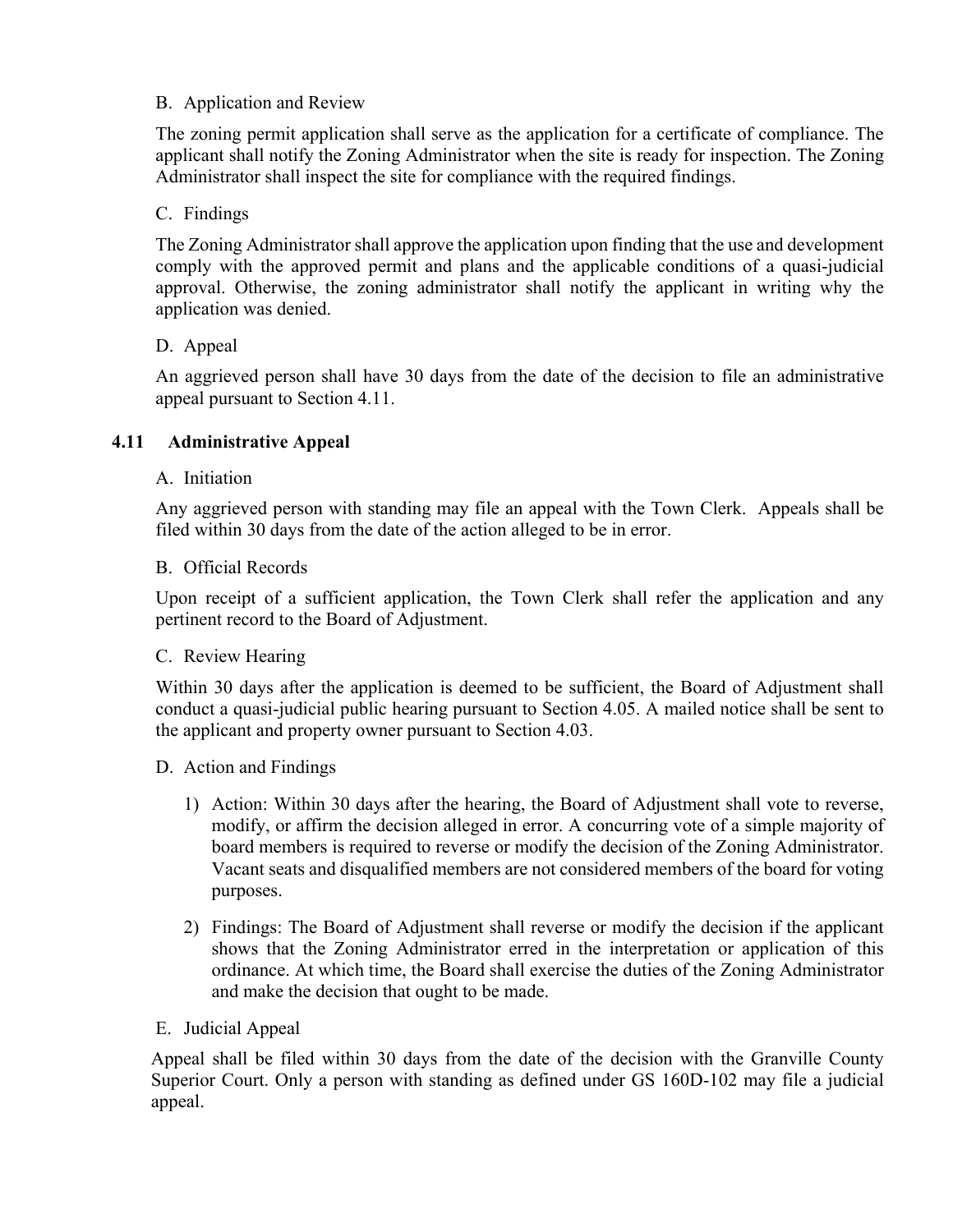B. Application and Review

The zoning permit application shall serve as the application for a certificate of compliance. The applicant shall notify the Zoning Administrator when the site is ready for inspection. The Zoning Administrator shall inspect the site for compliance with the required findings.

C. Findings

The Zoning Administrator shall approve the application upon finding that the use and development comply with the approved permit and plans and the applicable conditions of a quasi-judicial approval. Otherwise, the zoning administrator shall notify the applicant in writing why the application was denied.

D. Appeal

An aggrieved person shall have 30 days from the date of the decision to file an administrative appeal pursuant to Section 4.11.

### 4.11 Administrative Appeal

A. Initiation

Any aggrieved person with standing may file an appeal with the Town Clerk. Appeals shall be filed within 30 days from the date of the action alleged to be in error.

B. Official Records

Upon receipt of a sufficient application, the Town Clerk shall refer the application and any pertinent record to the Board of Adjustment.

C. Review Hearing

Within 30 days after the application is deemed to be sufficient, the Board of Adjustment shall conduct a quasi-judicial public hearing pursuant to Section 4.05. A mailed notice shall be sent to the applicant and property owner pursuant to Section 4.03.

D. Action and Findings

1) Action: Within 30 days after the hearing, the Board of Adjustment shall vote to reverse, modify, or affirm the decision alleged in error. A concurring vote of a simple majority of board members is required to reverse or modify the decision of the Zoning Administrator. Vacant seats and disqualified members are not considered members of the board for voting purposes.

2) Findings: The Board of Adjustment shall reverse or modify the decision if the applicant shows that the Zoning Administrator erred in the interpretation or application of this ordinance. At which time, the Board shall exercise the duties of the Zoning Administrator and make the decision that ought to be made.

E. Judicial Appeal

Appeal shall be filed within 30 days from the date of the decision with the Granville County Superior Court. Only a person with standing as defined under GS 160D-102 may file a judicial appeal.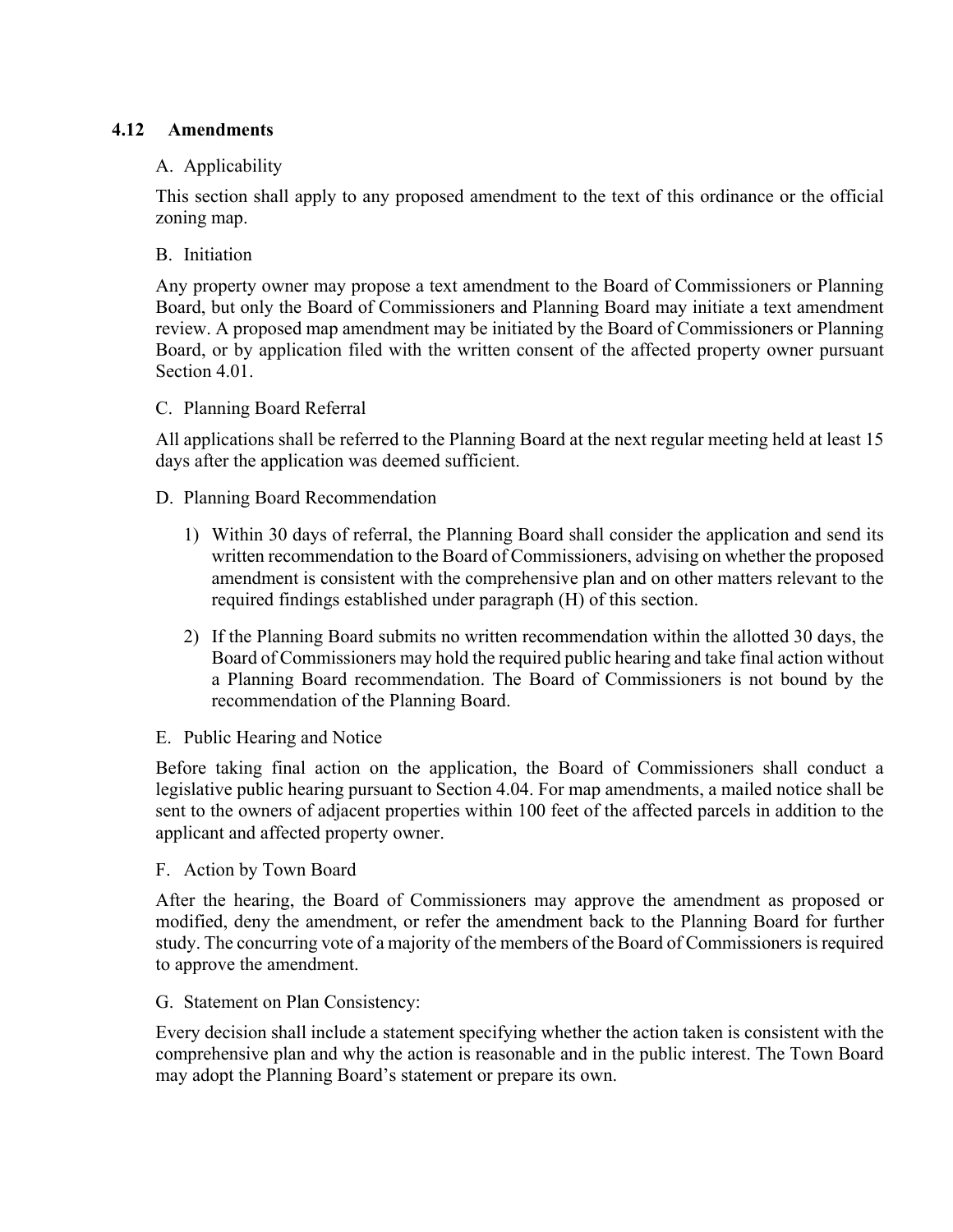## 4.12 Amendments

A. Applicability

This section shall apply to any proposed amendment to the text of this ordinance or the official zoning map.

B. Initiation

Any property owner may propose a text amendment to the Board of Commissioners or Planning Board, but only the Board of Commissioners and Planning Board may initiate a text amendment review. A proposed map amendment may be initiated by the Board of Commissioners or Planning Board, or by application filed with the written consent of the affected property owner pursuant Section 4.01.

C. Planning Board Referral

All applications shall be referred to the Planning Board at the next regular meeting held at least 15 days after the application was deemed sufficient.

D. Planning Board Recommendation

1) Within 30 days of referral, the Planning Board shall consider the application and send its written recommendation to the Board of Commissioners, advising on whether the proposed amendment is consistent with the comprehensive plan and on other matters relevant to the required findings established under paragraph (H) of this section.
2) If the Planning Board submits no written recommendation within the allotted 30 days, the Board of Commissioners may hold the required public hearing and take final action without a Planning Board recommendation. The Board of Commissioners is not bound by the recommendation of the Planning Board.

E. Public Hearing and Notice

Before taking final action on the application, the Board of Commissioners shall conduct a legislative public hearing pursuant to Section 4.04. For map amendments, a mailed notice shall be sent to the owners of adjacent properties within 100 feet of the affected parcels in addition to the applicant and affected property owner.

F. Action by Town Board

After the hearing, the Board of Commissioners may approve the amendment as proposed or modified, deny the amendment, or refer the amendment back to the Planning Board for further study. The concurring vote of a majority of the members of the Board of Commissioners is required to approve the amendment.

G. Statement on Plan Consistency:

Every decision shall include a statement specifying whether the action taken is consistent with the comprehensive plan and why the action is reasonable and in the public interest. The Town Board may adopt the Planning Board's statement or prepare its own.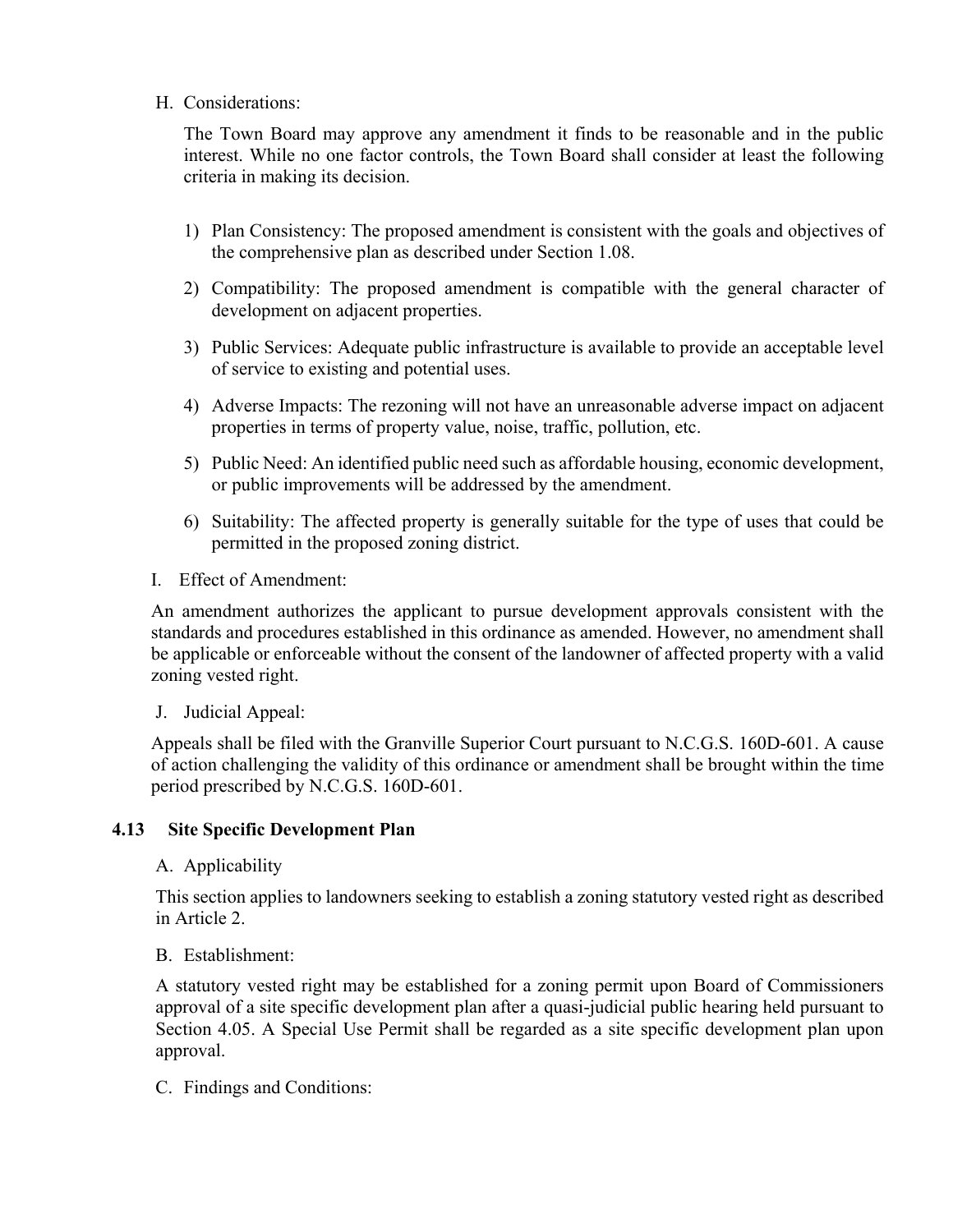H. Considerations:

The Town Board may approve any amendment it finds to be reasonable and in the public interest. While no one factor controls, the Town Board shall consider at least the following criteria in making its decision.

1) Plan Consistency: The proposed amendment is consistent with the goals and objectives of the comprehensive plan as described under Section 1.08.

2) Compatibility: The proposed amendment is compatible with the general character of development on adjacent properties.

3) Public Services: Adequate public infrastructure is available to provide an acceptable level of service to existing and potential uses.

4) Adverse Impacts: The rezoning will not have an unreasonable adverse impact on adjacent properties in terms of property value, noise, traffic, pollution, etc.

5) Public Need: An identified public need such as affordable housing, economic development, or public improvements will be addressed by the amendment.

6) Suitability: The affected property is generally suitable for the type of uses that could be permitted in the proposed zoning district.

I. Effect of Amendment:

An amendment authorizes the applicant to pursue development approvals consistent with the standards and procedures established in this ordinance as amended. However, no amendment shall be applicable or enforceable without the consent of the landowner of affected property with a valid zoning vested right.

J. Judicial Appeal:

Appeals shall be filed with the Granville Superior Court pursuant to N.C.G.S. 160D-601. A cause of action challenging the validity of this ordinance or amendment shall be brought within the time period prescribed by N.C.G.S. 160D-601.

### 4.13 Site Specific Development Plan

A. Applicability

This section applies to landowners seeking to establish a zoning statutory vested right as described in Article 2.

B. Establishment:

A statutory vested right may be established for a zoning permit upon Board of Commissioners approval of a site specific development plan after a quasi-judicial public hearing held pursuant to Section 4.05. A Special Use Permit shall be regarded as a site specific development plan upon approval.

C. Findings and Conditions: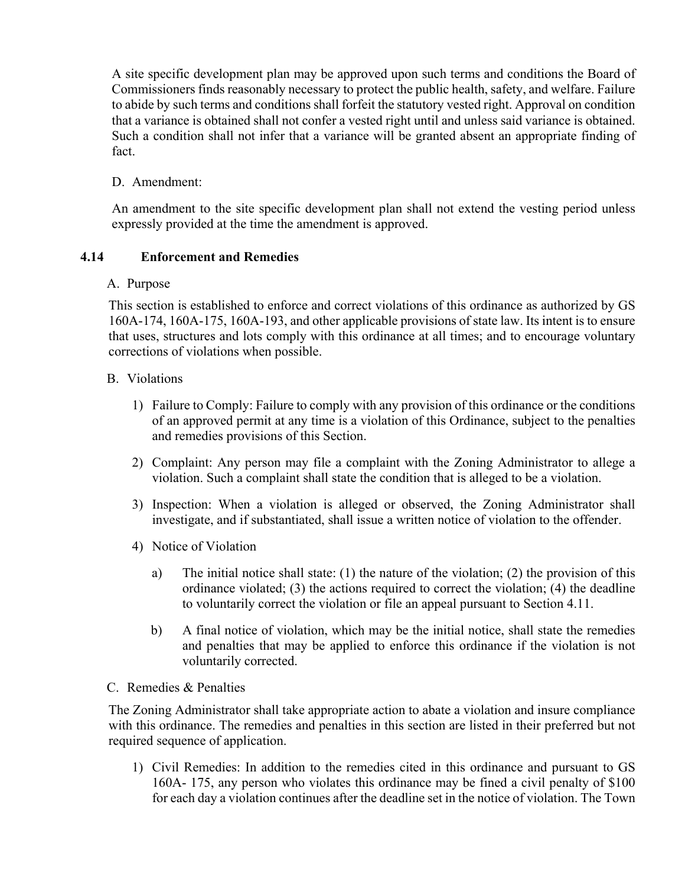A site specific development plan may be approved upon such terms and conditions the Board of Commissioners finds reasonably necessary to protect the public health, safety, and welfare. Failure to abide by such terms and conditions shall forfeit the statutory vested right. Approval on condition that a variance is obtained shall not confer a vested right until and unless said variance is obtained. Such a condition shall not infer that a variance will be granted absent an appropriate finding of fact.

D. Amendment:

An amendment to the site specific development plan shall not extend the vesting period unless expressly provided at the time the amendment is approved.

## 4.14 Enforcement and Remedies

A. Purpose

This section is established to enforce and correct violations of this ordinance as authorized by GS 160A-174, 160A-175, 160A-193, and other applicable provisions of state law. Its intent is to ensure that uses, structures and lots comply with this ordinance at all times; and to encourage voluntary corrections of violations when possible.

B. Violations

1) Failure to Comply: Failure to comply with any provision of this ordinance or the conditions of an approved permit at any time is a violation of this Ordinance, subject to the penalties and remedies provisions of this Section.

2) Complaint: Any person may file a complaint with the Zoning Administrator to allege a violation. Such a complaint shall state the condition that is alleged to be a violation.

3) Inspection: When a violation is alleged or observed, the Zoning Administrator shall investigate, and if substantiated, shall issue a written notice of violation to the offender.

4) Notice of Violation

   a) The initial notice shall state: (1) the nature of the violation; (2) the provision of this ordinance violated; (3) the actions required to correct the violation; (4) the deadline to voluntarily correct the violation or file an appeal pursuant to Section 4.11.

   b) A final notice of violation, which may be the initial notice, shall state the remedies and penalties that may be applied to enforce this ordinance if the violation is not voluntarily corrected.

C. Remedies & Penalties

The Zoning Administrator shall take appropriate action to abate a violation and insure compliance with this ordinance. The remedies and penalties in this section are listed in their preferred but not required sequence of application.

1) Civil Remedies: In addition to the remedies cited in this ordinance and pursuant to GS 160A- 175, any person who violates this ordinance may be fined a civil penalty of $100 for each day a violation continues after the deadline set in the notice of violation. The Town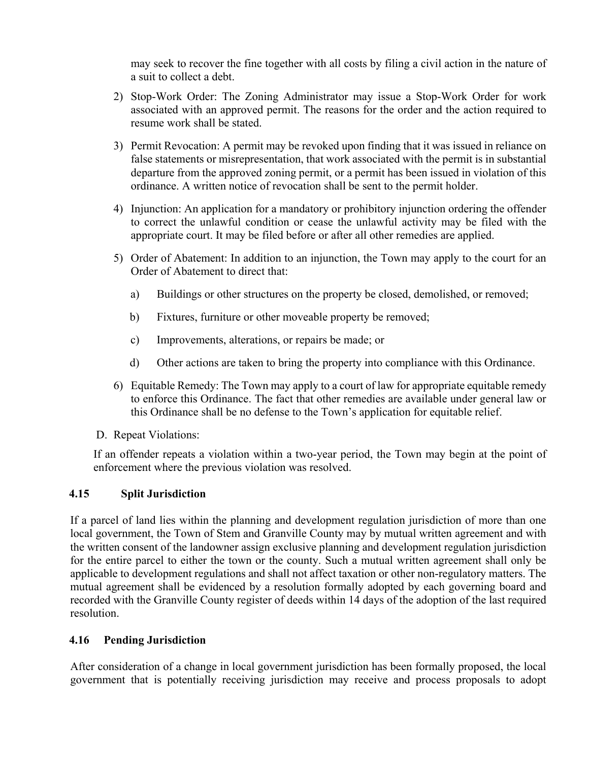may seek to recover the fine together with all costs by filing a civil action in the nature of a suit to collect a debt.

2) Stop-Work Order: The Zoning Administrator may issue a Stop-Work Order for work associated with an approved permit. The reasons for the order and the action required to resume work shall be stated.

3) Permit Revocation: A permit may be revoked upon finding that it was issued in reliance on false statements or misrepresentation, that work associated with the permit is in substantial departure from the approved zoning permit, or a permit has been issued in violation of this ordinance. A written notice of revocation shall be sent to the permit holder.

4) Injunction: An application for a mandatory or prohibitory injunction ordering the offender to correct the unlawful condition or cease the unlawful activity may be filed with the appropriate court. It may be filed before or after all other remedies are applied.

5) Order of Abatement: In addition to an injunction, the Town may apply to the court for an Order of Abatement to direct that:

   a) Buildings or other structures on the property be closed, demolished, or removed;

   b) Fixtures, furniture or other moveable property be removed;

   c) Improvements, alterations, or repairs be made; or

   d) Other actions are taken to bring the property into compliance with this Ordinance.

6) Equitable Remedy: The Town may apply to a court of law for appropriate equitable remedy to enforce this Ordinance. The fact that other remedies are available under general law or this Ordinance shall be no defense to the Town's application for equitable relief.

D. Repeat Violations:

If an offender repeats a violation within a two-year period, the Town may begin at the point of enforcement where the previous violation was resolved.

## 4.15 Split Jurisdiction

If a parcel of land lies within the planning and development regulation jurisdiction of more than one local government, the Town of Stem and Granville County may by mutual written agreement and with the written consent of the landowner assign exclusive planning and development regulation jurisdiction for the entire parcel to either the town or the county. Such a mutual written agreement shall only be applicable to development regulations and shall not affect taxation or other non-regulatory matters. The mutual agreement shall be evidenced by a resolution formally adopted by each governing board and recorded with the Granville County register of deeds within 14 days of the adoption of the last required resolution.

## 4.16 Pending Jurisdiction

After consideration of a change in local government jurisdiction has been formally proposed, the local government that is potentially receiving jurisdiction may receive and process proposals to adopt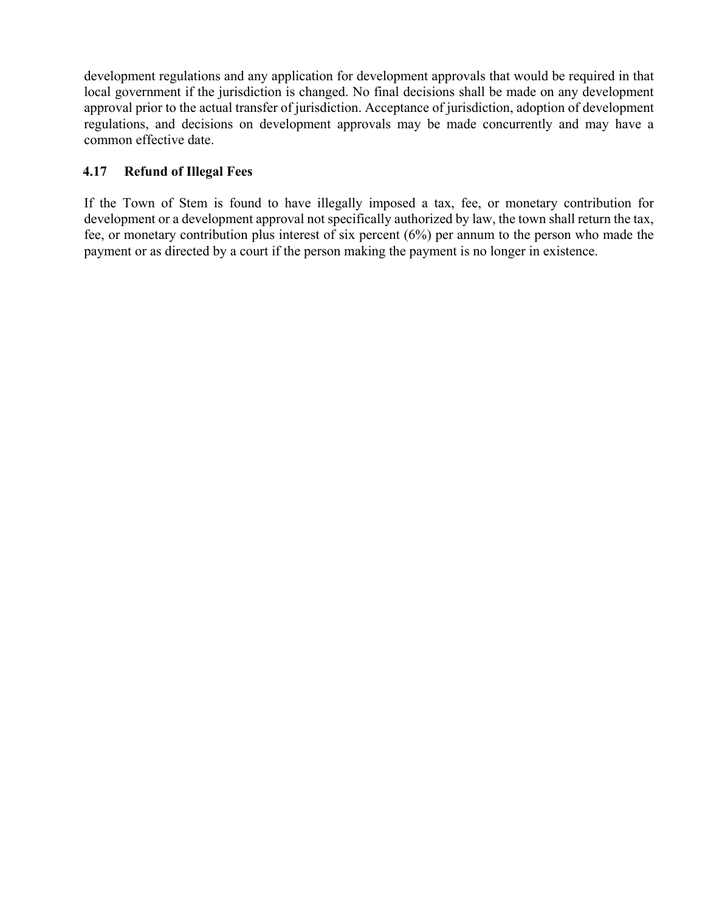development regulations and any application for development approvals that would be required in that local government if the jurisdiction is changed. No final decisions shall be made on any development approval prior to the actual transfer of jurisdiction. Acceptance of jurisdiction, adoption of development regulations, and decisions on development approvals may be made concurrently and may have a common effective date.

### 4.17 Refund of Illegal Fees

If the Town of Stem is found to have illegally imposed a tax, fee, or monetary contribution for development or a development approval not specifically authorized by law, the town shall return the tax, fee, or monetary contribution plus interest of six percent (6%) per annum to the person who made the payment or as directed by a court if the person making the payment is no longer in existence.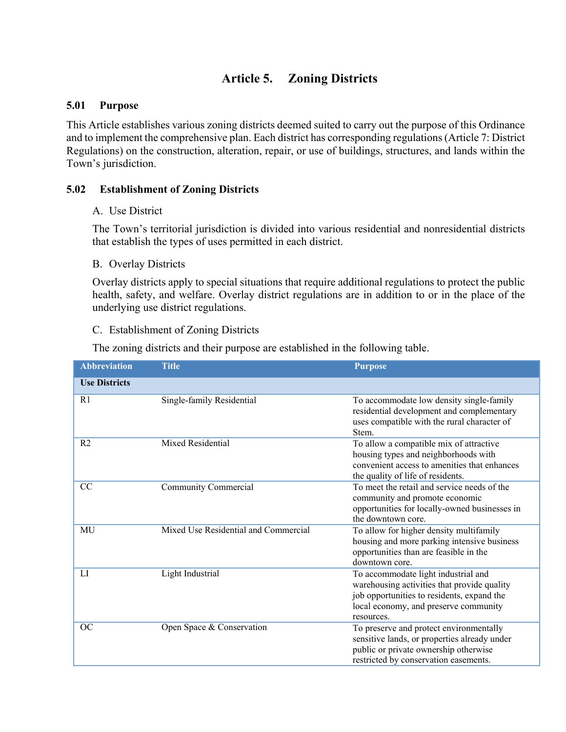# Article 5. Zoning Districts

## 5.01 Purpose

This Article establishes various zoning districts deemed suited to carry out the purpose of this Ordinance and to implement the comprehensive plan. Each district has corresponding regulations (Article 7: District Regulations) on the construction, alteration, repair, or use of buildings, structures, and lands within the Town's jurisdiction.

## 5.02 Establishment of Zoning Districts

A. Use District

The Town's territorial jurisdiction is divided into various residential and nonresidential districts that establish the types of uses permitted in each district.

B. Overlay Districts

Overlay districts apply to special situations that require additional regulations to protect the public health, safety, and welfare. Overlay district regulations are in addition to or in the place of the underlying use district regulations.

C. Establishment of Zoning Districts

The zoning districts and their purpose are established in the following table.

| Abbreviation | Title | Purpose |
|---|---|---|
| **Use Districts** | | |
| R1 | Single-family Residential | To accommodate low density single-family residential development and complementary uses compatible with the rural character of Stem. |
| R2 | Mixed Residential | To allow a compatible mix of attractive housing types and neighborhoods with convenient access to amenities that enhances the quality of life of residents. |
| CC | Community Commercial | To meet the retail and service needs of the community and promote economic opportunities for locally-owned businesses in the downtown core. |
| MU | Mixed Use Residential and Commercial | To allow for higher density multifamily housing and more parking intensive business opportunities than are feasible in the downtown core. |
| LI | Light Industrial | To accommodate light industrial and warehousing activities that provide quality job opportunities to residents, expand the local economy, and preserve community resources. |
| OC | Open Space & Conservation | To preserve and protect environmentally sensitive lands, or properties already under public or private ownership otherwise restricted by conservation easements. |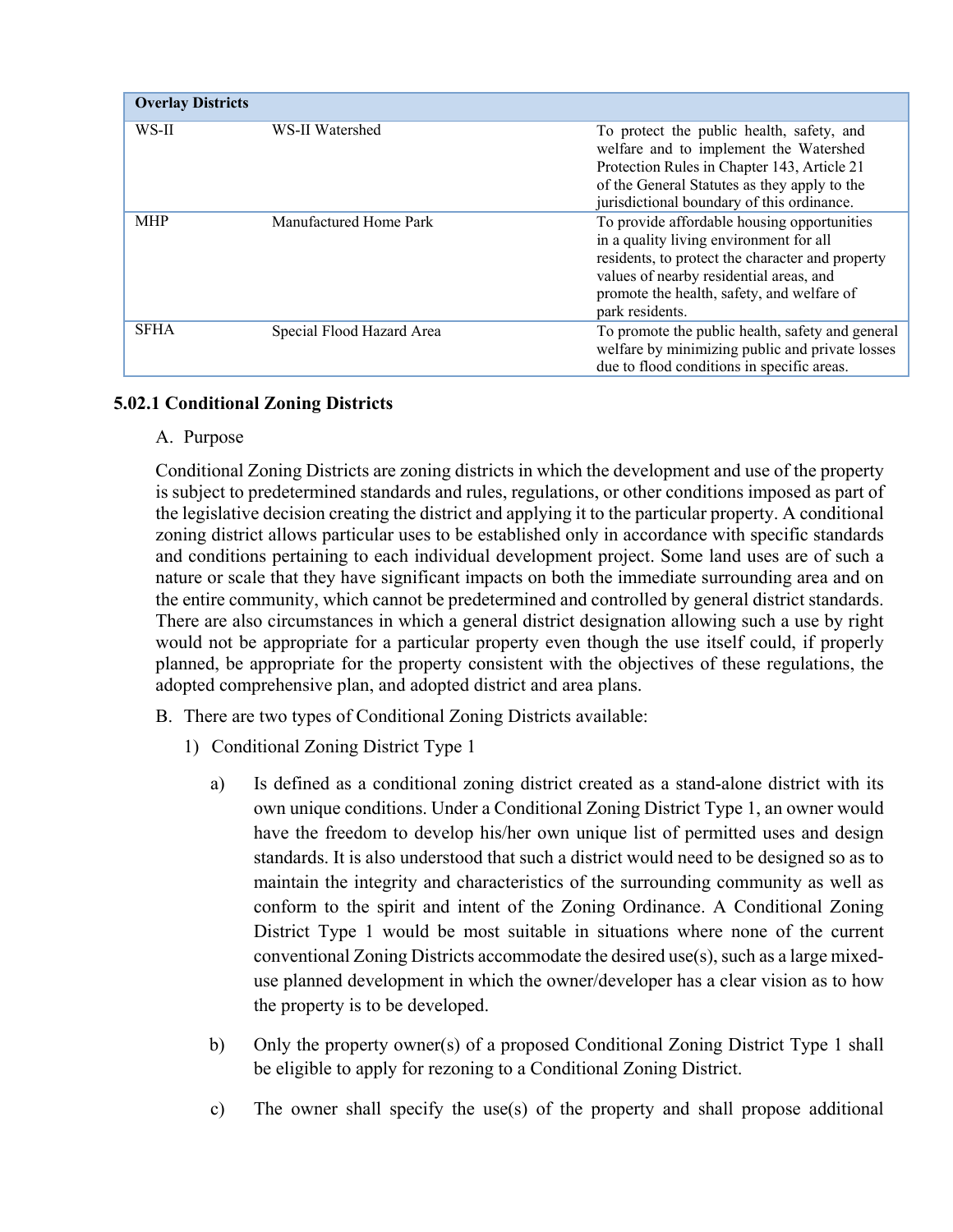| Overlay Districts | | |
|---|---|---|
| WS-II | WS-II Watershed | To protect the public health, safety, and welfare and to implement the Watershed Protection Rules in Chapter 143, Article 21 of the General Statutes as they apply to the jurisdictional boundary of this ordinance. |
| MHP | Manufactured Home Park | To provide affordable housing opportunities in a quality living environment for all residents, to protect the character and property values of nearby residential areas, and promote the health, safety, and welfare of park residents. |
| SFHA | Special Flood Hazard Area | To promote the public health, safety and general welfare by minimizing public and private losses due to flood conditions in specific areas. |

### 5.02.1 Conditional Zoning Districts

A. Purpose

Conditional Zoning Districts are zoning districts in which the development and use of the property is subject to predetermined standards and rules, regulations, or other conditions imposed as part of the legislative decision creating the district and applying it to the particular property. A conditional zoning district allows particular uses to be established only in accordance with specific standards and conditions pertaining to each individual development project. Some land uses are of such a nature or scale that they have significant impacts on both the immediate surrounding area and on the entire community, which cannot be predetermined and controlled by general district standards. There are also circumstances in which a general district designation allowing such a use by right would not be appropriate for a particular property even though the use itself could, if properly planned, be appropriate for the property consistent with the objectives of these regulations, the adopted comprehensive plan, and adopted district and area plans.

B. There are two types of Conditional Zoning Districts available:

1) Conditional Zoning District Type 1

a) Is defined as a conditional zoning district created as a stand-alone district with its own unique conditions. Under a Conditional Zoning District Type 1, an owner would have the freedom to develop his/her own unique list of permitted uses and design standards. It is also understood that such a district would need to be designed so as to maintain the integrity and characteristics of the surrounding community as well as conform to the spirit and intent of the Zoning Ordinance. A Conditional Zoning District Type 1 would be most suitable in situations where none of the current conventional Zoning Districts accommodate the desired use(s), such as a large mixed-use planned development in which the owner/developer has a clear vision as to how the property is to be developed.

b) Only the property owner(s) of a proposed Conditional Zoning District Type 1 shall be eligible to apply for rezoning to a Conditional Zoning District.

c) The owner shall specify the use(s) of the property and shall propose additional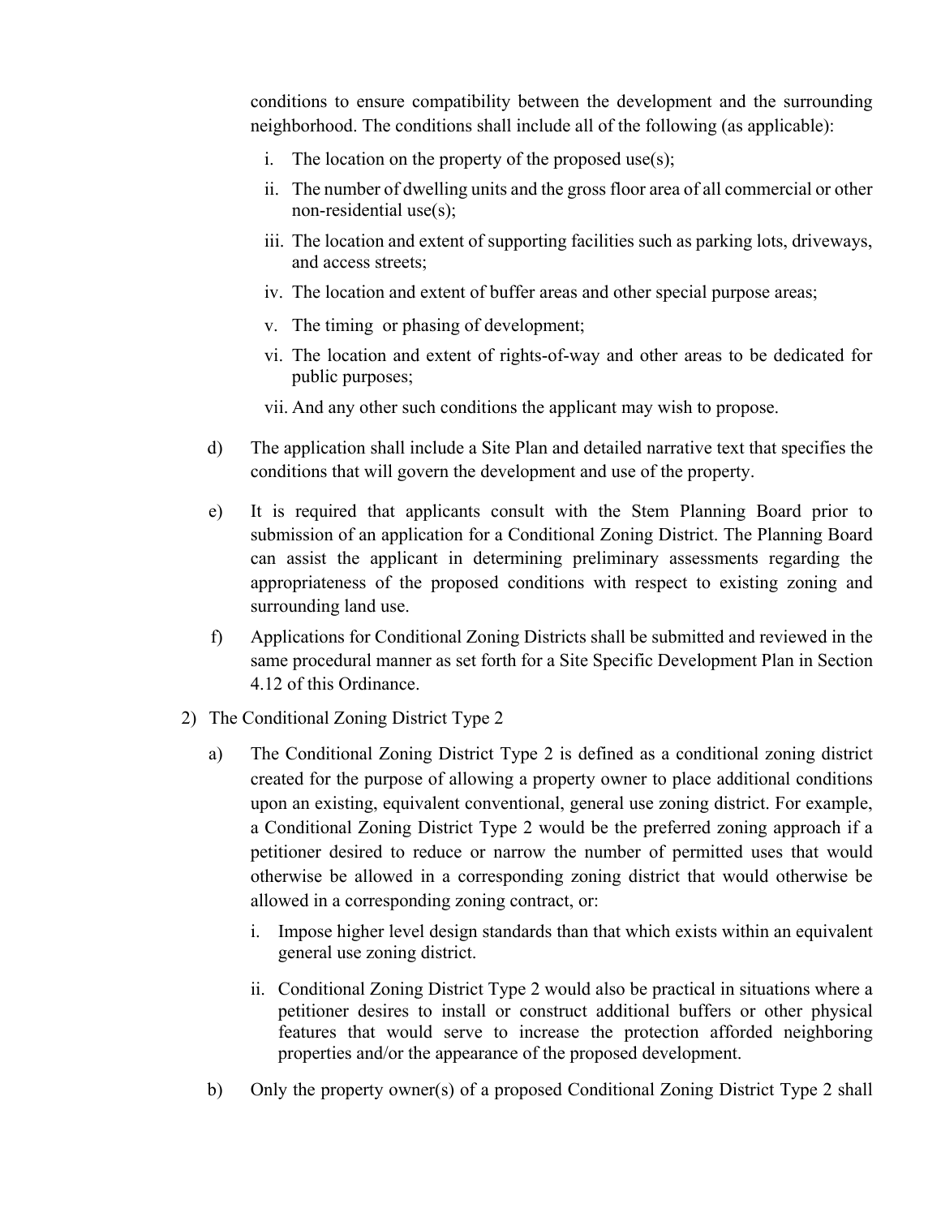conditions to ensure compatibility between the development and the surrounding neighborhood. The conditions shall include all of the following (as applicable):

i. The location on the property of the proposed use(s);

ii. The number of dwelling units and the gross floor area of all commercial or other non-residential use(s);

iii. The location and extent of supporting facilities such as parking lots, driveways, and access streets;

iv. The location and extent of buffer areas and other special purpose areas;

v. The timing or phasing of development;

vi. The location and extent of rights-of-way and other areas to be dedicated for public purposes;

vii. And any other such conditions the applicant may wish to propose.

d) The application shall include a Site Plan and detailed narrative text that specifies the conditions that will govern the development and use of the property.

e) It is required that applicants consult with the Stem Planning Board prior to submission of an application for a Conditional Zoning District. The Planning Board can assist the applicant in determining preliminary assessments regarding the appropriateness of the proposed conditions with respect to existing zoning and surrounding land use.

f) Applications for Conditional Zoning Districts shall be submitted and reviewed in the same procedural manner as set forth for a Site Specific Development Plan in Section 4.12 of this Ordinance.

2) The Conditional Zoning District Type 2

a) The Conditional Zoning District Type 2 is defined as a conditional zoning district created for the purpose of allowing a property owner to place additional conditions upon an existing, equivalent conventional, general use zoning district. For example, a Conditional Zoning District Type 2 would be the preferred zoning approach if a petitioner desired to reduce or narrow the number of permitted uses that would otherwise be allowed in a corresponding zoning district that would otherwise be allowed in a corresponding zoning contract, or:

i. Impose higher level design standards than that which exists within an equivalent general use zoning district.

ii. Conditional Zoning District Type 2 would also be practical in situations where a petitioner desires to install or construct additional buffers or other physical features that would serve to increase the protection afforded neighboring properties and/or the appearance of the proposed development.

b) Only the property owner(s) of a proposed Conditional Zoning District Type 2 shall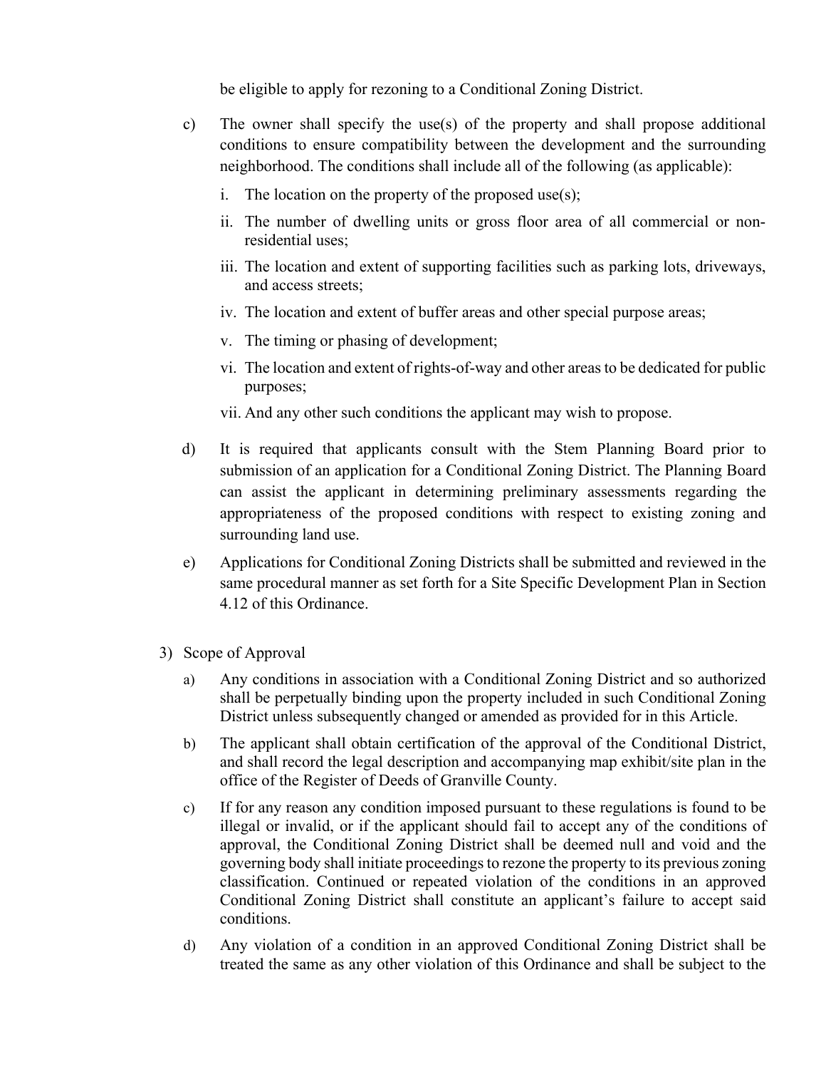be eligible to apply for rezoning to a Conditional Zoning District.

c) The owner shall specify the use(s) of the property and shall propose additional conditions to ensure compatibility between the development and the surrounding neighborhood. The conditions shall include all of the following (as applicable):

   i. The location on the property of the proposed use(s);

   ii. The number of dwelling units or gross floor area of all commercial or non-residential uses;

   iii. The location and extent of supporting facilities such as parking lots, driveways, and access streets;

   iv. The location and extent of buffer areas and other special purpose areas;

   v. The timing or phasing of development;

   vi. The location and extent of rights-of-way and other areas to be dedicated for public purposes;

   vii. And any other such conditions the applicant may wish to propose.

d) It is required that applicants consult with the Stem Planning Board prior to submission of an application for a Conditional Zoning District. The Planning Board can assist the applicant in determining preliminary assessments regarding the appropriateness of the proposed conditions with respect to existing zoning and surrounding land use.

e) Applications for Conditional Zoning Districts shall be submitted and reviewed in the same procedural manner as set forth for a Site Specific Development Plan in Section 4.12 of this Ordinance.

3) Scope of Approval

a) Any conditions in association with a Conditional Zoning District and so authorized shall be perpetually binding upon the property included in such Conditional Zoning District unless subsequently changed or amended as provided for in this Article.

b) The applicant shall obtain certification of the approval of the Conditional District, and shall record the legal description and accompanying map exhibit/site plan in the office of the Register of Deeds of Granville County.

c) If for any reason any condition imposed pursuant to these regulations is found to be illegal or invalid, or if the applicant should fail to accept any of the conditions of approval, the Conditional Zoning District shall be deemed null and void and the governing body shall initiate proceedings to rezone the property to its previous zoning classification. Continued or repeated violation of the conditions in an approved Conditional Zoning District shall constitute an applicant's failure to accept said conditions.

d) Any violation of a condition in an approved Conditional Zoning District shall be treated the same as any other violation of this Ordinance and shall be subject to the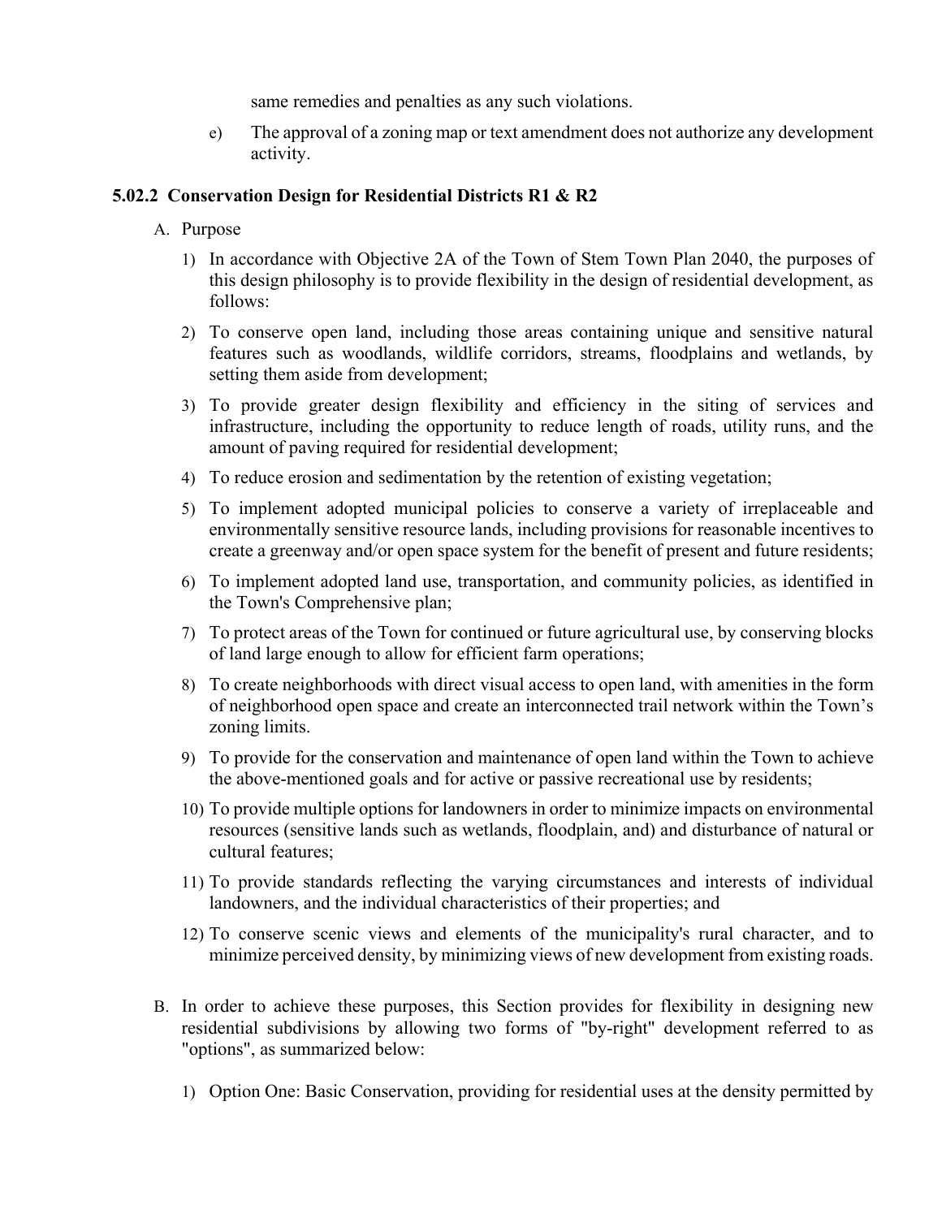same remedies and penalties as any such violations.

e) The approval of a zoning map or text amendment does not authorize any development activity.

### 5.02.2 Conservation Design for Residential Districts R1 & R2

A. Purpose

1) In accordance with Objective 2A of the Town of Stem Town Plan 2040, the purposes of this design philosophy is to provide flexibility in the design of residential development, as follows:

2) To conserve open land, including those areas containing unique and sensitive natural features such as woodlands, wildlife corridors, streams, floodplains and wetlands, by setting them aside from development;

3) To provide greater design flexibility and efficiency in the siting of services and infrastructure, including the opportunity to reduce length of roads, utility runs, and the amount of paving required for residential development;

4) To reduce erosion and sedimentation by the retention of existing vegetation;

5) To implement adopted municipal policies to conserve a variety of irreplaceable and environmentally sensitive resource lands, including provisions for reasonable incentives to create a greenway and/or open space system for the benefit of present and future residents;

6) To implement adopted land use, transportation, and community policies, as identified in the Town's Comprehensive plan;

7) To protect areas of the Town for continued or future agricultural use, by conserving blocks of land large enough to allow for efficient farm operations;

8) To create neighborhoods with direct visual access to open land, with amenities in the form of neighborhood open space and create an interconnected trail network within the Town's zoning limits.

9) To provide for the conservation and maintenance of open land within the Town to achieve the above-mentioned goals and for active or passive recreational use by residents;

10) To provide multiple options for landowners in order to minimize impacts on environmental resources (sensitive lands such as wetlands, floodplain, and) and disturbance of natural or cultural features;

11) To provide standards reflecting the varying circumstances and interests of individual landowners, and the individual characteristics of their properties; and

12) To conserve scenic views and elements of the municipality's rural character, and to minimize perceived density, by minimizing views of new development from existing roads.

B. In order to achieve these purposes, this Section provides for flexibility in designing new residential subdivisions by allowing two forms of "by-right" development referred to as "options", as summarized below:

1) Option One: Basic Conservation, providing for residential uses at the density permitted by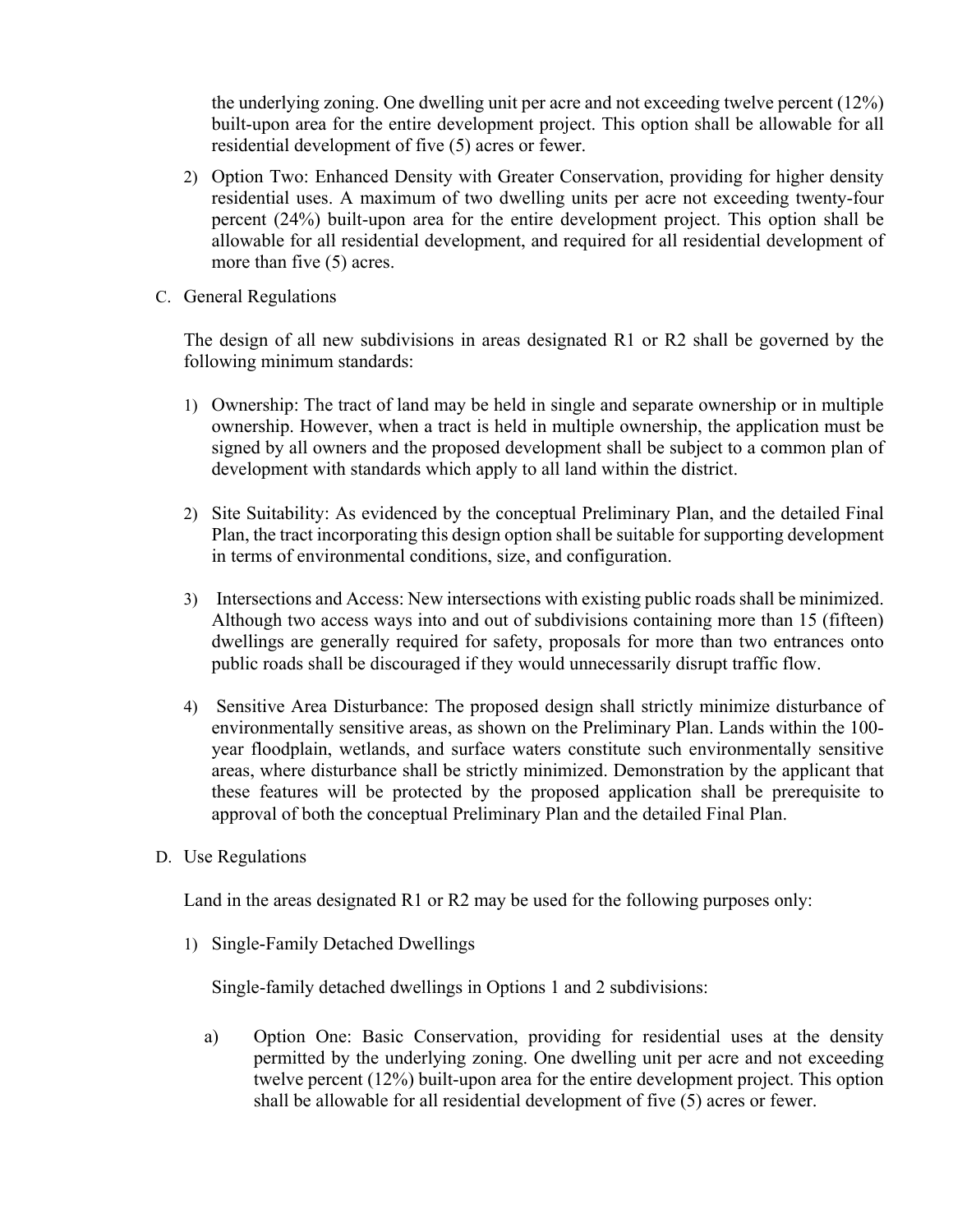the underlying zoning. One dwelling unit per acre and not exceeding twelve percent (12%) built-upon area for the entire development project. This option shall be allowable for all residential development of five (5) acres or fewer.

2) Option Two: Enhanced Density with Greater Conservation, providing for higher density residential uses. A maximum of two dwelling units per acre not exceeding twenty-four percent (24%) built-upon area for the entire development project. This option shall be allowable for all residential development, and required for all residential development of more than five (5) acres.

C. General Regulations

The design of all new subdivisions in areas designated R1 or R2 shall be governed by the following minimum standards:

1) Ownership: The tract of land may be held in single and separate ownership or in multiple ownership. However, when a tract is held in multiple ownership, the application must be signed by all owners and the proposed development shall be subject to a common plan of development with standards which apply to all land within the district.

2) Site Suitability: As evidenced by the conceptual Preliminary Plan, and the detailed Final Plan, the tract incorporating this design option shall be suitable for supporting development in terms of environmental conditions, size, and configuration.

3) Intersections and Access: New intersections with existing public roads shall be minimized. Although two access ways into and out of subdivisions containing more than 15 (fifteen) dwellings are generally required for safety, proposals for more than two entrances onto public roads shall be discouraged if they would unnecessarily disrupt traffic flow.

4) Sensitive Area Disturbance: The proposed design shall strictly minimize disturbance of environmentally sensitive areas, as shown on the Preliminary Plan. Lands within the 100-year floodplain, wetlands, and surface waters constitute such environmentally sensitive areas, where disturbance shall be strictly minimized. Demonstration by the applicant that these features will be protected by the proposed application shall be prerequisite to approval of both the conceptual Preliminary Plan and the detailed Final Plan.

D. Use Regulations

Land in the areas designated R1 or R2 may be used for the following purposes only:

1) Single-Family Detached Dwellings

Single-family detached dwellings in Options 1 and 2 subdivisions:

a) Option One: Basic Conservation, providing for residential uses at the density permitted by the underlying zoning. One dwelling unit per acre and not exceeding twelve percent (12%) built-upon area for the entire development project. This option shall be allowable for all residential development of five (5) acres or fewer.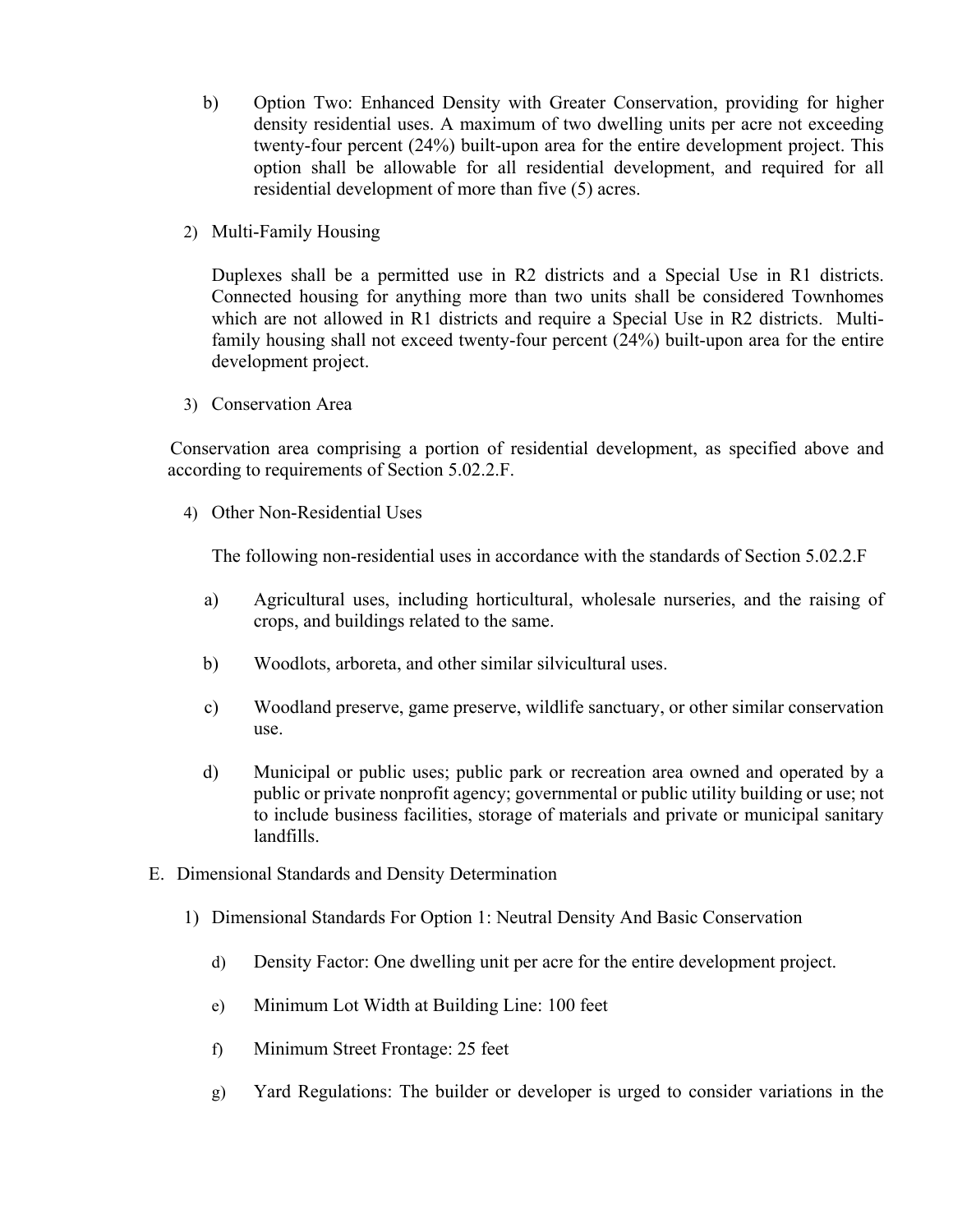b) Option Two: Enhanced Density with Greater Conservation, providing for higher density residential uses. A maximum of two dwelling units per acre not exceeding twenty-four percent (24%) built-upon area for the entire development project. This option shall be allowable for all residential development, and required for all residential development of more than five (5) acres.

2) Multi-Family Housing

Duplexes shall be a permitted use in R2 districts and a Special Use in R1 districts. Connected housing for anything more than two units shall be considered Townhomes which are not allowed in R1 districts and require a Special Use in R2 districts. Multi-family housing shall not exceed twenty-four percent (24%) built-upon area for the entire development project.

3) Conservation Area

Conservation area comprising a portion of residential development, as specified above and according to requirements of Section 5.02.2.F.

4) Other Non-Residential Uses

The following non-residential uses in accordance with the standards of Section 5.02.2.F

a) Agricultural uses, including horticultural, wholesale nurseries, and the raising of crops, and buildings related to the same.

b) Woodlots, arboreta, and other similar silvicultural uses.

c) Woodland preserve, game preserve, wildlife sanctuary, or other similar conservation use.

d) Municipal or public uses; public park or recreation area owned and operated by a public or private nonprofit agency; governmental or public utility building or use; not to include business facilities, storage of materials and private or municipal sanitary landfills.

E. Dimensional Standards and Density Determination

1) Dimensional Standards For Option 1: Neutral Density And Basic Conservation

d) Density Factor: One dwelling unit per acre for the entire development project.

e) Minimum Lot Width at Building Line: 100 feet

f) Minimum Street Frontage: 25 feet

g) Yard Regulations: The builder or developer is urged to consider variations in the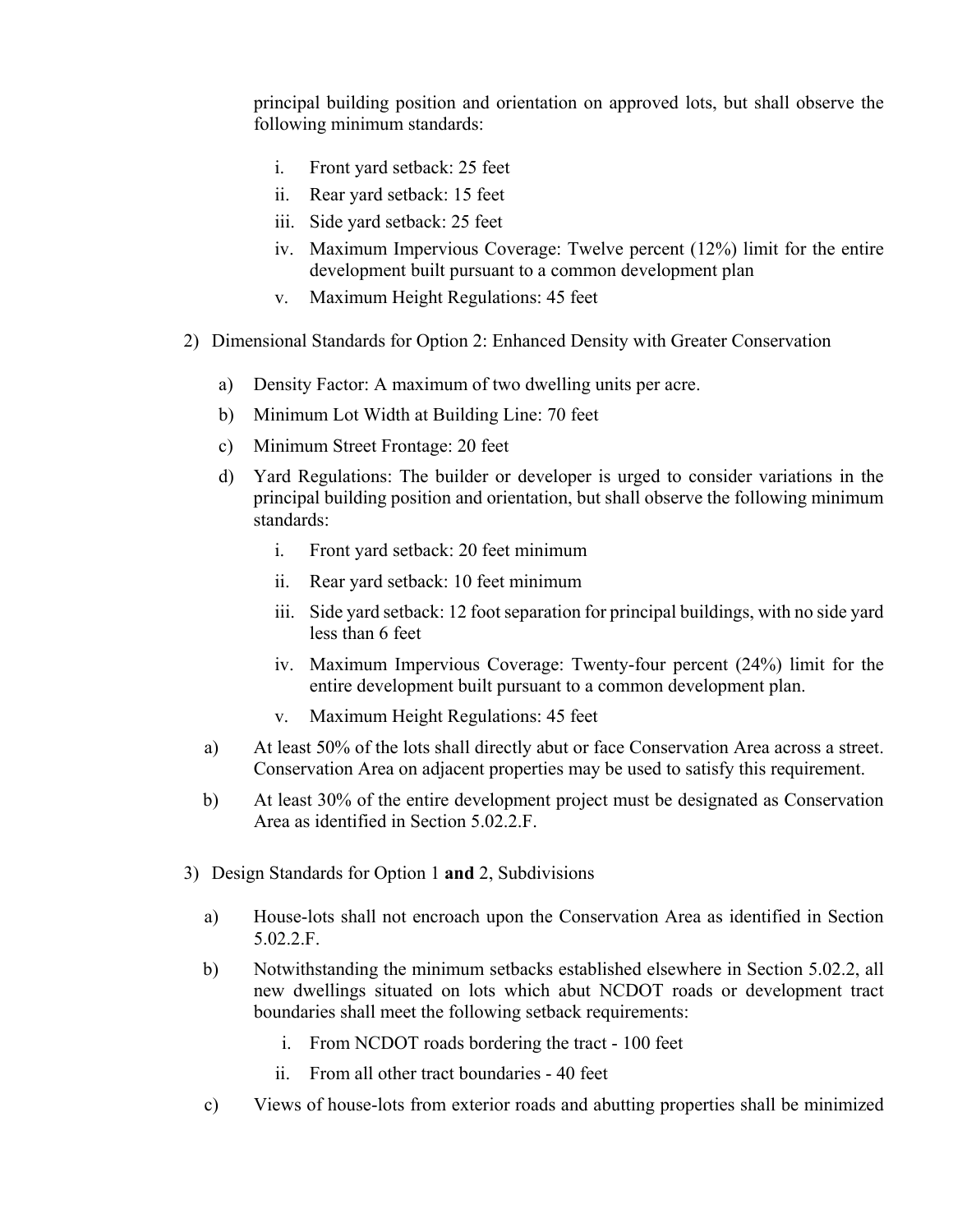principal building position and orientation on approved lots, but shall observe the following minimum standards:

i. Front yard setback: 25 feet
ii. Rear yard setback: 15 feet
iii. Side yard setback: 25 feet
iv. Maximum Impervious Coverage: Twelve percent (12%) limit for the entire development built pursuant to a common development plan
v. Maximum Height Regulations: 45 feet

2) Dimensional Standards for Option 2: Enhanced Density with Greater Conservation

a) Density Factor: A maximum of two dwelling units per acre.
b) Minimum Lot Width at Building Line: 70 feet
c) Minimum Street Frontage: 20 feet
d) Yard Regulations: The builder or developer is urged to consider variations in the principal building position and orientation, but shall observe the following minimum standards:
   i. Front yard setback: 20 feet minimum
   ii. Rear yard setback: 10 feet minimum
   iii. Side yard setback: 12 foot separation for principal buildings, with no side yard less than 6 feet
   iv. Maximum Impervious Coverage: Twenty-four percent (24%) limit for the entire development built pursuant to a common development plan.
   v. Maximum Height Regulations: 45 feet

a) At least 50% of the lots shall directly abut or face Conservation Area across a street. Conservation Area on adjacent properties may be used to satisfy this requirement.
b) At least 30% of the entire development project must be designated as Conservation Area as identified in Section 5.02.2.F.

3) Design Standards for Option 1 **and** 2, Subdivisions

a) House-lots shall not encroach upon the Conservation Area as identified in Section 5.02.2.F.
b) Notwithstanding the minimum setbacks established elsewhere in Section 5.02.2, all new dwellings situated on lots which abut NCDOT roads or development tract boundaries shall meet the following setback requirements:
   i. From NCDOT roads bordering the tract - 100 feet
   ii. From all other tract boundaries - 40 feet
c) Views of house-lots from exterior roads and abutting properties shall be minimized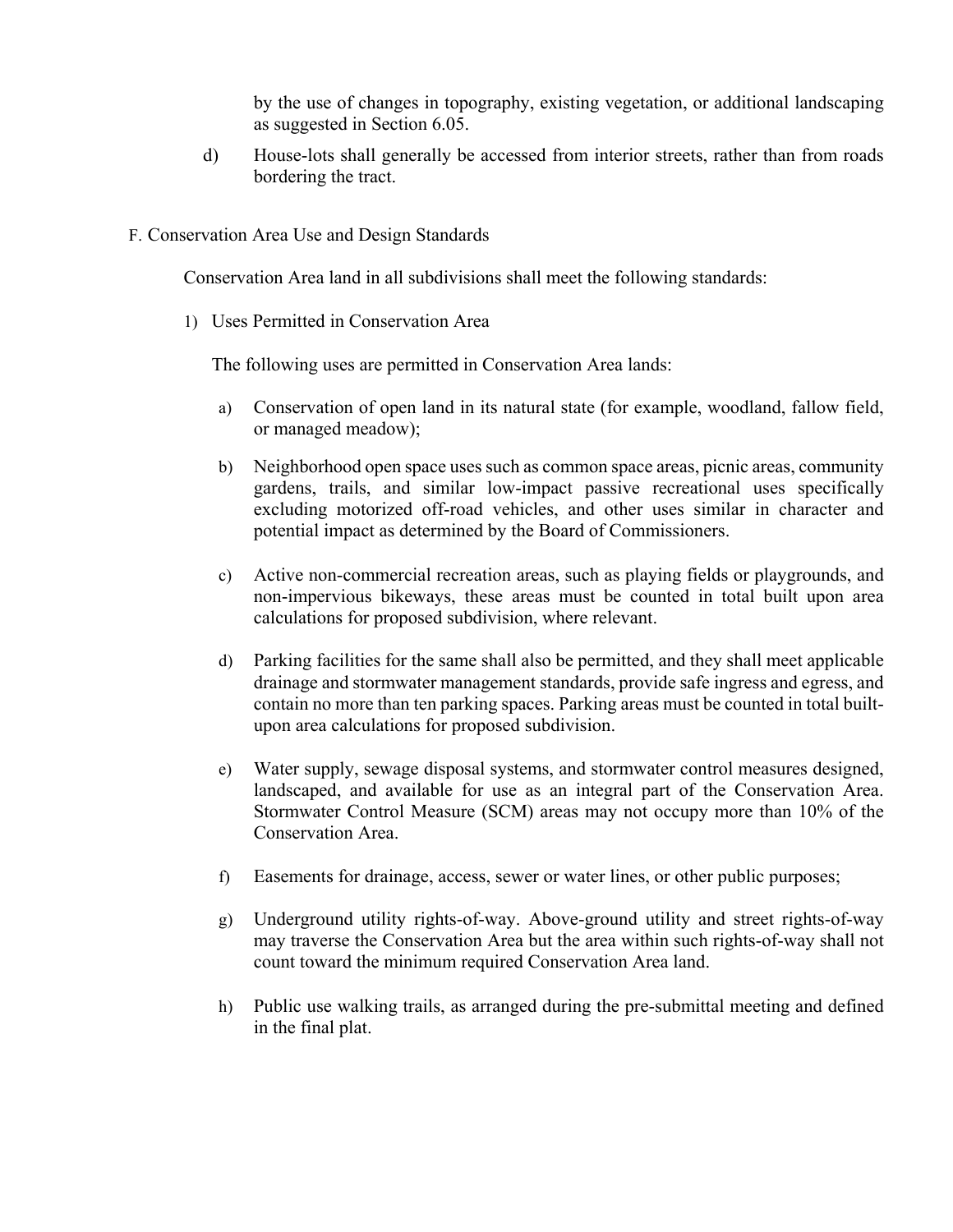by the use of changes in topography, existing vegetation, or additional landscaping as suggested in Section 6.05.

d) House-lots shall generally be accessed from interior streets, rather than from roads bordering the tract.

F. Conservation Area Use and Design Standards

Conservation Area land in all subdivisions shall meet the following standards:

1) Uses Permitted in Conservation Area

The following uses are permitted in Conservation Area lands:

a) Conservation of open land in its natural state (for example, woodland, fallow field, or managed meadow);

b) Neighborhood open space uses such as common space areas, picnic areas, community gardens, trails, and similar low-impact passive recreational uses specifically excluding motorized off-road vehicles, and other uses similar in character and potential impact as determined by the Board of Commissioners.

c) Active non-commercial recreation areas, such as playing fields or playgrounds, and non-impervious bikeways, these areas must be counted in total built upon area calculations for proposed subdivision, where relevant.

d) Parking facilities for the same shall also be permitted, and they shall meet applicable drainage and stormwater management standards, provide safe ingress and egress, and contain no more than ten parking spaces. Parking areas must be counted in total built-upon area calculations for proposed subdivision.

e) Water supply, sewage disposal systems, and stormwater control measures designed, landscaped, and available for use as an integral part of the Conservation Area. Stormwater Control Measure (SCM) areas may not occupy more than 10% of the Conservation Area.

f) Easements for drainage, access, sewer or water lines, or other public purposes;

g) Underground utility rights-of-way. Above-ground utility and street rights-of-way may traverse the Conservation Area but the area within such rights-of-way shall not count toward the minimum required Conservation Area land.

h) Public use walking trails, as arranged during the pre-submittal meeting and defined in the final plat.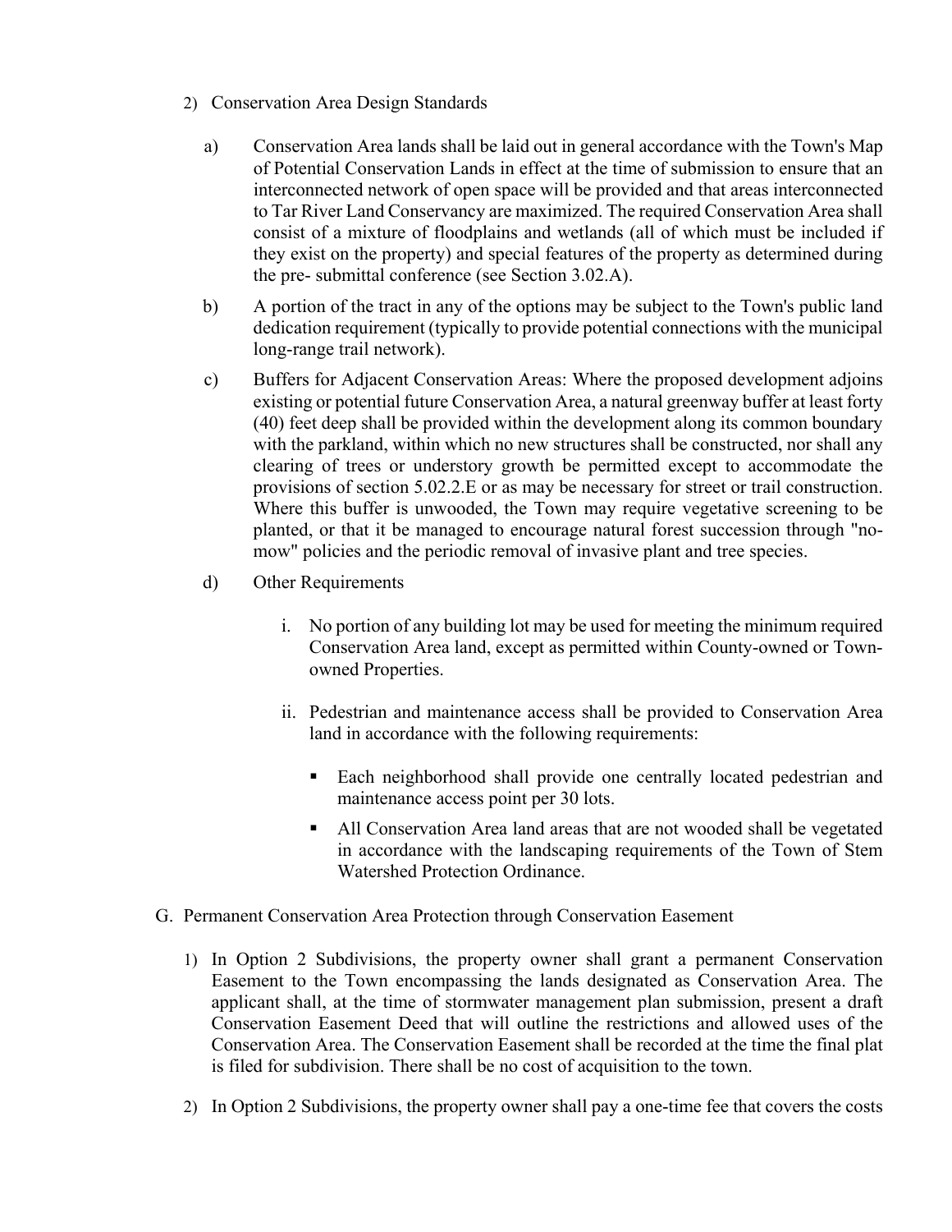2) Conservation Area Design Standards

   a) Conservation Area lands shall be laid out in general accordance with the Town's Map of Potential Conservation Lands in effect at the time of submission to ensure that an interconnected network of open space will be provided and that areas interconnected to Tar River Land Conservancy are maximized. The required Conservation Area shall consist of a mixture of floodplains and wetlands (all of which must be included if they exist on the property) and special features of the property as determined during the pre- submittal conference (see Section 3.02.A).

   b) A portion of the tract in any of the options may be subject to the Town's public land dedication requirement (typically to provide potential connections with the municipal long-range trail network).

   c) Buffers for Adjacent Conservation Areas: Where the proposed development adjoins existing or potential future Conservation Area, a natural greenway buffer at least forty (40) feet deep shall be provided within the development along its common boundary with the parkland, within which no new structures shall be constructed, nor shall any clearing of trees or understory growth be permitted except to accommodate the provisions of section 5.02.2.E or as may be necessary for street or trail construction. Where this buffer is unwooded, the Town may require vegetative screening to be planted, or that it be managed to encourage natural forest succession through "no-mow" policies and the periodic removal of invasive plant and tree species.

   d) Other Requirements

      i. No portion of any building lot may be used for meeting the minimum required Conservation Area land, except as permitted within County-owned or Town-owned Properties.

      ii. Pedestrian and maintenance access shall be provided to Conservation Area land in accordance with the following requirements:

         - Each neighborhood shall provide one centrally located pedestrian and maintenance access point per 30 lots.
         - All Conservation Area land areas that are not wooded shall be vegetated in accordance with the landscaping requirements of the Town of Stem Watershed Protection Ordinance.

G. Permanent Conservation Area Protection through Conservation Easement

   1) In Option 2 Subdivisions, the property owner shall grant a permanent Conservation Easement to the Town encompassing the lands designated as Conservation Area. The applicant shall, at the time of stormwater management plan submission, present a draft Conservation Easement Deed that will outline the restrictions and allowed uses of the Conservation Area. The Conservation Easement shall be recorded at the time the final plat is filed for subdivision. There shall be no cost of acquisition to the town.

   2) In Option 2 Subdivisions, the property owner shall pay a one-time fee that covers the costs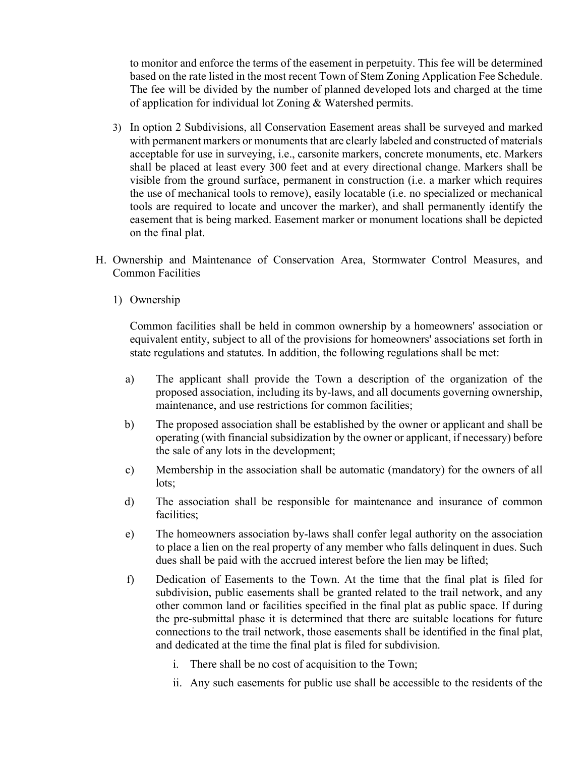to monitor and enforce the terms of the easement in perpetuity. This fee will be determined based on the rate listed in the most recent Town of Stem Zoning Application Fee Schedule. The fee will be divided by the number of planned developed lots and charged at the time of application for individual lot Zoning & Watershed permits.

3) In option 2 Subdivisions, all Conservation Easement areas shall be surveyed and marked with permanent markers or monuments that are clearly labeled and constructed of materials acceptable for use in surveying, i.e., carsonite markers, concrete monuments, etc. Markers shall be placed at least every 300 feet and at every directional change. Markers shall be visible from the ground surface, permanent in construction (i.e. a marker which requires the use of mechanical tools to remove), easily locatable (i.e. no specialized or mechanical tools are required to locate and uncover the marker), and shall permanently identify the easement that is being marked. Easement marker or monument locations shall be depicted on the final plat.

H. Ownership and Maintenance of Conservation Area, Stormwater Control Measures, and Common Facilities

1) Ownership

Common facilities shall be held in common ownership by a homeowners' association or equivalent entity, subject to all of the provisions for homeowners' associations set forth in state regulations and statutes. In addition, the following regulations shall be met:

a) The applicant shall provide the Town a description of the organization of the proposed association, including its by-laws, and all documents governing ownership, maintenance, and use restrictions for common facilities;

b) The proposed association shall be established by the owner or applicant and shall be operating (with financial subsidization by the owner or applicant, if necessary) before the sale of any lots in the development;

c) Membership in the association shall be automatic (mandatory) for the owners of all lots;

d) The association shall be responsible for maintenance and insurance of common facilities;

e) The homeowners association by-laws shall confer legal authority on the association to place a lien on the real property of any member who falls delinquent in dues. Such dues shall be paid with the accrued interest before the lien may be lifted;

f) Dedication of Easements to the Town. At the time that the final plat is filed for subdivision, public easements shall be granted related to the trail network, and any other common land or facilities specified in the final plat as public space. If during the pre-submittal phase it is determined that there are suitable locations for future connections to the trail network, those easements shall be identified in the final plat, and dedicated at the time the final plat is filed for subdivision.

i. There shall be no cost of acquisition to the Town;

ii. Any such easements for public use shall be accessible to the residents of the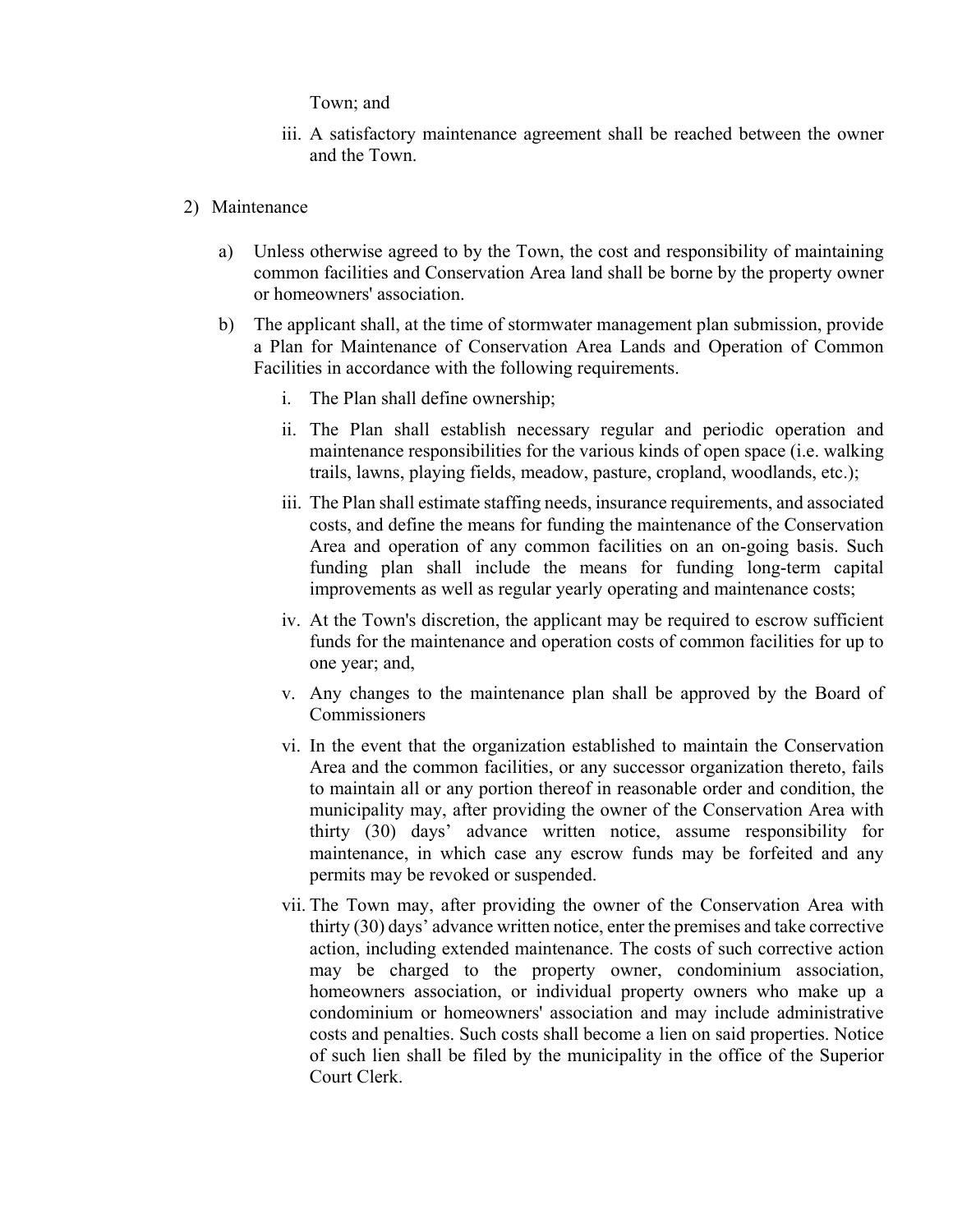Town; and

iii. A satisfactory maintenance agreement shall be reached between the owner and the Town.

2) Maintenance

a) Unless otherwise agreed to by the Town, the cost and responsibility of maintaining common facilities and Conservation Area land shall be borne by the property owner or homeowners' association.

b) The applicant shall, at the time of stormwater management plan submission, provide a Plan for Maintenance of Conservation Area Lands and Operation of Common Facilities in accordance with the following requirements.

i. The Plan shall define ownership;

ii. The Plan shall establish necessary regular and periodic operation and maintenance responsibilities for the various kinds of open space (i.e. walking trails, lawns, playing fields, meadow, pasture, cropland, woodlands, etc.);

iii. The Plan shall estimate staffing needs, insurance requirements, and associated costs, and define the means for funding the maintenance of the Conservation Area and operation of any common facilities on an on-going basis. Such funding plan shall include the means for funding long-term capital improvements as well as regular yearly operating and maintenance costs;

iv. At the Town's discretion, the applicant may be required to escrow sufficient funds for the maintenance and operation costs of common facilities for up to one year; and,

v. Any changes to the maintenance plan shall be approved by the Board of Commissioners

vi. In the event that the organization established to maintain the Conservation Area and the common facilities, or any successor organization thereto, fails to maintain all or any portion thereof in reasonable order and condition, the municipality may, after providing the owner of the Conservation Area with thirty (30) days' advance written notice, assume responsibility for maintenance, in which case any escrow funds may be forfeited and any permits may be revoked or suspended.

vii. The Town may, after providing the owner of the Conservation Area with thirty (30) days' advance written notice, enter the premises and take corrective action, including extended maintenance. The costs of such corrective action may be charged to the property owner, condominium association, homeowners association, or individual property owners who make up a condominium or homeowners' association and may include administrative costs and penalties. Such costs shall become a lien on said properties. Notice of such lien shall be filed by the municipality in the office of the Superior Court Clerk.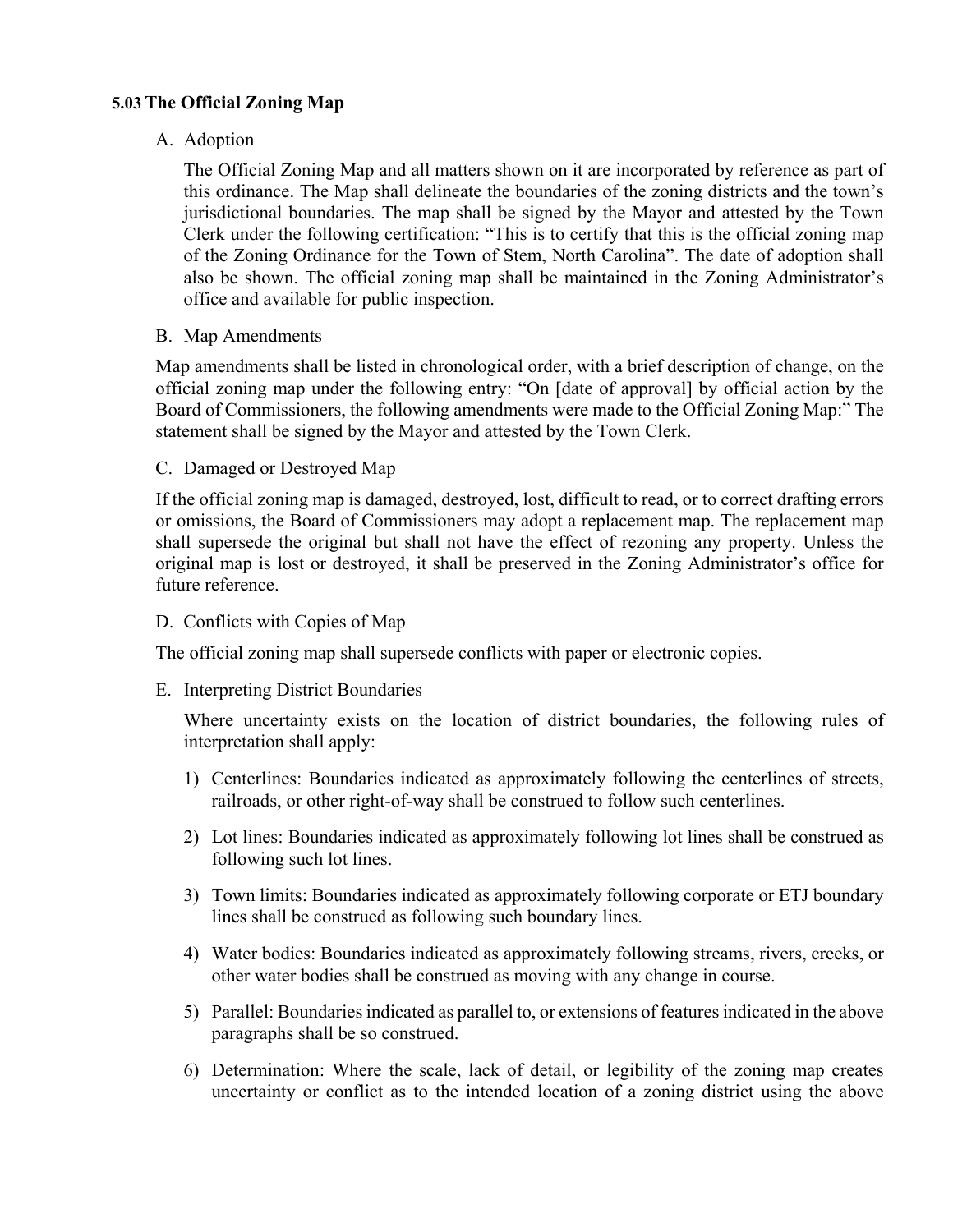### 5.03 The Official Zoning Map

A. Adoption

The Official Zoning Map and all matters shown on it are incorporated by reference as part of this ordinance. The Map shall delineate the boundaries of the zoning districts and the town's jurisdictional boundaries. The map shall be signed by the Mayor and attested by the Town Clerk under the following certification: "This is to certify that this is the official zoning map of the Zoning Ordinance for the Town of Stem, North Carolina". The date of adoption shall also be shown. The official zoning map shall be maintained in the Zoning Administrator's office and available for public inspection.

B. Map Amendments

Map amendments shall be listed in chronological order, with a brief description of change, on the official zoning map under the following entry: "On [date of approval] by official action by the Board of Commissioners, the following amendments were made to the Official Zoning Map:" The statement shall be signed by the Mayor and attested by the Town Clerk.

C. Damaged or Destroyed Map

If the official zoning map is damaged, destroyed, lost, difficult to read, or to correct drafting errors or omissions, the Board of Commissioners may adopt a replacement map. The replacement map shall supersede the original but shall not have the effect of rezoning any property. Unless the original map is lost or destroyed, it shall be preserved in the Zoning Administrator's office for future reference.

D. Conflicts with Copies of Map

The official zoning map shall supersede conflicts with paper or electronic copies.

E. Interpreting District Boundaries

Where uncertainty exists on the location of district boundaries, the following rules of interpretation shall apply:

1) Centerlines: Boundaries indicated as approximately following the centerlines of streets, railroads, or other right-of-way shall be construed to follow such centerlines.

2) Lot lines: Boundaries indicated as approximately following lot lines shall be construed as following such lot lines.

3) Town limits: Boundaries indicated as approximately following corporate or ETJ boundary lines shall be construed as following such boundary lines.

4) Water bodies: Boundaries indicated as approximately following streams, rivers, creeks, or other water bodies shall be construed as moving with any change in course.

5) Parallel: Boundaries indicated as parallel to, or extensions of features indicated in the above paragraphs shall be so construed.

6) Determination: Where the scale, lack of detail, or legibility of the zoning map creates uncertainty or conflict as to the intended location of a zoning district using the above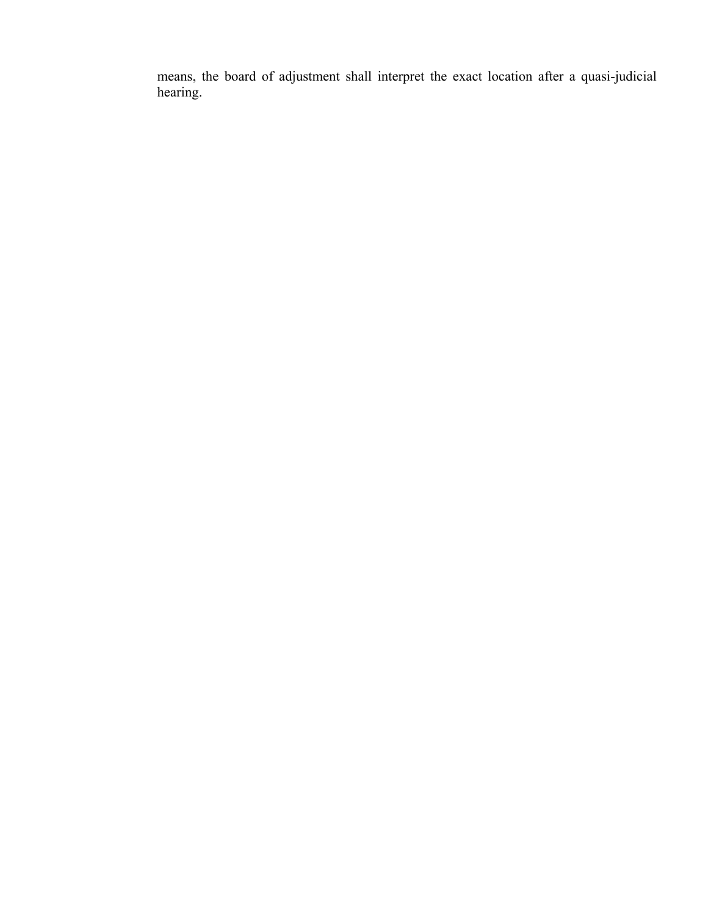means, the board of adjustment shall interpret the exact location after a quasi-judicial hearing.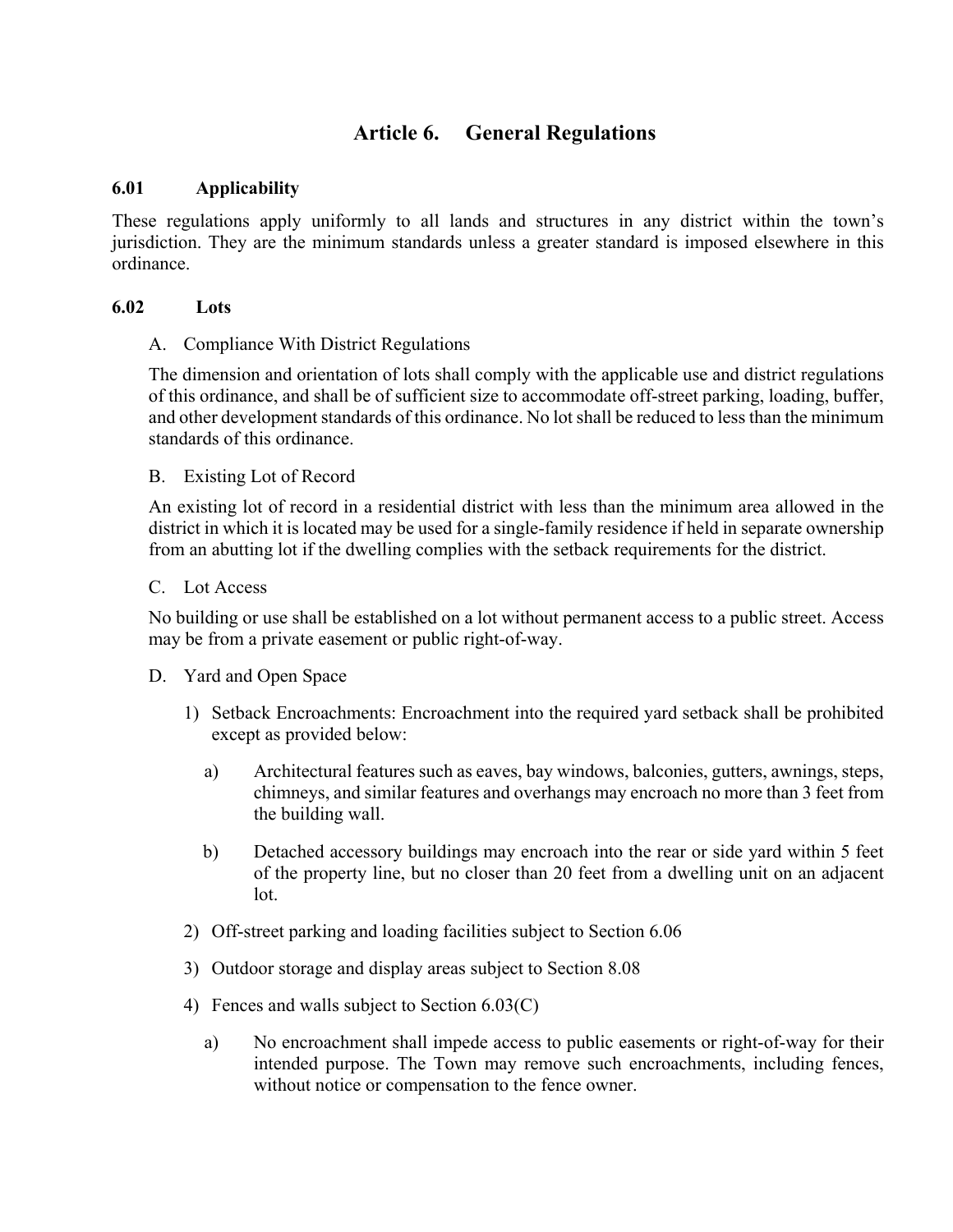# Article 6. General Regulations

## 6.01 Applicability

These regulations apply uniformly to all lands and structures in any district within the town's jurisdiction. They are the minimum standards unless a greater standard is imposed elsewhere in this ordinance.

## 6.02 Lots

A. Compliance With District Regulations

The dimension and orientation of lots shall comply with the applicable use and district regulations of this ordinance, and shall be of sufficient size to accommodate off-street parking, loading, buffer, and other development standards of this ordinance. No lot shall be reduced to less than the minimum standards of this ordinance.

B. Existing Lot of Record

An existing lot of record in a residential district with less than the minimum area allowed in the district in which it is located may be used for a single-family residence if held in separate ownership from an abutting lot if the dwelling complies with the setback requirements for the district.

C. Lot Access

No building or use shall be established on a lot without permanent access to a public street. Access may be from a private easement or public right-of-way.

D. Yard and Open Space

1) Setback Encroachments: Encroachment into the required yard setback shall be prohibited except as provided below:

   a) Architectural features such as eaves, bay windows, balconies, gutters, awnings, steps, chimneys, and similar features and overhangs may encroach no more than 3 feet from the building wall.

   b) Detached accessory buildings may encroach into the rear or side yard within 5 feet of the property line, but no closer than 20 feet from a dwelling unit on an adjacent lot.

2) Off-street parking and loading facilities subject to Section 6.06

3) Outdoor storage and display areas subject to Section 8.08

4) Fences and walls subject to Section 6.03(C)

   a) No encroachment shall impede access to public easements or right-of-way for their intended purpose. The Town may remove such encroachments, including fences, without notice or compensation to the fence owner.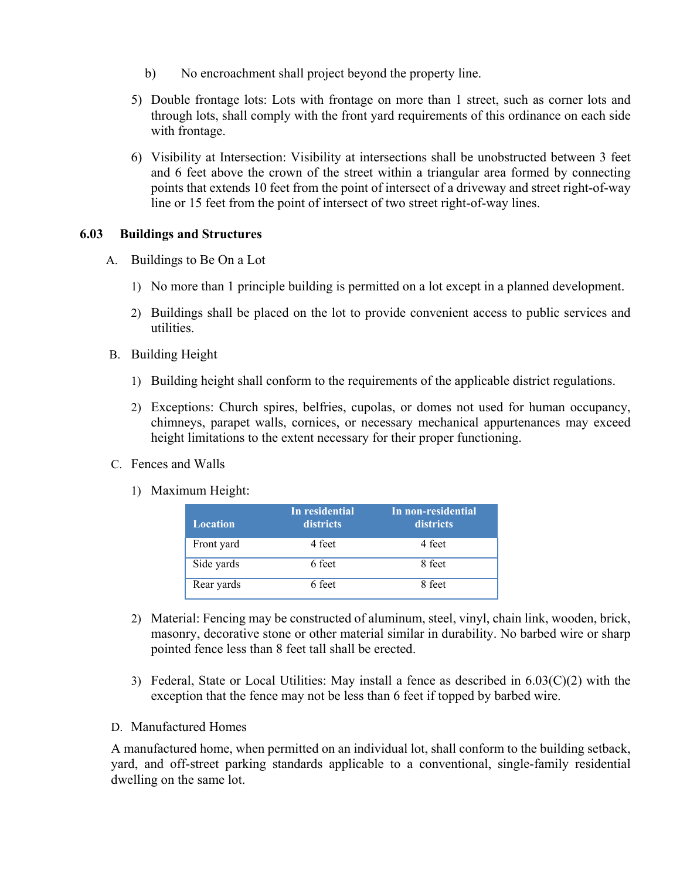b) No encroachment shall project beyond the property line.

5) Double frontage lots: Lots with frontage on more than 1 street, such as corner lots and through lots, shall comply with the front yard requirements of this ordinance on each side with frontage.

6) Visibility at Intersection: Visibility at intersections shall be unobstructed between 3 feet and 6 feet above the crown of the street within a triangular area formed by connecting points that extends 10 feet from the point of intersect of a driveway and street right-of-way line or 15 feet from the point of intersect of two street right-of-way lines.

## 6.03 Buildings and Structures

A. Buildings to Be On a Lot

1) No more than 1 principle building is permitted on a lot except in a planned development.

2) Buildings shall be placed on the lot to provide convenient access to public services and utilities.

B. Building Height

1) Building height shall conform to the requirements of the applicable district regulations.

2) Exceptions: Church spires, belfries, cupolas, or domes not used for human occupancy, chimneys, parapet walls, cornices, or necessary mechanical appurtenances may exceed height limitations to the extent necessary for their proper functioning.

C. Fences and Walls

1) Maximum Height:

| Location | In residential districts | In non-residential districts |
|---|---|---|
| Front yard | 4 feet | 4 feet |
| Side yards | 6 feet | 8 feet |
| Rear yards | 6 feet | 8 feet |

2) Material: Fencing may be constructed of aluminum, steel, vinyl, chain link, wooden, brick, masonry, decorative stone or other material similar in durability. No barbed wire or sharp pointed fence less than 8 feet tall shall be erected.

3) Federal, State or Local Utilities: May install a fence as described in 6.03(C)(2) with the exception that the fence may not be less than 6 feet if topped by barbed wire.

D. Manufactured Homes

A manufactured home, when permitted on an individual lot, shall conform to the building setback, yard, and off-street parking standards applicable to a conventional, single-family residential dwelling on the same lot.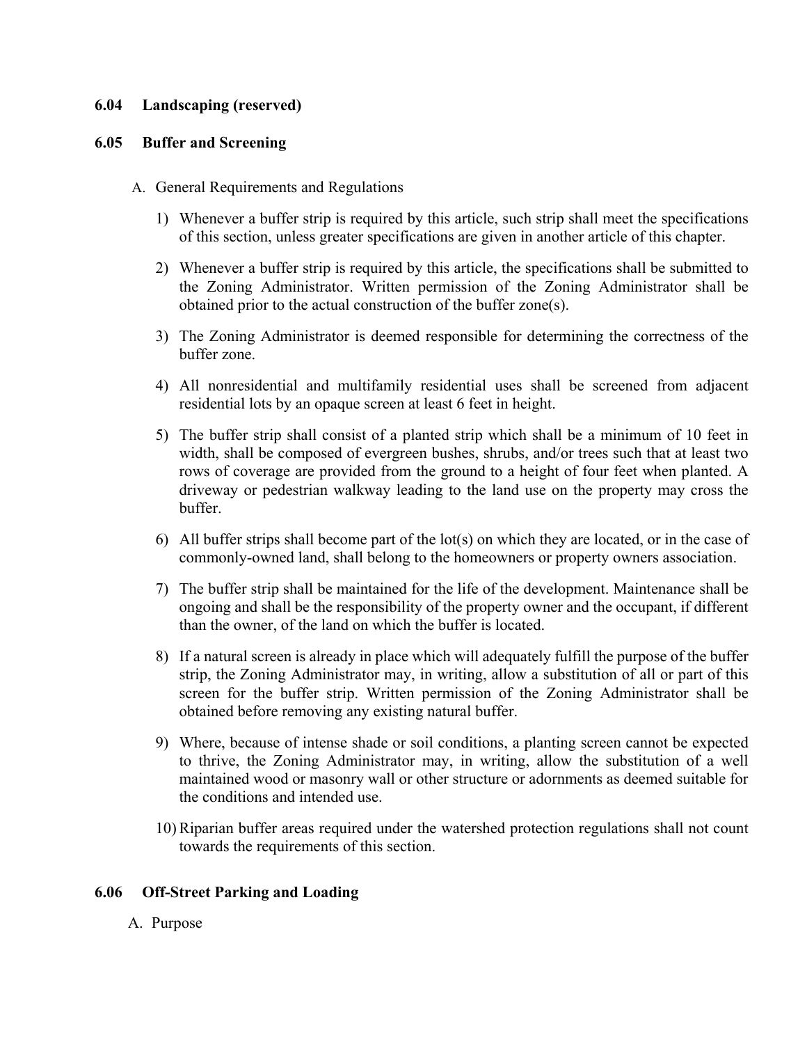### 6.04 Landscaping (reserved)

### 6.05 Buffer and Screening

A. General Requirements and Regulations

1) Whenever a buffer strip is required by this article, such strip shall meet the specifications of this section, unless greater specifications are given in another article of this chapter.

2) Whenever a buffer strip is required by this article, the specifications shall be submitted to the Zoning Administrator. Written permission of the Zoning Administrator shall be obtained prior to the actual construction of the buffer zone(s).

3) The Zoning Administrator is deemed responsible for determining the correctness of the buffer zone.

4) All nonresidential and multifamily residential uses shall be screened from adjacent residential lots by an opaque screen at least 6 feet in height.

5) The buffer strip shall consist of a planted strip which shall be a minimum of 10 feet in width, shall be composed of evergreen bushes, shrubs, and/or trees such that at least two rows of coverage are provided from the ground to a height of four feet when planted. A driveway or pedestrian walkway leading to the land use on the property may cross the buffer.

6) All buffer strips shall become part of the lot(s) on which they are located, or in the case of commonly-owned land, shall belong to the homeowners or property owners association.

7) The buffer strip shall be maintained for the life of the development. Maintenance shall be ongoing and shall be the responsibility of the property owner and the occupant, if different than the owner, of the land on which the buffer is located.

8) If a natural screen is already in place which will adequately fulfill the purpose of the buffer strip, the Zoning Administrator may, in writing, allow a substitution of all or part of this screen for the buffer strip. Written permission of the Zoning Administrator shall be obtained before removing any existing natural buffer.

9) Where, because of intense shade or soil conditions, a planting screen cannot be expected to thrive, the Zoning Administrator may, in writing, allow the substitution of a well maintained wood or masonry wall or other structure or adornments as deemed suitable for the conditions and intended use.

10) Riparian buffer areas required under the watershed protection regulations shall not count towards the requirements of this section.

### 6.06 Off-Street Parking and Loading

A. Purpose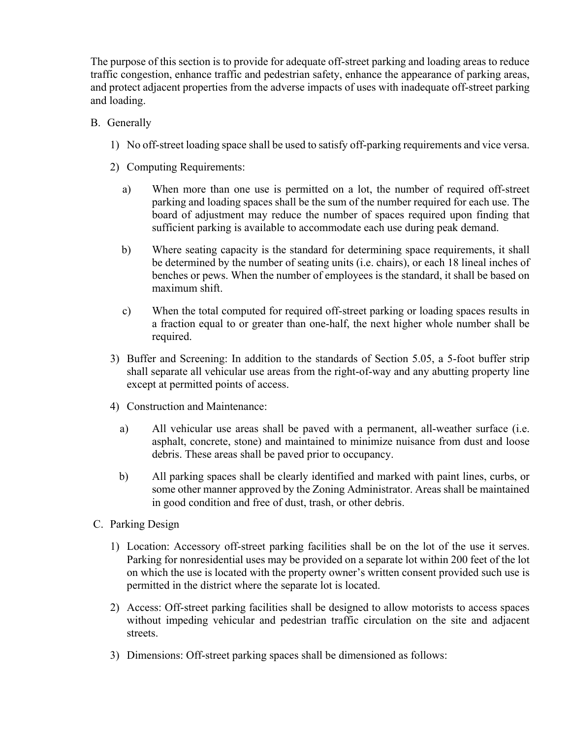The purpose of this section is to provide for adequate off-street parking and loading areas to reduce traffic congestion, enhance traffic and pedestrian safety, enhance the appearance of parking areas, and protect adjacent properties from the adverse impacts of uses with inadequate off-street parking and loading.

B. Generally

1) No off-street loading space shall be used to satisfy off-parking requirements and vice versa.

2) Computing Requirements:

   a) When more than one use is permitted on a lot, the number of required off-street parking and loading spaces shall be the sum of the number required for each use. The board of adjustment may reduce the number of spaces required upon finding that sufficient parking is available to accommodate each use during peak demand.

   b) Where seating capacity is the standard for determining space requirements, it shall be determined by the number of seating units (i.e. chairs), or each 18 lineal inches of benches or pews. When the number of employees is the standard, it shall be based on maximum shift.

   c) When the total computed for required off-street parking or loading spaces results in a fraction equal to or greater than one-half, the next higher whole number shall be required.

3) Buffer and Screening: In addition to the standards of Section 5.05, a 5-foot buffer strip shall separate all vehicular use areas from the right-of-way and any abutting property line except at permitted points of access.

4) Construction and Maintenance:

   a) All vehicular use areas shall be paved with a permanent, all-weather surface (i.e. asphalt, concrete, stone) and maintained to minimize nuisance from dust and loose debris. These areas shall be paved prior to occupancy.

   b) All parking spaces shall be clearly identified and marked with paint lines, curbs, or some other manner approved by the Zoning Administrator. Areas shall be maintained in good condition and free of dust, trash, or other debris.

C. Parking Design

1) Location: Accessory off-street parking facilities shall be on the lot of the use it serves. Parking for nonresidential uses may be provided on a separate lot within 200 feet of the lot on which the use is located with the property owner's written consent provided such use is permitted in the district where the separate lot is located.

2) Access: Off-street parking facilities shall be designed to allow motorists to access spaces without impeding vehicular and pedestrian traffic circulation on the site and adjacent streets.

3) Dimensions: Off-street parking spaces shall be dimensioned as follows: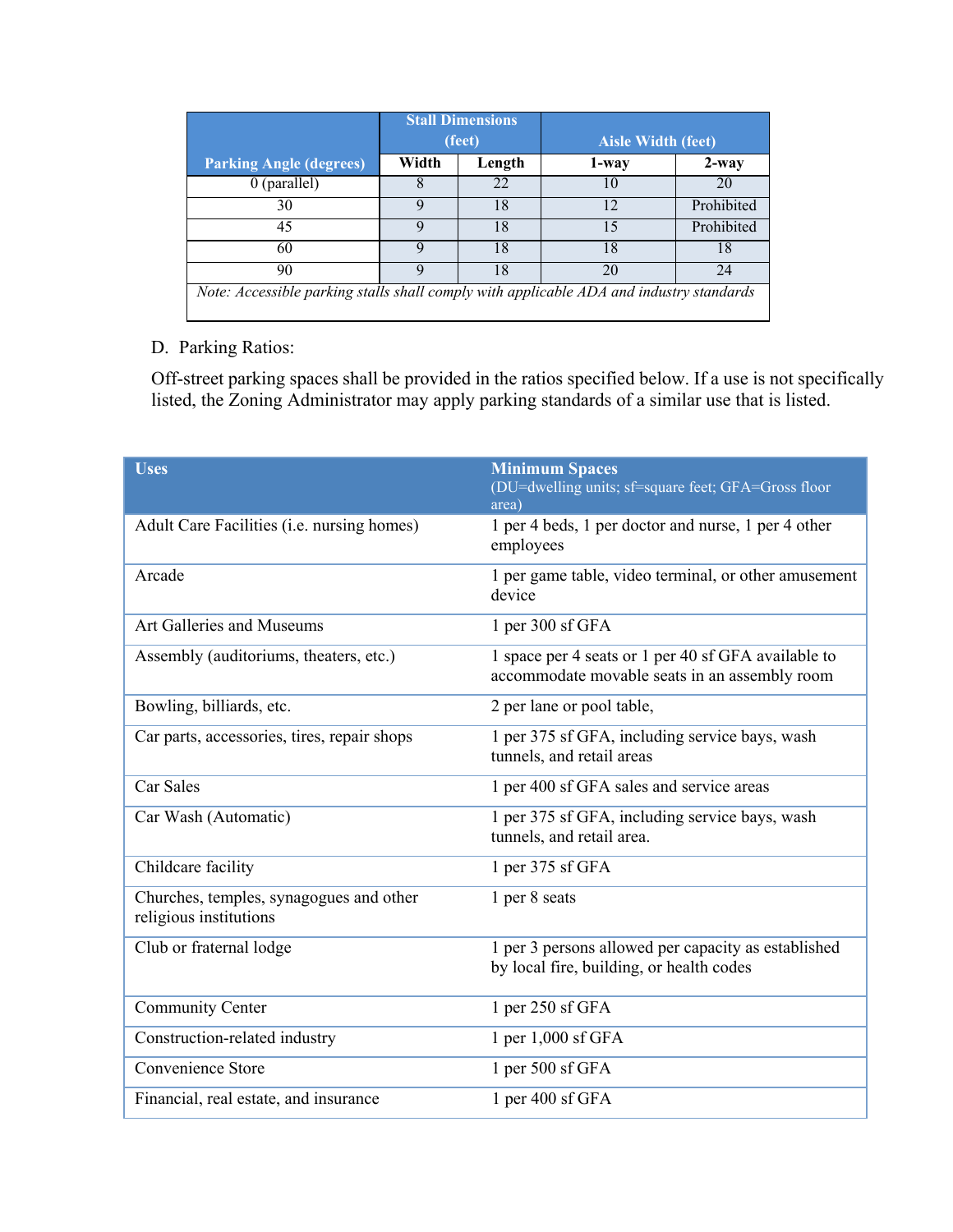| Parking Angle (degrees) | Stall Dimensions (feet) | | Aisle Width (feet) | |
|---|---|---|---|---|
| | Width | Length | 1-way | 2-way |
| 0 (parallel) | 8 | 22 | 10 | 20 |
| 30 | 9 | 18 | 12 | Prohibited |
| 45 | 9 | 18 | 15 | Prohibited |
| 60 | 9 | 18 | 18 | 18 |
| 90 | 9 | 18 | 20 | 24 |
| *Note: Accessible parking stalls shall comply with applicable ADA and industry standards* | | | | |

D. Parking Ratios:

Off-street parking spaces shall be provided in the ratios specified below. If a use is not specifically listed, the Zoning Administrator may apply parking standards of a similar use that is listed.

| Uses | Minimum Spaces (DU=dwelling units; sf=square feet; GFA=Gross floor area) |
|---|---|
| Adult Care Facilities (i.e. nursing homes) | 1 per 4 beds, 1 per doctor and nurse, 1 per 4 other employees |
| Arcade | 1 per game table, video terminal, or other amusement device |
| Art Galleries and Museums | 1 per 300 sf GFA |
| Assembly (auditoriums, theaters, etc.) | 1 space per 4 seats or 1 per 40 sf GFA available to accommodate movable seats in an assembly room |
| Bowling, billiards, etc. | 2 per lane or pool table, |
| Car parts, accessories, tires, repair shops | 1 per 375 sf GFA, including service bays, wash tunnels, and retail areas |
| Car Sales | 1 per 400 sf GFA sales and service areas |
| Car Wash (Automatic) | 1 per 375 sf GFA, including service bays, wash tunnels, and retail area. |
| Childcare facility | 1 per 375 sf GFA |
| Churches, temples, synagogues and other religious institutions | 1 per 8 seats |
| Club or fraternal lodge | 1 per 3 persons allowed per capacity as established by local fire, building, or health codes |
| Community Center | 1 per 250 sf GFA |
| Construction-related industry | 1 per 1,000 sf GFA |
| Convenience Store | 1 per 500 sf GFA |
| Financial, real estate, and insurance | 1 per 400 sf GFA |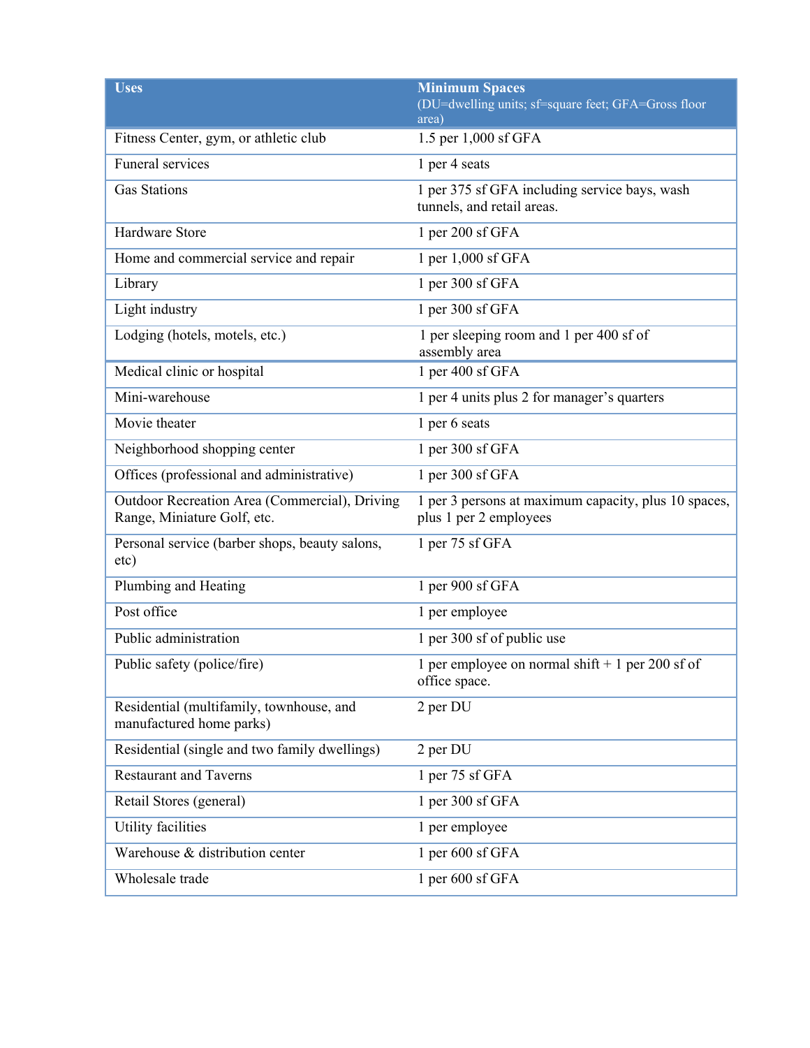| Uses | Minimum Spaces<br>(DU=dwelling units; sf=square feet; GFA=Gross floor area) |
|---|---|
| Fitness Center, gym, or athletic club | 1.5 per 1,000 sf GFA |
| Funeral services | 1 per 4 seats |
| Gas Stations | 1 per 375 sf GFA including service bays, wash tunnels, and retail areas. |
| Hardware Store | 1 per 200 sf GFA |
| Home and commercial service and repair | 1 per 1,000 sf GFA |
| Library | 1 per 300 sf GFA |
| Light industry | 1 per 300 sf GFA |
| Lodging (hotels, motels, etc.) | 1 per sleeping room and 1 per 400 sf of assembly area |
| Medical clinic or hospital | 1 per 400 sf GFA |
| Mini-warehouse | 1 per 4 units plus 2 for manager's quarters |
| Movie theater | 1 per 6 seats |
| Neighborhood shopping center | 1 per 300 sf GFA |
| Offices (professional and administrative) | 1 per 300 sf GFA |
| Outdoor Recreation Area (Commercial), Driving Range, Miniature Golf, etc. | 1 per 3 persons at maximum capacity, plus 10 spaces, plus 1 per 2 employees |
| Personal service (barber shops, beauty salons, etc) | 1 per 75 sf GFA |
| Plumbing and Heating | 1 per 900 sf GFA |
| Post office | 1 per employee |
| Public administration | 1 per 300 sf of public use |
| Public safety (police/fire) | 1 per employee on normal shift + 1 per 200 sf of office space. |
| Residential (multifamily, townhouse, and manufactured home parks) | 2 per DU |
| Residential (single and two family dwellings) | 2 per DU |
| Restaurant and Taverns | 1 per 75 sf GFA |
| Retail Stores (general) | 1 per 300 sf GFA |
| Utility facilities | 1 per employee |
| Warehouse & distribution center | 1 per 600 sf GFA |
| Wholesale trade | 1 per 600 sf GFA |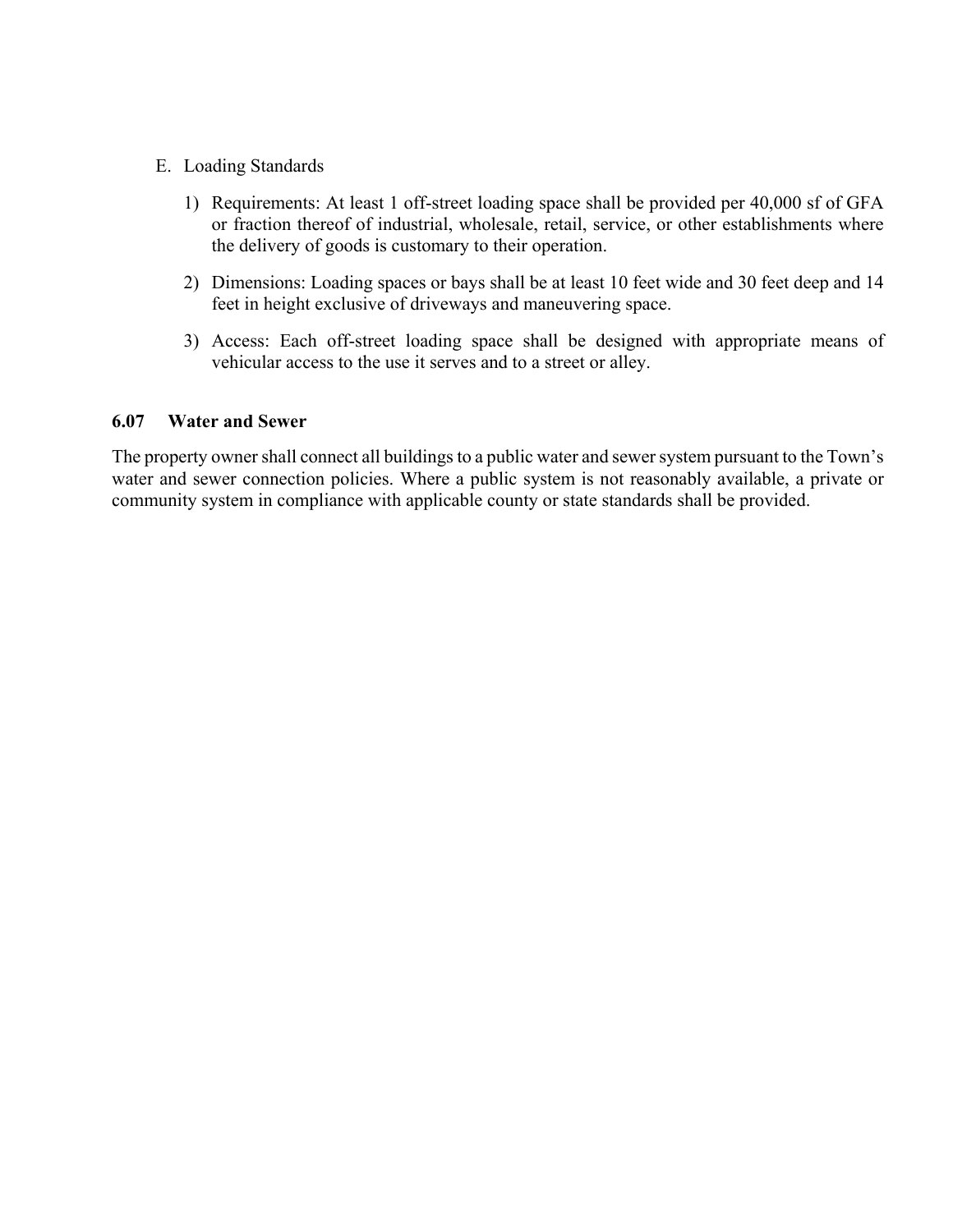E. Loading Standards

1) Requirements: At least 1 off-street loading space shall be provided per 40,000 sf of GFA or fraction thereof of industrial, wholesale, retail, service, or other establishments where the delivery of goods is customary to their operation.

2) Dimensions: Loading spaces or bays shall be at least 10 feet wide and 30 feet deep and 14 feet in height exclusive of driveways and maneuvering space.

3) Access: Each off-street loading space shall be designed with appropriate means of vehicular access to the use it serves and to a street or alley.

### 6.07 Water and Sewer

The property owner shall connect all buildings to a public water and sewer system pursuant to the Town's water and sewer connection policies. Where a public system is not reasonably available, a private or community system in compliance with applicable county or state standards shall be provided.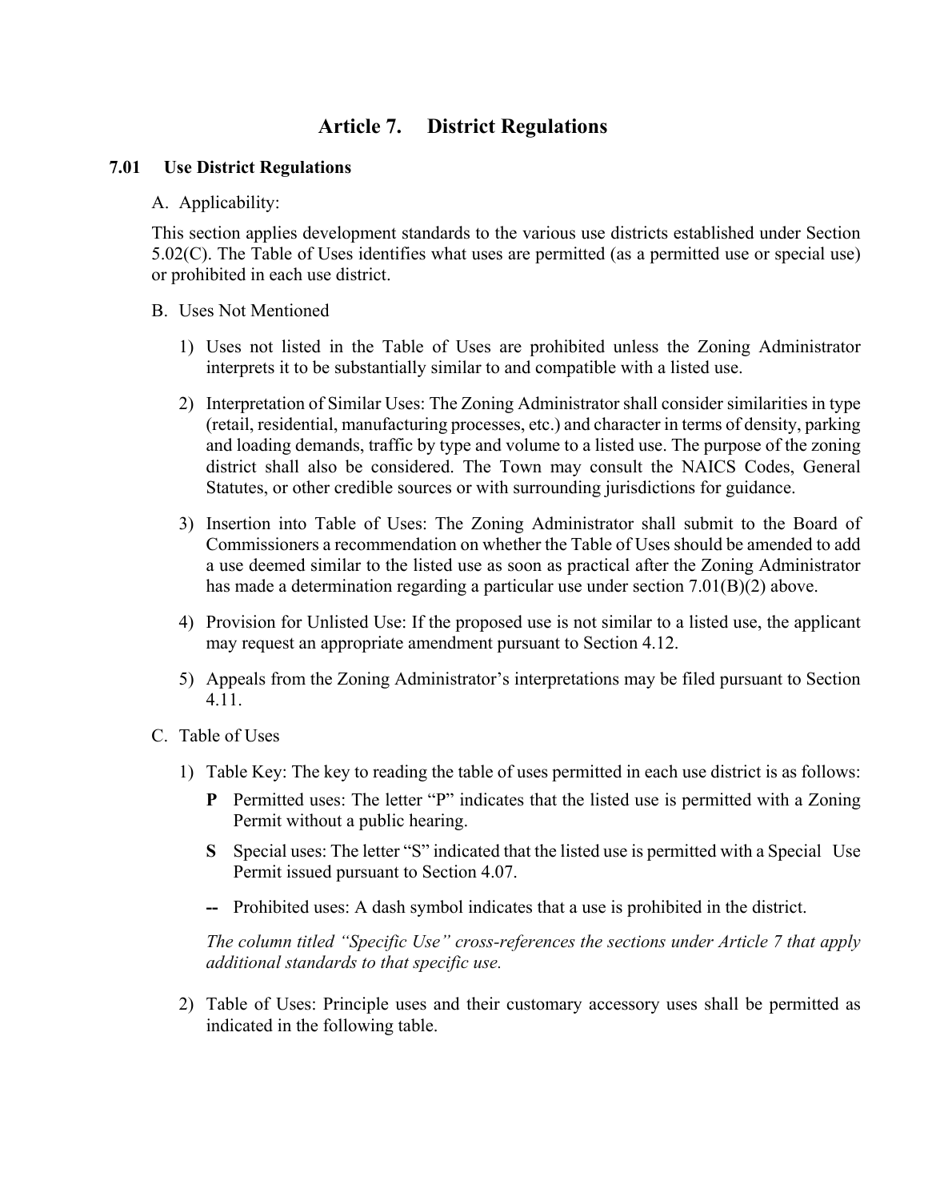# Article 7. District Regulations

## 7.01 Use District Regulations

A. Applicability:

This section applies development standards to the various use districts established under Section 5.02(C). The Table of Uses identifies what uses are permitted (as a permitted use or special use) or prohibited in each use district.

B. Uses Not Mentioned

1) Uses not listed in the Table of Uses are prohibited unless the Zoning Administrator interprets it to be substantially similar to and compatible with a listed use.

2) Interpretation of Similar Uses: The Zoning Administrator shall consider similarities in type (retail, residential, manufacturing processes, etc.) and character in terms of density, parking and loading demands, traffic by type and volume to a listed use. The purpose of the zoning district shall also be considered. The Town may consult the NAICS Codes, General Statutes, or other credible sources or with surrounding jurisdictions for guidance.

3) Insertion into Table of Uses: The Zoning Administrator shall submit to the Board of Commissioners a recommendation on whether the Table of Uses should be amended to add a use deemed similar to the listed use as soon as practical after the Zoning Administrator has made a determination regarding a particular use under section 7.01(B)(2) above.

4) Provision for Unlisted Use: If the proposed use is not similar to a listed use, the applicant may request an appropriate amendment pursuant to Section 4.12.

5) Appeals from the Zoning Administrator's interpretations may be filed pursuant to Section 4.11.

C. Table of Uses

1) Table Key: The key to reading the table of uses permitted in each use district is as follows:

   **P** Permitted uses: The letter "P" indicates that the listed use is permitted with a Zoning Permit without a public hearing.

   **S** Special uses: The letter "S" indicated that the listed use is permitted with a Special Use Permit issued pursuant to Section 4.07.

   **--** Prohibited uses: A dash symbol indicates that a use is prohibited in the district.

   *The column titled "Specific Use" cross-references the sections under Article 7 that apply additional standards to that specific use.*

2) Table of Uses: Principle uses and their customary accessory uses shall be permitted as indicated in the following table.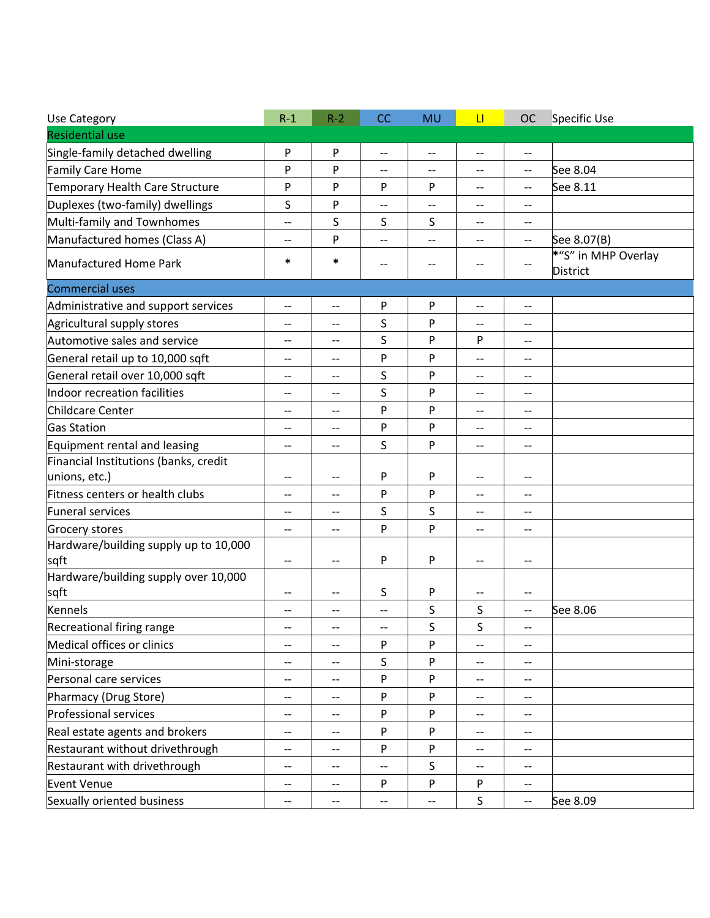| Use Category | R-1 | R-2 | CC | MU | LI | OC | Specific Use |
|---|---|---|---|---|---|---|---|
| Residential use | | | | | | | |
| Single-family detached dwelling | P | P | -- | -- | -- | -- | |
| Family Care Home | P | P | -- | -- | -- | -- | See 8.04 |
| Temporary Health Care Structure | P | P | P | P | -- | -- | See 8.11 |
| Duplexes (two-family) dwellings | S | P | -- | -- | -- | -- | |
| Multi-family and Townhomes | -- | S | S | S | -- | -- | |
| Manufactured homes (Class A) | -- | P | -- | -- | -- | -- | See 8.07(B) |
| Manufactured Home Park | * | * | -- | -- | -- | -- | *"S" in MHP Overlay District |
| Commercial uses | | | | | | | |
| Administrative and support services | -- | -- | P | P | -- | -- | |
| Agricultural supply stores | -- | -- | S | P | -- | -- | |
| Automotive sales and service | -- | -- | S | P | P | -- | |
| General retail up to 10,000 sqft | -- | -- | P | P | -- | -- | |
| General retail over 10,000 sqft | -- | -- | S | P | -- | -- | |
| Indoor recreation facilities | -- | -- | S | P | -- | -- | |
| Childcare Center | -- | -- | P | P | -- | -- | |
| Gas Station | -- | -- | P | P | -- | -- | |
| Equipment rental and leasing | -- | -- | S | P | -- | -- | |
| Financial Institutions (banks, credit unions, etc.) | -- | -- | P | P | -- | -- | |
| Fitness centers or health clubs | -- | -- | P | P | -- | -- | |
| Funeral services | -- | -- | S | S | -- | -- | |
| Grocery stores | -- | -- | P | P | -- | -- | |
| Hardware/building supply up to 10,000 sqft | -- | -- | P | P | -- | -- | |
| Hardware/building supply over 10,000 sqft | -- | -- | S | P | -- | -- | |
| Kennels | -- | -- | -- | S | S | -- | See 8.06 |
| Recreational firing range | -- | -- | -- | S | S | -- | |
| Medical offices or clinics | -- | -- | P | P | -- | -- | |
| Mini-storage | -- | -- | S | P | -- | -- | |
| Personal care services | -- | -- | P | P | -- | -- | |
| Pharmacy (Drug Store) | -- | -- | P | P | -- | -- | |
| Professional services | -- | -- | P | P | -- | -- | |
| Real estate agents and brokers | -- | -- | P | P | -- | -- | |
| Restaurant without drivethrough | -- | -- | P | P | -- | -- | |
| Restaurant with drivethrough | -- | -- | -- | S | -- | -- | |
| Event Venue | -- | -- | P | P | P | -- | |
| Sexually oriented business | -- | -- | -- | -- | S | -- | See 8.09 |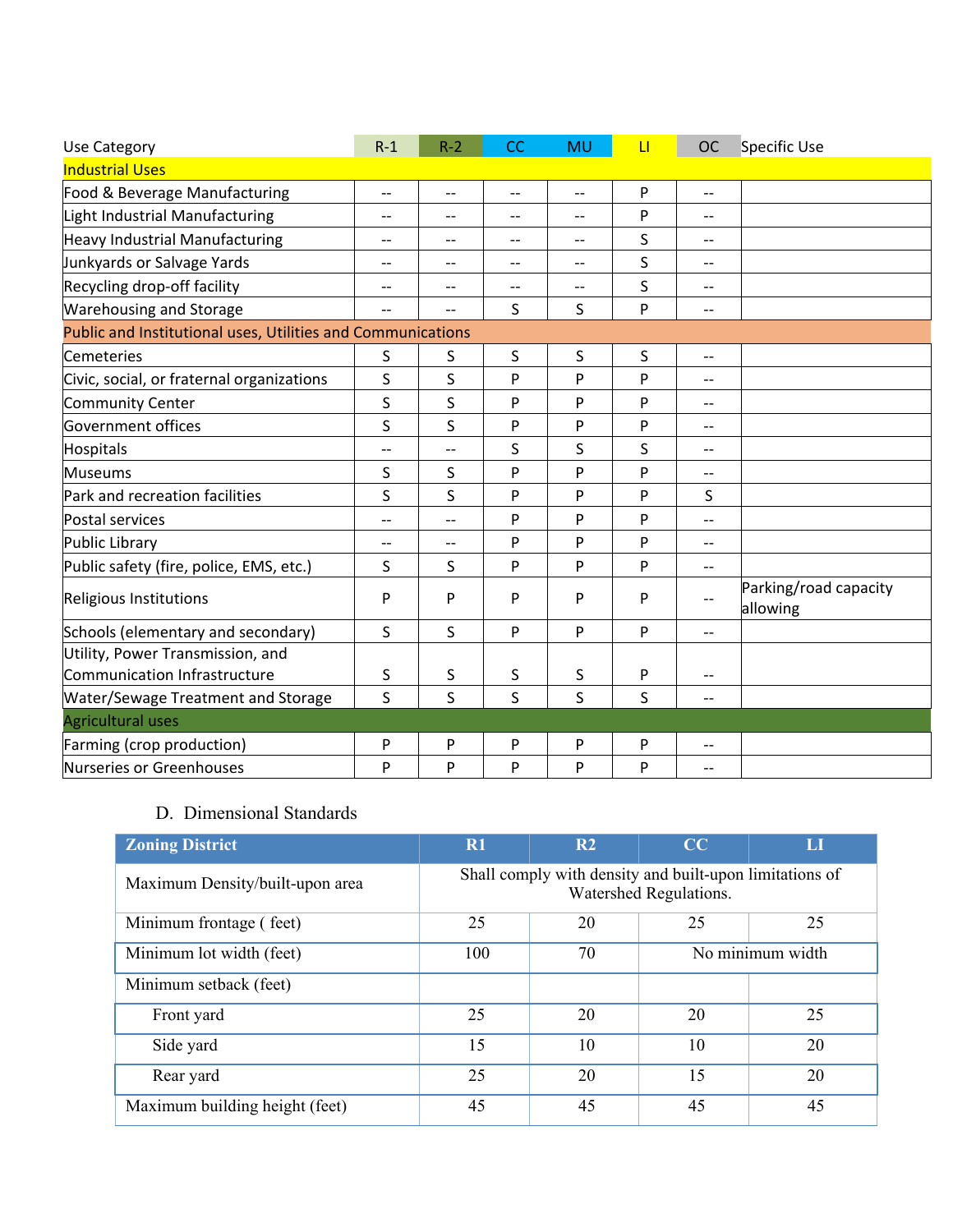| Use Category | R-1 | R-2 | CC | MU | LI | OC | Specific Use |
|---|---|---|---|---|---|---|---|
| Industrial Uses | | | | | | | |
| Food & Beverage Manufacturing | -- | -- | -- | -- | P | -- | |
| Light Industrial Manufacturing | -- | -- | -- | -- | P | -- | |
| Heavy Industrial Manufacturing | -- | -- | -- | -- | S | -- | |
| Junkyards or Salvage Yards | -- | -- | -- | -- | S | -- | |
| Recycling drop-off facility | -- | -- | -- | -- | S | -- | |
| Warehousing and Storage | -- | -- | S | S | P | -- | |
| Public and Institutional uses, Utilities and Communications | | | | | | | |
| Cemeteries | S | S | S | S | S | -- | |
| Civic, social, or fraternal organizations | S | S | P | P | P | -- | |
| Community Center | S | S | P | P | P | -- | |
| Government offices | S | S | P | P | P | -- | |
| Hospitals | -- | -- | S | S | S | -- | |
| Museums | S | S | P | P | P | -- | |
| Park and recreation facilities | S | S | P | P | P | S | |
| Postal services | -- | -- | P | P | P | -- | |
| Public Library | -- | -- | P | P | P | -- | |
| Public safety (fire, police, EMS, etc.) | S | S | P | P | P | -- | |
| Religious Institutions | P | P | P | P | P | -- | Parking/road capacity allowing |
| Schools (elementary and secondary) | S | S | P | P | P | -- | |
| Utility, Power Transmission, and Communication Infrastructure | S | S | S | S | P | -- | |
| Water/Sewage Treatment and Storage | S | S | S | S | S | -- | |
| Agricultural uses | | | | | | | |
| Farming (crop production) | P | P | P | P | P | -- | |
| Nurseries or Greenhouses | P | P | P | P | P | -- | |

D. Dimensional Standards

| Zoning District | R1 | R2 | CC | LI |
|---|---|---|---|---|
| Maximum Density/built-upon area | Shall comply with density and built-upon limitations of Watershed Regulations. | | | |
| Minimum frontage ( feet) | 25 | 20 | 25 | 25 |
| Minimum lot width (feet) | 100 | 70 | No minimum width | |
| Minimum setback (feet) | | | | |
| Front yard | 25 | 20 | 20 | 25 |
| Side yard | 15 | 10 | 10 | 20 |
| Rear yard | 25 | 20 | 15 | 20 |
| Maximum building height (feet) | 45 | 45 | 45 | 45 |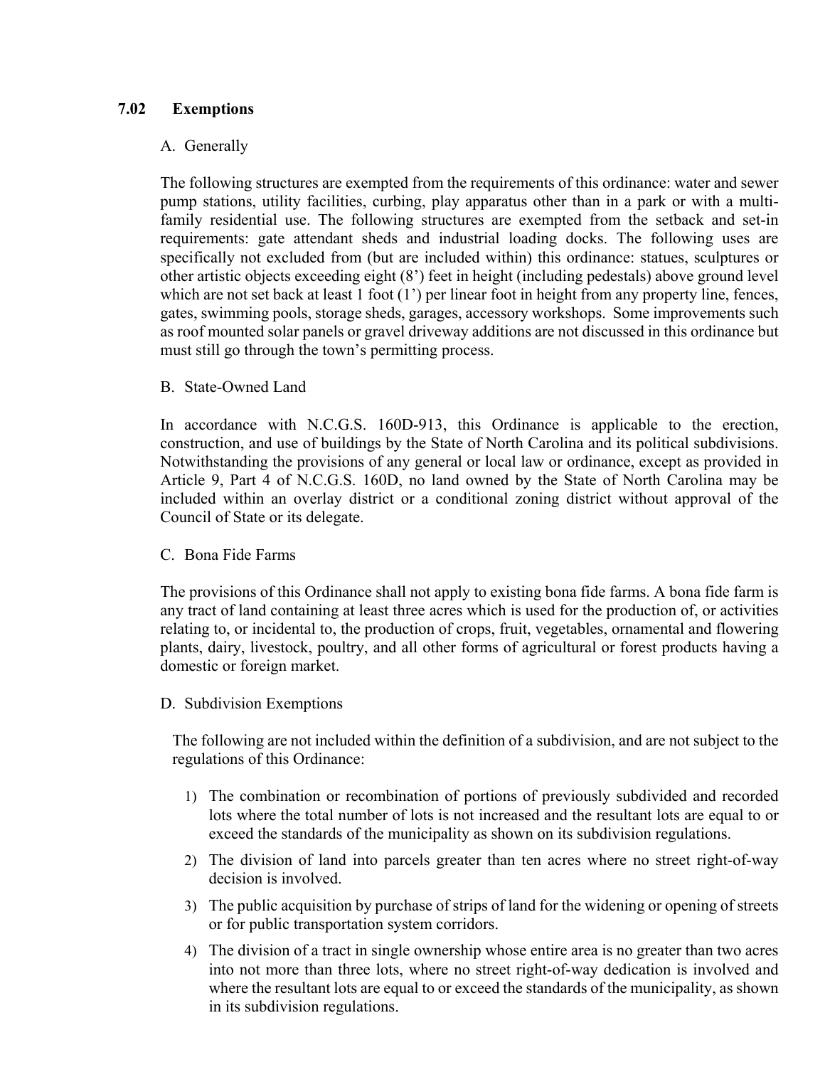### 7.02 Exemptions

A. Generally

The following structures are exempted from the requirements of this ordinance: water and sewer pump stations, utility facilities, curbing, play apparatus other than in a park or with a multi-family residential use. The following structures are exempted from the setback and set-in requirements: gate attendant sheds and industrial loading docks. The following uses are specifically not excluded from (but are included within) this ordinance: statues, sculptures or other artistic objects exceeding eight (8') feet in height (including pedestals) above ground level which are not set back at least 1 foot (1') per linear foot in height from any property line, fences, gates, swimming pools, storage sheds, garages, accessory workshops. Some improvements such as roof mounted solar panels or gravel driveway additions are not discussed in this ordinance but must still go through the town's permitting process.

B. State-Owned Land

In accordance with N.C.G.S. 160D-913, this Ordinance is applicable to the erection, construction, and use of buildings by the State of North Carolina and its political subdivisions. Notwithstanding the provisions of any general or local law or ordinance, except as provided in Article 9, Part 4 of N.C.G.S. 160D, no land owned by the State of North Carolina may be included within an overlay district or a conditional zoning district without approval of the Council of State or its delegate.

C. Bona Fide Farms

The provisions of this Ordinance shall not apply to existing bona fide farms. A bona fide farm is any tract of land containing at least three acres which is used for the production of, or activities relating to, or incidental to, the production of crops, fruit, vegetables, ornamental and flowering plants, dairy, livestock, poultry, and all other forms of agricultural or forest products having a domestic or foreign market.

D. Subdivision Exemptions

The following are not included within the definition of a subdivision, and are not subject to the regulations of this Ordinance:

1) The combination or recombination of portions of previously subdivided and recorded lots where the total number of lots is not increased and the resultant lots are equal to or exceed the standards of the municipality as shown on its subdivision regulations.
2) The division of land into parcels greater than ten acres where no street right-of-way decision is involved.
3) The public acquisition by purchase of strips of land for the widening or opening of streets or for public transportation system corridors.
4) The division of a tract in single ownership whose entire area is no greater than two acres into not more than three lots, where no street right-of-way dedication is involved and where the resultant lots are equal to or exceed the standards of the municipality, as shown in its subdivision regulations.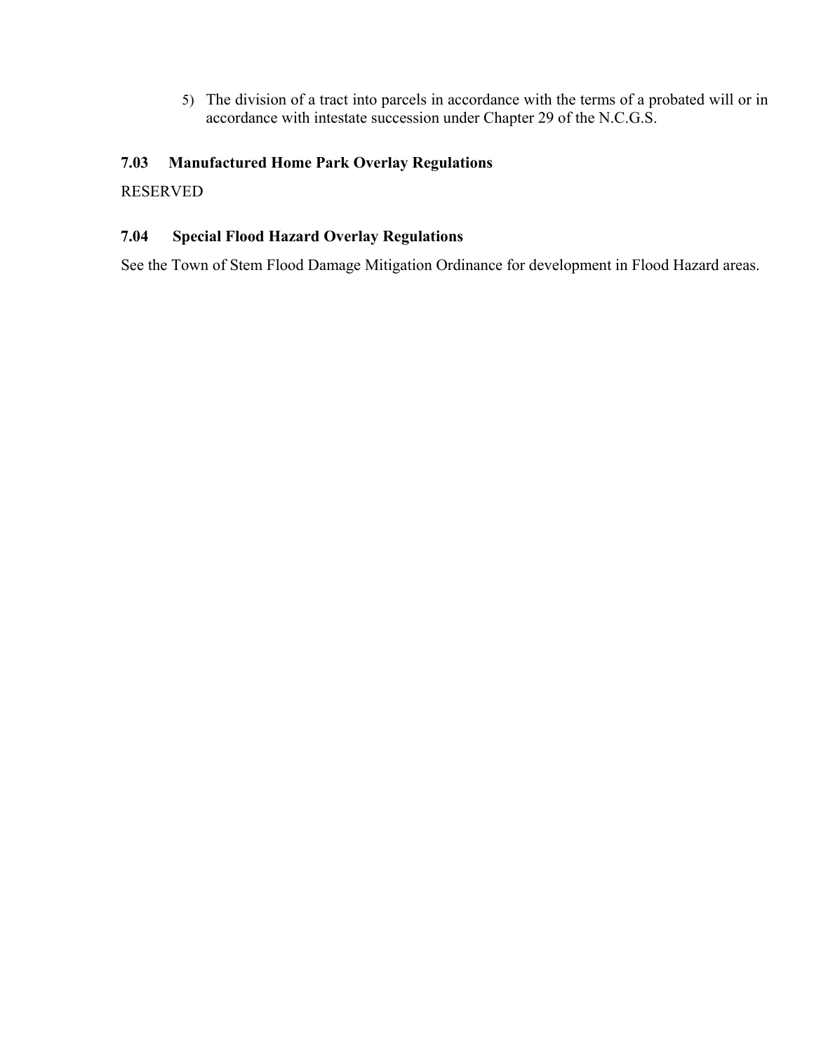5) The division of a tract into parcels in accordance with the terms of a probated will or in accordance with intestate succession under Chapter 29 of the N.C.G.S.

### 7.03 Manufactured Home Park Overlay Regulations

RESERVED

### 7.04 Special Flood Hazard Overlay Regulations

See the Town of Stem Flood Damage Mitigation Ordinance for development in Flood Hazard areas.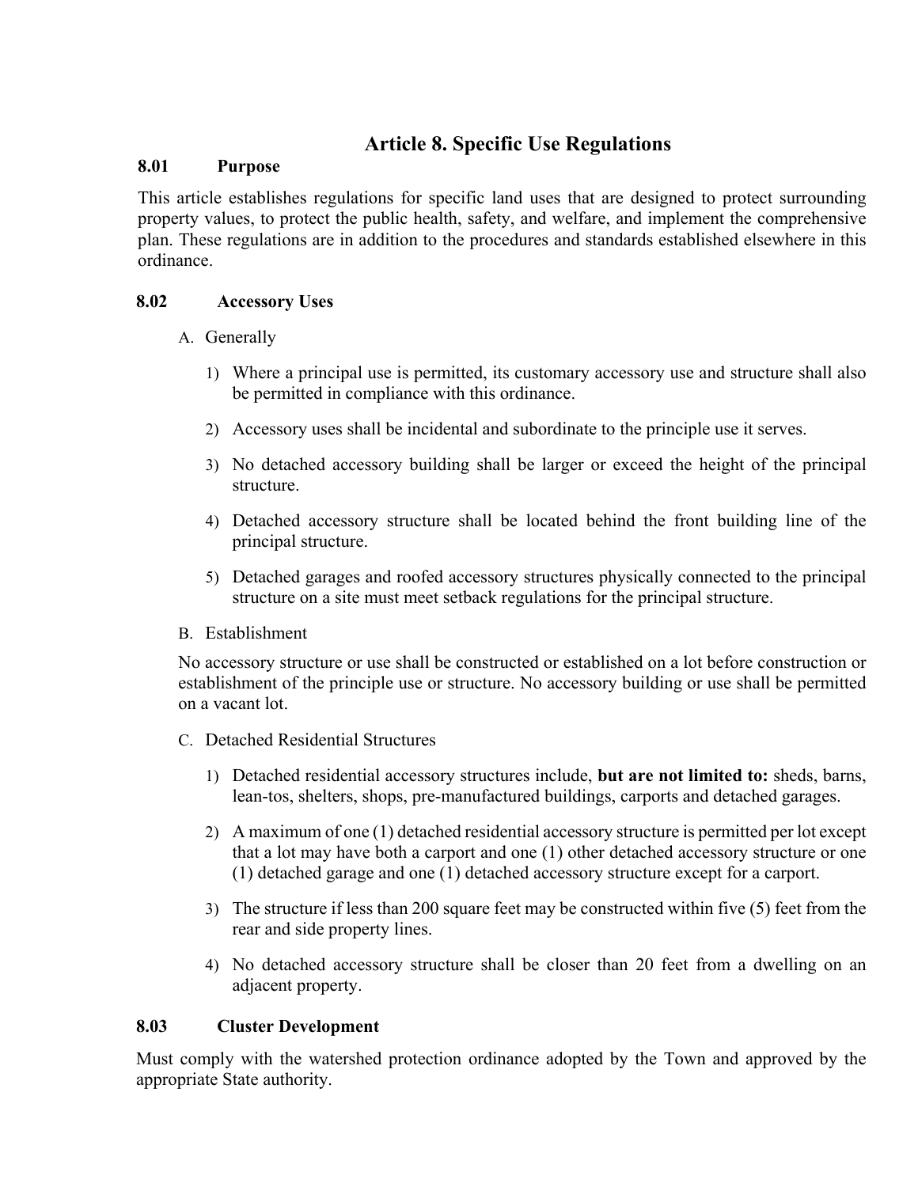# Article 8. Specific Use Regulations

## 8.01 Purpose

This article establishes regulations for specific land uses that are designed to protect surrounding property values, to protect the public health, safety, and welfare, and implement the comprehensive plan. These regulations are in addition to the procedures and standards established elsewhere in this ordinance.

## 8.02 Accessory Uses

A. Generally

1) Where a principal use is permitted, its customary accessory use and structure shall also be permitted in compliance with this ordinance.

2) Accessory uses shall be incidental and subordinate to the principle use it serves.

3) No detached accessory building shall be larger or exceed the height of the principal structure.

4) Detached accessory structure shall be located behind the front building line of the principal structure.

5) Detached garages and roofed accessory structures physically connected to the principal structure on a site must meet setback regulations for the principal structure.

B. Establishment

No accessory structure or use shall be constructed or established on a lot before construction or establishment of the principle use or structure. No accessory building or use shall be permitted on a vacant lot.

C. Detached Residential Structures

1) Detached residential accessory structures include, **but are not limited to:** sheds, barns, lean-tos, shelters, shops, pre-manufactured buildings, carports and detached garages.

2) A maximum of one (1) detached residential accessory structure is permitted per lot except that a lot may have both a carport and one (1) other detached accessory structure or one (1) detached garage and one (1) detached accessory structure except for a carport.

3) The structure if less than 200 square feet may be constructed within five (5) feet from the rear and side property lines.

4) No detached accessory structure shall be closer than 20 feet from a dwelling on an adjacent property.

## 8.03 Cluster Development

Must comply with the watershed protection ordinance adopted by the Town and approved by the appropriate State authority.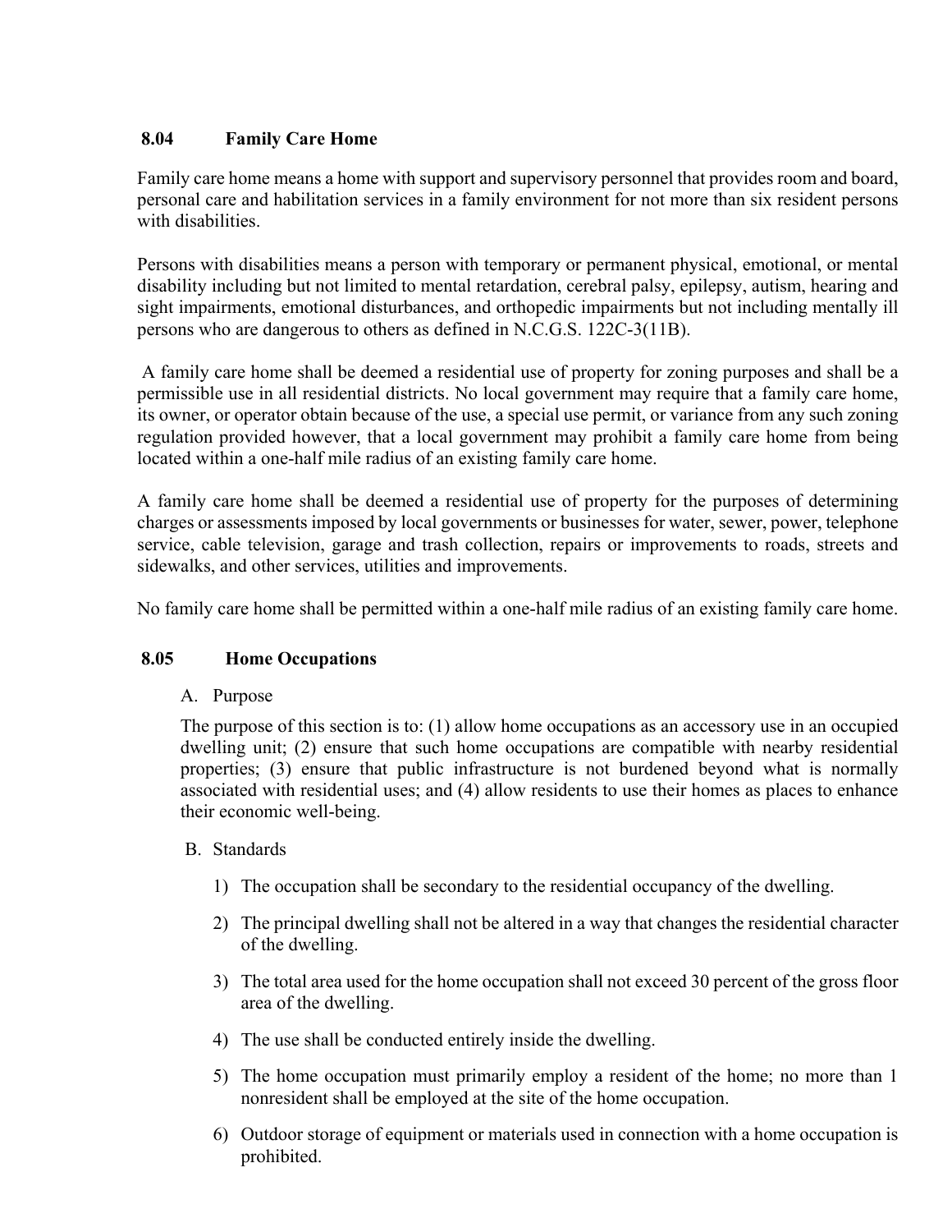## 8.04 Family Care Home

Family care home means a home with support and supervisory personnel that provides room and board, personal care and habilitation services in a family environment for not more than six resident persons with disabilities.

Persons with disabilities means a person with temporary or permanent physical, emotional, or mental disability including but not limited to mental retardation, cerebral palsy, epilepsy, autism, hearing and sight impairments, emotional disturbances, and orthopedic impairments but not including mentally ill persons who are dangerous to others as defined in N.C.G.S. 122C-3(11B).

A family care home shall be deemed a residential use of property for zoning purposes and shall be a permissible use in all residential districts. No local government may require that a family care home, its owner, or operator obtain because of the use, a special use permit, or variance from any such zoning regulation provided however, that a local government may prohibit a family care home from being located within a one-half mile radius of an existing family care home.

A family care home shall be deemed a residential use of property for the purposes of determining charges or assessments imposed by local governments or businesses for water, sewer, power, telephone service, cable television, garage and trash collection, repairs or improvements to roads, streets and sidewalks, and other services, utilities and improvements.

No family care home shall be permitted within a one-half mile radius of an existing family care home.

## 8.05 Home Occupations

A. Purpose

The purpose of this section is to: (1) allow home occupations as an accessory use in an occupied dwelling unit; (2) ensure that such home occupations are compatible with nearby residential properties; (3) ensure that public infrastructure is not burdened beyond what is normally associated with residential uses; and (4) allow residents to use their homes as places to enhance their economic well-being.

B. Standards

1) The occupation shall be secondary to the residential occupancy of the dwelling.
2) The principal dwelling shall not be altered in a way that changes the residential character of the dwelling.
3) The total area used for the home occupation shall not exceed 30 percent of the gross floor area of the dwelling.
4) The use shall be conducted entirely inside the dwelling.
5) The home occupation must primarily employ a resident of the home; no more than 1 nonresident shall be employed at the site of the home occupation.
6) Outdoor storage of equipment or materials used in connection with a home occupation is prohibited.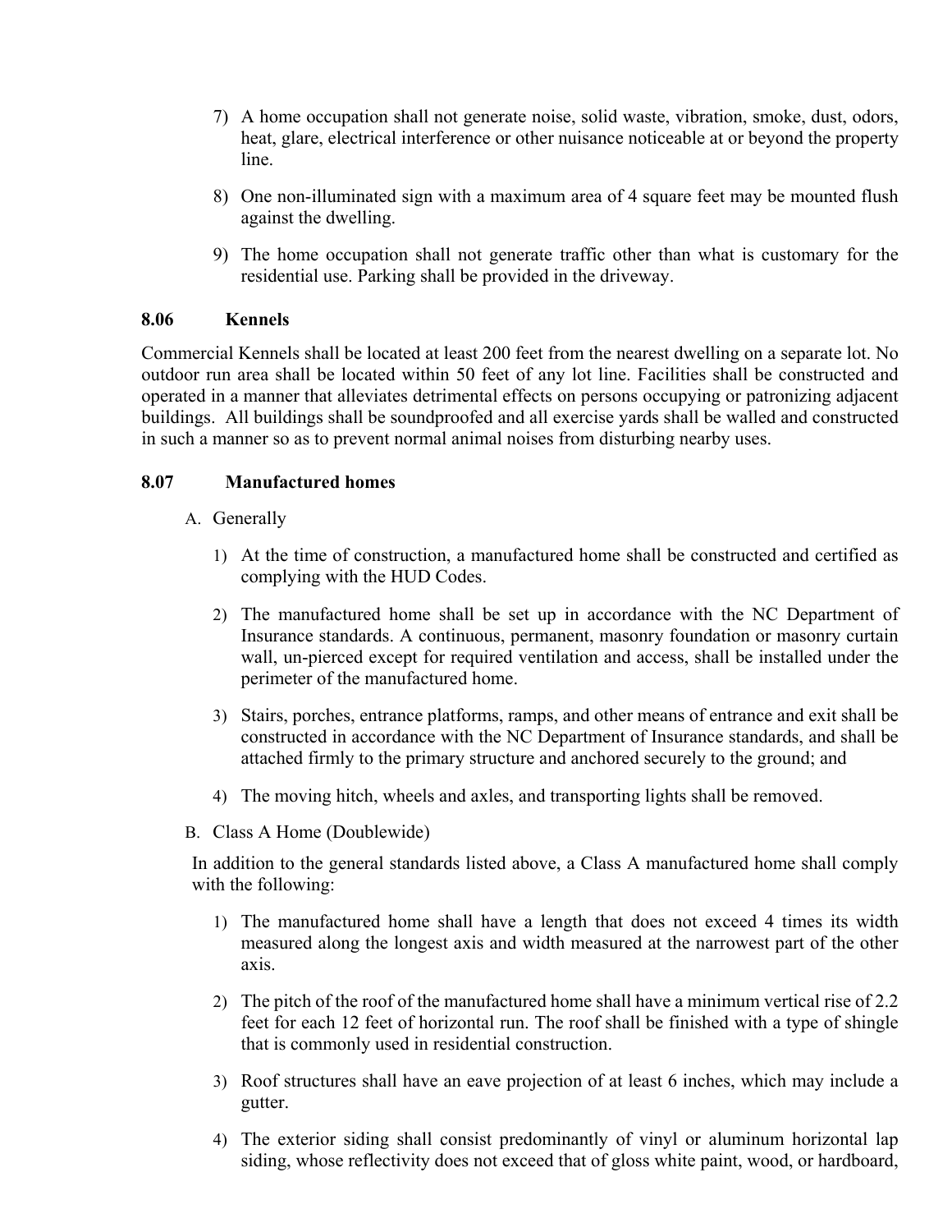7) A home occupation shall not generate noise, solid waste, vibration, smoke, dust, odors, heat, glare, electrical interference or other nuisance noticeable at or beyond the property line.

8) One non-illuminated sign with a maximum area of 4 square feet may be mounted flush against the dwelling.

9) The home occupation shall not generate traffic other than what is customary for the residential use. Parking shall be provided in the driveway.

### 8.06 Kennels

Commercial Kennels shall be located at least 200 feet from the nearest dwelling on a separate lot. No outdoor run area shall be located within 50 feet of any lot line. Facilities shall be constructed and operated in a manner that alleviates detrimental effects on persons occupying or patronizing adjacent buildings. All buildings shall be soundproofed and all exercise yards shall be walled and constructed in such a manner so as to prevent normal animal noises from disturbing nearby uses.

### 8.07 Manufactured homes

A. Generally

1) At the time of construction, a manufactured home shall be constructed and certified as complying with the HUD Codes.

2) The manufactured home shall be set up in accordance with the NC Department of Insurance standards. A continuous, permanent, masonry foundation or masonry curtain wall, un-pierced except for required ventilation and access, shall be installed under the perimeter of the manufactured home.

3) Stairs, porches, entrance platforms, ramps, and other means of entrance and exit shall be constructed in accordance with the NC Department of Insurance standards, and shall be attached firmly to the primary structure and anchored securely to the ground; and

4) The moving hitch, wheels and axles, and transporting lights shall be removed.

B. Class A Home (Doublewide)

In addition to the general standards listed above, a Class A manufactured home shall comply with the following:

1) The manufactured home shall have a length that does not exceed 4 times its width measured along the longest axis and width measured at the narrowest part of the other axis.

2) The pitch of the roof of the manufactured home shall have a minimum vertical rise of 2.2 feet for each 12 feet of horizontal run. The roof shall be finished with a type of shingle that is commonly used in residential construction.

3) Roof structures shall have an eave projection of at least 6 inches, which may include a gutter.

4) The exterior siding shall consist predominantly of vinyl or aluminum horizontal lap siding, whose reflectivity does not exceed that of gloss white paint, wood, or hardboard,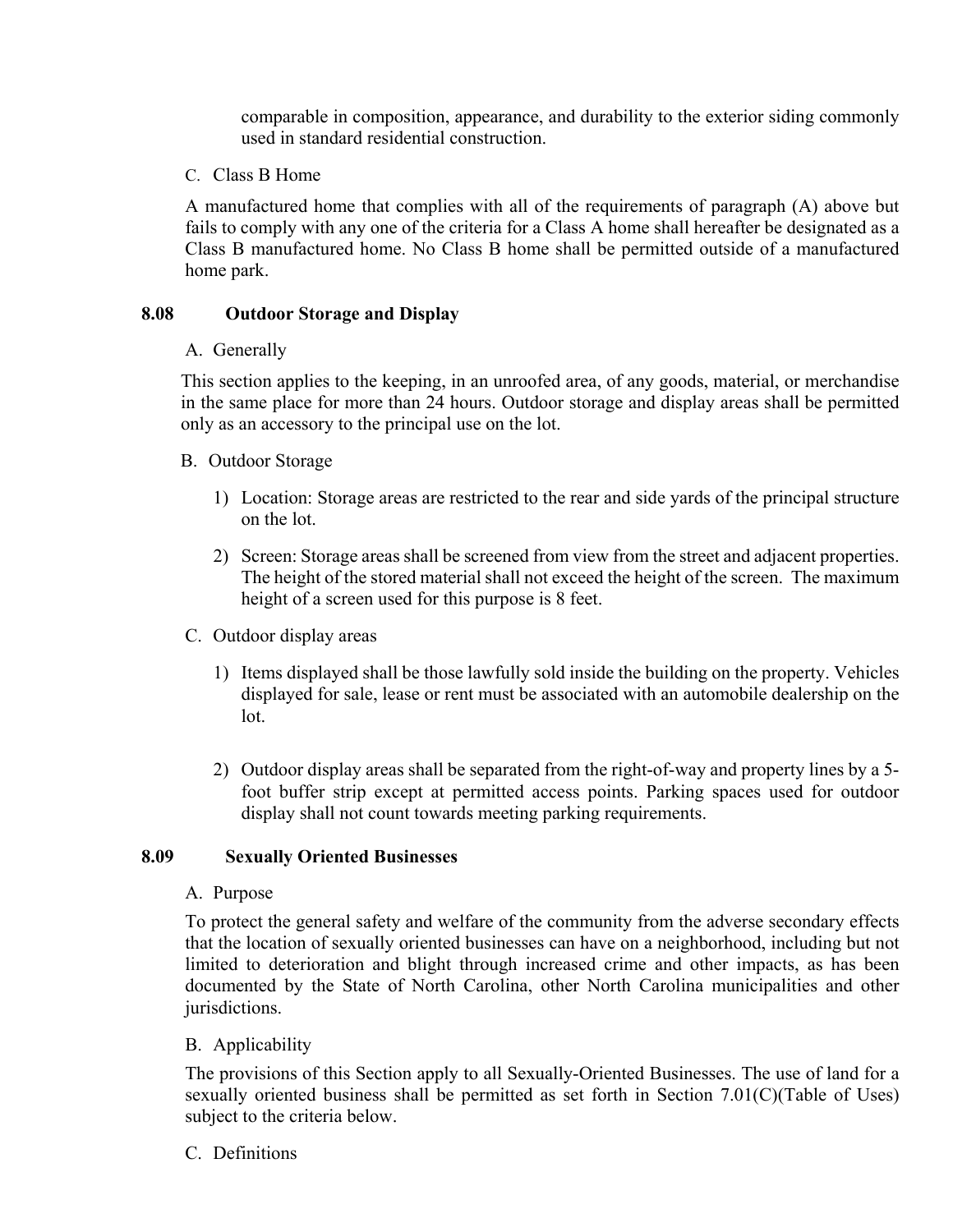comparable in composition, appearance, and durability to the exterior siding commonly used in standard residential construction.

C. Class B Home

A manufactured home that complies with all of the requirements of paragraph (A) above but fails to comply with any one of the criteria for a Class A home shall hereafter be designated as a Class B manufactured home. No Class B home shall be permitted outside of a manufactured home park.

## 8.08 Outdoor Storage and Display

A. Generally

This section applies to the keeping, in an unroofed area, of any goods, material, or merchandise in the same place for more than 24 hours. Outdoor storage and display areas shall be permitted only as an accessory to the principal use on the lot.

B. Outdoor Storage

1) Location: Storage areas are restricted to the rear and side yards of the principal structure on the lot.

2) Screen: Storage areas shall be screened from view from the street and adjacent properties. The height of the stored material shall not exceed the height of the screen. The maximum height of a screen used for this purpose is 8 feet.

C. Outdoor display areas

1) Items displayed shall be those lawfully sold inside the building on the property. Vehicles displayed for sale, lease or rent must be associated with an automobile dealership on the lot.

2) Outdoor display areas shall be separated from the right-of-way and property lines by a 5-foot buffer strip except at permitted access points. Parking spaces used for outdoor display shall not count towards meeting parking requirements.

## 8.09 Sexually Oriented Businesses

A. Purpose

To protect the general safety and welfare of the community from the adverse secondary effects that the location of sexually oriented businesses can have on a neighborhood, including but not limited to deterioration and blight through increased crime and other impacts, as has been documented by the State of North Carolina, other North Carolina municipalities and other jurisdictions.

B. Applicability

The provisions of this Section apply to all Sexually-Oriented Businesses. The use of land for a sexually oriented business shall be permitted as set forth in Section 7.01(C)(Table of Uses) subject to the criteria below.

C. Definitions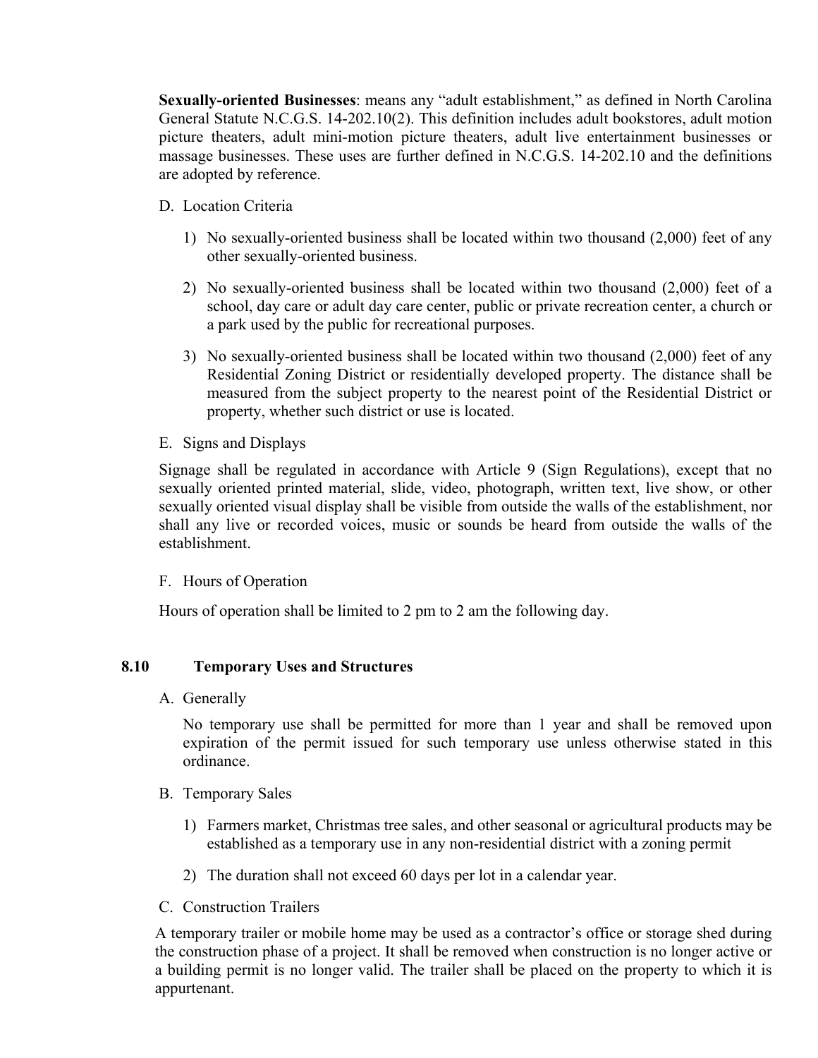**Sexually-oriented Businesses**: means any "adult establishment," as defined in North Carolina General Statute N.C.G.S. 14-202.10(2). This definition includes adult bookstores, adult motion picture theaters, adult mini-motion picture theaters, adult live entertainment businesses or massage businesses. These uses are further defined in N.C.G.S. 14-202.10 and the definitions are adopted by reference.

D. Location Criteria

1) No sexually-oriented business shall be located within two thousand (2,000) feet of any other sexually-oriented business.

2) No sexually-oriented business shall be located within two thousand (2,000) feet of a school, day care or adult day care center, public or private recreation center, a church or a park used by the public for recreational purposes.

3) No sexually-oriented business shall be located within two thousand (2,000) feet of any Residential Zoning District or residentially developed property. The distance shall be measured from the subject property to the nearest point of the Residential District or property, whether such district or use is located.

E. Signs and Displays

Signage shall be regulated in accordance with Article 9 (Sign Regulations), except that no sexually oriented printed material, slide, video, photograph, written text, live show, or other sexually oriented visual display shall be visible from outside the walls of the establishment, nor shall any live or recorded voices, music or sounds be heard from outside the walls of the establishment.

F. Hours of Operation

Hours of operation shall be limited to 2 pm to 2 am the following day.

## 8.10 Temporary Uses and Structures

A. Generally

No temporary use shall be permitted for more than 1 year and shall be removed upon expiration of the permit issued for such temporary use unless otherwise stated in this ordinance.

B. Temporary Sales

1) Farmers market, Christmas tree sales, and other seasonal or agricultural products may be established as a temporary use in any non-residential district with a zoning permit

2) The duration shall not exceed 60 days per lot in a calendar year.

C. Construction Trailers

A temporary trailer or mobile home may be used as a contractor's office or storage shed during the construction phase of a project. It shall be removed when construction is no longer active or a building permit is no longer valid. The trailer shall be placed on the property to which it is appurtenant.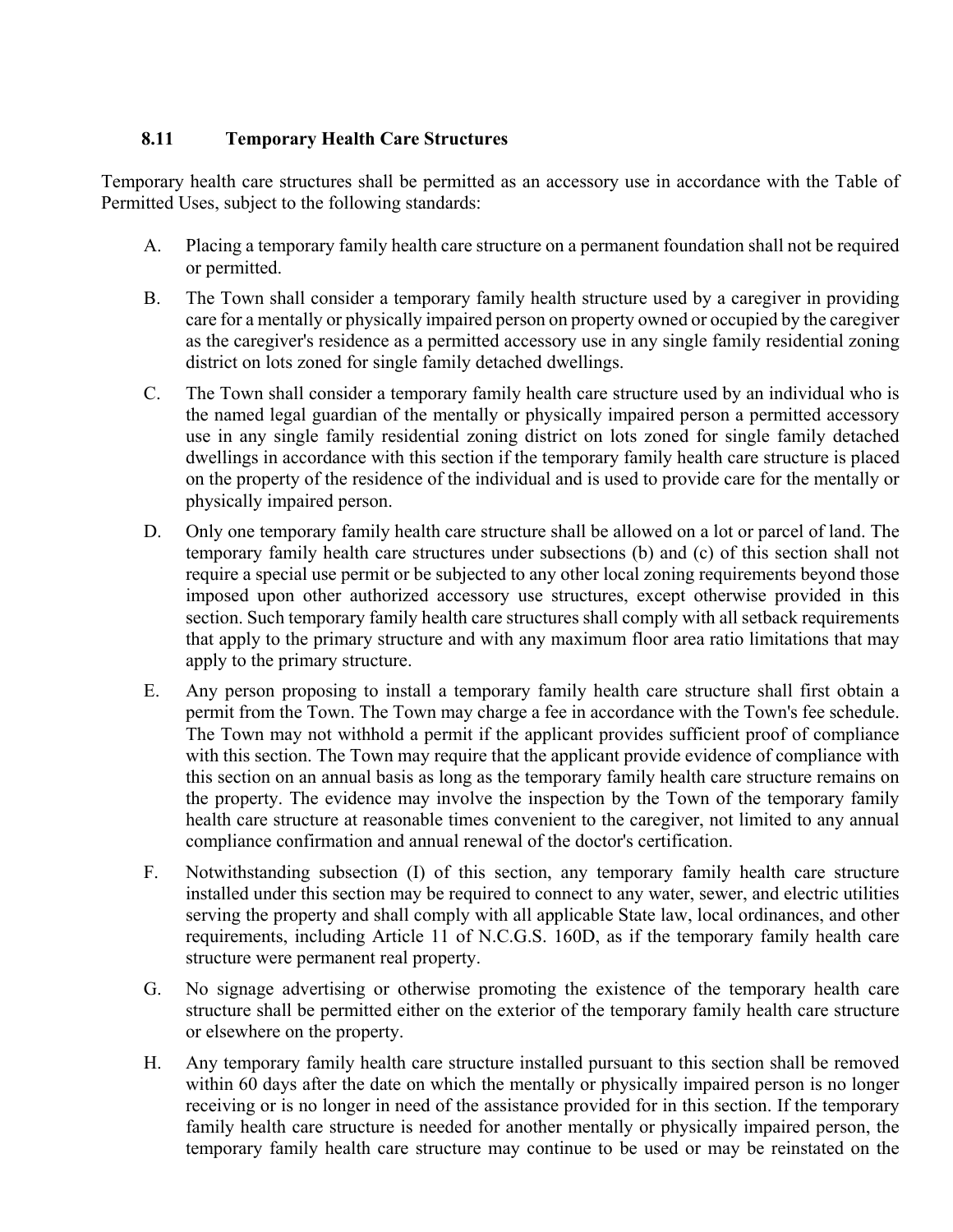### 8.11 Temporary Health Care Structures

Temporary health care structures shall be permitted as an accessory use in accordance with the Table of Permitted Uses, subject to the following standards:

A. Placing a temporary family health care structure on a permanent foundation shall not be required or permitted.

B. The Town shall consider a temporary family health structure used by a caregiver in providing care for a mentally or physically impaired person on property owned or occupied by the caregiver as the caregiver's residence as a permitted accessory use in any single family residential zoning district on lots zoned for single family detached dwellings.

C. The Town shall consider a temporary family health care structure used by an individual who is the named legal guardian of the mentally or physically impaired person a permitted accessory use in any single family residential zoning district on lots zoned for single family detached dwellings in accordance with this section if the temporary family health care structure is placed on the property of the residence of the individual and is used to provide care for the mentally or physically impaired person.

D. Only one temporary family health care structure shall be allowed on a lot or parcel of land. The temporary family health care structures under subsections (b) and (c) of this section shall not require a special use permit or be subjected to any other local zoning requirements beyond those imposed upon other authorized accessory use structures, except otherwise provided in this section. Such temporary family health care structures shall comply with all setback requirements that apply to the primary structure and with any maximum floor area ratio limitations that may apply to the primary structure.

E. Any person proposing to install a temporary family health care structure shall first obtain a permit from the Town. The Town may charge a fee in accordance with the Town's fee schedule. The Town may not withhold a permit if the applicant provides sufficient proof of compliance with this section. The Town may require that the applicant provide evidence of compliance with this section on an annual basis as long as the temporary family health care structure remains on the property. The evidence may involve the inspection by the Town of the temporary family health care structure at reasonable times convenient to the caregiver, not limited to any annual compliance confirmation and annual renewal of the doctor's certification.

F. Notwithstanding subsection (I) of this section, any temporary family health care structure installed under this section may be required to connect to any water, sewer, and electric utilities serving the property and shall comply with all applicable State law, local ordinances, and other requirements, including Article 11 of N.C.G.S. 160D, as if the temporary family health care structure were permanent real property.

G. No signage advertising or otherwise promoting the existence of the temporary health care structure shall be permitted either on the exterior of the temporary family health care structure or elsewhere on the property.

H. Any temporary family health care structure installed pursuant to this section shall be removed within 60 days after the date on which the mentally or physically impaired person is no longer receiving or is no longer in need of the assistance provided for in this section. If the temporary family health care structure is needed for another mentally or physically impaired person, the temporary family health care structure may continue to be used or may be reinstated on the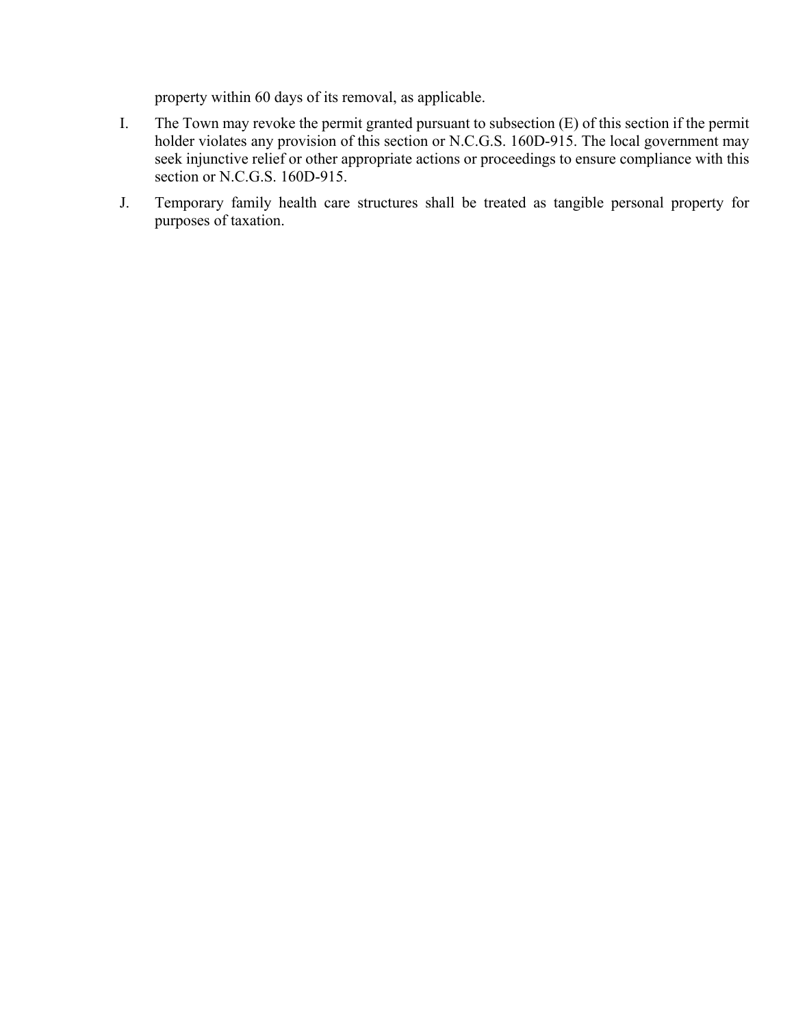property within 60 days of its removal, as applicable.

I. The Town may revoke the permit granted pursuant to subsection (E) of this section if the permit holder violates any provision of this section or N.C.G.S. 160D-915. The local government may seek injunctive relief or other appropriate actions or proceedings to ensure compliance with this section or N.C.G.S. 160D-915.

J. Temporary family health care structures shall be treated as tangible personal property for purposes of taxation.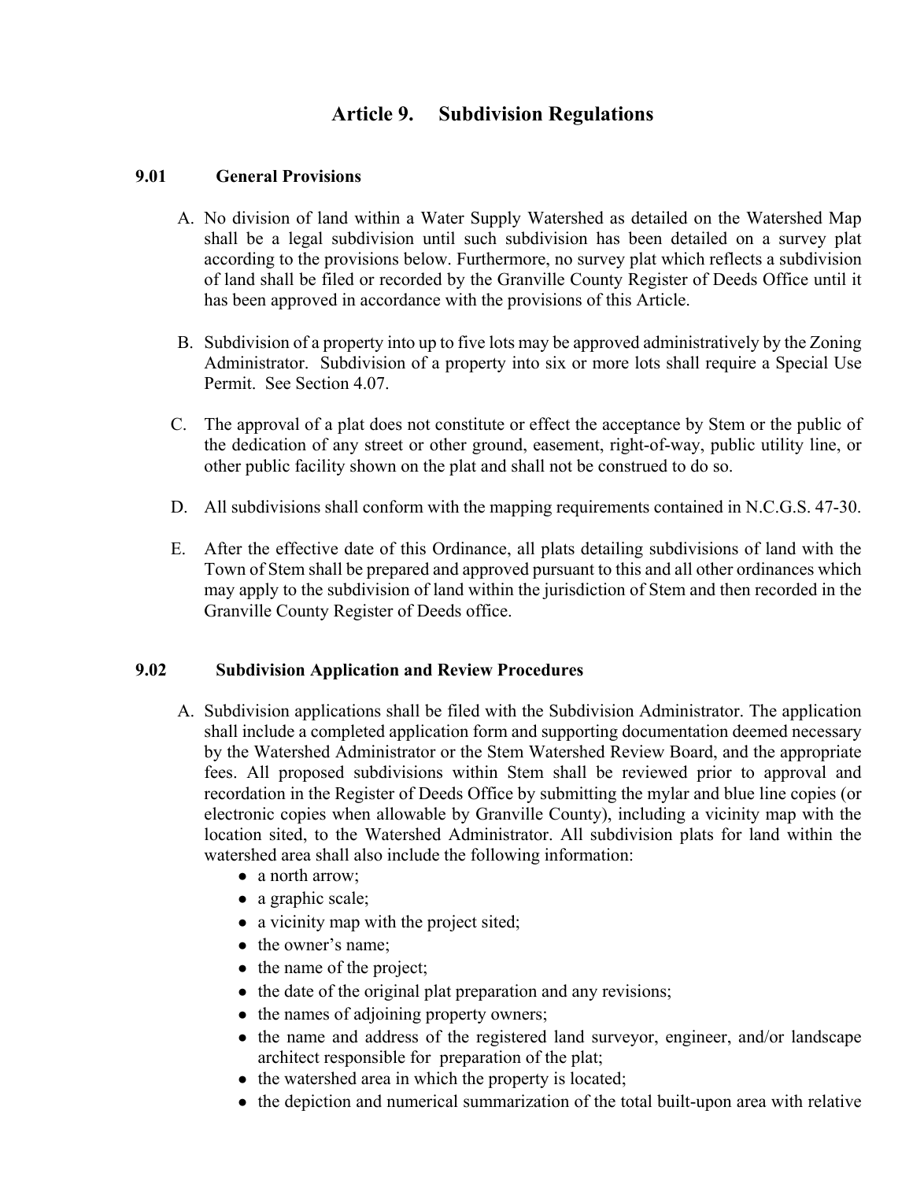# Article 9. Subdivision Regulations

## 9.01 General Provisions

A. No division of land within a Water Supply Watershed as detailed on the Watershed Map shall be a legal subdivision until such subdivision has been detailed on a survey plat according to the provisions below. Furthermore, no survey plat which reflects a subdivision of land shall be filed or recorded by the Granville County Register of Deeds Office until it has been approved in accordance with the provisions of this Article.

B. Subdivision of a property into up to five lots may be approved administratively by the Zoning Administrator. Subdivision of a property into six or more lots shall require a Special Use Permit. See Section 4.07.

C. The approval of a plat does not constitute or effect the acceptance by Stem or the public of the dedication of any street or other ground, easement, right-of-way, public utility line, or other public facility shown on the plat and shall not be construed to do so.

D. All subdivisions shall conform with the mapping requirements contained in N.C.G.S. 47-30.

E. After the effective date of this Ordinance, all plats detailing subdivisions of land with the Town of Stem shall be prepared and approved pursuant to this and all other ordinances which may apply to the subdivision of land within the jurisdiction of Stem and then recorded in the Granville County Register of Deeds office.

## 9.02 Subdivision Application and Review Procedures

A. Subdivision applications shall be filed with the Subdivision Administrator. The application shall include a completed application form and supporting documentation deemed necessary by the Watershed Administrator or the Stem Watershed Review Board, and the appropriate fees. All proposed subdivisions within Stem shall be reviewed prior to approval and recordation in the Register of Deeds Office by submitting the mylar and blue line copies (or electronic copies when allowable by Granville County), including a vicinity map with the location sited, to the Watershed Administrator. All subdivision plats for land within the watershed area shall also include the following information:
   - a north arrow;
   - a graphic scale;
   - a vicinity map with the project sited;
   - the owner's name;
   - the name of the project;
   - the date of the original plat preparation and any revisions;
   - the names of adjoining property owners;
   - the name and address of the registered land surveyor, engineer, and/or landscape architect responsible for preparation of the plat;
   - the watershed area in which the property is located;
   - the depiction and numerical summarization of the total built-upon area with relative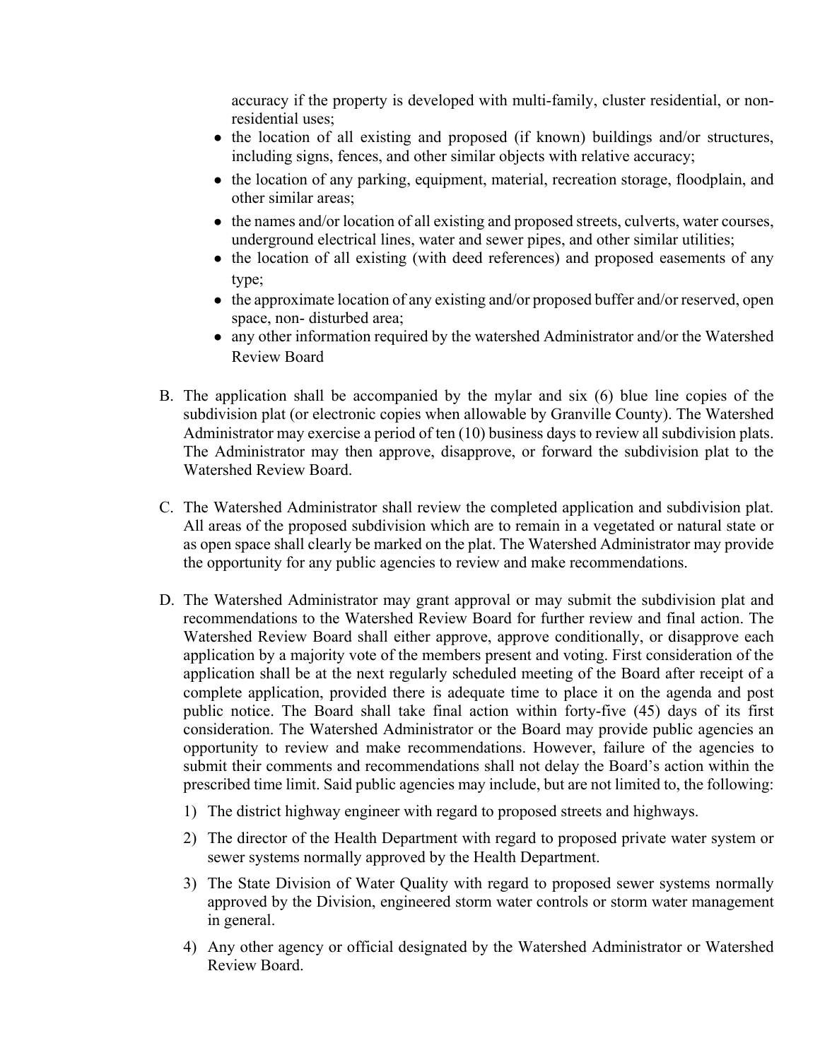accuracy if the property is developed with multi-family, cluster residential, or non-residential uses;

- the location of all existing and proposed (if known) buildings and/or structures, including signs, fences, and other similar objects with relative accuracy;
- the location of any parking, equipment, material, recreation storage, floodplain, and other similar areas;
- the names and/or location of all existing and proposed streets, culverts, water courses, underground electrical lines, water and sewer pipes, and other similar utilities;
- the location of all existing (with deed references) and proposed easements of any type;
- the approximate location of any existing and/or proposed buffer and/or reserved, open space, non- disturbed area;
- any other information required by the watershed Administrator and/or the Watershed Review Board

B. The application shall be accompanied by the mylar and six (6) blue line copies of the subdivision plat (or electronic copies when allowable by Granville County). The Watershed Administrator may exercise a period of ten (10) business days to review all subdivision plats. The Administrator may then approve, disapprove, or forward the subdivision plat to the Watershed Review Board.

C. The Watershed Administrator shall review the completed application and subdivision plat. All areas of the proposed subdivision which are to remain in a vegetated or natural state or as open space shall clearly be marked on the plat. The Watershed Administrator may provide the opportunity for any public agencies to review and make recommendations.

D. The Watershed Administrator may grant approval or may submit the subdivision plat and recommendations to the Watershed Review Board for further review and final action. The Watershed Review Board shall either approve, approve conditionally, or disapprove each application by a majority vote of the members present and voting. First consideration of the application shall be at the next regularly scheduled meeting of the Board after receipt of a complete application, provided there is adequate time to place it on the agenda and post public notice. The Board shall take final action within forty-five (45) days of its first consideration. The Watershed Administrator or the Board may provide public agencies an opportunity to review and make recommendations. However, failure of the agencies to submit their comments and recommendations shall not delay the Board's action within the prescribed time limit. Said public agencies may include, but are not limited to, the following:

   1) The district highway engineer with regard to proposed streets and highways.

   2) The director of the Health Department with regard to proposed private water system or sewer systems normally approved by the Health Department.

   3) The State Division of Water Quality with regard to proposed sewer systems normally approved by the Division, engineered storm water controls or storm water management in general.

   4) Any other agency or official designated by the Watershed Administrator or Watershed Review Board.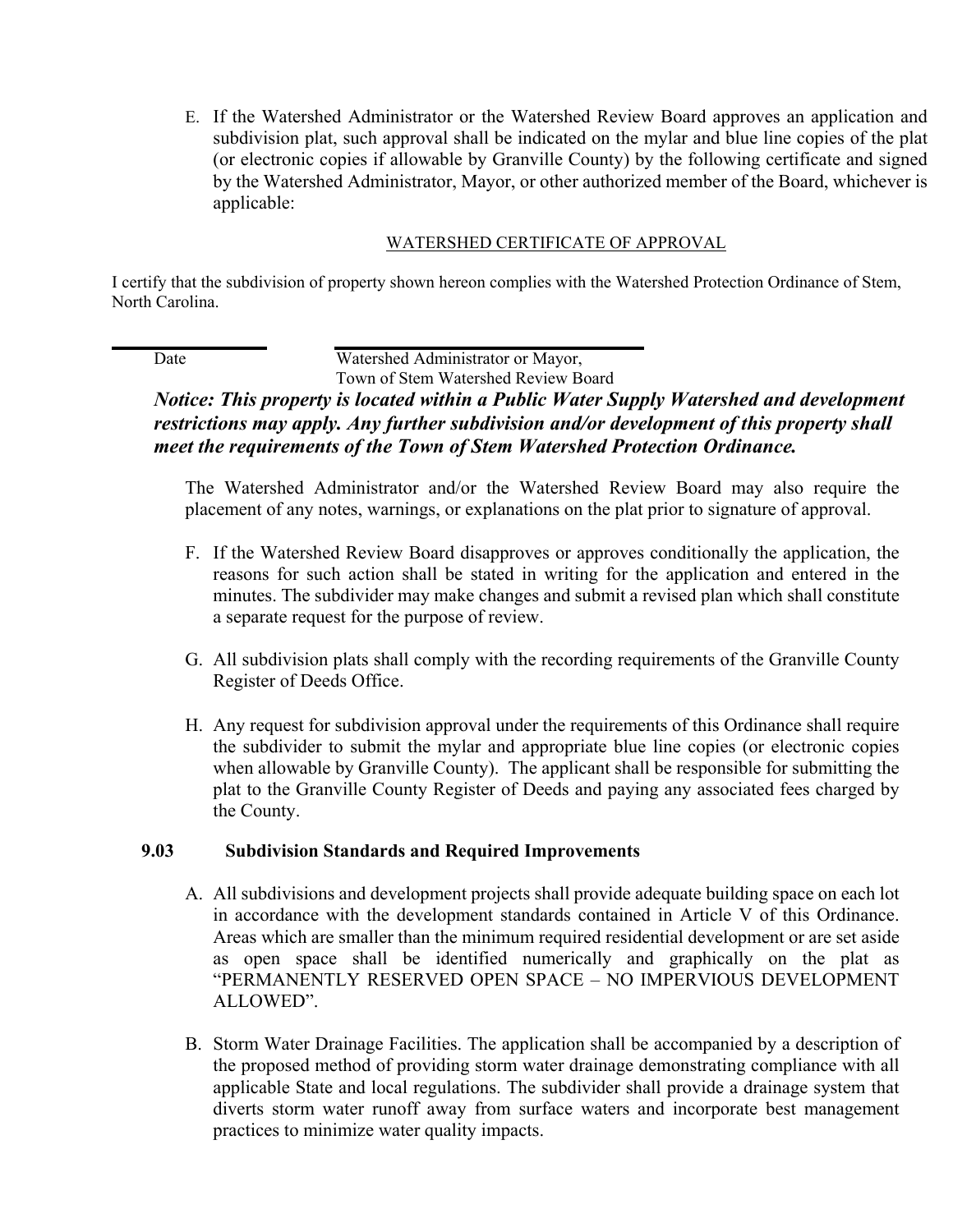E. If the Watershed Administrator or the Watershed Review Board approves an application and subdivision plat, such approval shall be indicated on the mylar and blue line copies of the plat (or electronic copies if allowable by Granville County) by the following certificate and signed by the Watershed Administrator, Mayor, or other authorized member of the Board, whichever is applicable:

WATERSHED CERTIFICATE OF APPROVAL

I certify that the subdivision of property shown hereon complies with the Watershed Protection Ordinance of Stem, North Carolina.

\_\_\_\_\_\_\_\_\_\_\_\_\_\_\_\_ \_\_\_\_\_\_\_\_\_\_\_\_\_\_\_\_\_\_\_\_\_\_\_\_\_\_\_\_\_\_

Date Watershed Administrator or Mayor,
Town of Stem Watershed Review Board

***Notice: This property is located within a Public Water Supply Watershed and development restrictions may apply. Any further subdivision and/or development of this property shall meet the requirements of the Town of Stem Watershed Protection Ordinance.***

The Watershed Administrator and/or the Watershed Review Board may also require the placement of any notes, warnings, or explanations on the plat prior to signature of approval.

F. If the Watershed Review Board disapproves or approves conditionally the application, the reasons for such action shall be stated in writing for the application and entered in the minutes. The subdivider may make changes and submit a revised plan which shall constitute a separate request for the purpose of review.

G. All subdivision plats shall comply with the recording requirements of the Granville County Register of Deeds Office.

H. Any request for subdivision approval under the requirements of this Ordinance shall require the subdivider to submit the mylar and appropriate blue line copies (or electronic copies when allowable by Granville County). The applicant shall be responsible for submitting the plat to the Granville County Register of Deeds and paying any associated fees charged by the County.

### 9.03 Subdivision Standards and Required Improvements

A. All subdivisions and development projects shall provide adequate building space on each lot in accordance with the development standards contained in Article V of this Ordinance. Areas which are smaller than the minimum required residential development or are set aside as open space shall be identified numerically and graphically on the plat as "PERMANENTLY RESERVED OPEN SPACE – NO IMPERVIOUS DEVELOPMENT ALLOWED".

B. Storm Water Drainage Facilities. The application shall be accompanied by a description of the proposed method of providing storm water drainage demonstrating compliance with all applicable State and local regulations. The subdivider shall provide a drainage system that diverts storm water runoff away from surface waters and incorporate best management practices to minimize water quality impacts.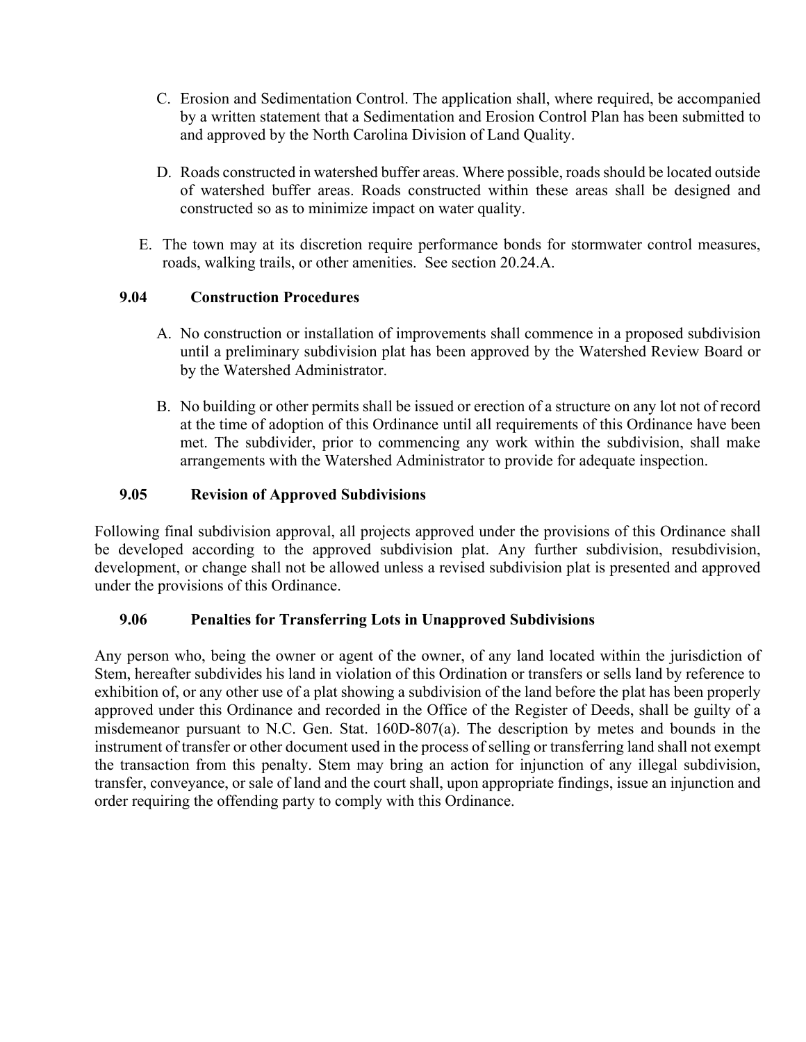C. Erosion and Sedimentation Control. The application shall, where required, be accompanied by a written statement that a Sedimentation and Erosion Control Plan has been submitted to and approved by the North Carolina Division of Land Quality.

D. Roads constructed in watershed buffer areas. Where possible, roads should be located outside of watershed buffer areas. Roads constructed within these areas shall be designed and constructed so as to minimize impact on water quality.

E. The town may at its discretion require performance bonds for stormwater control measures, roads, walking trails, or other amenities. See section 20.24.A.

### 9.04 Construction Procedures

A. No construction or installation of improvements shall commence in a proposed subdivision until a preliminary subdivision plat has been approved by the Watershed Review Board or by the Watershed Administrator.

B. No building or other permits shall be issued or erection of a structure on any lot not of record at the time of adoption of this Ordinance until all requirements of this Ordinance have been met. The subdivider, prior to commencing any work within the subdivision, shall make arrangements with the Watershed Administrator to provide for adequate inspection.

### 9.05 Revision of Approved Subdivisions

Following final subdivision approval, all projects approved under the provisions of this Ordinance shall be developed according to the approved subdivision plat. Any further subdivision, resubdivision, development, or change shall not be allowed unless a revised subdivision plat is presented and approved under the provisions of this Ordinance.

### 9.06 Penalties for Transferring Lots in Unapproved Subdivisions

Any person who, being the owner or agent of the owner, of any land located within the jurisdiction of Stem, hereafter subdivides his land in violation of this Ordination or transfers or sells land by reference to exhibition of, or any other use of a plat showing a subdivision of the land before the plat has been properly approved under this Ordinance and recorded in the Office of the Register of Deeds, shall be guilty of a misdemeanor pursuant to N.C. Gen. Stat. 160D-807(a). The description by metes and bounds in the instrument of transfer or other document used in the process of selling or transferring land shall not exempt the transaction from this penalty. Stem may bring an action for injunction of any illegal subdivision, transfer, conveyance, or sale of land and the court shall, upon appropriate findings, issue an injunction and order requiring the offending party to comply with this Ordinance.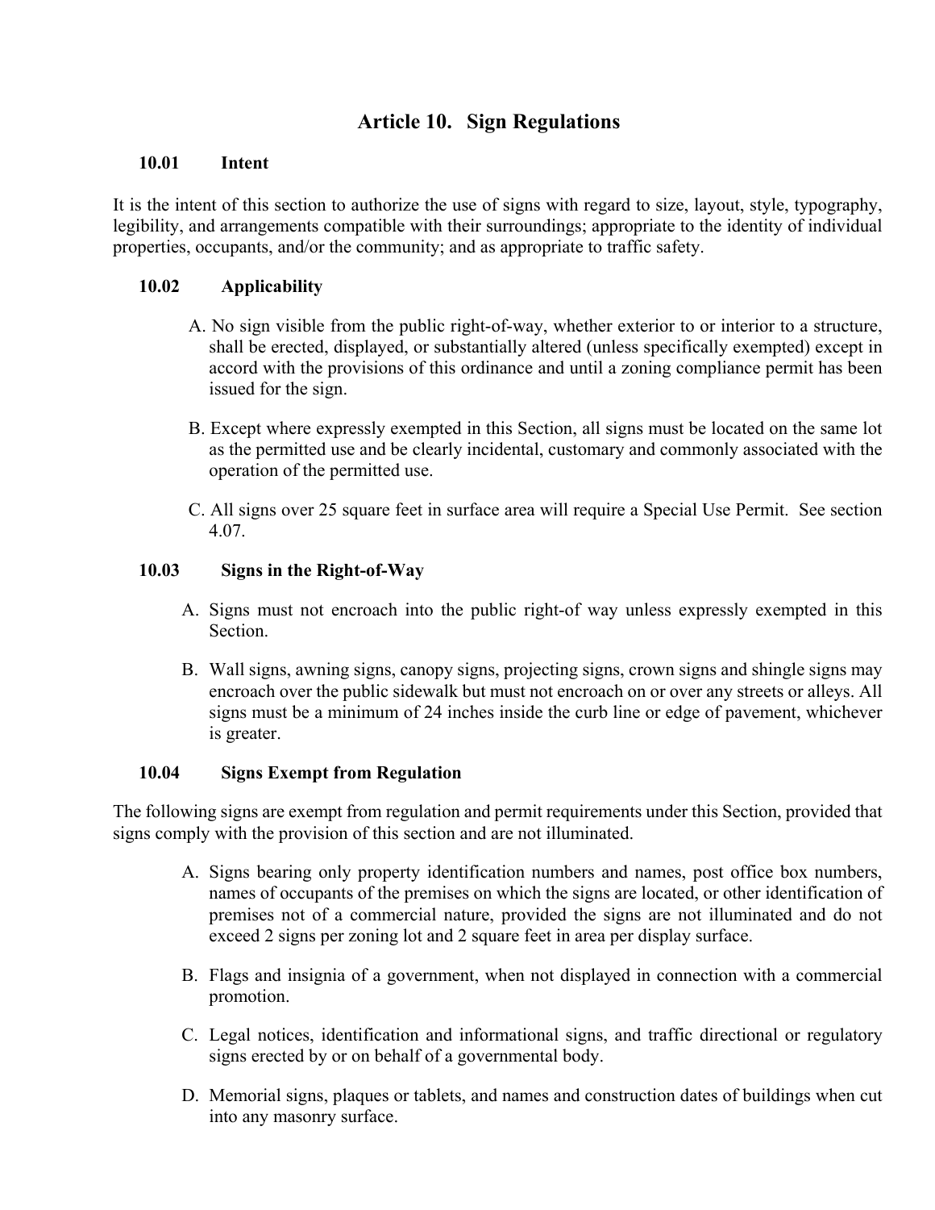# Article 10. Sign Regulations

### 10.01 Intent

It is the intent of this section to authorize the use of signs with regard to size, layout, style, typography, legibility, and arrangements compatible with their surroundings; appropriate to the identity of individual properties, occupants, and/or the community; and as appropriate to traffic safety.

### 10.02 Applicability

A. No sign visible from the public right-of-way, whether exterior to or interior to a structure, shall be erected, displayed, or substantially altered (unless specifically exempted) except in accord with the provisions of this ordinance and until a zoning compliance permit has been issued for the sign.

B. Except where expressly exempted in this Section, all signs must be located on the same lot as the permitted use and be clearly incidental, customary and commonly associated with the operation of the permitted use.

C. All signs over 25 square feet in surface area will require a Special Use Permit. See section 4.07.

### 10.03 Signs in the Right-of-Way

A. Signs must not encroach into the public right-of way unless expressly exempted in this Section.

B. Wall signs, awning signs, canopy signs, projecting signs, crown signs and shingle signs may encroach over the public sidewalk but must not encroach on or over any streets or alleys. All signs must be a minimum of 24 inches inside the curb line or edge of pavement, whichever is greater.

### 10.04 Signs Exempt from Regulation

The following signs are exempt from regulation and permit requirements under this Section, provided that signs comply with the provision of this section and are not illuminated.

A. Signs bearing only property identification numbers and names, post office box numbers, names of occupants of the premises on which the signs are located, or other identification of premises not of a commercial nature, provided the signs are not illuminated and do not exceed 2 signs per zoning lot and 2 square feet in area per display surface.

B. Flags and insignia of a government, when not displayed in connection with a commercial promotion.

C. Legal notices, identification and informational signs, and traffic directional or regulatory signs erected by or on behalf of a governmental body.

D. Memorial signs, plaques or tablets, and names and construction dates of buildings when cut into any masonry surface.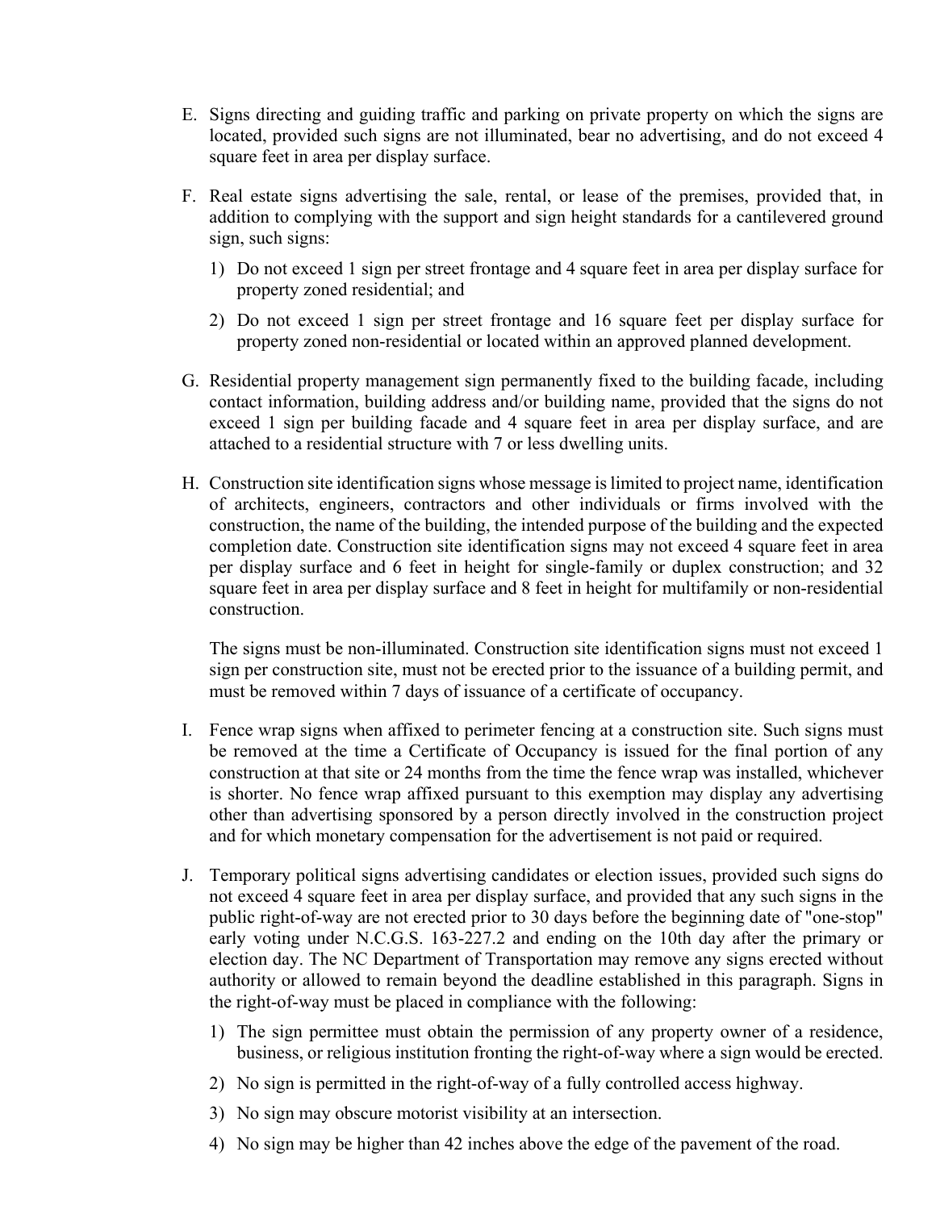E. Signs directing and guiding traffic and parking on private property on which the signs are located, provided such signs are not illuminated, bear no advertising, and do not exceed 4 square feet in area per display surface.

F. Real estate signs advertising the sale, rental, or lease of the premises, provided that, in addition to complying with the support and sign height standards for a cantilevered ground sign, such signs:

   1) Do not exceed 1 sign per street frontage and 4 square feet in area per display surface for property zoned residential; and

   2) Do not exceed 1 sign per street frontage and 16 square feet per display surface for property zoned non-residential or located within an approved planned development.

G. Residential property management sign permanently fixed to the building facade, including contact information, building address and/or building name, provided that the signs do not exceed 1 sign per building facade and 4 square feet in area per display surface, and are attached to a residential structure with 7 or less dwelling units.

H. Construction site identification signs whose message is limited to project name, identification of architects, engineers, contractors and other individuals or firms involved with the construction, the name of the building, the intended purpose of the building and the expected completion date. Construction site identification signs may not exceed 4 square feet in area per display surface and 6 feet in height for single-family or duplex construction; and 32 square feet in area per display surface and 8 feet in height for multifamily or non-residential construction.

   The signs must be non-illuminated. Construction site identification signs must not exceed 1 sign per construction site, must not be erected prior to the issuance of a building permit, and must be removed within 7 days of issuance of a certificate of occupancy.

I. Fence wrap signs when affixed to perimeter fencing at a construction site. Such signs must be removed at the time a Certificate of Occupancy is issued for the final portion of any construction at that site or 24 months from the time the fence wrap was installed, whichever is shorter. No fence wrap affixed pursuant to this exemption may display any advertising other than advertising sponsored by a person directly involved in the construction project and for which monetary compensation for the advertisement is not paid or required.

J. Temporary political signs advertising candidates or election issues, provided such signs do not exceed 4 square feet in area per display surface, and provided that any such signs in the public right-of-way are not erected prior to 30 days before the beginning date of "one-stop" early voting under N.C.G.S. 163-227.2 and ending on the 10th day after the primary or election day. The NC Department of Transportation may remove any signs erected without authority or allowed to remain beyond the deadline established in this paragraph. Signs in the right-of-way must be placed in compliance with the following:

   1) The sign permittee must obtain the permission of any property owner of a residence, business, or religious institution fronting the right-of-way where a sign would be erected.

   2) No sign is permitted in the right-of-way of a fully controlled access highway.

   3) No sign may obscure motorist visibility at an intersection.

   4) No sign may be higher than 42 inches above the edge of the pavement of the road.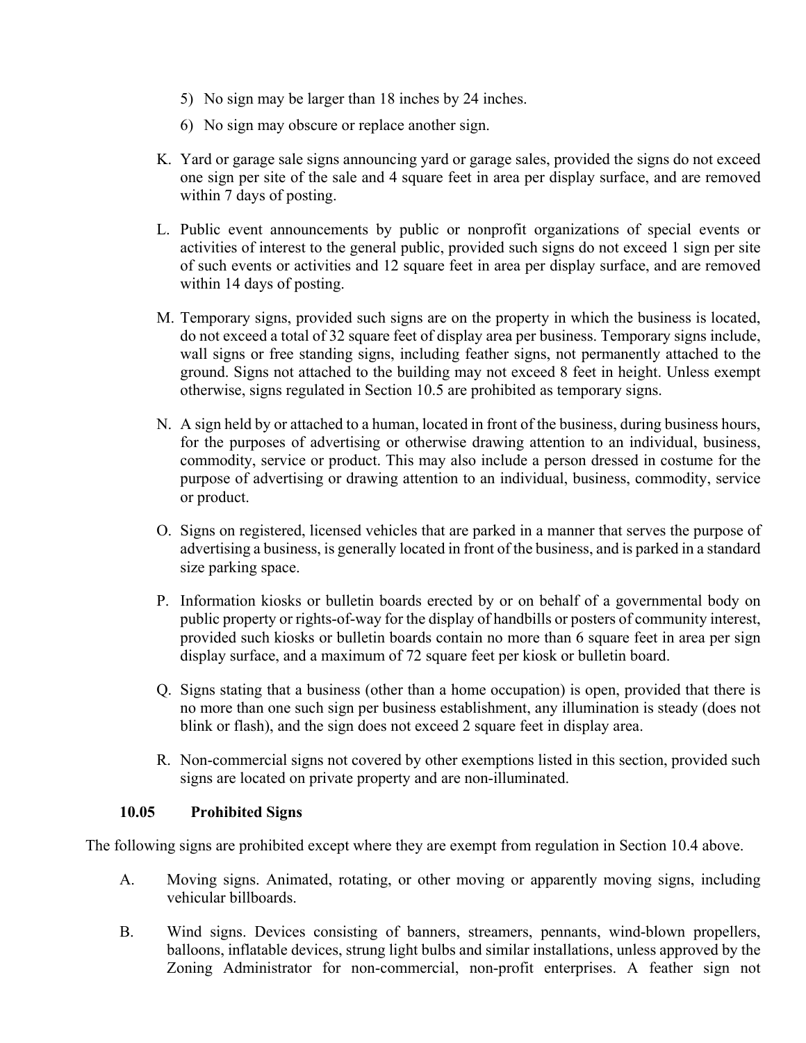5) No sign may be larger than 18 inches by 24 inches.
6) No sign may obscure or replace another sign.

K. Yard or garage sale signs announcing yard or garage sales, provided the signs do not exceed one sign per site of the sale and 4 square feet in area per display surface, and are removed within 7 days of posting.

L. Public event announcements by public or nonprofit organizations of special events or activities of interest to the general public, provided such signs do not exceed 1 sign per site of such events or activities and 12 square feet in area per display surface, and are removed within 14 days of posting.

M. Temporary signs, provided such signs are on the property in which the business is located, do not exceed a total of 32 square feet of display area per business. Temporary signs include, wall signs or free standing signs, including feather signs, not permanently attached to the ground. Signs not attached to the building may not exceed 8 feet in height. Unless exempt otherwise, signs regulated in Section 10.5 are prohibited as temporary signs.

N. A sign held by or attached to a human, located in front of the business, during business hours, for the purposes of advertising or otherwise drawing attention to an individual, business, commodity, service or product. This may also include a person dressed in costume for the purpose of advertising or drawing attention to an individual, business, commodity, service or product.

O. Signs on registered, licensed vehicles that are parked in a manner that serves the purpose of advertising a business, is generally located in front of the business, and is parked in a standard size parking space.

P. Information kiosks or bulletin boards erected by or on behalf of a governmental body on public property or rights-of-way for the display of handbills or posters of community interest, provided such kiosks or bulletin boards contain no more than 6 square feet in area per sign display surface, and a maximum of 72 square feet per kiosk or bulletin board.

Q. Signs stating that a business (other than a home occupation) is open, provided that there is no more than one such sign per business establishment, any illumination is steady (does not blink or flash), and the sign does not exceed 2 square feet in display area.

R. Non-commercial signs not covered by other exemptions listed in this section, provided such signs are located on private property and are non-illuminated.

### 10.05 Prohibited Signs

The following signs are prohibited except where they are exempt from regulation in Section 10.4 above.

A. Moving signs. Animated, rotating, or other moving or apparently moving signs, including vehicular billboards.

B. Wind signs. Devices consisting of banners, streamers, pennants, wind-blown propellers, balloons, inflatable devices, strung light bulbs and similar installations, unless approved by the Zoning Administrator for non-commercial, non-profit enterprises. A feather sign not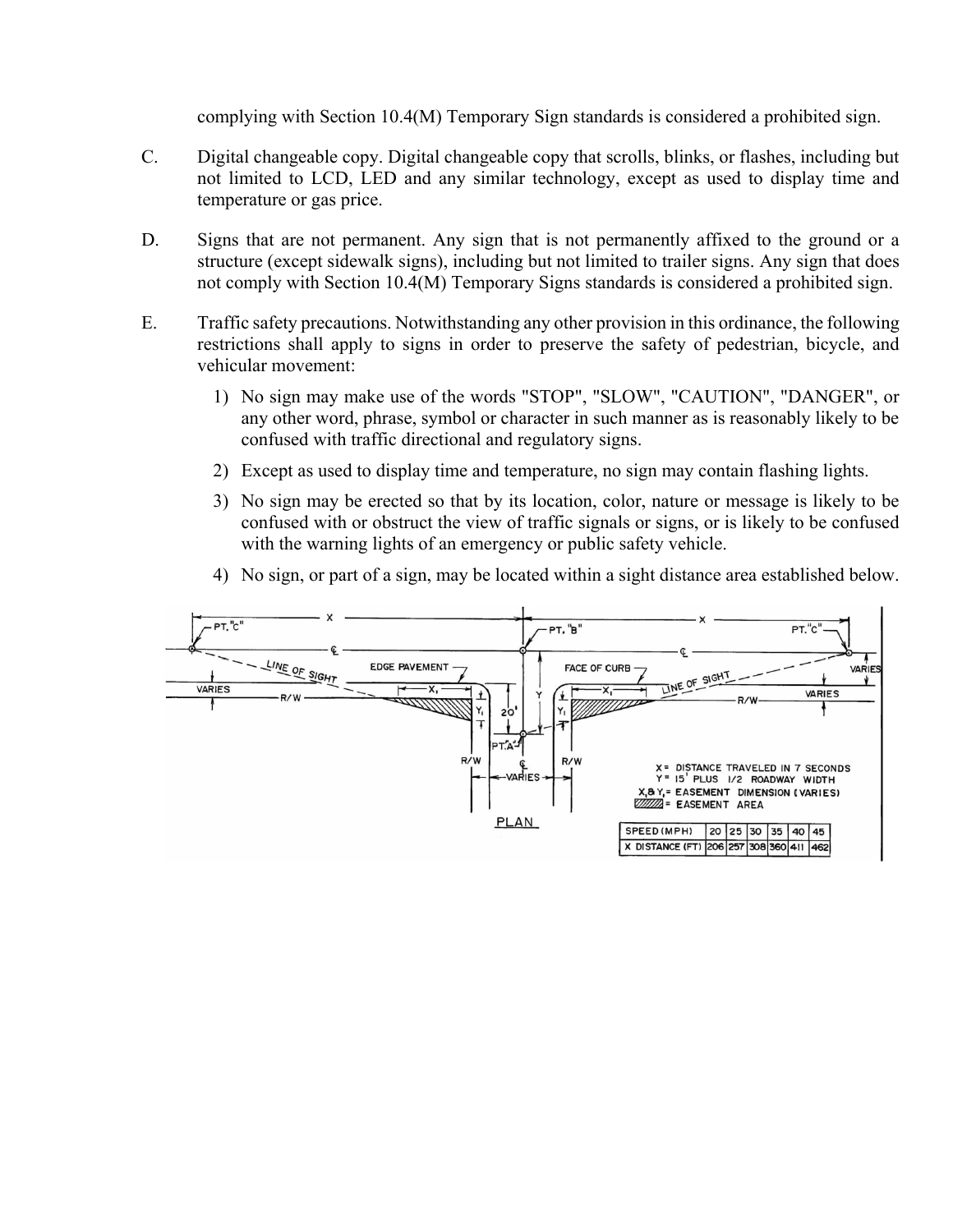complying with Section 10.4(M) Temporary Sign standards is considered a prohibited sign.

C. Digital changeable copy. Digital changeable copy that scrolls, blinks, or flashes, including but not limited to LCD, LED and any similar technology, except as used to display time and temperature or gas price.

D. Signs that are not permanent. Any sign that is not permanently affixed to the ground or a structure (except sidewalk signs), including but not limited to trailer signs. Any sign that does not comply with Section 10.4(M) Temporary Signs standards is considered a prohibited sign.

E. Traffic safety precautions. Notwithstanding any other provision in this ordinance, the following restrictions shall apply to signs in order to preserve the safety of pedestrian, bicycle, and vehicular movement:

1) No sign may make use of the words "STOP", "SLOW", "CAUTION", "DANGER", or any other word, phrase, symbol or character in such manner as is reasonably likely to be confused with traffic directional and regulatory signs.
2) Except as used to display time and temperature, no sign may contain flashing lights.
3) No sign may be erected so that by its location, color, nature or message is likely to be confused with or obstruct the view of traffic signals or signs, or is likely to be confused with the warning lights of an emergency or public safety vehicle.
4) No sign, or part of a sign, may be located within a sight distance area established below.

PLAN

X = DISTANCE TRAVELED IN 7 SECONDS
Y = 15' PLUS 1/2 ROADWAY WIDTH
X, & Y, = EASEMENT DIMENSION (VARIES)
= EASEMENT AREA

| SPEED (MPH) | 20 | 25 | 30 | 35 | 40 | 45 |
|---|---|---|---|---|---|---|
| X DISTANCE (FT) | 206 | 257 | 308 | 360 | 411 | 462 |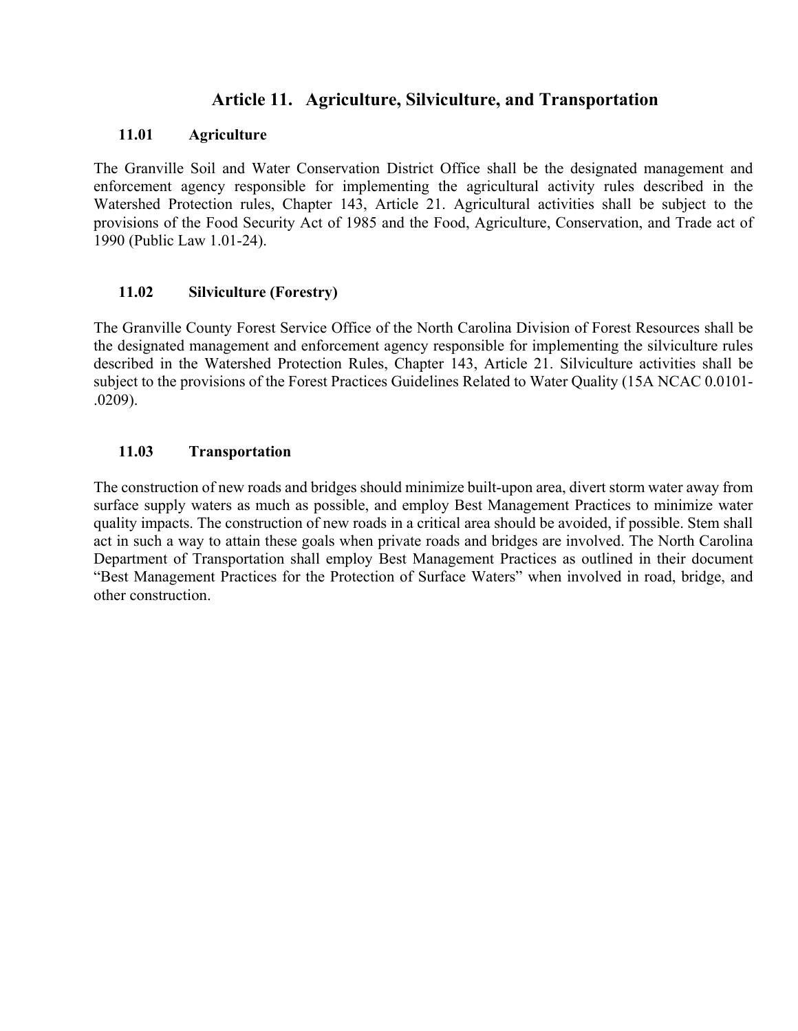# Article 11. Agriculture, Silviculture, and Transportation

## 11.01 Agriculture

The Granville Soil and Water Conservation District Office shall be the designated management and enforcement agency responsible for implementing the agricultural activity rules described in the Watershed Protection rules, Chapter 143, Article 21. Agricultural activities shall be subject to the provisions of the Food Security Act of 1985 and the Food, Agriculture, Conservation, and Trade act of 1990 (Public Law 1.01-24).

## 11.02 Silviculture (Forestry)

The Granville County Forest Service Office of the North Carolina Division of Forest Resources shall be the designated management and enforcement agency responsible for implementing the silviculture rules described in the Watershed Protection Rules, Chapter 143, Article 21. Silviculture activities shall be subject to the provisions of the Forest Practices Guidelines Related to Water Quality (15A NCAC 0.0101-.0209).

## 11.03 Transportation

The construction of new roads and bridges should minimize built-upon area, divert storm water away from surface supply waters as much as possible, and employ Best Management Practices to minimize water quality impacts. The construction of new roads in a critical area should be avoided, if possible. Stem shall act in such a way to attain these goals when private roads and bridges are involved. The North Carolina Department of Transportation shall employ Best Management Practices as outlined in their document "Best Management Practices for the Protection of Surface Waters" when involved in road, bridge, and other construction.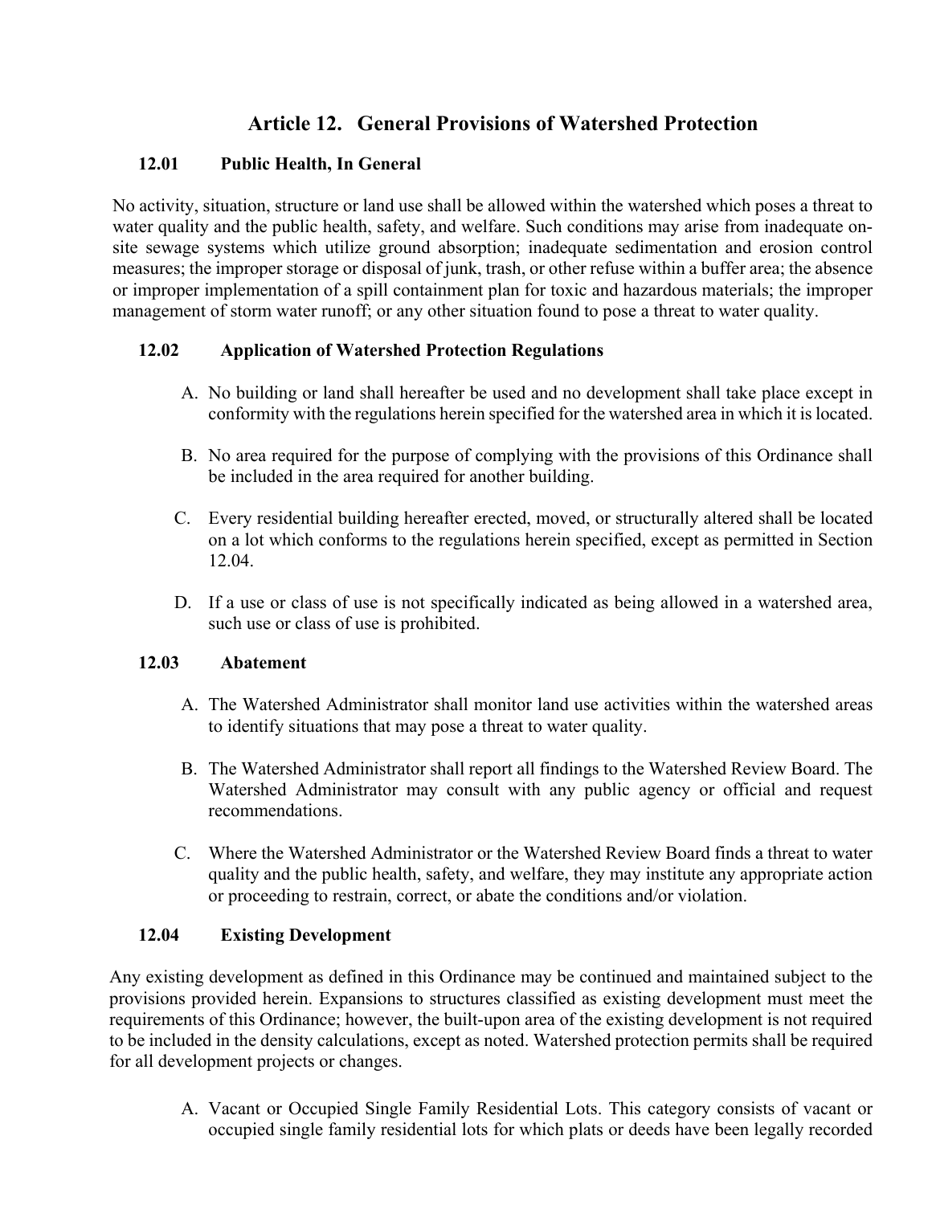# Article 12. General Provisions of Watershed Protection

### 12.01 Public Health, In General

No activity, situation, structure or land use shall be allowed within the watershed which poses a threat to water quality and the public health, safety, and welfare. Such conditions may arise from inadequate on-site sewage systems which utilize ground absorption; inadequate sedimentation and erosion control measures; the improper storage or disposal of junk, trash, or other refuse within a buffer area; the absence or improper implementation of a spill containment plan for toxic and hazardous materials; the improper management of storm water runoff; or any other situation found to pose a threat to water quality.

### 12.02 Application of Watershed Protection Regulations

A. No building or land shall hereafter be used and no development shall take place except in conformity with the regulations herein specified for the watershed area in which it is located.

B. No area required for the purpose of complying with the provisions of this Ordinance shall be included in the area required for another building.

C. Every residential building hereafter erected, moved, or structurally altered shall be located on a lot which conforms to the regulations herein specified, except as permitted in Section 12.04.

D. If a use or class of use is not specifically indicated as being allowed in a watershed area, such use or class of use is prohibited.

### 12.03 Abatement

A. The Watershed Administrator shall monitor land use activities within the watershed areas to identify situations that may pose a threat to water quality.

B. The Watershed Administrator shall report all findings to the Watershed Review Board. The Watershed Administrator may consult with any public agency or official and request recommendations.

C. Where the Watershed Administrator or the Watershed Review Board finds a threat to water quality and the public health, safety, and welfare, they may institute any appropriate action or proceeding to restrain, correct, or abate the conditions and/or violation.

### 12.04 Existing Development

Any existing development as defined in this Ordinance may be continued and maintained subject to the provisions provided herein. Expansions to structures classified as existing development must meet the requirements of this Ordinance; however, the built-upon area of the existing development is not required to be included in the density calculations, except as noted. Watershed protection permits shall be required for all development projects or changes.

A. Vacant or Occupied Single Family Residential Lots. This category consists of vacant or occupied single family residential lots for which plats or deeds have been legally recorded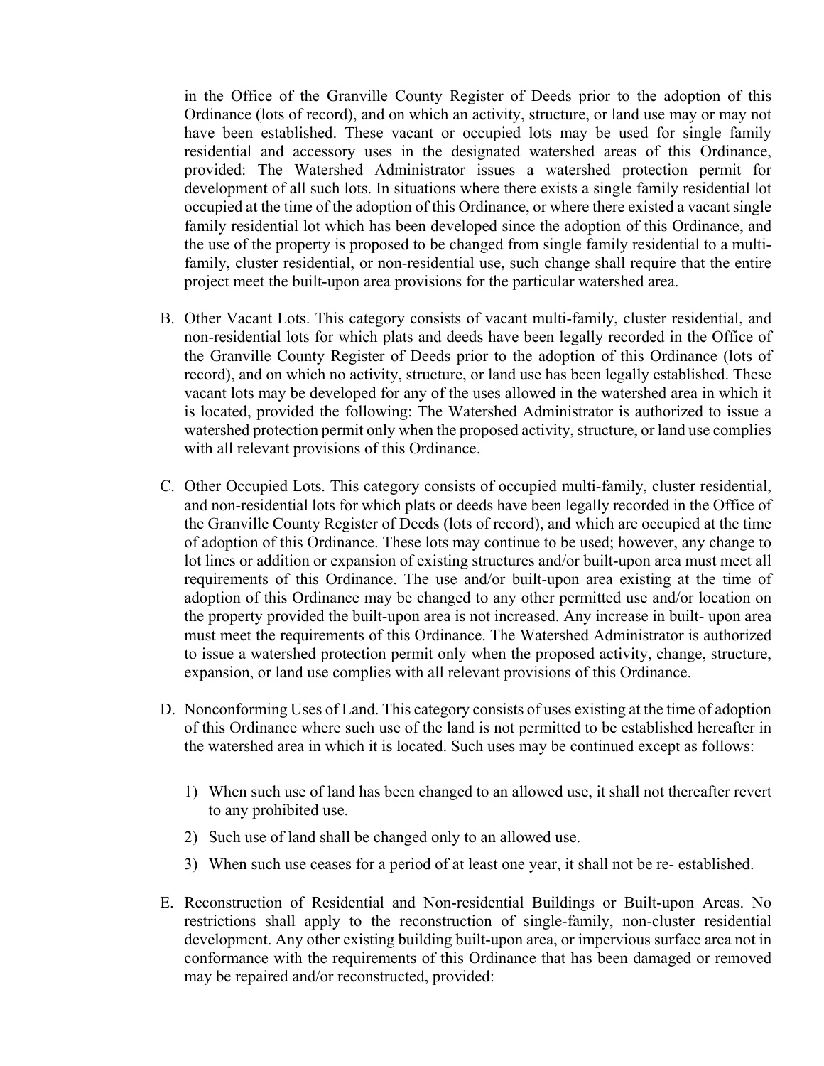in the Office of the Granville County Register of Deeds prior to the adoption of this Ordinance (lots of record), and on which an activity, structure, or land use may or may not have been established. These vacant or occupied lots may be used for single family residential and accessory uses in the designated watershed areas of this Ordinance, provided: The Watershed Administrator issues a watershed protection permit for development of all such lots. In situations where there exists a single family residential lot occupied at the time of the adoption of this Ordinance, or where there existed a vacant single family residential lot which has been developed since the adoption of this Ordinance, and the use of the property is proposed to be changed from single family residential to a multi-family, cluster residential, or non-residential use, such change shall require that the entire project meet the built-upon area provisions for the particular watershed area.

B. Other Vacant Lots. This category consists of vacant multi-family, cluster residential, and non-residential lots for which plats and deeds have been legally recorded in the Office of the Granville County Register of Deeds prior to the adoption of this Ordinance (lots of record), and on which no activity, structure, or land use has been legally established. These vacant lots may be developed for any of the uses allowed in the watershed area in which it is located, provided the following: The Watershed Administrator is authorized to issue a watershed protection permit only when the proposed activity, structure, or land use complies with all relevant provisions of this Ordinance.

C. Other Occupied Lots. This category consists of occupied multi-family, cluster residential, and non-residential lots for which plats or deeds have been legally recorded in the Office of the Granville County Register of Deeds (lots of record), and which are occupied at the time of adoption of this Ordinance. These lots may continue to be used; however, any change to lot lines or addition or expansion of existing structures and/or built-upon area must meet all requirements of this Ordinance. The use and/or built-upon area existing at the time of adoption of this Ordinance may be changed to any other permitted use and/or location on the property provided the built-upon area is not increased. Any increase in built- upon area must meet the requirements of this Ordinance. The Watershed Administrator is authorized to issue a watershed protection permit only when the proposed activity, change, structure, expansion, or land use complies with all relevant provisions of this Ordinance.

D. Nonconforming Uses of Land. This category consists of uses existing at the time of adoption of this Ordinance where such use of the land is not permitted to be established hereafter in the watershed area in which it is located. Such uses may be continued except as follows:

   1) When such use of land has been changed to an allowed use, it shall not thereafter revert to any prohibited use.
   2) Such use of land shall be changed only to an allowed use.
   3) When such use ceases for a period of at least one year, it shall not be re- established.

E. Reconstruction of Residential and Non-residential Buildings or Built-upon Areas. No restrictions shall apply to the reconstruction of single-family, non-cluster residential development. Any other existing building built-upon area, or impervious surface area not in conformance with the requirements of this Ordinance that has been damaged or removed may be repaired and/or reconstructed, provided: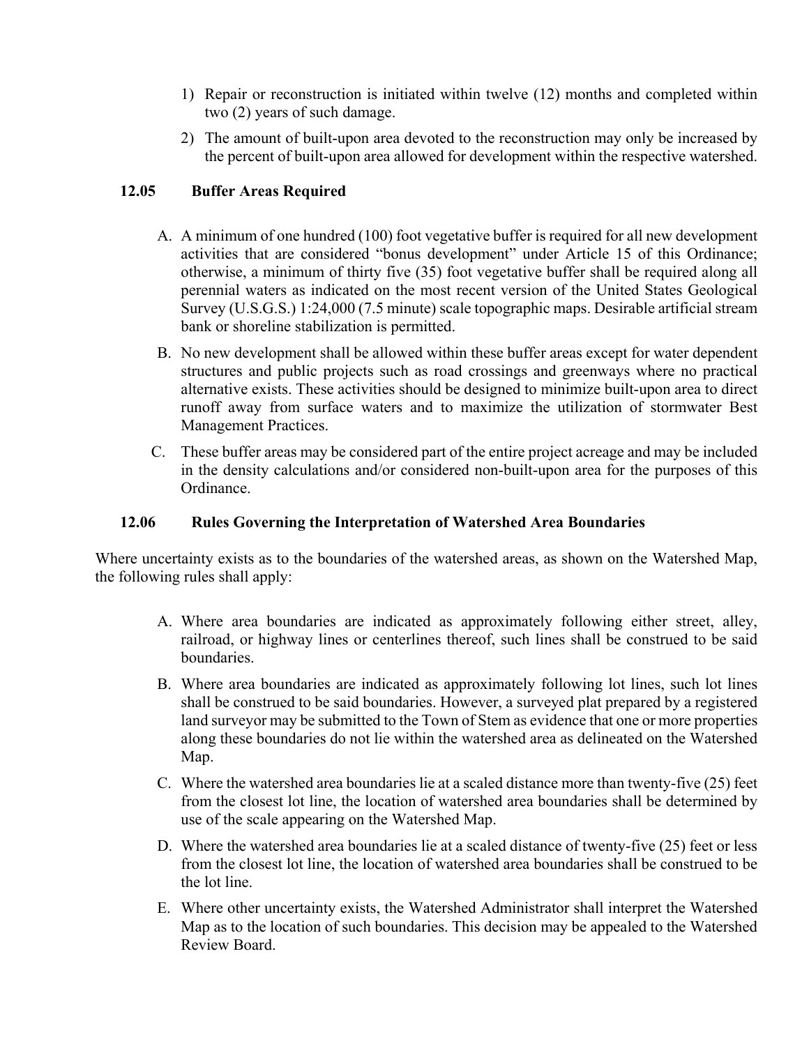1) Repair or reconstruction is initiated within twelve (12) months and completed within two (2) years of such damage.
2) The amount of built-upon area devoted to the reconstruction may only be increased by the percent of built-upon area allowed for development within the respective watershed.

### 12.05 Buffer Areas Required

A. A minimum of one hundred (100) foot vegetative buffer is required for all new development activities that are considered “bonus development” under Article 15 of this Ordinance; otherwise, a minimum of thirty five (35) foot vegetative buffer shall be required along all perennial waters as indicated on the most recent version of the United States Geological Survey (U.S.G.S.) 1:24,000 (7.5 minute) scale topographic maps. Desirable artificial stream bank or shoreline stabilization is permitted.

B. No new development shall be allowed within these buffer areas except for water dependent structures and public projects such as road crossings and greenways where no practical alternative exists. These activities should be designed to minimize built-upon area to direct runoff away from surface waters and to maximize the utilization of stormwater Best Management Practices.

C. These buffer areas may be considered part of the entire project acreage and may be included in the density calculations and/or considered non-built-upon area for the purposes of this Ordinance.

### 12.06 Rules Governing the Interpretation of Watershed Area Boundaries

Where uncertainty exists as to the boundaries of the watershed areas, as shown on the Watershed Map, the following rules shall apply:

A. Where area boundaries are indicated as approximately following either street, alley, railroad, or highway lines or centerlines thereof, such lines shall be construed to be said boundaries.

B. Where area boundaries are indicated as approximately following lot lines, such lot lines shall be construed to be said boundaries. However, a surveyed plat prepared by a registered land surveyor may be submitted to the Town of Stem as evidence that one or more properties along these boundaries do not lie within the watershed area as delineated on the Watershed Map.

C. Where the watershed area boundaries lie at a scaled distance more than twenty-five (25) feet from the closest lot line, the location of watershed area boundaries shall be determined by use of the scale appearing on the Watershed Map.

D. Where the watershed area boundaries lie at a scaled distance of twenty-five (25) feet or less from the closest lot line, the location of watershed area boundaries shall be construed to be the lot line.

E. Where other uncertainty exists, the Watershed Administrator shall interpret the Watershed Map as to the location of such boundaries. This decision may be appealed to the Watershed Review Board.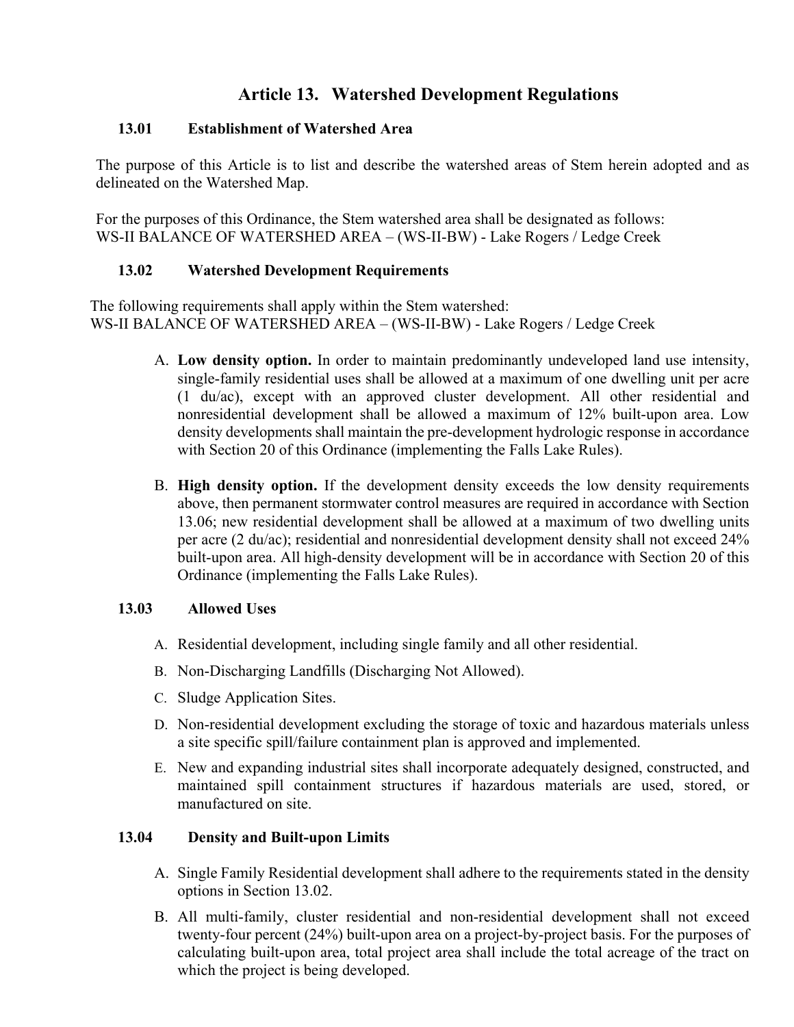# Article 13. Watershed Development Regulations

## 13.01 Establishment of Watershed Area

The purpose of this Article is to list and describe the watershed areas of Stem herein adopted and as delineated on the Watershed Map.

For the purposes of this Ordinance, the Stem watershed area shall be designated as follows:
WS-II BALANCE OF WATERSHED AREA – (WS-II-BW) - Lake Rogers / Ledge Creek

## 13.02 Watershed Development Requirements

The following requirements shall apply within the Stem watershed:
WS-II BALANCE OF WATERSHED AREA – (WS-II-BW) - Lake Rogers / Ledge Creek

A. **Low density option.** In order to maintain predominantly undeveloped land use intensity, single-family residential uses shall be allowed at a maximum of one dwelling unit per acre (1 du/ac), except with an approved cluster development. All other residential and nonresidential development shall be allowed a maximum of 12% built-upon area. Low density developments shall maintain the pre-development hydrologic response in accordance with Section 20 of this Ordinance (implementing the Falls Lake Rules).

B. **High density option.** If the development density exceeds the low density requirements above, then permanent stormwater control measures are required in accordance with Section 13.06; new residential development shall be allowed at a maximum of two dwelling units per acre (2 du/ac); residential and nonresidential development density shall not exceed 24% built-upon area. All high-density development will be in accordance with Section 20 of this Ordinance (implementing the Falls Lake Rules).

## 13.03 Allowed Uses

A. Residential development, including single family and all other residential.

B. Non-Discharging Landfills (Discharging Not Allowed).

C. Sludge Application Sites.

D. Non-residential development excluding the storage of toxic and hazardous materials unless a site specific spill/failure containment plan is approved and implemented.

E. New and expanding industrial sites shall incorporate adequately designed, constructed, and maintained spill containment structures if hazardous materials are used, stored, or manufactured on site.

## 13.04 Density and Built-upon Limits

A. Single Family Residential development shall adhere to the requirements stated in the density options in Section 13.02.

B. All multi-family, cluster residential and non-residential development shall not exceed twenty-four percent (24%) built-upon area on a project-by-project basis. For the purposes of calculating built-upon area, total project area shall include the total acreage of the tract on which the project is being developed.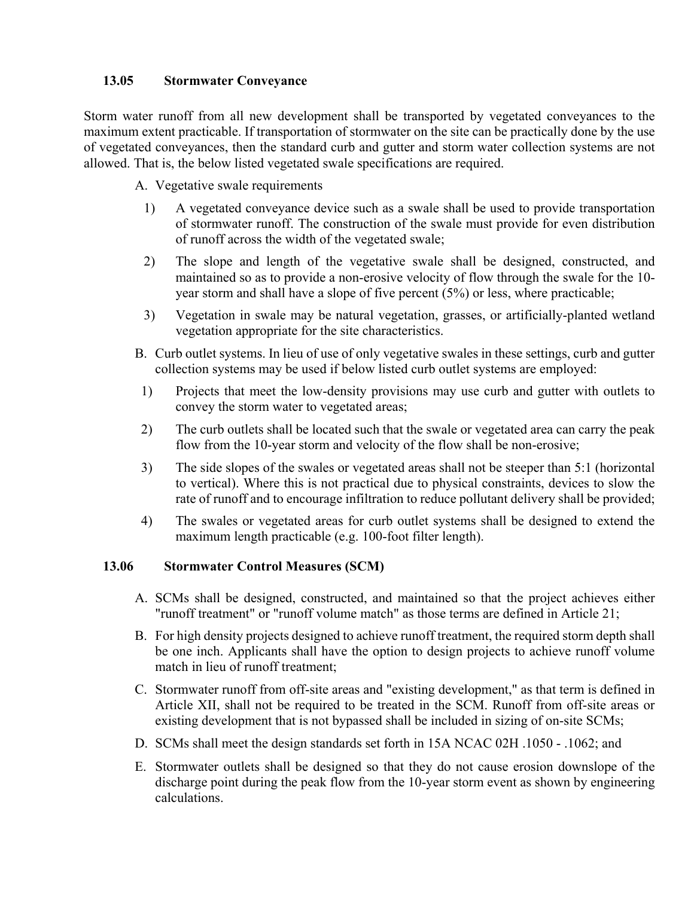### 13.05 Stormwater Conveyance

Storm water runoff from all new development shall be transported by vegetated conveyances to the maximum extent practicable. If transportation of stormwater on the site can be practically done by the use of vegetated conveyances, then the standard curb and gutter and storm water collection systems are not allowed. That is, the below listed vegetated swale specifications are required.

A. Vegetative swale requirements

1) A vegetated conveyance device such as a swale shall be used to provide transportation of stormwater runoff. The construction of the swale must provide for even distribution of runoff across the width of the vegetated swale;

2) The slope and length of the vegetative swale shall be designed, constructed, and maintained so as to provide a non-erosive velocity of flow through the swale for the 10-year storm and shall have a slope of five percent (5%) or less, where practicable;

3) Vegetation in swale may be natural vegetation, grasses, or artificially-planted wetland vegetation appropriate for the site characteristics.

B. Curb outlet systems. In lieu of use of only vegetative swales in these settings, curb and gutter collection systems may be used if below listed curb outlet systems are employed:

1) Projects that meet the low-density provisions may use curb and gutter with outlets to convey the storm water to vegetated areas;

2) The curb outlets shall be located such that the swale or vegetated area can carry the peak flow from the 10-year storm and velocity of the flow shall be non-erosive;

3) The side slopes of the swales or vegetated areas shall not be steeper than 5:1 (horizontal to vertical). Where this is not practical due to physical constraints, devices to slow the rate of runoff and to encourage infiltration to reduce pollutant delivery shall be provided;

4) The swales or vegetated areas for curb outlet systems shall be designed to extend the maximum length practicable (e.g. 100-foot filter length).

### 13.06 Stormwater Control Measures (SCM)

A. SCMs shall be designed, constructed, and maintained so that the project achieves either "runoff treatment" or "runoff volume match" as those terms are defined in Article 21;

B. For high density projects designed to achieve runoff treatment, the required storm depth shall be one inch. Applicants shall have the option to design projects to achieve runoff volume match in lieu of runoff treatment;

C. Stormwater runoff from off-site areas and "existing development," as that term is defined in Article XII, shall not be required to be treated in the SCM. Runoff from off-site areas or existing development that is not bypassed shall be included in sizing of on-site SCMs;

D. SCMs shall meet the design standards set forth in 15A NCAC 02H .1050 - .1062; and

E. Stormwater outlets shall be designed so that they do not cause erosion downslope of the discharge point during the peak flow from the 10-year storm event as shown by engineering calculations.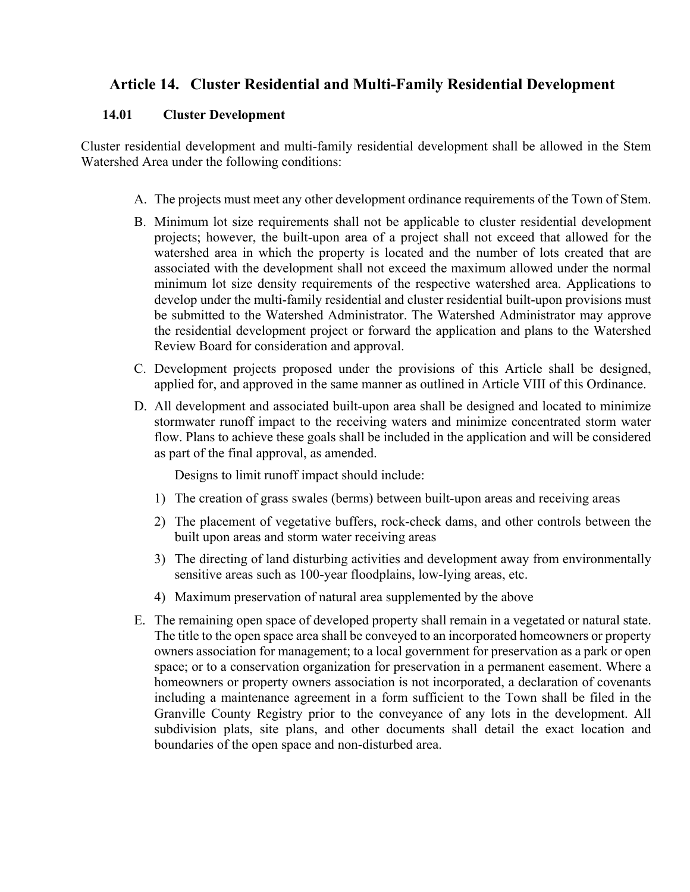# Article 14. Cluster Residential and Multi-Family Residential Development

## 14.01 Cluster Development

Cluster residential development and multi-family residential development shall be allowed in the Stem Watershed Area under the following conditions:

A. The projects must meet any other development ordinance requirements of the Town of Stem.

B. Minimum lot size requirements shall not be applicable to cluster residential development projects; however, the built-upon area of a project shall not exceed that allowed for the watershed area in which the property is located and the number of lots created that are associated with the development shall not exceed the maximum allowed under the normal minimum lot size density requirements of the respective watershed area. Applications to develop under the multi-family residential and cluster residential built-upon provisions must be submitted to the Watershed Administrator. The Watershed Administrator may approve the residential development project or forward the application and plans to the Watershed Review Board for consideration and approval.

C. Development projects proposed under the provisions of this Article shall be designed, applied for, and approved in the same manner as outlined in Article VIII of this Ordinance.

D. All development and associated built-upon area shall be designed and located to minimize stormwater runoff impact to the receiving waters and minimize concentrated storm water flow. Plans to achieve these goals shall be included in the application and will be considered as part of the final approval, as amended.

   Designs to limit runoff impact should include:

   1) The creation of grass swales (berms) between built-upon areas and receiving areas
   2) The placement of vegetative buffers, rock-check dams, and other controls between the built upon areas and storm water receiving areas
   3) The directing of land disturbing activities and development away from environmentally sensitive areas such as 100-year floodplains, low-lying areas, etc.
   4) Maximum preservation of natural area supplemented by the above

E. The remaining open space of developed property shall remain in a vegetated or natural state. The title to the open space area shall be conveyed to an incorporated homeowners or property owners association for management; to a local government for preservation as a park or open space; or to a conservation organization for preservation in a permanent easement. Where a homeowners or property owners association is not incorporated, a declaration of covenants including a maintenance agreement in a form sufficient to the Town shall be filed in the Granville County Registry prior to the conveyance of any lots in the development. All subdivision plats, site plans, and other documents shall detail the exact location and boundaries of the open space and non-disturbed area.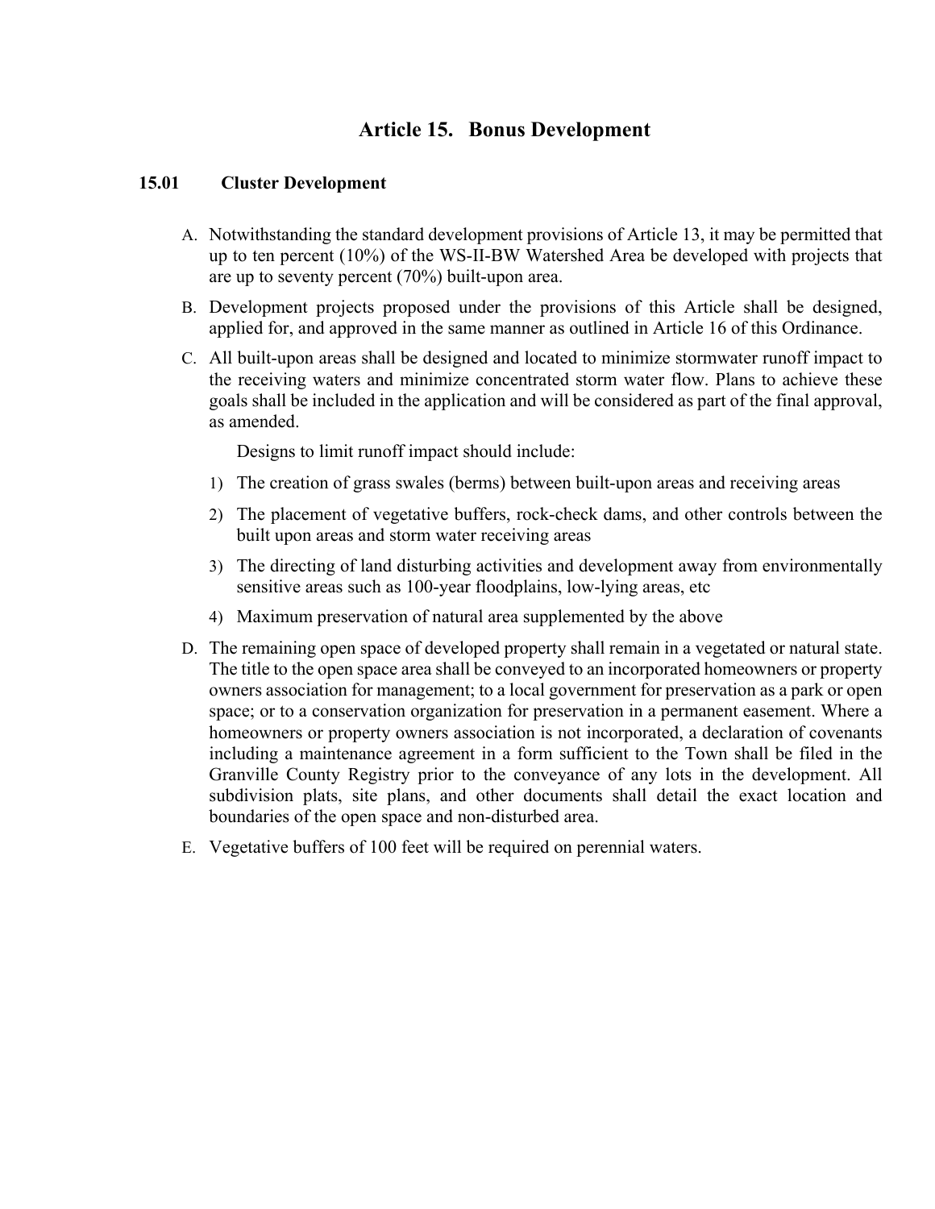# Article 15. Bonus Development

## 15.01 Cluster Development

A. Notwithstanding the standard development provisions of Article 13, it may be permitted that up to ten percent (10%) of the WS-II-BW Watershed Area be developed with projects that are up to seventy percent (70%) built-upon area.

B. Development projects proposed under the provisions of this Article shall be designed, applied for, and approved in the same manner as outlined in Article 16 of this Ordinance.

C. All built-upon areas shall be designed and located to minimize stormwater runoff impact to the receiving waters and minimize concentrated storm water flow. Plans to achieve these goals shall be included in the application and will be considered as part of the final approval, as amended.

   Designs to limit runoff impact should include:

   1) The creation of grass swales (berms) between built-upon areas and receiving areas

   2) The placement of vegetative buffers, rock-check dams, and other controls between the built upon areas and storm water receiving areas

   3) The directing of land disturbing activities and development away from environmentally sensitive areas such as 100-year floodplains, low-lying areas, etc

   4) Maximum preservation of natural area supplemented by the above

D. The remaining open space of developed property shall remain in a vegetated or natural state. The title to the open space area shall be conveyed to an incorporated homeowners or property owners association for management; to a local government for preservation as a park or open space; or to a conservation organization for preservation in a permanent easement. Where a homeowners or property owners association is not incorporated, a declaration of covenants including a maintenance agreement in a form sufficient to the Town shall be filed in the Granville County Registry prior to the conveyance of any lots in the development. All subdivision plats, site plans, and other documents shall detail the exact location and boundaries of the open space and non-disturbed area.

E. Vegetative buffers of 100 feet will be required on perennial waters.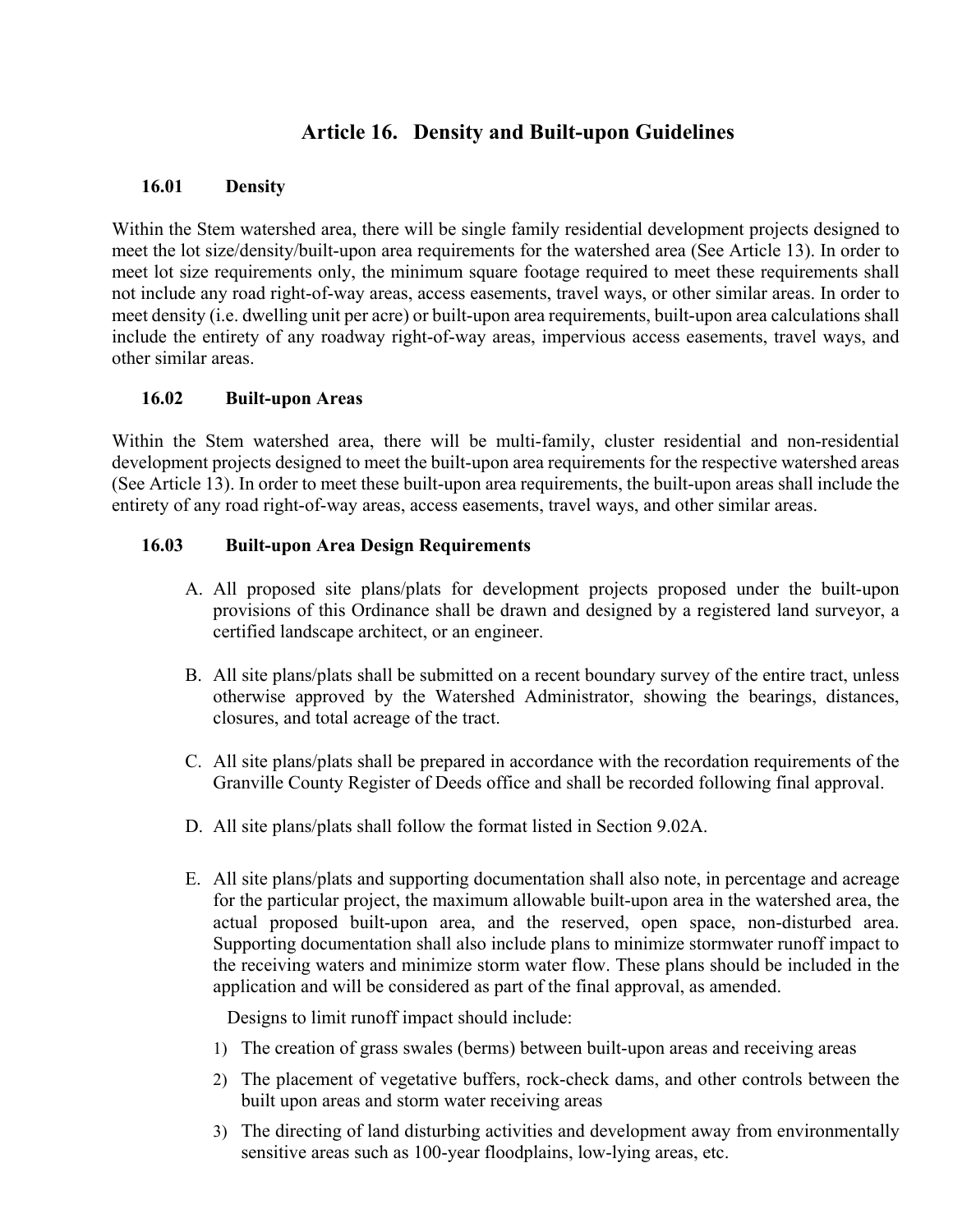# Article 16. Density and Built-upon Guidelines

## 16.01 Density

Within the Stem watershed area, there will be single family residential development projects designed to meet the lot size/density/built-upon area requirements for the watershed area (See Article 13). In order to meet lot size requirements only, the minimum square footage required to meet these requirements shall not include any road right-of-way areas, access easements, travel ways, or other similar areas. In order to meet density (i.e. dwelling unit per acre) or built-upon area requirements, built-upon area calculations shall include the entirety of any roadway right-of-way areas, impervious access easements, travel ways, and other similar areas.

## 16.02 Built-upon Areas

Within the Stem watershed area, there will be multi-family, cluster residential and non-residential development projects designed to meet the built-upon area requirements for the respective watershed areas (See Article 13). In order to meet these built-upon area requirements, the built-upon areas shall include the entirety of any road right-of-way areas, access easements, travel ways, and other similar areas.

## 16.03 Built-upon Area Design Requirements

A. All proposed site plans/plats for development projects proposed under the built-upon provisions of this Ordinance shall be drawn and designed by a registered land surveyor, a certified landscape architect, or an engineer.

B. All site plans/plats shall be submitted on a recent boundary survey of the entire tract, unless otherwise approved by the Watershed Administrator, showing the bearings, distances, closures, and total acreage of the tract.

C. All site plans/plats shall be prepared in accordance with the recordation requirements of the Granville County Register of Deeds office and shall be recorded following final approval.

D. All site plans/plats shall follow the format listed in Section 9.02A.

E. All site plans/plats and supporting documentation shall also note, in percentage and acreage for the particular project, the maximum allowable built-upon area in the watershed area, the actual proposed built-upon area, and the reserved, open space, non-disturbed area. Supporting documentation shall also include plans to minimize stormwater runoff impact to the receiving waters and minimize storm water flow. These plans should be included in the application and will be considered as part of the final approval, as amended.

   Designs to limit runoff impact should include:

   1) The creation of grass swales (berms) between built-upon areas and receiving areas
   2) The placement of vegetative buffers, rock-check dams, and other controls between the built upon areas and storm water receiving areas
   3) The directing of land disturbing activities and development away from environmentally sensitive areas such as 100-year floodplains, low-lying areas, etc.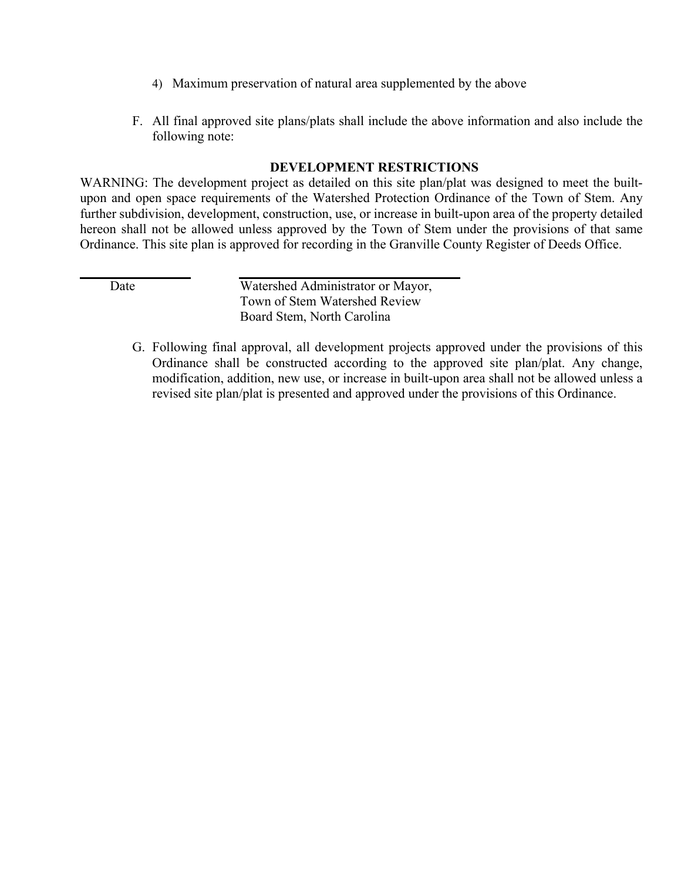4) Maximum preservation of natural area supplemented by the above

F. All final approved site plans/plats shall include the above information and also include the following note:

**DEVELOPMENT RESTRICTIONS**

WARNING: The development project as detailed on this site plan/plat was designed to meet the built-upon and open space requirements of the Watershed Protection Ordinance of the Town of Stem. Any further subdivision, development, construction, use, or increase in built-upon area of the property detailed hereon shall not be allowed unless approved by the Town of Stem under the provisions of that same Ordinance. This site plan is approved for recording in the Granville County Register of Deeds Office.

| ______________ | ______________________________ |
|---|---|
| Date | Watershed Administrator or Mayor, Town of Stem Watershed Review Board Stem, North Carolina |

G. Following final approval, all development projects approved under the provisions of this Ordinance shall be constructed according to the approved site plan/plat. Any change, modification, addition, new use, or increase in built-upon area shall not be allowed unless a revised site plan/plat is presented and approved under the provisions of this Ordinance.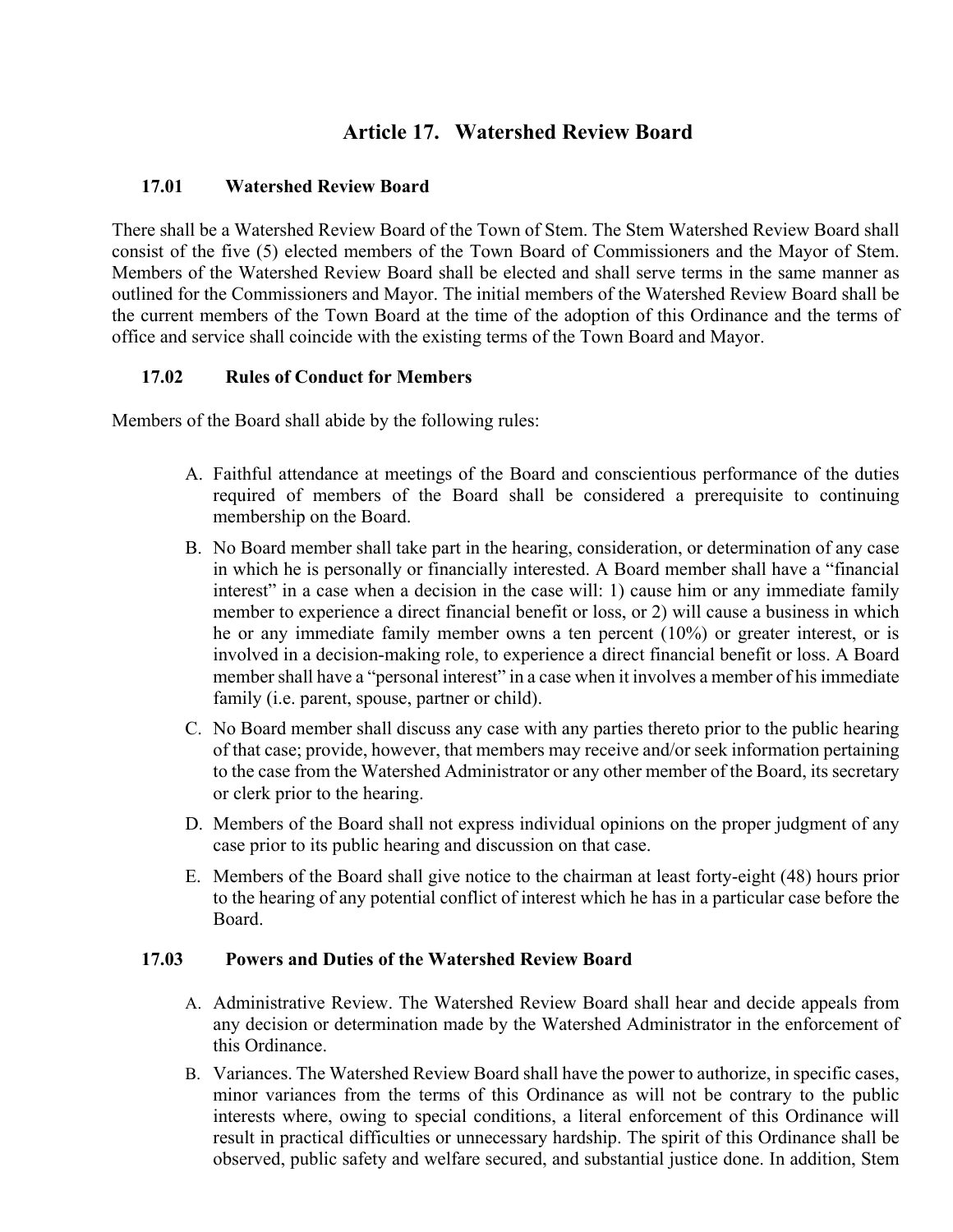# Article 17. Watershed Review Board

## 17.01 Watershed Review Board

There shall be a Watershed Review Board of the Town of Stem. The Stem Watershed Review Board shall consist of the five (5) elected members of the Town Board of Commissioners and the Mayor of Stem. Members of the Watershed Review Board shall be elected and shall serve terms in the same manner as outlined for the Commissioners and Mayor. The initial members of the Watershed Review Board shall be the current members of the Town Board at the time of the adoption of this Ordinance and the terms of office and service shall coincide with the existing terms of the Town Board and Mayor.

## 17.02 Rules of Conduct for Members

Members of the Board shall abide by the following rules:

A. Faithful attendance at meetings of the Board and conscientious performance of the duties required of members of the Board shall be considered a prerequisite to continuing membership on the Board.

B. No Board member shall take part in the hearing, consideration, or determination of any case in which he is personally or financially interested. A Board member shall have a "financial interest" in a case when a decision in the case will: 1) cause him or any immediate family member to experience a direct financial benefit or loss, or 2) will cause a business in which he or any immediate family member owns a ten percent (10%) or greater interest, or is involved in a decision-making role, to experience a direct financial benefit or loss. A Board member shall have a "personal interest" in a case when it involves a member of his immediate family (i.e. parent, spouse, partner or child).

C. No Board member shall discuss any case with any parties thereto prior to the public hearing of that case; provide, however, that members may receive and/or seek information pertaining to the case from the Watershed Administrator or any other member of the Board, its secretary or clerk prior to the hearing.

D. Members of the Board shall not express individual opinions on the proper judgment of any case prior to its public hearing and discussion on that case.

E. Members of the Board shall give notice to the chairman at least forty-eight (48) hours prior to the hearing of any potential conflict of interest which he has in a particular case before the Board.

## 17.03 Powers and Duties of the Watershed Review Board

A. Administrative Review. The Watershed Review Board shall hear and decide appeals from any decision or determination made by the Watershed Administrator in the enforcement of this Ordinance.

B. Variances. The Watershed Review Board shall have the power to authorize, in specific cases, minor variances from the terms of this Ordinance as will not be contrary to the public interests where, owing to special conditions, a literal enforcement of this Ordinance will result in practical difficulties or unnecessary hardship. The spirit of this Ordinance shall be observed, public safety and welfare secured, and substantial justice done. In addition, Stem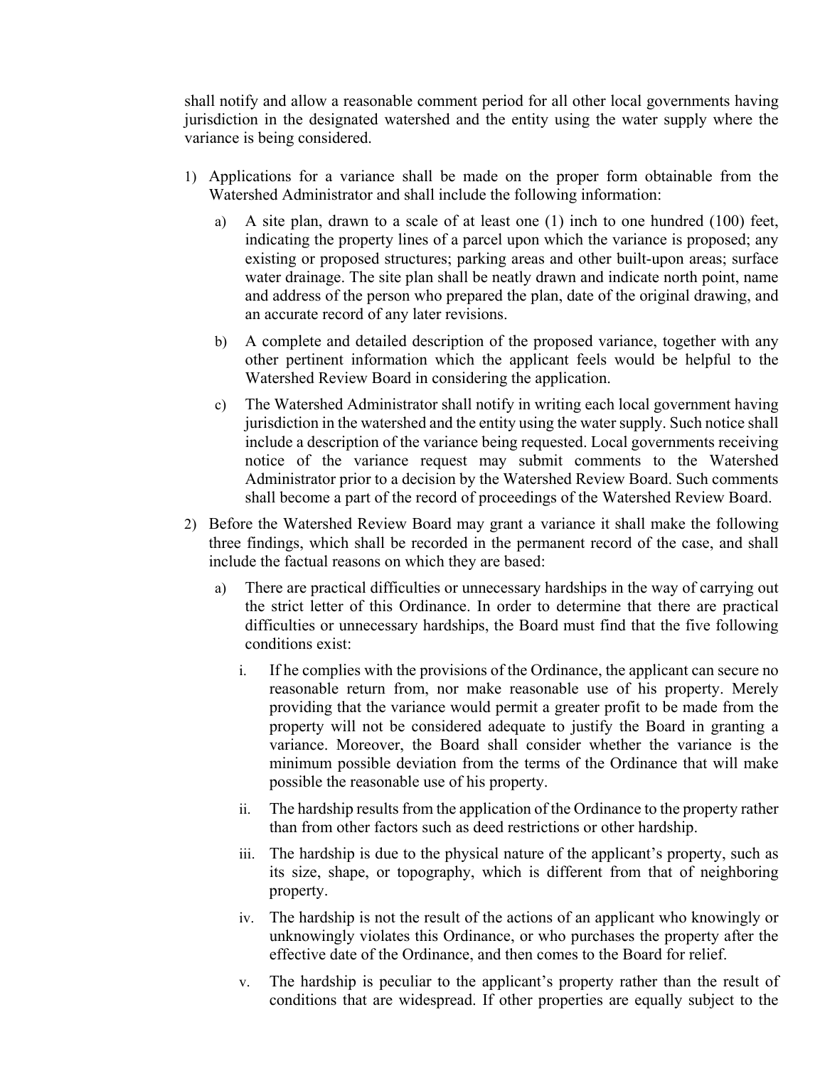shall notify and allow a reasonable comment period for all other local governments having jurisdiction in the designated watershed and the entity using the water supply where the variance is being considered.

1) Applications for a variance shall be made on the proper form obtainable from the Watershed Administrator and shall include the following information:

   a) A site plan, drawn to a scale of at least one (1) inch to one hundred (100) feet, indicating the property lines of a parcel upon which the variance is proposed; any existing or proposed structures; parking areas and other built-upon areas; surface water drainage. The site plan shall be neatly drawn and indicate north point, name and address of the person who prepared the plan, date of the original drawing, and an accurate record of any later revisions.

   b) A complete and detailed description of the proposed variance, together with any other pertinent information which the applicant feels would be helpful to the Watershed Review Board in considering the application.

   c) The Watershed Administrator shall notify in writing each local government having jurisdiction in the watershed and the entity using the water supply. Such notice shall include a description of the variance being requested. Local governments receiving notice of the variance request may submit comments to the Watershed Administrator prior to a decision by the Watershed Review Board. Such comments shall become a part of the record of proceedings of the Watershed Review Board.

2) Before the Watershed Review Board may grant a variance it shall make the following three findings, which shall be recorded in the permanent record of the case, and shall include the factual reasons on which they are based:

   a) There are practical difficulties or unnecessary hardships in the way of carrying out the strict letter of this Ordinance. In order to determine that there are practical difficulties or unnecessary hardships, the Board must find that the five following conditions exist:

      i. If he complies with the provisions of the Ordinance, the applicant can secure no reasonable return from, nor make reasonable use of his property. Merely providing that the variance would permit a greater profit to be made from the property will not be considered adequate to justify the Board in granting a variance. Moreover, the Board shall consider whether the variance is the minimum possible deviation from the terms of the Ordinance that will make possible the reasonable use of his property.

      ii. The hardship results from the application of the Ordinance to the property rather than from other factors such as deed restrictions or other hardship.

      iii. The hardship is due to the physical nature of the applicant's property, such as its size, shape, or topography, which is different from that of neighboring property.

      iv. The hardship is not the result of the actions of an applicant who knowingly or unknowingly violates this Ordinance, or who purchases the property after the effective date of the Ordinance, and then comes to the Board for relief.

      v. The hardship is peculiar to the applicant's property rather than the result of conditions that are widespread. If other properties are equally subject to the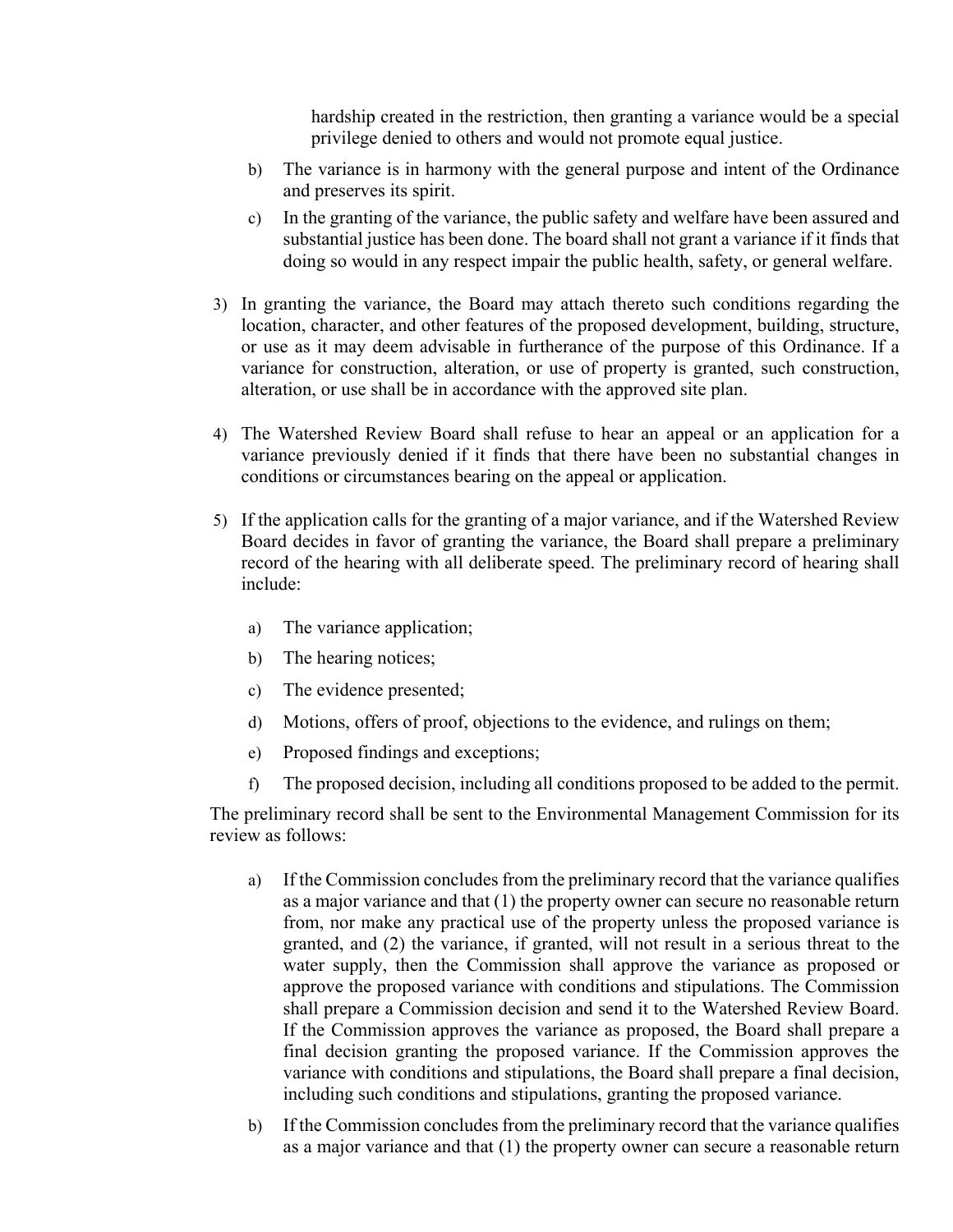hardship created in the restriction, then granting a variance would be a special privilege denied to others and would not promote equal justice.

b) The variance is in harmony with the general purpose and intent of the Ordinance and preserves its spirit.

c) In the granting of the variance, the public safety and welfare have been assured and substantial justice has been done. The board shall not grant a variance if it finds that doing so would in any respect impair the public health, safety, or general welfare.

3) In granting the variance, the Board may attach thereto such conditions regarding the location, character, and other features of the proposed development, building, structure, or use as it may deem advisable in furtherance of the purpose of this Ordinance. If a variance for construction, alteration, or use of property is granted, such construction, alteration, or use shall be in accordance with the approved site plan.

4) The Watershed Review Board shall refuse to hear an appeal or an application for a variance previously denied if it finds that there have been no substantial changes in conditions or circumstances bearing on the appeal or application.

5) If the application calls for the granting of a major variance, and if the Watershed Review Board decides in favor of granting the variance, the Board shall prepare a preliminary record of the hearing with all deliberate speed. The preliminary record of hearing shall include:

   a) The variance application;
   b) The hearing notices;
   c) The evidence presented;
   d) Motions, offers of proof, objections to the evidence, and rulings on them;
   e) Proposed findings and exceptions;
   f) The proposed decision, including all conditions proposed to be added to the permit.

The preliminary record shall be sent to the Environmental Management Commission for its review as follows:

   a) If the Commission concludes from the preliminary record that the variance qualifies as a major variance and that (1) the property owner can secure no reasonable return from, nor make any practical use of the property unless the proposed variance is granted, and (2) the variance, if granted, will not result in a serious threat to the water supply, then the Commission shall approve the variance as proposed or approve the proposed variance with conditions and stipulations. The Commission shall prepare a Commission decision and send it to the Watershed Review Board. If the Commission approves the variance as proposed, the Board shall prepare a final decision granting the proposed variance. If the Commission approves the variance with conditions and stipulations, the Board shall prepare a final decision, including such conditions and stipulations, granting the proposed variance.

   b) If the Commission concludes from the preliminary record that the variance qualifies as a major variance and that (1) the property owner can secure a reasonable return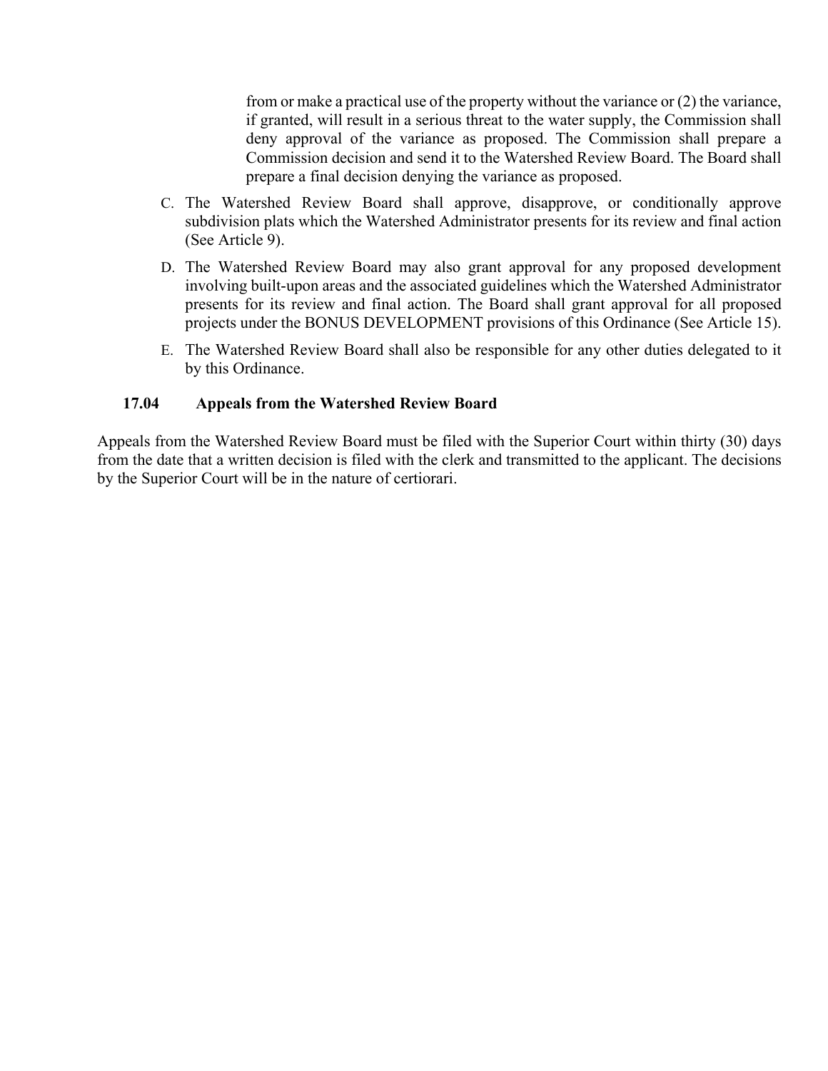from or make a practical use of the property without the variance or (2) the variance, if granted, will result in a serious threat to the water supply, the Commission shall deny approval of the variance as proposed. The Commission shall prepare a Commission decision and send it to the Watershed Review Board. The Board shall prepare a final decision denying the variance as proposed.

C. The Watershed Review Board shall approve, disapprove, or conditionally approve subdivision plats which the Watershed Administrator presents for its review and final action (See Article 9).

D. The Watershed Review Board may also grant approval for any proposed development involving built-upon areas and the associated guidelines which the Watershed Administrator presents for its review and final action. The Board shall grant approval for all proposed projects under the BONUS DEVELOPMENT provisions of this Ordinance (See Article 15).

E. The Watershed Review Board shall also be responsible for any other duties delegated to it by this Ordinance.

### 17.04 Appeals from the Watershed Review Board

Appeals from the Watershed Review Board must be filed with the Superior Court within thirty (30) days from the date that a written decision is filed with the clerk and transmitted to the applicant. The decisions by the Superior Court will be in the nature of certiorari.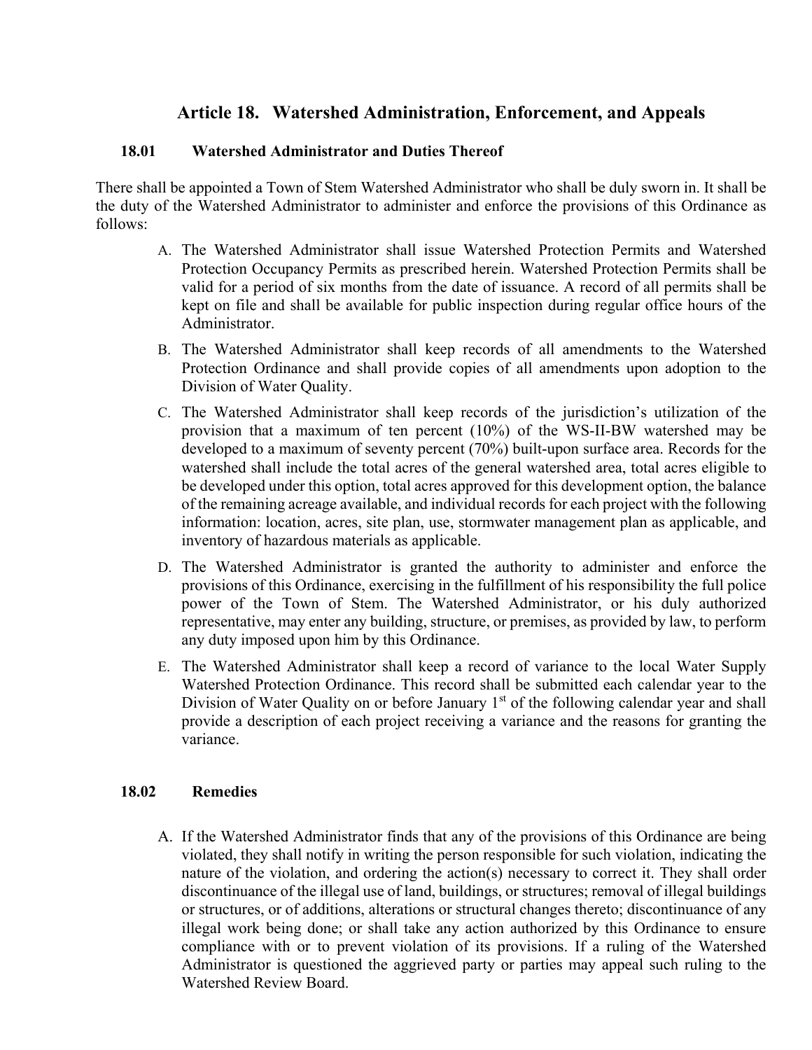# Article 18. Watershed Administration, Enforcement, and Appeals

## 18.01 Watershed Administrator and Duties Thereof

There shall be appointed a Town of Stem Watershed Administrator who shall be duly sworn in. It shall be the duty of the Watershed Administrator to administer and enforce the provisions of this Ordinance as follows:

A. The Watershed Administrator shall issue Watershed Protection Permits and Watershed Protection Occupancy Permits as prescribed herein. Watershed Protection Permits shall be valid for a period of six months from the date of issuance. A record of all permits shall be kept on file and shall be available for public inspection during regular office hours of the Administrator.

B. The Watershed Administrator shall keep records of all amendments to the Watershed Protection Ordinance and shall provide copies of all amendments upon adoption to the Division of Water Quality.

C. The Watershed Administrator shall keep records of the jurisdiction's utilization of the provision that a maximum of ten percent (10%) of the WS-II-BW watershed may be developed to a maximum of seventy percent (70%) built-upon surface area. Records for the watershed shall include the total acres of the general watershed area, total acres eligible to be developed under this option, total acres approved for this development option, the balance of the remaining acreage available, and individual records for each project with the following information: location, acres, site plan, use, stormwater management plan as applicable, and inventory of hazardous materials as applicable.

D. The Watershed Administrator is granted the authority to administer and enforce the provisions of this Ordinance, exercising in the fulfillment of his responsibility the full police power of the Town of Stem. The Watershed Administrator, or his duly authorized representative, may enter any building, structure, or premises, as provided by law, to perform any duty imposed upon him by this Ordinance.

E. The Watershed Administrator shall keep a record of variance to the local Water Supply Watershed Protection Ordinance. This record shall be submitted each calendar year to the Division of Water Quality on or before January 1st of the following calendar year and shall provide a description of each project receiving a variance and the reasons for granting the variance.

## 18.02 Remedies

A. If the Watershed Administrator finds that any of the provisions of this Ordinance are being violated, they shall notify in writing the person responsible for such violation, indicating the nature of the violation, and ordering the action(s) necessary to correct it. They shall order discontinuance of the illegal use of land, buildings, or structures; removal of illegal buildings or structures, or of additions, alterations or structural changes thereto; discontinuance of any illegal work being done; or shall take any action authorized by this Ordinance to ensure compliance with or to prevent violation of its provisions. If a ruling of the Watershed Administrator is questioned the aggrieved party or parties may appeal such ruling to the Watershed Review Board.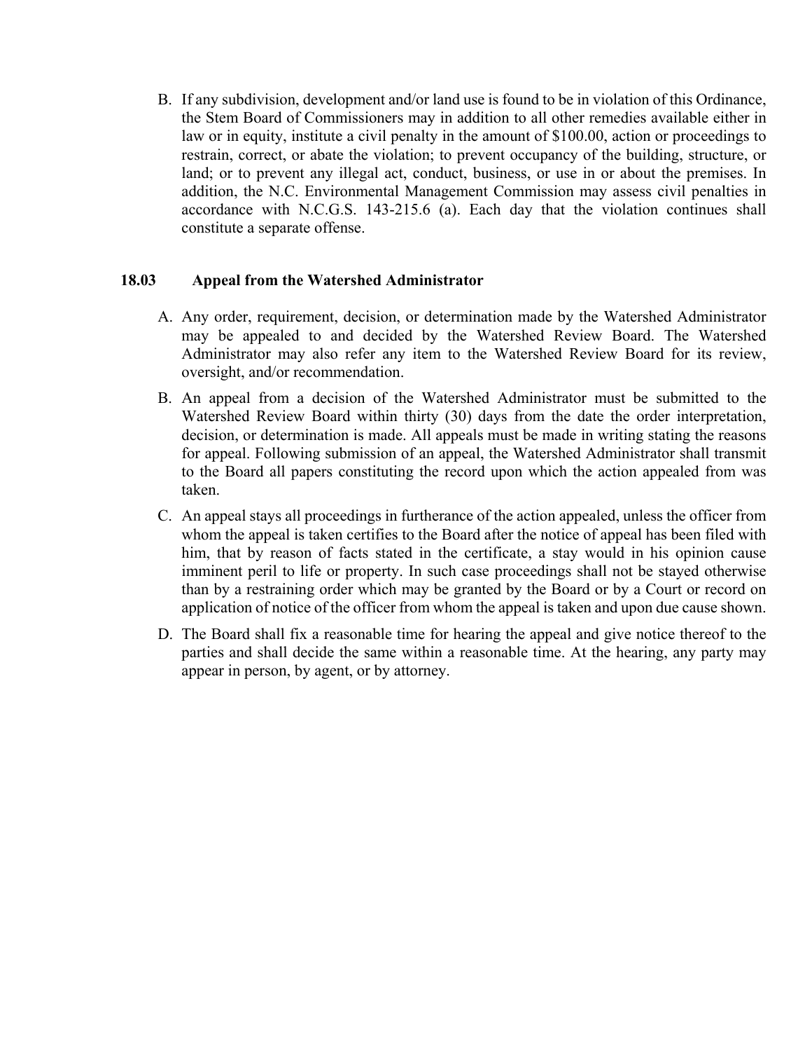B. If any subdivision, development and/or land use is found to be in violation of this Ordinance, the Stem Board of Commissioners may in addition to all other remedies available either in law or in equity, institute a civil penalty in the amount of $100.00, action or proceedings to restrain, correct, or abate the violation; to prevent occupancy of the building, structure, or land; or to prevent any illegal act, conduct, business, or use in or about the premises. In addition, the N.C. Environmental Management Commission may assess civil penalties in accordance with N.C.G.S. 143-215.6 (a). Each day that the violation continues shall constitute a separate offense.

### 18.03 Appeal from the Watershed Administrator

A. Any order, requirement, decision, or determination made by the Watershed Administrator may be appealed to and decided by the Watershed Review Board. The Watershed Administrator may also refer any item to the Watershed Review Board for its review, oversight, and/or recommendation.

B. An appeal from a decision of the Watershed Administrator must be submitted to the Watershed Review Board within thirty (30) days from the date the order interpretation, decision, or determination is made. All appeals must be made in writing stating the reasons for appeal. Following submission of an appeal, the Watershed Administrator shall transmit to the Board all papers constituting the record upon which the action appealed from was taken.

C. An appeal stays all proceedings in furtherance of the action appealed, unless the officer from whom the appeal is taken certifies to the Board after the notice of appeal has been filed with him, that by reason of facts stated in the certificate, a stay would in his opinion cause imminent peril to life or property. In such case proceedings shall not be stayed otherwise than by a restraining order which may be granted by the Board or by a Court or record on application of notice of the officer from whom the appeal is taken and upon due cause shown.

D. The Board shall fix a reasonable time for hearing the appeal and give notice thereof to the parties and shall decide the same within a reasonable time. At the hearing, any party may appear in person, by agent, or by attorney.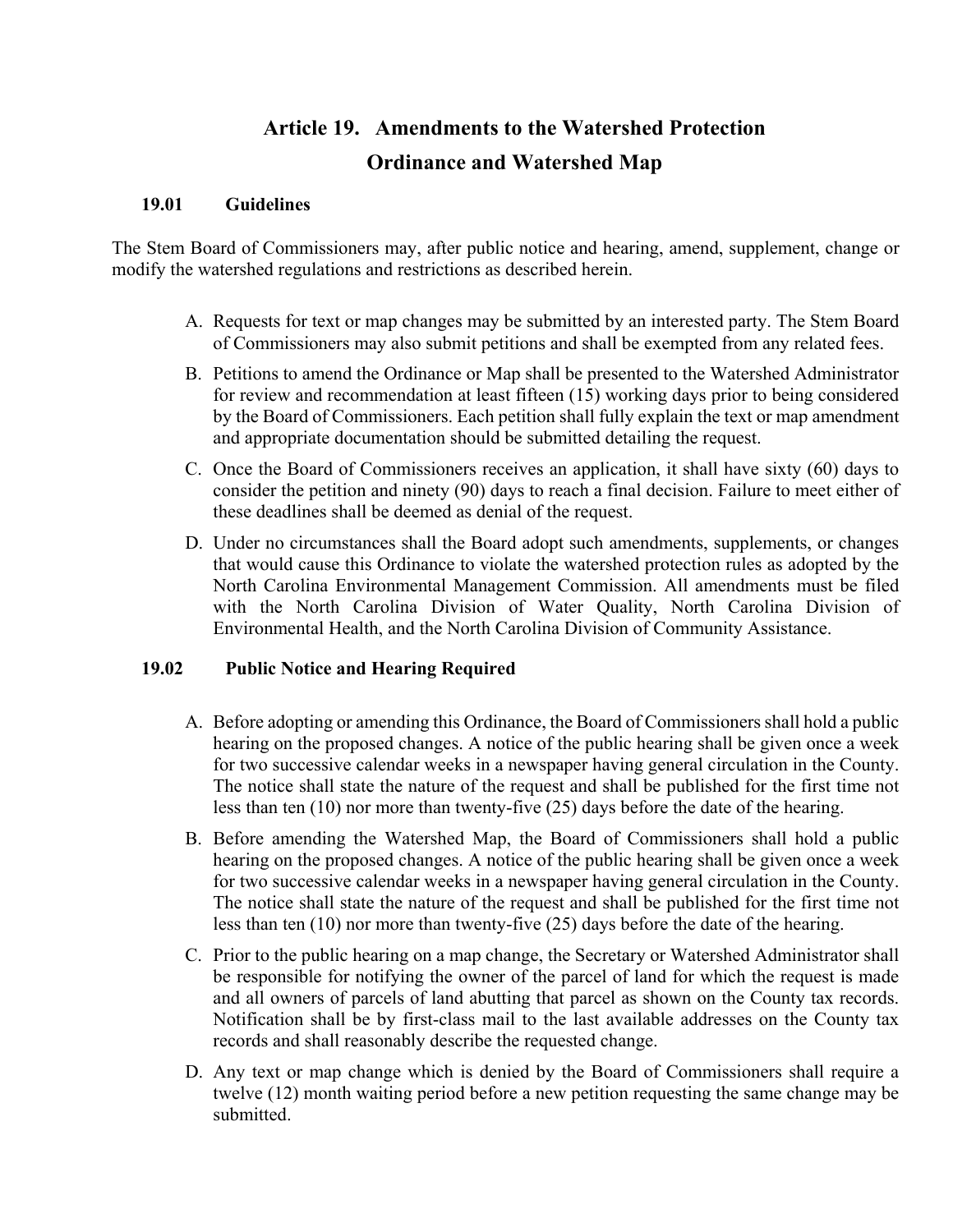# Article 19. Amendments to the Watershed Protection Ordinance and Watershed Map

## 19.01 Guidelines

The Stem Board of Commissioners may, after public notice and hearing, amend, supplement, change or modify the watershed regulations and restrictions as described herein.

A. Requests for text or map changes may be submitted by an interested party. The Stem Board of Commissioners may also submit petitions and shall be exempted from any related fees.

B. Petitions to amend the Ordinance or Map shall be presented to the Watershed Administrator for review and recommendation at least fifteen (15) working days prior to being considered by the Board of Commissioners. Each petition shall fully explain the text or map amendment and appropriate documentation should be submitted detailing the request.

C. Once the Board of Commissioners receives an application, it shall have sixty (60) days to consider the petition and ninety (90) days to reach a final decision. Failure to meet either of these deadlines shall be deemed as denial of the request.

D. Under no circumstances shall the Board adopt such amendments, supplements, or changes that would cause this Ordinance to violate the watershed protection rules as adopted by the North Carolina Environmental Management Commission. All amendments must be filed with the North Carolina Division of Water Quality, North Carolina Division of Environmental Health, and the North Carolina Division of Community Assistance.

## 19.02 Public Notice and Hearing Required

A. Before adopting or amending this Ordinance, the Board of Commissioners shall hold a public hearing on the proposed changes. A notice of the public hearing shall be given once a week for two successive calendar weeks in a newspaper having general circulation in the County. The notice shall state the nature of the request and shall be published for the first time not less than ten (10) nor more than twenty-five (25) days before the date of the hearing.

B. Before amending the Watershed Map, the Board of Commissioners shall hold a public hearing on the proposed changes. A notice of the public hearing shall be given once a week for two successive calendar weeks in a newspaper having general circulation in the County. The notice shall state the nature of the request and shall be published for the first time not less than ten (10) nor more than twenty-five (25) days before the date of the hearing.

C. Prior to the public hearing on a map change, the Secretary or Watershed Administrator shall be responsible for notifying the owner of the parcel of land for which the request is made and all owners of parcels of land abutting that parcel as shown on the County tax records. Notification shall be by first-class mail to the last available addresses on the County tax records and shall reasonably describe the requested change.

D. Any text or map change which is denied by the Board of Commissioners shall require a twelve (12) month waiting period before a new petition requesting the same change may be submitted.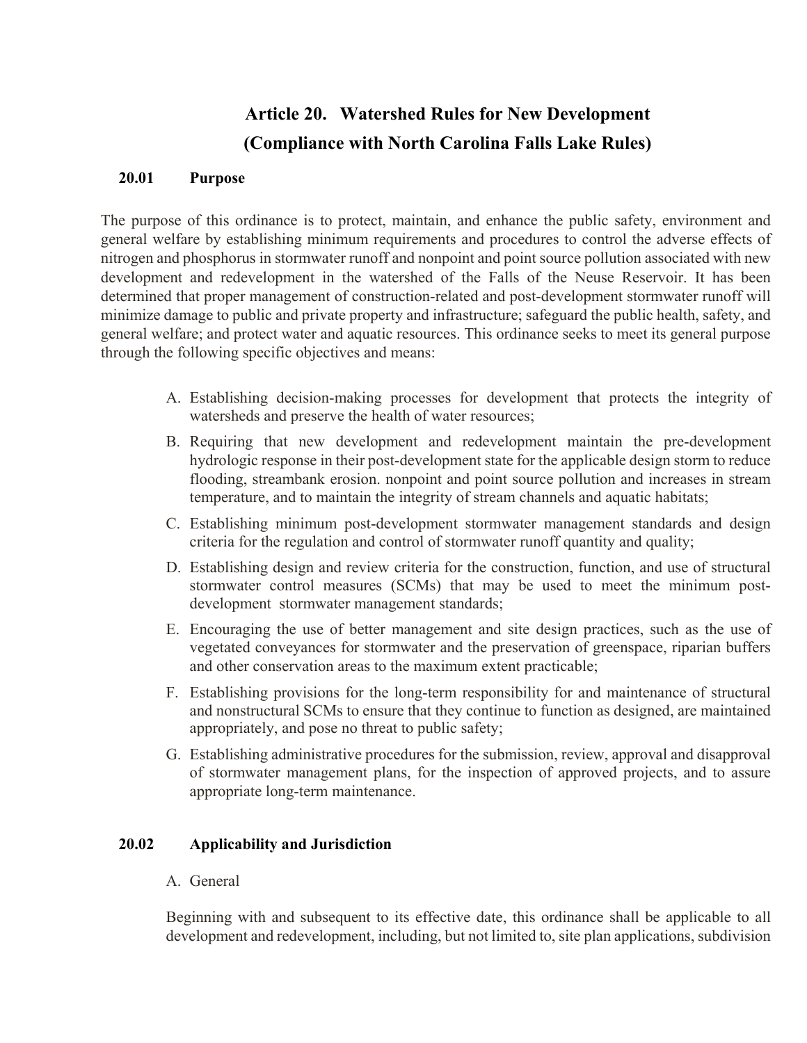# Article 20. Watershed Rules for New Development (Compliance with North Carolina Falls Lake Rules)

## 20.01 Purpose

The purpose of this ordinance is to protect, maintain, and enhance the public safety, environment and general welfare by establishing minimum requirements and procedures to control the adverse effects of nitrogen and phosphorus in stormwater runoff and nonpoint and point source pollution associated with new development and redevelopment in the watershed of the Falls of the Neuse Reservoir. It has been determined that proper management of construction-related and post-development stormwater runoff will minimize damage to public and private property and infrastructure; safeguard the public health, safety, and general welfare; and protect water and aquatic resources. This ordinance seeks to meet its general purpose through the following specific objectives and means:

A. Establishing decision-making processes for development that protects the integrity of watersheds and preserve the health of water resources;

B. Requiring that new development and redevelopment maintain the pre-development hydrologic response in their post-development state for the applicable design storm to reduce flooding, streambank erosion. nonpoint and point source pollution and increases in stream temperature, and to maintain the integrity of stream channels and aquatic habitats;

C. Establishing minimum post-development stormwater management standards and design criteria for the regulation and control of stormwater runoff quantity and quality;

D. Establishing design and review criteria for the construction, function, and use of structural stormwater control measures (SCMs) that may be used to meet the minimum post-development stormwater management standards;

E. Encouraging the use of better management and site design practices, such as the use of vegetated conveyances for stormwater and the preservation of greenspace, riparian buffers and other conservation areas to the maximum extent practicable;

F. Establishing provisions for the long-term responsibility for and maintenance of structural and nonstructural SCMs to ensure that they continue to function as designed, are maintained appropriately, and pose no threat to public safety;

G. Establishing administrative procedures for the submission, review, approval and disapproval of stormwater management plans, for the inspection of approved projects, and to assure appropriate long-term maintenance.

## 20.02 Applicability and Jurisdiction

A. General

Beginning with and subsequent to its effective date, this ordinance shall be applicable to all development and redevelopment, including, but not limited to, site plan applications, subdivision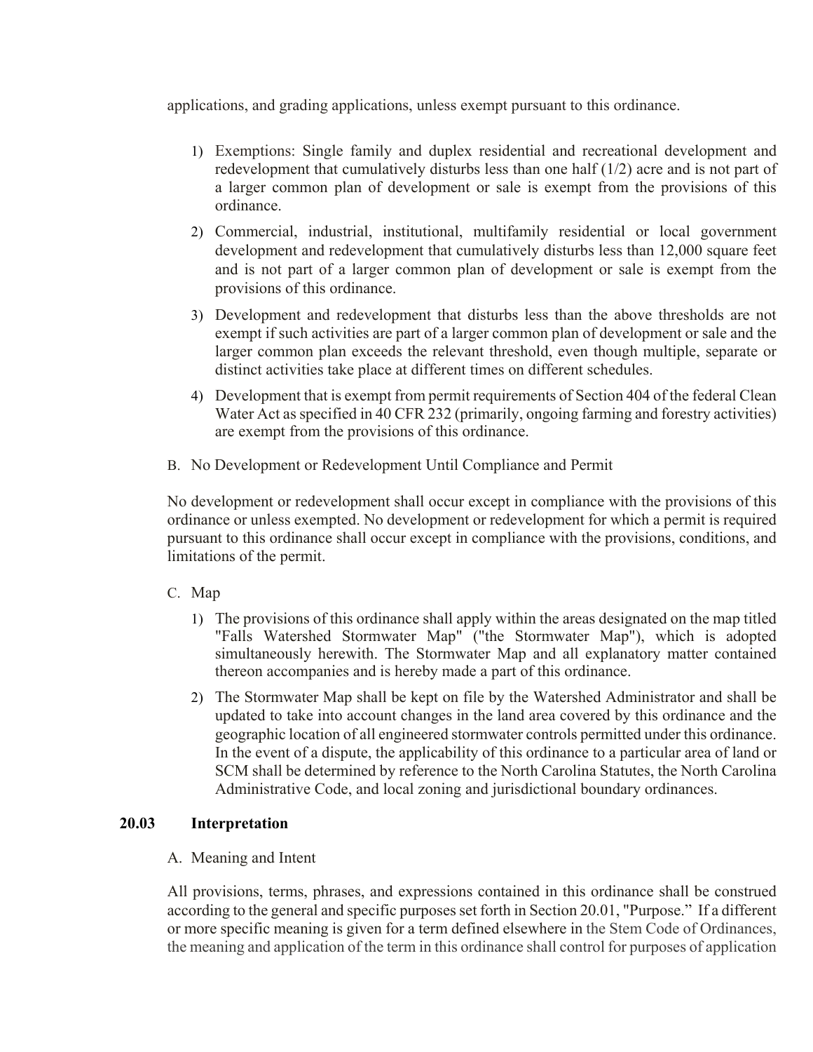applications, and grading applications, unless exempt pursuant to this ordinance.

1) Exemptions: Single family and duplex residential and recreational development and redevelopment that cumulatively disturbs less than one half (1/2) acre and is not part of a larger common plan of development or sale is exempt from the provisions of this ordinance.
2) Commercial, industrial, institutional, multifamily residential or local government development and redevelopment that cumulatively disturbs less than 12,000 square feet and is not part of a larger common plan of development or sale is exempt from the provisions of this ordinance.
3) Development and redevelopment that disturbs less than the above thresholds are not exempt if such activities are part of a larger common plan of development or sale and the larger common plan exceeds the relevant threshold, even though multiple, separate or distinct activities take place at different times on different schedules.
4) Development that is exempt from permit requirements of Section 404 of the federal Clean Water Act as specified in 40 CFR 232 (primarily, ongoing farming and forestry activities) are exempt from the provisions of this ordinance.

B. No Development or Redevelopment Until Compliance and Permit

No development or redevelopment shall occur except in compliance with the provisions of this ordinance or unless exempted. No development or redevelopment for which a permit is required pursuant to this ordinance shall occur except in compliance with the provisions, conditions, and limitations of the permit.

C. Map

1) The provisions of this ordinance shall apply within the areas designated on the map titled "Falls Watershed Stormwater Map" ("the Stormwater Map"), which is adopted simultaneously herewith. The Stormwater Map and all explanatory matter contained thereon accompanies and is hereby made a part of this ordinance.
2) The Stormwater Map shall be kept on file by the Watershed Administrator and shall be updated to take into account changes in the land area covered by this ordinance and the geographic location of all engineered stormwater controls permitted under this ordinance. In the event of a dispute, the applicability of this ordinance to a particular area of land or SCM shall be determined by reference to the North Carolina Statutes, the North Carolina Administrative Code, and local zoning and jurisdictional boundary ordinances.

## 20.03 Interpretation

A. Meaning and Intent

All provisions, terms, phrases, and expressions contained in this ordinance shall be construed according to the general and specific purposes set forth in Section 20.01, "Purpose." If a different or more specific meaning is given for a term defined elsewhere in the Stem Code of Ordinances, the meaning and application of the term in this ordinance shall control for purposes of application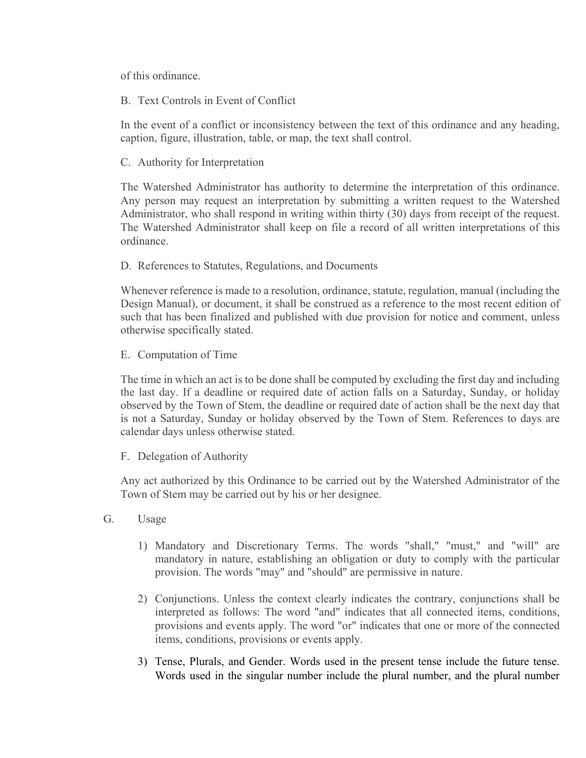of this ordinance.

B. Text Controls in Event of Conflict

In the event of a conflict or inconsistency between the text of this ordinance and any heading, caption, figure, illustration, table, or map, the text shall control.

C. Authority for Interpretation

The Watershed Administrator has authority to determine the interpretation of this ordinance. Any person may request an interpretation by submitting a written request to the Watershed Administrator, who shall respond in writing within thirty (30) days from receipt of the request. The Watershed Administrator shall keep on file a record of all written interpretations of this ordinance.

D. References to Statutes, Regulations, and Documents

Whenever reference is made to a resolution, ordinance, statute, regulation, manual (including the Design Manual), or document, it shall be construed as a reference to the most recent edition of such that has been finalized and published with due provision for notice and comment, unless otherwise specifically stated.

E. Computation of Time

The time in which an act is to be done shall be computed by excluding the first day and including the last day. If a deadline or required date of action falls on a Saturday, Sunday, or holiday observed by the Town of Stem, the deadline or required date of action shall be the next day that is not a Saturday, Sunday or holiday observed by the Town of Stem. References to days are calendar days unless otherwise stated.

F. Delegation of Authority

Any act authorized by this Ordinance to be carried out by the Watershed Administrator of the Town of Stem may be carried out by his or her designee.

G. Usage

1) Mandatory and Discretionary Terms. The words "shall," "must," and "will" are mandatory in nature, establishing an obligation or duty to comply with the particular provision. The words "may" and "should" are permissive in nature.

2) Conjunctions. Unless the context clearly indicates the contrary, conjunctions shall be interpreted as follows: The word "and" indicates that all connected items, conditions, provisions and events apply. The word "or" indicates that one or more of the connected items, conditions, provisions or events apply.

3) Tense, Plurals, and Gender. Words used in the present tense include the future tense. Words used in the singular number include the plural number, and the plural number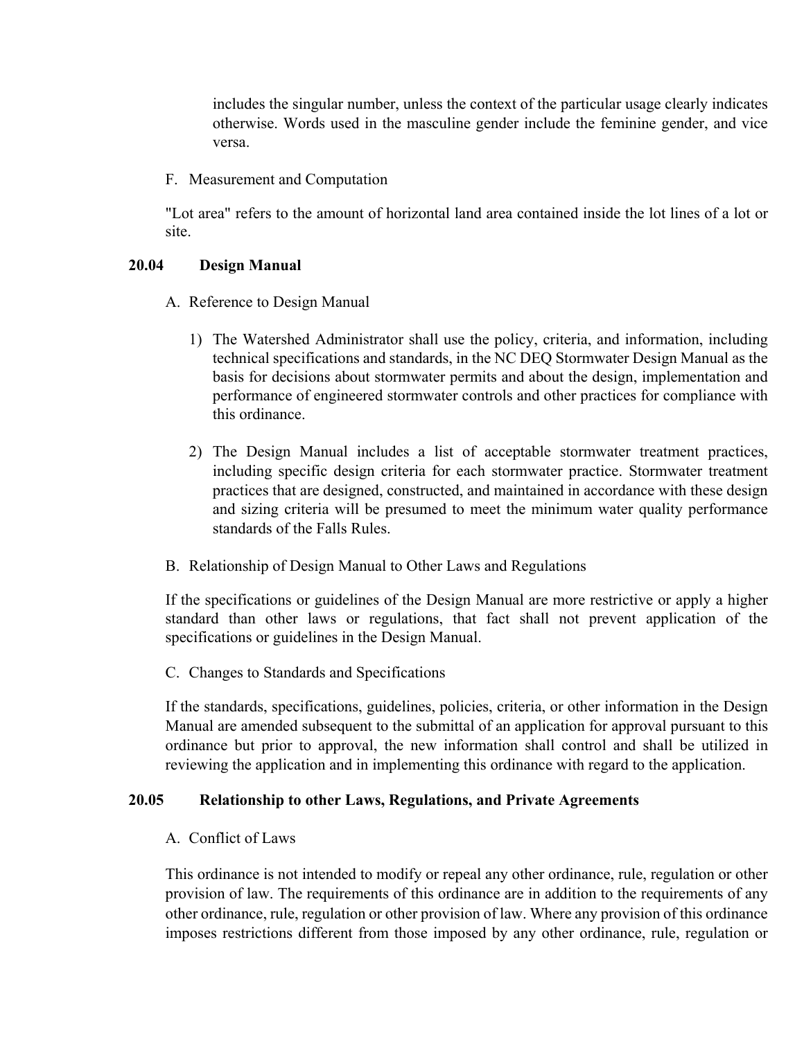includes the singular number, unless the context of the particular usage clearly indicates otherwise. Words used in the masculine gender include the feminine gender, and vice versa.

F. Measurement and Computation

"Lot area" refers to the amount of horizontal land area contained inside the lot lines of a lot or site.

### 20.04 Design Manual

A. Reference to Design Manual

1) The Watershed Administrator shall use the policy, criteria, and information, including technical specifications and standards, in the NC DEQ Stormwater Design Manual as the basis for decisions about stormwater permits and about the design, implementation and performance of engineered stormwater controls and other practices for compliance with this ordinance.

2) The Design Manual includes a list of acceptable stormwater treatment practices, including specific design criteria for each stormwater practice. Stormwater treatment practices that are designed, constructed, and maintained in accordance with these design and sizing criteria will be presumed to meet the minimum water quality performance standards of the Falls Rules.

B. Relationship of Design Manual to Other Laws and Regulations

If the specifications or guidelines of the Design Manual are more restrictive or apply a higher standard than other laws or regulations, that fact shall not prevent application of the specifications or guidelines in the Design Manual.

C. Changes to Standards and Specifications

If the standards, specifications, guidelines, policies, criteria, or other information in the Design Manual are amended subsequent to the submittal of an application for approval pursuant to this ordinance but prior to approval, the new information shall control and shall be utilized in reviewing the application and in implementing this ordinance with regard to the application.

### 20.05 Relationship to other Laws, Regulations, and Private Agreements

A. Conflict of Laws

This ordinance is not intended to modify or repeal any other ordinance, rule, regulation or other provision of law. The requirements of this ordinance are in addition to the requirements of any other ordinance, rule, regulation or other provision of law. Where any provision of this ordinance imposes restrictions different from those imposed by any other ordinance, rule, regulation or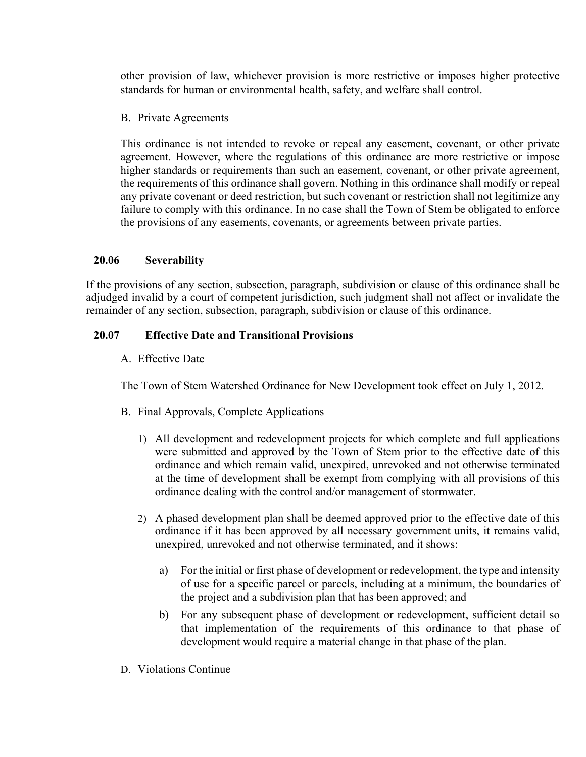other provision of law, whichever provision is more restrictive or imposes higher protective standards for human or environmental health, safety, and welfare shall control.

B. Private Agreements

This ordinance is not intended to revoke or repeal any easement, covenant, or other private agreement. However, where the regulations of this ordinance are more restrictive or impose higher standards or requirements than such an easement, covenant, or other private agreement, the requirements of this ordinance shall govern. Nothing in this ordinance shall modify or repeal any private covenant or deed restriction, but such covenant or restriction shall not legitimize any failure to comply with this ordinance. In no case shall the Town of Stem be obligated to enforce the provisions of any easements, covenants, or agreements between private parties.

## 20.06 Severability

If the provisions of any section, subsection, paragraph, subdivision or clause of this ordinance shall be adjudged invalid by a court of competent jurisdiction, such judgment shall not affect or invalidate the remainder of any section, subsection, paragraph, subdivision or clause of this ordinance.

## 20.07 Effective Date and Transitional Provisions

A. Effective Date

The Town of Stem Watershed Ordinance for New Development took effect on July 1, 2012.

B. Final Approvals, Complete Applications

1) All development and redevelopment projects for which complete and full applications were submitted and approved by the Town of Stem prior to the effective date of this ordinance and which remain valid, unexpired, unrevoked and not otherwise terminated at the time of development shall be exempt from complying with all provisions of this ordinance dealing with the control and/or management of stormwater.

2) A phased development plan shall be deemed approved prior to the effective date of this ordinance if it has been approved by all necessary government units, it remains valid, unexpired, unrevoked and not otherwise terminated, and it shows:

   a) For the initial or first phase of development or redevelopment, the type and intensity of use for a specific parcel or parcels, including at a minimum, the boundaries of the project and a subdivision plan that has been approved; and

   b) For any subsequent phase of development or redevelopment, sufficient detail so that implementation of the requirements of this ordinance to that phase of development would require a material change in that phase of the plan.

D. Violations Continue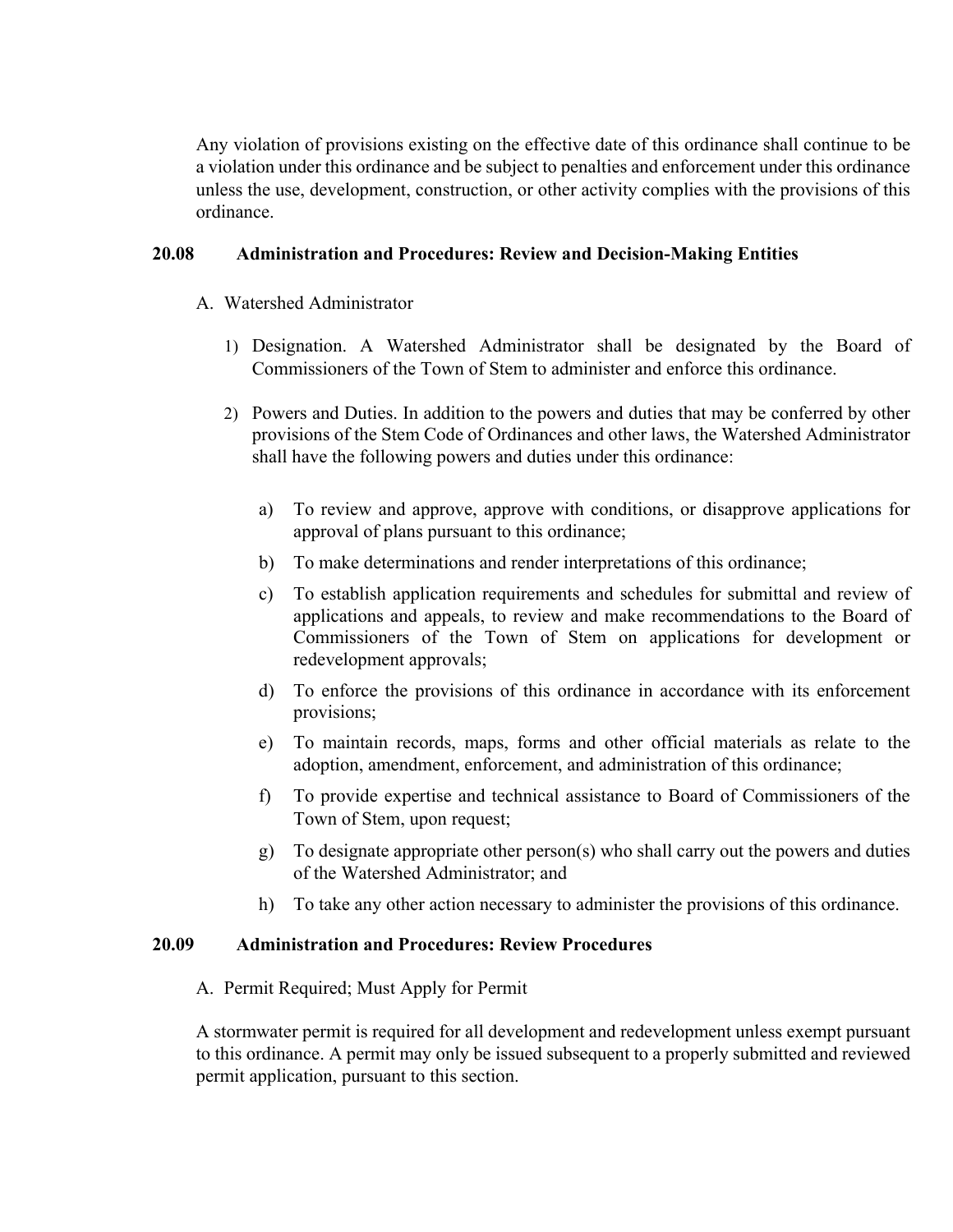Any violation of provisions existing on the effective date of this ordinance shall continue to be a violation under this ordinance and be subject to penalties and enforcement under this ordinance unless the use, development, construction, or other activity complies with the provisions of this ordinance.

## 20.08 Administration and Procedures: Review and Decision-Making Entities

A. Watershed Administrator

1) Designation. A Watershed Administrator shall be designated by the Board of Commissioners of the Town of Stem to administer and enforce this ordinance.

2) Powers and Duties. In addition to the powers and duties that may be conferred by other provisions of the Stem Code of Ordinances and other laws, the Watershed Administrator shall have the following powers and duties under this ordinance:

   a) To review and approve, approve with conditions, or disapprove applications for approval of plans pursuant to this ordinance;

   b) To make determinations and render interpretations of this ordinance;

   c) To establish application requirements and schedules for submittal and review of applications and appeals, to review and make recommendations to the Board of Commissioners of the Town of Stem on applications for development or redevelopment approvals;

   d) To enforce the provisions of this ordinance in accordance with its enforcement provisions;

   e) To maintain records, maps, forms and other official materials as relate to the adoption, amendment, enforcement, and administration of this ordinance;

   f) To provide expertise and technical assistance to Board of Commissioners of the Town of Stem, upon request;

   g) To designate appropriate other person(s) who shall carry out the powers and duties of the Watershed Administrator; and

   h) To take any other action necessary to administer the provisions of this ordinance.

## 20.09 Administration and Procedures: Review Procedures

A. Permit Required; Must Apply for Permit

A stormwater permit is required for all development and redevelopment unless exempt pursuant to this ordinance. A permit may only be issued subsequent to a properly submitted and reviewed permit application, pursuant to this section.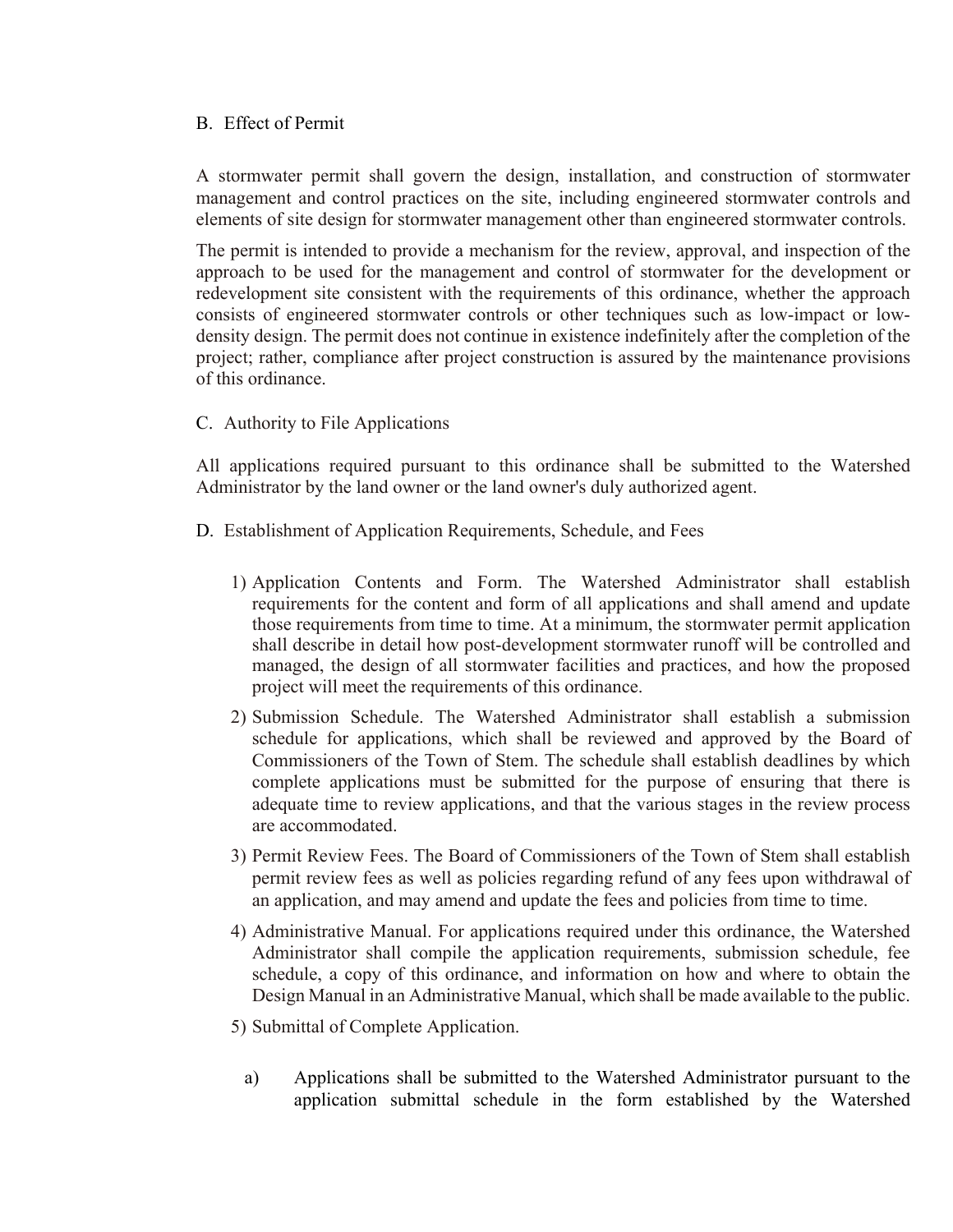B. Effect of Permit

A stormwater permit shall govern the design, installation, and construction of stormwater management and control practices on the site, including engineered stormwater controls and elements of site design for stormwater management other than engineered stormwater controls.

The permit is intended to provide a mechanism for the review, approval, and inspection of the approach to be used for the management and control of stormwater for the development or redevelopment site consistent with the requirements of this ordinance, whether the approach consists of engineered stormwater controls or other techniques such as low-impact or low-density design. The permit does not continue in existence indefinitely after the completion of the project; rather, compliance after project construction is assured by the maintenance provisions of this ordinance.

C. Authority to File Applications

All applications required pursuant to this ordinance shall be submitted to the Watershed Administrator by the land owner or the land owner's duly authorized agent.

D. Establishment of Application Requirements, Schedule, and Fees

1) Application Contents and Form. The Watershed Administrator shall establish requirements for the content and form of all applications and shall amend and update those requirements from time to time. At a minimum, the stormwater permit application shall describe in detail how post-development stormwater runoff will be controlled and managed, the design of all stormwater facilities and practices, and how the proposed project will meet the requirements of this ordinance.

2) Submission Schedule. The Watershed Administrator shall establish a submission schedule for applications, which shall be reviewed and approved by the Board of Commissioners of the Town of Stem. The schedule shall establish deadlines by which complete applications must be submitted for the purpose of ensuring that there is adequate time to review applications, and that the various stages in the review process are accommodated.

3) Permit Review Fees. The Board of Commissioners of the Town of Stem shall establish permit review fees as well as policies regarding refund of any fees upon withdrawal of an application, and may amend and update the fees and policies from time to time.

4) Administrative Manual. For applications required under this ordinance, the Watershed Administrator shall compile the application requirements, submission schedule, fee schedule, a copy of this ordinance, and information on how and where to obtain the Design Manual in an Administrative Manual, which shall be made available to the public.

5) Submittal of Complete Application.

a) Applications shall be submitted to the Watershed Administrator pursuant to the application submittal schedule in the form established by the Watershed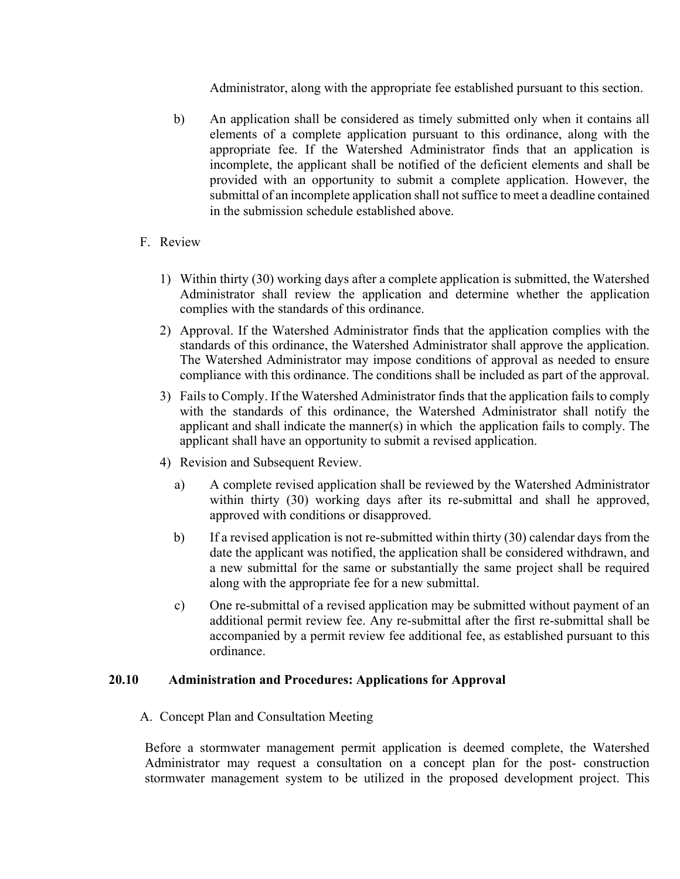Administrator, along with the appropriate fee established pursuant to this section.

b) An application shall be considered as timely submitted only when it contains all elements of a complete application pursuant to this ordinance, along with the appropriate fee. If the Watershed Administrator finds that an application is incomplete, the applicant shall be notified of the deficient elements and shall be provided with an opportunity to submit a complete application. However, the submittal of an incomplete application shall not suffice to meet a deadline contained in the submission schedule established above.

F. Review

1) Within thirty (30) working days after a complete application is submitted, the Watershed Administrator shall review the application and determine whether the application complies with the standards of this ordinance.

2) Approval. If the Watershed Administrator finds that the application complies with the standards of this ordinance, the Watershed Administrator shall approve the application. The Watershed Administrator may impose conditions of approval as needed to ensure compliance with this ordinance. The conditions shall be included as part of the approval.

3) Fails to Comply. If the Watershed Administrator finds that the application fails to comply with the standards of this ordinance, the Watershed Administrator shall notify the applicant and shall indicate the manner(s) in which the application fails to comply. The applicant shall have an opportunity to submit a revised application.

4) Revision and Subsequent Review.

a) A complete revised application shall be reviewed by the Watershed Administrator within thirty (30) working days after its re-submittal and shall he approved, approved with conditions or disapproved.

b) If a revised application is not re-submitted within thirty (30) calendar days from the date the applicant was notified, the application shall be considered withdrawn, and a new submittal for the same or substantially the same project shall be required along with the appropriate fee for a new submittal.

c) One re-submittal of a revised application may be submitted without payment of an additional permit review fee. Any re-submittal after the first re-submittal shall be accompanied by a permit review fee additional fee, as established pursuant to this ordinance.

## 20.10 Administration and Procedures: Applications for Approval

A. Concept Plan and Consultation Meeting

Before a stormwater management permit application is deemed complete, the Watershed Administrator may request a consultation on a concept plan for the post- construction stormwater management system to be utilized in the proposed development project. This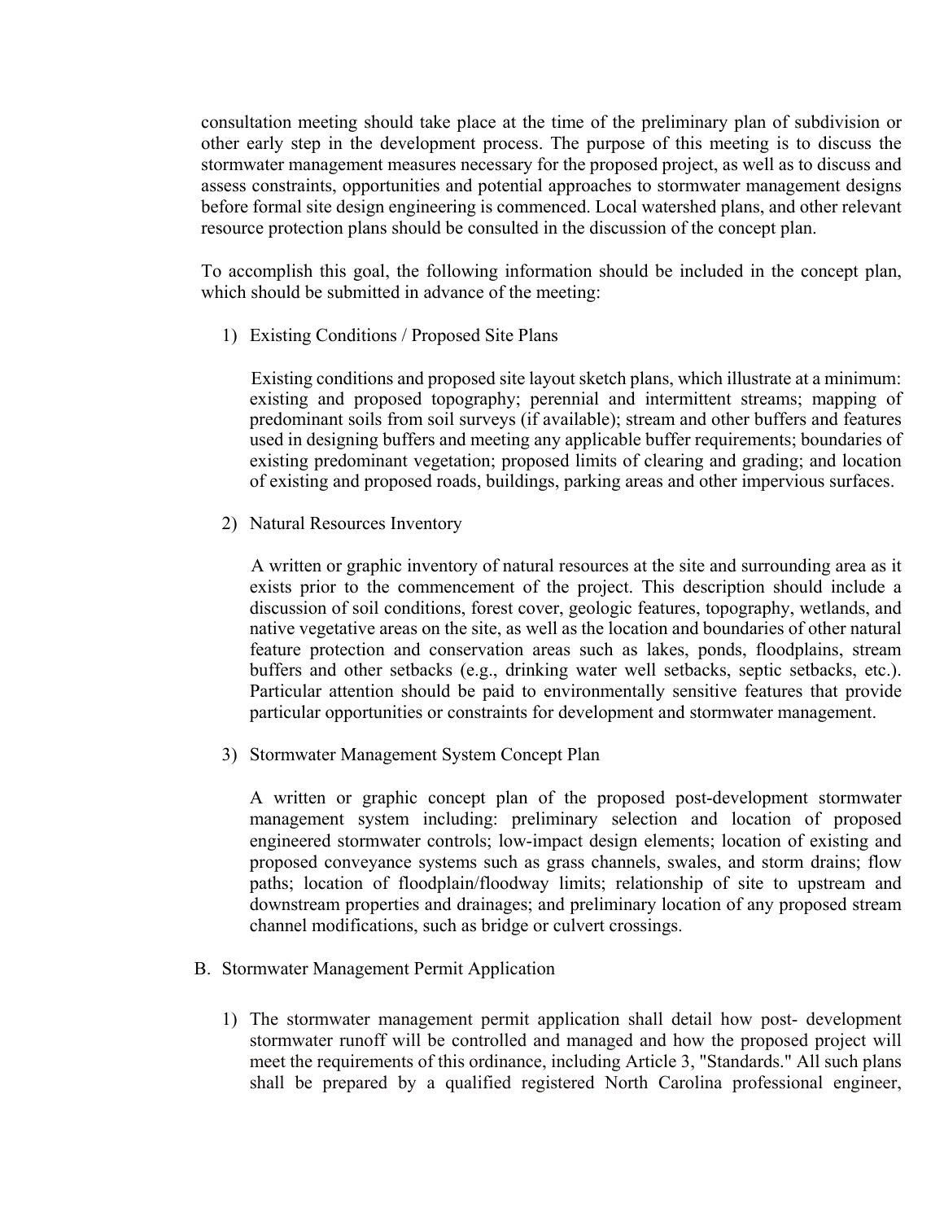consultation meeting should take place at the time of the preliminary plan of subdivision or other early step in the development process. The purpose of this meeting is to discuss the stormwater management measures necessary for the proposed project, as well as to discuss and assess constraints, opportunities and potential approaches to stormwater management designs before formal site design engineering is commenced. Local watershed plans, and other relevant resource protection plans should be consulted in the discussion of the concept plan.

To accomplish this goal, the following information should be included in the concept plan, which should be submitted in advance of the meeting:

1) Existing Conditions / Proposed Site Plans

   Existing conditions and proposed site layout sketch plans, which illustrate at a minimum: existing and proposed topography; perennial and intermittent streams; mapping of predominant soils from soil surveys (if available); stream and other buffers and features used in designing buffers and meeting any applicable buffer requirements; boundaries of existing predominant vegetation; proposed limits of clearing and grading; and location of existing and proposed roads, buildings, parking areas and other impervious surfaces.

2) Natural Resources Inventory

   A written or graphic inventory of natural resources at the site and surrounding area as it exists prior to the commencement of the project. This description should include a discussion of soil conditions, forest cover, geologic features, topography, wetlands, and native vegetative areas on the site, as well as the location and boundaries of other natural feature protection and conservation areas such as lakes, ponds, floodplains, stream buffers and other setbacks (e.g., drinking water well setbacks, septic setbacks, etc.). Particular attention should be paid to environmentally sensitive features that provide particular opportunities or constraints for development and stormwater management.

3) Stormwater Management System Concept Plan

   A written or graphic concept plan of the proposed post-development stormwater management system including: preliminary selection and location of proposed engineered stormwater controls; low-impact design elements; location of existing and proposed conveyance systems such as grass channels, swales, and storm drains; flow paths; location of floodplain/floodway limits; relationship of site to upstream and downstream properties and drainages; and preliminary location of any proposed stream channel modifications, such as bridge or culvert crossings.

B. Stormwater Management Permit Application

1) The stormwater management permit application shall detail how post- development stormwater runoff will be controlled and managed and how the proposed project will meet the requirements of this ordinance, including Article 3, "Standards." All such plans shall be prepared by a qualified registered North Carolina professional engineer,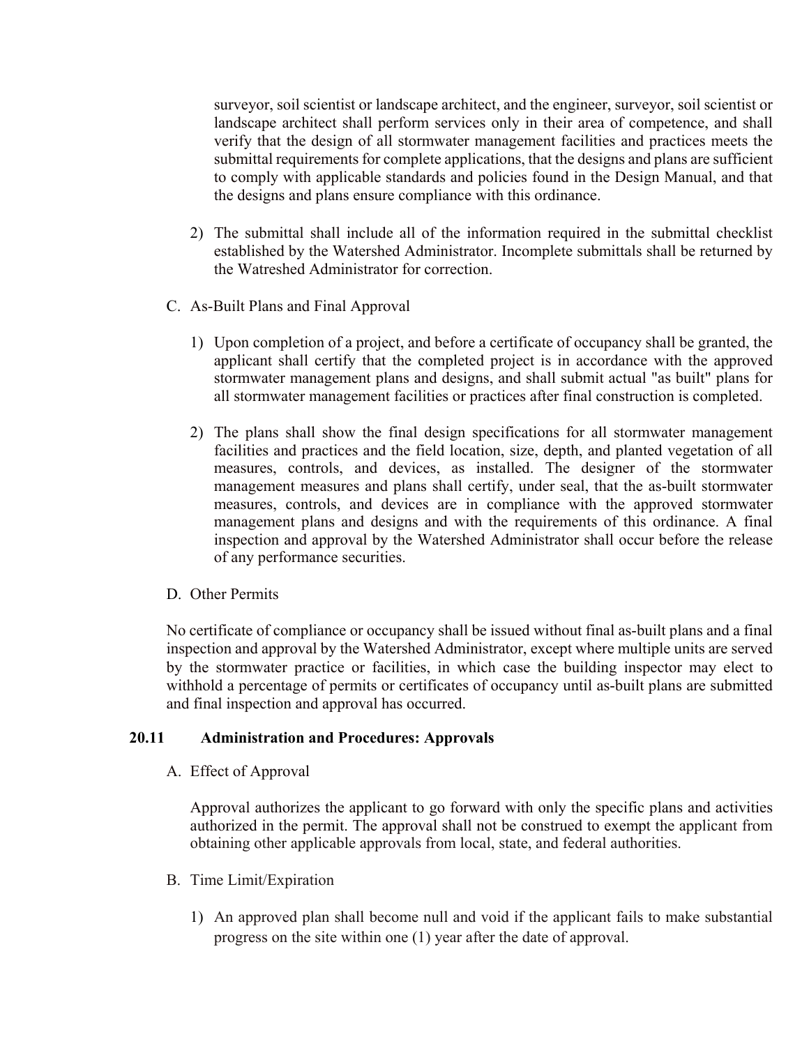surveyor, soil scientist or landscape architect, and the engineer, surveyor, soil scientist or landscape architect shall perform services only in their area of competence, and shall verify that the design of all stormwater management facilities and practices meets the submittal requirements for complete applications, that the designs and plans are sufficient to comply with applicable standards and policies found in the Design Manual, and that the designs and plans ensure compliance with this ordinance.

2) The submittal shall include all of the information required in the submittal checklist established by the Watershed Administrator. Incomplete submittals shall be returned by the Watreshed Administrator for correction.

C. As-Built Plans and Final Approval

1) Upon completion of a project, and before a certificate of occupancy shall be granted, the applicant shall certify that the completed project is in accordance with the approved stormwater management plans and designs, and shall submit actual "as built" plans for all stormwater management facilities or practices after final construction is completed.

2) The plans shall show the final design specifications for all stormwater management facilities and practices and the field location, size, depth, and planted vegetation of all measures, controls, and devices, as installed. The designer of the stormwater management measures and plans shall certify, under seal, that the as-built stormwater measures, controls, and devices are in compliance with the approved stormwater management plans and designs and with the requirements of this ordinance. A final inspection and approval by the Watershed Administrator shall occur before the release of any performance securities.

D. Other Permits

No certificate of compliance or occupancy shall be issued without final as-built plans and a final inspection and approval by the Watershed Administrator, except where multiple units are served by the stormwater practice or facilities, in which case the building inspector may elect to withhold a percentage of permits or certificates of occupancy until as-built plans are submitted and final inspection and approval has occurred.

### 20.11 Administration and Procedures: Approvals

A. Effect of Approval

Approval authorizes the applicant to go forward with only the specific plans and activities authorized in the permit. The approval shall not be construed to exempt the applicant from obtaining other applicable approvals from local, state, and federal authorities.

B. Time Limit/Expiration

1) An approved plan shall become null and void if the applicant fails to make substantial progress on the site within one (1) year after the date of approval.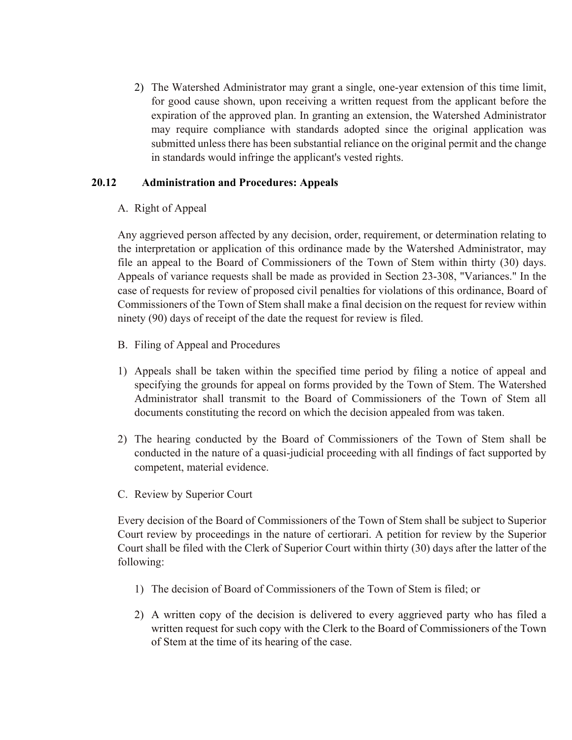2) The Watershed Administrator may grant a single, one-year extension of this time limit, for good cause shown, upon receiving a written request from the applicant before the expiration of the approved plan. In granting an extension, the Watershed Administrator may require compliance with standards adopted since the original application was submitted unless there has been substantial reliance on the original permit and the change in standards would infringe the applicant's vested rights.

### 20.12 Administration and Procedures: Appeals

A. Right of Appeal

Any aggrieved person affected by any decision, order, requirement, or determination relating to the interpretation or application of this ordinance made by the Watershed Administrator, may file an appeal to the Board of Commissioners of the Town of Stem within thirty (30) days. Appeals of variance requests shall be made as provided in Section 23-308, "Variances." In the case of requests for review of proposed civil penalties for violations of this ordinance, Board of Commissioners of the Town of Stem shall make a final decision on the request for review within ninety (90) days of receipt of the date the request for review is filed.

B. Filing of Appeal and Procedures

1) Appeals shall be taken within the specified time period by filing a notice of appeal and specifying the grounds for appeal on forms provided by the Town of Stem. The Watershed Administrator shall transmit to the Board of Commissioners of the Town of Stem all documents constituting the record on which the decision appealed from was taken.

2) The hearing conducted by the Board of Commissioners of the Town of Stem shall be conducted in the nature of a quasi-judicial proceeding with all findings of fact supported by competent, material evidence.

C. Review by Superior Court

Every decision of the Board of Commissioners of the Town of Stem shall be subject to Superior Court review by proceedings in the nature of certiorari. A petition for review by the Superior Court shall be filed with the Clerk of Superior Court within thirty (30) days after the latter of the following:

1) The decision of Board of Commissioners of the Town of Stem is filed; or

2) A written copy of the decision is delivered to every aggrieved party who has filed a written request for such copy with the Clerk to the Board of Commissioners of the Town of Stem at the time of its hearing of the case.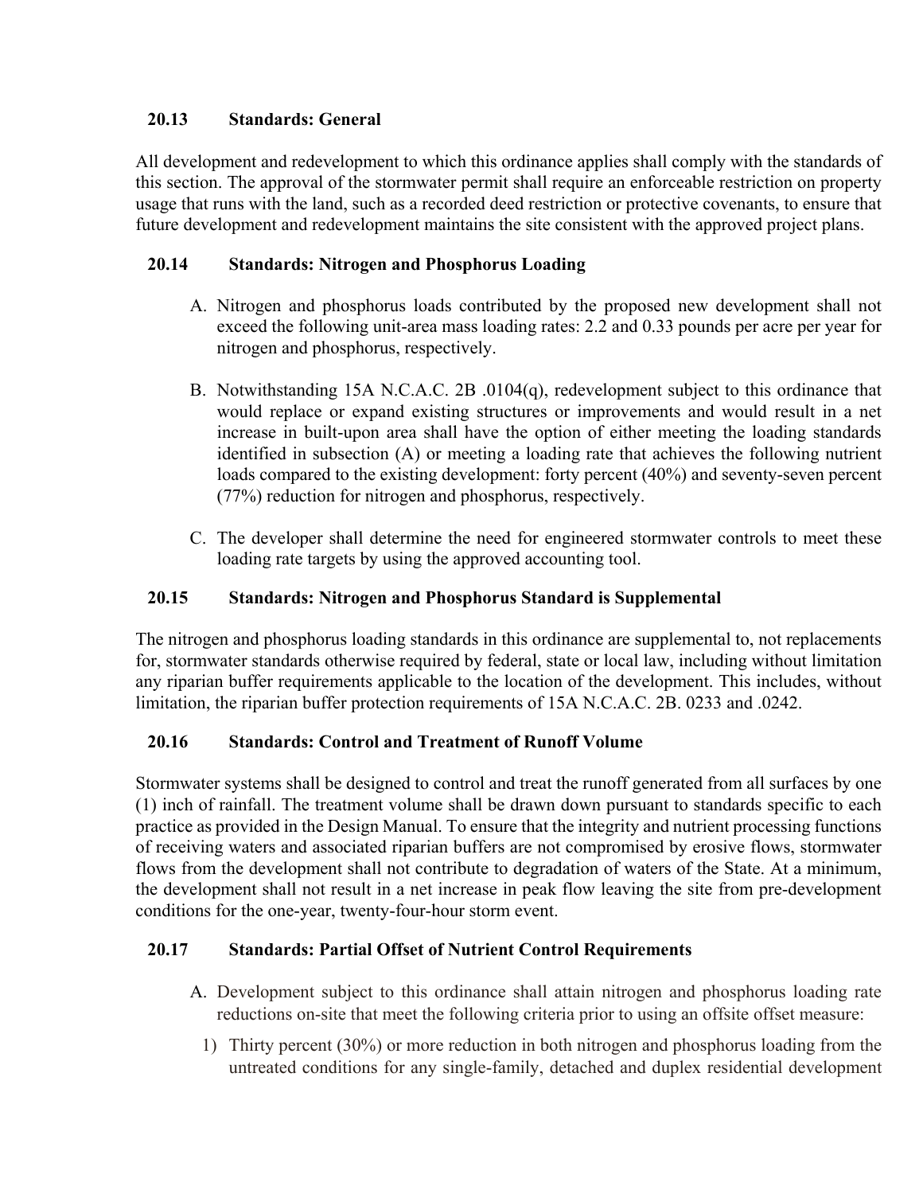### 20.13 Standards: General

All development and redevelopment to which this ordinance applies shall comply with the standards of this section. The approval of the stormwater permit shall require an enforceable restriction on property usage that runs with the land, such as a recorded deed restriction or protective covenants, to ensure that future development and redevelopment maintains the site consistent with the approved project plans.

### 20.14 Standards: Nitrogen and Phosphorus Loading

A. Nitrogen and phosphorus loads contributed by the proposed new development shall not exceed the following unit-area mass loading rates: 2.2 and 0.33 pounds per acre per year for nitrogen and phosphorus, respectively.

B. Notwithstanding 15A N.C.A.C. 2B .0104(q), redevelopment subject to this ordinance that would replace or expand existing structures or improvements and would result in a net increase in built-upon area shall have the option of either meeting the loading standards identified in subsection (A) or meeting a loading rate that achieves the following nutrient loads compared to the existing development: forty percent (40%) and seventy-seven percent (77%) reduction for nitrogen and phosphorus, respectively.

C. The developer shall determine the need for engineered stormwater controls to meet these loading rate targets by using the approved accounting tool.

### 20.15 Standards: Nitrogen and Phosphorus Standard is Supplemental

The nitrogen and phosphorus loading standards in this ordinance are supplemental to, not replacements for, stormwater standards otherwise required by federal, state or local law, including without limitation any riparian buffer requirements applicable to the location of the development. This includes, without limitation, the riparian buffer protection requirements of 15A N.C.A.C. 2B. 0233 and .0242.

### 20.16 Standards: Control and Treatment of Runoff Volume

Stormwater systems shall be designed to control and treat the runoff generated from all surfaces by one (1) inch of rainfall. The treatment volume shall be drawn down pursuant to standards specific to each practice as provided in the Design Manual. To ensure that the integrity and nutrient processing functions of receiving waters and associated riparian buffers are not compromised by erosive flows, stormwater flows from the development shall not contribute to degradation of waters of the State. At a minimum, the development shall not result in a net increase in peak flow leaving the site from pre-development conditions for the one-year, twenty-four-hour storm event.

### 20.17 Standards: Partial Offset of Nutrient Control Requirements

A. Development subject to this ordinance shall attain nitrogen and phosphorus loading rate reductions on-site that meet the following criteria prior to using an offsite offset measure:

1) Thirty percent (30%) or more reduction in both nitrogen and phosphorus loading from the untreated conditions for any single-family, detached and duplex residential development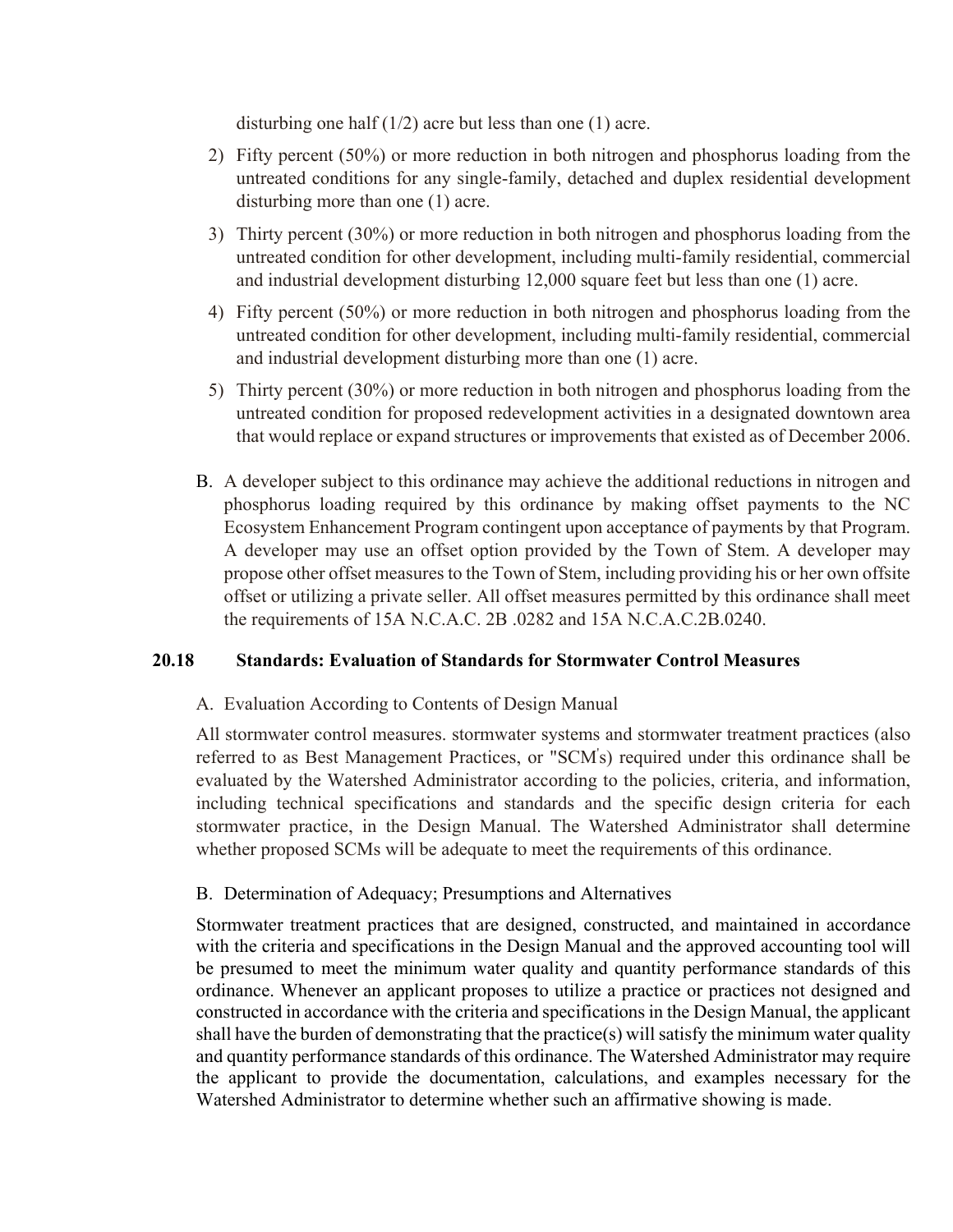disturbing one half (1/2) acre but less than one (1) acre.

2) Fifty percent (50%) or more reduction in both nitrogen and phosphorus loading from the untreated conditions for any single-family, detached and duplex residential development disturbing more than one (1) acre.

3) Thirty percent (30%) or more reduction in both nitrogen and phosphorus loading from the untreated condition for other development, including multi-family residential, commercial and industrial development disturbing 12,000 square feet but less than one (1) acre.

4) Fifty percent (50%) or more reduction in both nitrogen and phosphorus loading from the untreated condition for other development, including multi-family residential, commercial and industrial development disturbing more than one (1) acre.

5) Thirty percent (30%) or more reduction in both nitrogen and phosphorus loading from the untreated condition for proposed redevelopment activities in a designated downtown area that would replace or expand structures or improvements that existed as of December 2006.

B. A developer subject to this ordinance may achieve the additional reductions in nitrogen and phosphorus loading required by this ordinance by making offset payments to the NC Ecosystem Enhancement Program contingent upon acceptance of payments by that Program. A developer may use an offset option provided by the Town of Stem. A developer may propose other offset measures to the Town of Stem, including providing his or her own offsite offset or utilizing a private seller. All offset measures permitted by this ordinance shall meet the requirements of 15A N.C.A.C. 2B .0282 and 15A N.C.A.C.2B.0240.

### 20.18 Standards: Evaluation of Standards for Stormwater Control Measures

A. Evaluation According to Contents of Design Manual

All stormwater control measures. stormwater systems and stormwater treatment practices (also referred to as Best Management Practices, or "SCM's) required under this ordinance shall be evaluated by the Watershed Administrator according to the policies, criteria, and information, including technical specifications and standards and the specific design criteria for each stormwater practice, in the Design Manual. The Watershed Administrator shall determine whether proposed SCMs will be adequate to meet the requirements of this ordinance.

B. Determination of Adequacy; Presumptions and Alternatives

Stormwater treatment practices that are designed, constructed, and maintained in accordance with the criteria and specifications in the Design Manual and the approved accounting tool will be presumed to meet the minimum water quality and quantity performance standards of this ordinance. Whenever an applicant proposes to utilize a practice or practices not designed and constructed in accordance with the criteria and specifications in the Design Manual, the applicant shall have the burden of demonstrating that the practice(s) will satisfy the minimum water quality and quantity performance standards of this ordinance. The Watershed Administrator may require the applicant to provide the documentation, calculations, and examples necessary for the Watershed Administrator to determine whether such an affirmative showing is made.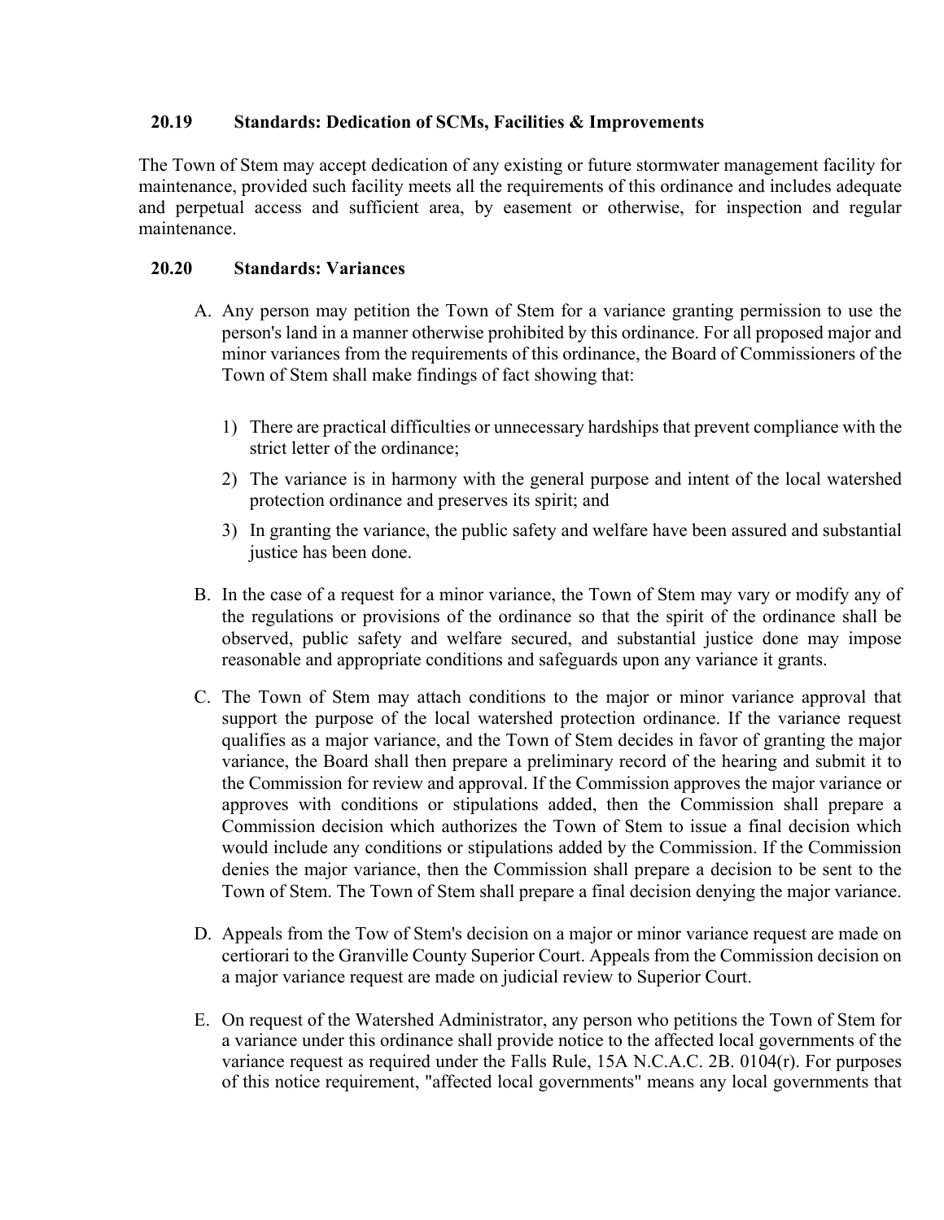### 20.19 Standards: Dedication of SCMs, Facilities & Improvements

The Town of Stem may accept dedication of any existing or future stormwater management facility for maintenance, provided such facility meets all the requirements of this ordinance and includes adequate and perpetual access and sufficient area, by easement or otherwise, for inspection and regular maintenance.

### 20.20 Standards: Variances

A. Any person may petition the Town of Stem for a variance granting permission to use the person's land in a manner otherwise prohibited by this ordinance. For all proposed major and minor variances from the requirements of this ordinance, the Board of Commissioners of the Town of Stem shall make findings of fact showing that:

   1) There are practical difficulties or unnecessary hardships that prevent compliance with the strict letter of the ordinance;
   2) The variance is in harmony with the general purpose and intent of the local watershed protection ordinance and preserves its spirit; and
   3) In granting the variance, the public safety and welfare have been assured and substantial justice has been done.

B. In the case of a request for a minor variance, the Town of Stem may vary or modify any of the regulations or provisions of the ordinance so that the spirit of the ordinance shall be observed, public safety and welfare secured, and substantial justice done may impose reasonable and appropriate conditions and safeguards upon any variance it grants.

C. The Town of Stem may attach conditions to the major or minor variance approval that support the purpose of the local watershed protection ordinance. If the variance request qualifies as a major variance, and the Town of Stem decides in favor of granting the major variance, the Board shall then prepare a preliminary record of the hearing and submit it to the Commission for review and approval. If the Commission approves the major variance or approves with conditions or stipulations added, then the Commission shall prepare a Commission decision which authorizes the Town of Stem to issue a final decision which would include any conditions or stipulations added by the Commission. If the Commission denies the major variance, then the Commission shall prepare a decision to be sent to the Town of Stem. The Town of Stem shall prepare a final decision denying the major variance.

D. Appeals from the Tow of Stem's decision on a major or minor variance request are made on certiorari to the Granville County Superior Court. Appeals from the Commission decision on a major variance request are made on judicial review to Superior Court.

E. On request of the Watershed Administrator, any person who petitions the Town of Stem for a variance under this ordinance shall provide notice to the affected local governments of the variance request as required under the Falls Rule, 15A N.C.A.C. 2B. 0104(r). For purposes of this notice requirement, "affected local governments" means any local governments that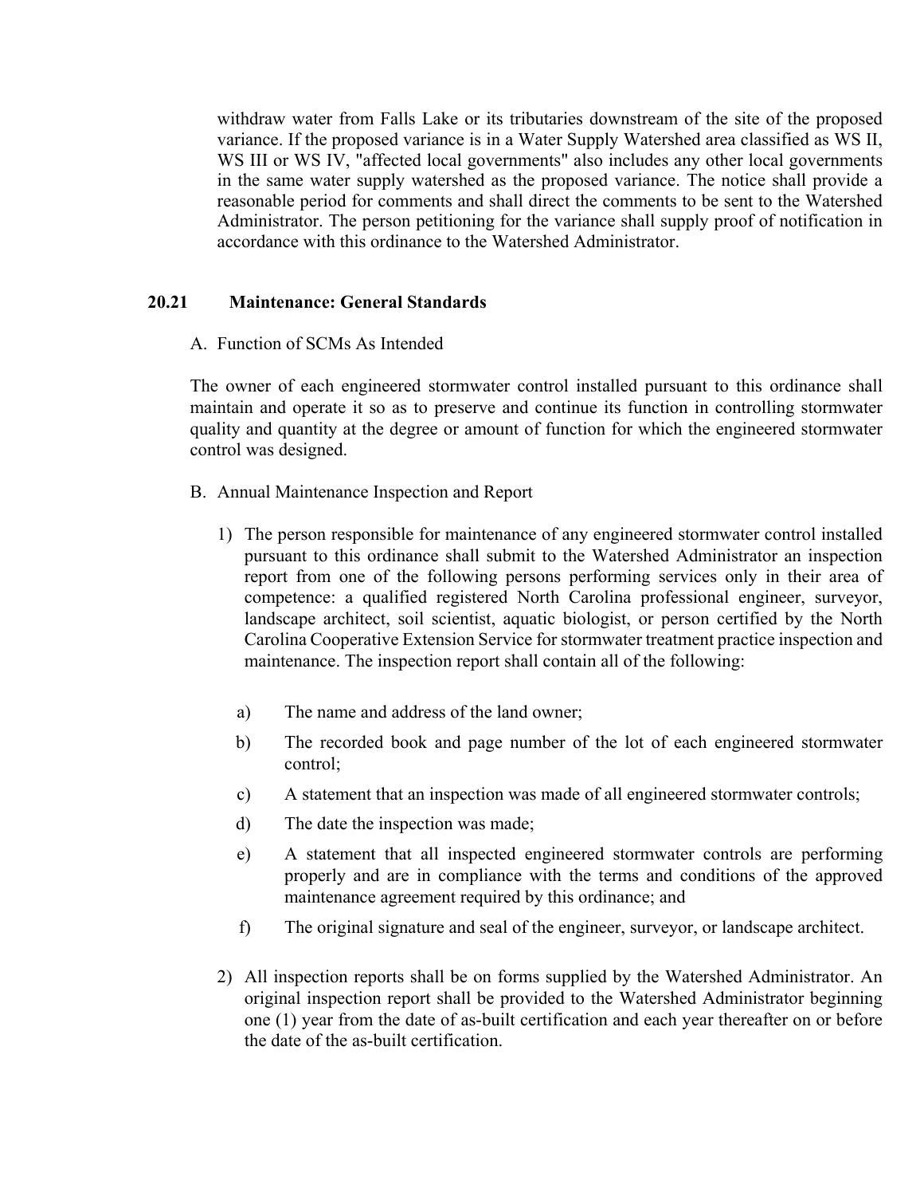withdraw water from Falls Lake or its tributaries downstream of the site of the proposed variance. If the proposed variance is in a Water Supply Watershed area classified as WS II, WS III or WS IV, "affected local governments" also includes any other local governments in the same water supply watershed as the proposed variance. The notice shall provide a reasonable period for comments and shall direct the comments to be sent to the Watershed Administrator. The person petitioning for the variance shall supply proof of notification in accordance with this ordinance to the Watershed Administrator.

### 20.21 Maintenance: General Standards

A. Function of SCMs As Intended

The owner of each engineered stormwater control installed pursuant to this ordinance shall maintain and operate it so as to preserve and continue its function in controlling stormwater quality and quantity at the degree or amount of function for which the engineered stormwater control was designed.

B. Annual Maintenance Inspection and Report

1) The person responsible for maintenance of any engineered stormwater control installed pursuant to this ordinance shall submit to the Watershed Administrator an inspection report from one of the following persons performing services only in their area of competence: a qualified registered North Carolina professional engineer, surveyor, landscape architect, soil scientist, aquatic biologist, or person certified by the North Carolina Cooperative Extension Service for stormwater treatment practice inspection and maintenance. The inspection report shall contain all of the following:

   a) The name and address of the land owner;

   b) The recorded book and page number of the lot of each engineered stormwater control;

   c) A statement that an inspection was made of all engineered stormwater controls;

   d) The date the inspection was made;

   e) A statement that all inspected engineered stormwater controls are performing properly and are in compliance with the terms and conditions of the approved maintenance agreement required by this ordinance; and

   f) The original signature and seal of the engineer, surveyor, or landscape architect.

2) All inspection reports shall be on forms supplied by the Watershed Administrator. An original inspection report shall be provided to the Watershed Administrator beginning one (1) year from the date of as-built certification and each year thereafter on or before the date of the as-built certification.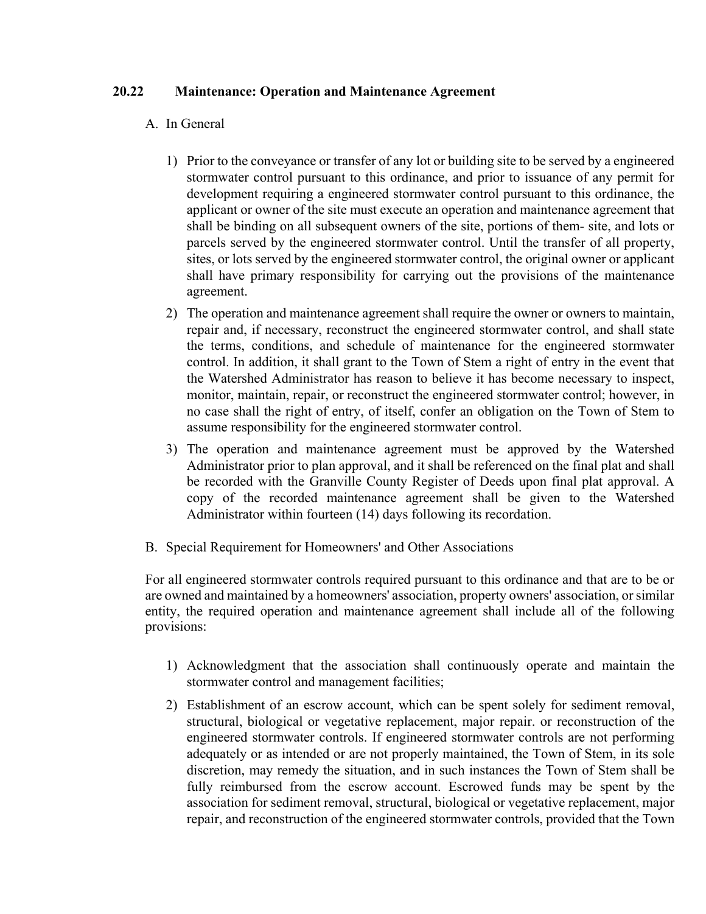## 20.22 Maintenance: Operation and Maintenance Agreement

A. In General

1) Prior to the conveyance or transfer of any lot or building site to be served by a engineered stormwater control pursuant to this ordinance, and prior to issuance of any permit for development requiring a engineered stormwater control pursuant to this ordinance, the applicant or owner of the site must execute an operation and maintenance agreement that shall be binding on all subsequent owners of the site, portions of them- site, and lots or parcels served by the engineered stormwater control. Until the transfer of all property, sites, or lots served by the engineered stormwater control, the original owner or applicant shall have primary responsibility for carrying out the provisions of the maintenance agreement.
2) The operation and maintenance agreement shall require the owner or owners to maintain, repair and, if necessary, reconstruct the engineered stormwater control, and shall state the terms, conditions, and schedule of maintenance for the engineered stormwater control. In addition, it shall grant to the Town of Stem a right of entry in the event that the Watershed Administrator has reason to believe it has become necessary to inspect, monitor, maintain, repair, or reconstruct the engineered stormwater control; however, in no case shall the right of entry, of itself, confer an obligation on the Town of Stem to assume responsibility for the engineered stormwater control.
3) The operation and maintenance agreement must be approved by the Watershed Administrator prior to plan approval, and it shall be referenced on the final plat and shall be recorded with the Granville County Register of Deeds upon final plat approval. A copy of the recorded maintenance agreement shall be given to the Watershed Administrator within fourteen (14) days following its recordation.

B. Special Requirement for Homeowners' and Other Associations

For all engineered stormwater controls required pursuant to this ordinance and that are to be or are owned and maintained by a homeowners' association, property owners' association, or similar entity, the required operation and maintenance agreement shall include all of the following provisions:

1) Acknowledgment that the association shall continuously operate and maintain the stormwater control and management facilities;
2) Establishment of an escrow account, which can be spent solely for sediment removal, structural, biological or vegetative replacement, major repair. or reconstruction of the engineered stormwater controls. If engineered stormwater controls are not performing adequately or as intended or are not properly maintained, the Town of Stem, in its sole discretion, may remedy the situation, and in such instances the Town of Stem shall be fully reimbursed from the escrow account. Escrowed funds may be spent by the association for sediment removal, structural, biological or vegetative replacement, major repair, and reconstruction of the engineered stormwater controls, provided that the Town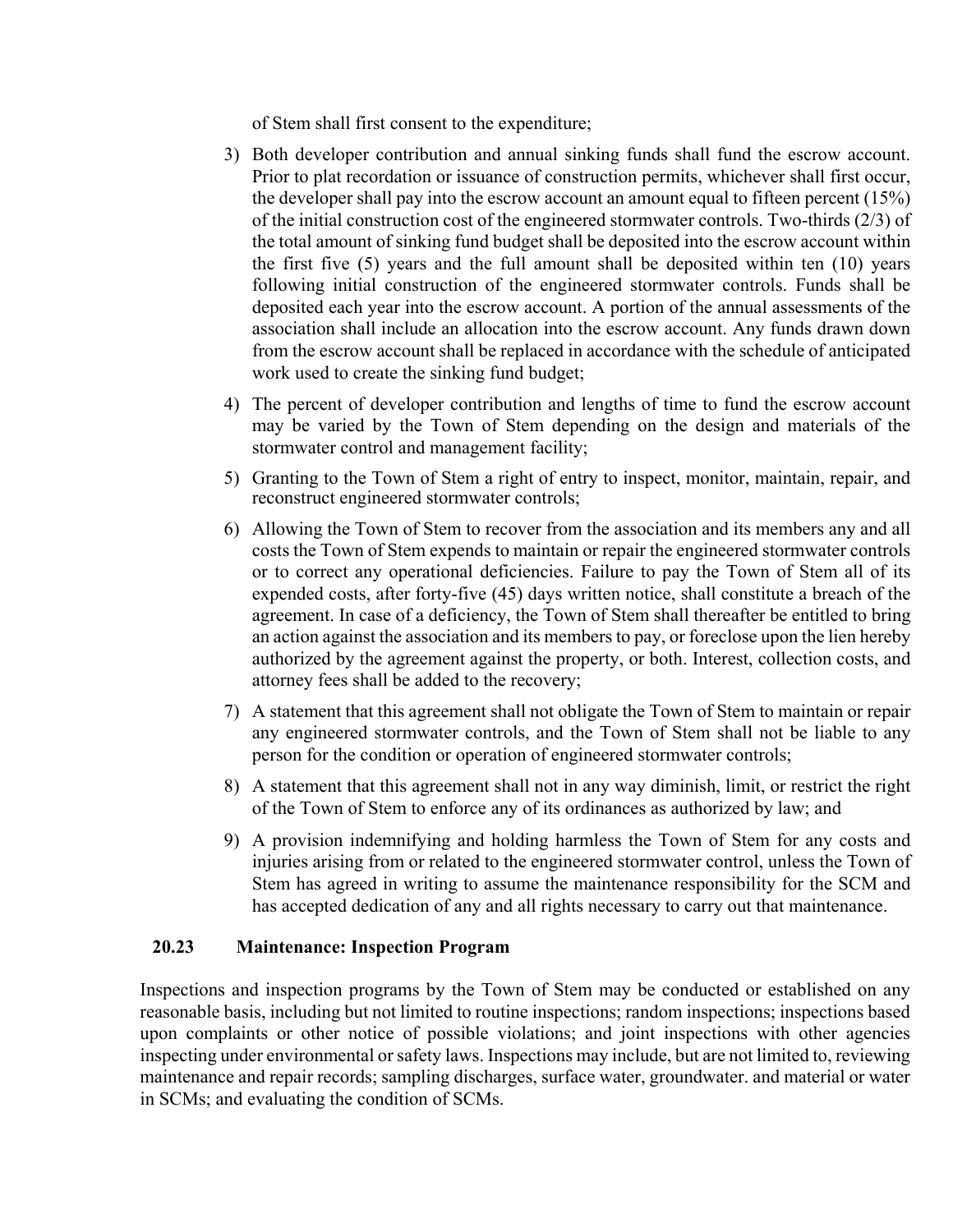of Stem shall first consent to the expenditure;

3) Both developer contribution and annual sinking funds shall fund the escrow account. Prior to plat recordation or issuance of construction permits, whichever shall first occur, the developer shall pay into the escrow account an amount equal to fifteen percent (15%) of the initial construction cost of the engineered stormwater controls. Two-thirds (2/3) of the total amount of sinking fund budget shall be deposited into the escrow account within the first five (5) years and the full amount shall be deposited within ten (10) years following initial construction of the engineered stormwater controls. Funds shall be deposited each year into the escrow account. A portion of the annual assessments of the association shall include an allocation into the escrow account. Any funds drawn down from the escrow account shall be replaced in accordance with the schedule of anticipated work used to create the sinking fund budget;

4) The percent of developer contribution and lengths of time to fund the escrow account may be varied by the Town of Stem depending on the design and materials of the stormwater control and management facility;

5) Granting to the Town of Stem a right of entry to inspect, monitor, maintain, repair, and reconstruct engineered stormwater controls;

6) Allowing the Town of Stem to recover from the association and its members any and all costs the Town of Stem expends to maintain or repair the engineered stormwater controls or to correct any operational deficiencies. Failure to pay the Town of Stem all of its expended costs, after forty-five (45) days written notice, shall constitute a breach of the agreement. In case of a deficiency, the Town of Stem shall thereafter be entitled to bring an action against the association and its members to pay, or foreclose upon the lien hereby authorized by the agreement against the property, or both. Interest, collection costs, and attorney fees shall be added to the recovery;

7) A statement that this agreement shall not obligate the Town of Stem to maintain or repair any engineered stormwater controls, and the Town of Stem shall not be liable to any person for the condition or operation of engineered stormwater controls;

8) A statement that this agreement shall not in any way diminish, limit, or restrict the right of the Town of Stem to enforce any of its ordinances as authorized by law; and

9) A provision indemnifying and holding harmless the Town of Stem for any costs and injuries arising from or related to the engineered stormwater control, unless the Town of Stem has agreed in writing to assume the maintenance responsibility for the SCM and has accepted dedication of any and all rights necessary to carry out that maintenance.

**20.23 Maintenance: Inspection Program**

Inspections and inspection programs by the Town of Stem may be conducted or established on any reasonable basis, including but not limited to routine inspections; random inspections; inspections based upon complaints or other notice of possible violations; and joint inspections with other agencies inspecting under environmental or safety laws. Inspections may include, but are not limited to, reviewing maintenance and repair records; sampling discharges, surface water, groundwater. and material or water in SCMs; and evaluating the condition of SCMs.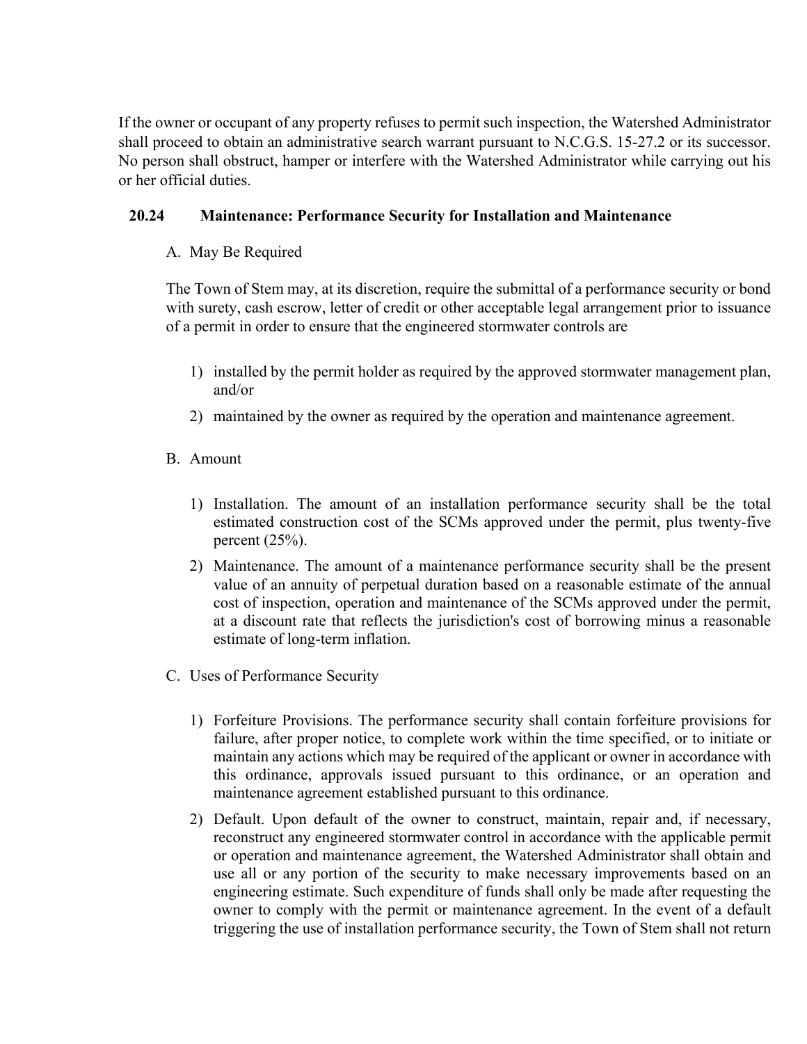If the owner or occupant of any property refuses to permit such inspection, the Watershed Administrator shall proceed to obtain an administrative search warrant pursuant to N.C.G.S. 15-27.2 or its successor. No person shall obstruct, hamper or interfere with the Watershed Administrator while carrying out his or her official duties.

### 20.24 Maintenance: Performance Security for Installation and Maintenance

A. May Be Required

The Town of Stem may, at its discretion, require the submittal of a performance security or bond with surety, cash escrow, letter of credit or other acceptable legal arrangement prior to issuance of a permit in order to ensure that the engineered stormwater controls are

1) installed by the permit holder as required by the approved stormwater management plan, and/or
2) maintained by the owner as required by the operation and maintenance agreement.

B. Amount

1) Installation. The amount of an installation performance security shall be the total estimated construction cost of the SCMs approved under the permit, plus twenty-five percent (25%).
2) Maintenance. The amount of a maintenance performance security shall be the present value of an annuity of perpetual duration based on a reasonable estimate of the annual cost of inspection, operation and maintenance of the SCMs approved under the permit, at a discount rate that reflects the jurisdiction's cost of borrowing minus a reasonable estimate of long-term inflation.

C. Uses of Performance Security

1) Forfeiture Provisions. The performance security shall contain forfeiture provisions for failure, after proper notice, to complete work within the time specified, or to initiate or maintain any actions which may be required of the applicant or owner in accordance with this ordinance, approvals issued pursuant to this ordinance, or an operation and maintenance agreement established pursuant to this ordinance.
2) Default. Upon default of the owner to construct, maintain, repair and, if necessary, reconstruct any engineered stormwater control in accordance with the applicable permit or operation and maintenance agreement, the Watershed Administrator shall obtain and use all or any portion of the security to make necessary improvements based on an engineering estimate. Such expenditure of funds shall only be made after requesting the owner to comply with the permit or maintenance agreement. In the event of a default triggering the use of installation performance security, the Town of Stem shall not return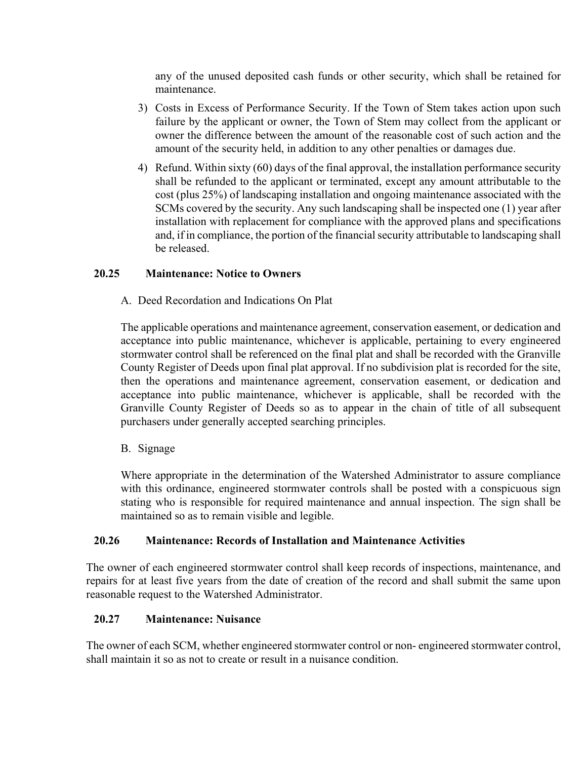any of the unused deposited cash funds or other security, which shall be retained for maintenance.

3) Costs in Excess of Performance Security. If the Town of Stem takes action upon such failure by the applicant or owner, the Town of Stem may collect from the applicant or owner the difference between the amount of the reasonable cost of such action and the amount of the security held, in addition to any other penalties or damages due.

4) Refund. Within sixty (60) days of the final approval, the installation performance security shall be refunded to the applicant or terminated, except any amount attributable to the cost (plus 25%) of landscaping installation and ongoing maintenance associated with the SCMs covered by the security. Any such landscaping shall be inspected one (1) year after installation with replacement for compliance with the approved plans and specifications and, if in compliance, the portion of the financial security attributable to landscaping shall be released.

### 20.25 Maintenance: Notice to Owners

A. Deed Recordation and Indications On Plat

The applicable operations and maintenance agreement, conservation easement, or dedication and acceptance into public maintenance, whichever is applicable, pertaining to every engineered stormwater control shall be referenced on the final plat and shall be recorded with the Granville County Register of Deeds upon final plat approval. If no subdivision plat is recorded for the site, then the operations and maintenance agreement, conservation easement, or dedication and acceptance into public maintenance, whichever is applicable, shall be recorded with the Granville County Register of Deeds so as to appear in the chain of title of all subsequent purchasers under generally accepted searching principles.

B. Signage

Where appropriate in the determination of the Watershed Administrator to assure compliance with this ordinance, engineered stormwater controls shall be posted with a conspicuous sign stating who is responsible for required maintenance and annual inspection. The sign shall be maintained so as to remain visible and legible.

### 20.26 Maintenance: Records of Installation and Maintenance Activities

The owner of each engineered stormwater control shall keep records of inspections, maintenance, and repairs for at least five years from the date of creation of the record and shall submit the same upon reasonable request to the Watershed Administrator.

### 20.27 Maintenance: Nuisance

The owner of each SCM, whether engineered stormwater control or non- engineered stormwater control, shall maintain it so as not to create or result in a nuisance condition.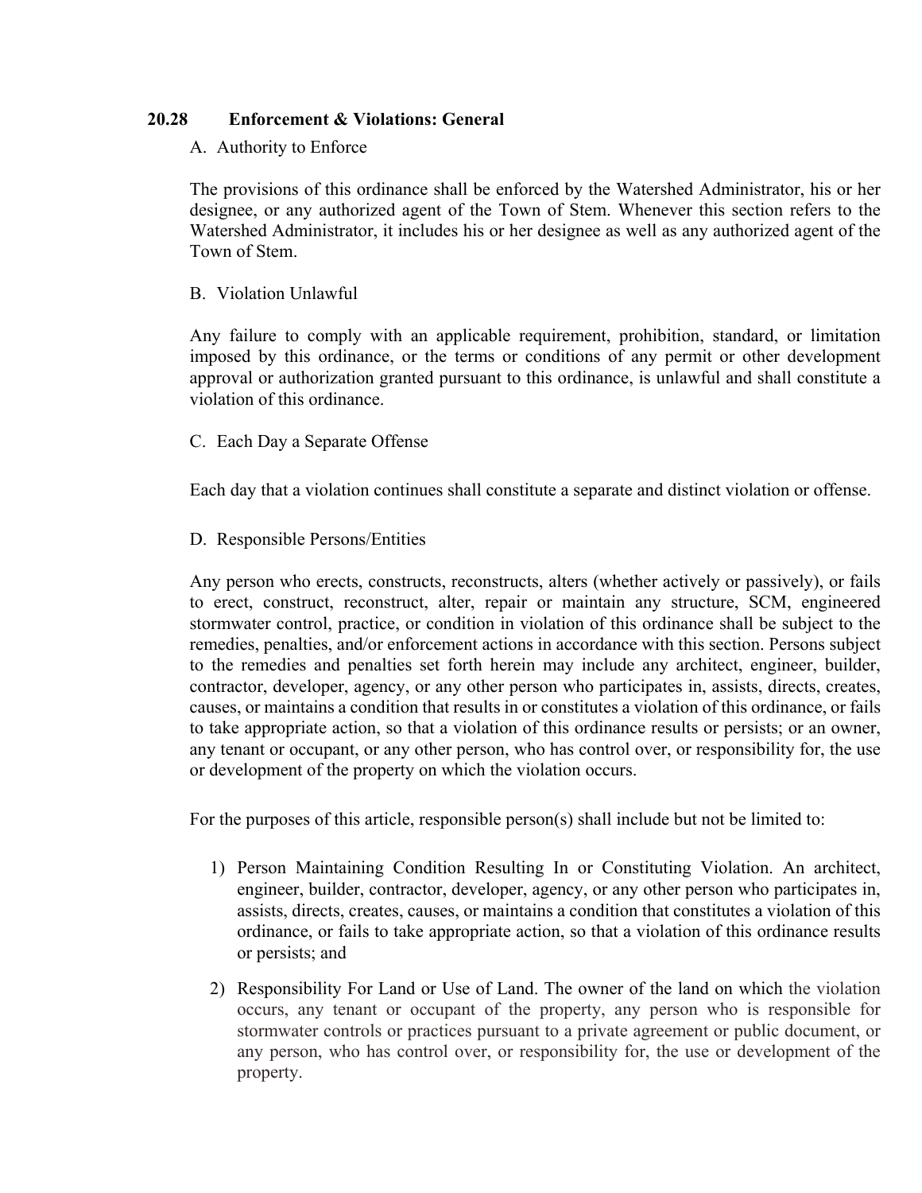## 20.28 Enforcement & Violations: General

A. Authority to Enforce

The provisions of this ordinance shall be enforced by the Watershed Administrator, his or her designee, or any authorized agent of the Town of Stem. Whenever this section refers to the Watershed Administrator, it includes his or her designee as well as any authorized agent of the Town of Stem.

B. Violation Unlawful

Any failure to comply with an applicable requirement, prohibition, standard, or limitation imposed by this ordinance, or the terms or conditions of any permit or other development approval or authorization granted pursuant to this ordinance, is unlawful and shall constitute a violation of this ordinance.

C. Each Day a Separate Offense

Each day that a violation continues shall constitute a separate and distinct violation or offense.

D. Responsible Persons/Entities

Any person who erects, constructs, reconstructs, alters (whether actively or passively), or fails to erect, construct, reconstruct, alter, repair or maintain any structure, SCM, engineered stormwater control, practice, or condition in violation of this ordinance shall be subject to the remedies, penalties, and/or enforcement actions in accordance with this section. Persons subject to the remedies and penalties set forth herein may include any architect, engineer, builder, contractor, developer, agency, or any other person who participates in, assists, directs, creates, causes, or maintains a condition that results in or constitutes a violation of this ordinance, or fails to take appropriate action, so that a violation of this ordinance results or persists; or an owner, any tenant or occupant, or any other person, who has control over, or responsibility for, the use or development of the property on which the violation occurs.

For the purposes of this article, responsible person(s) shall include but not be limited to:

1) Person Maintaining Condition Resulting In or Constituting Violation. An architect, engineer, builder, contractor, developer, agency, or any other person who participates in, assists, directs, creates, causes, or maintains a condition that constitutes a violation of this ordinance, or fails to take appropriate action, so that a violation of this ordinance results or persists; and

2) Responsibility For Land or Use of Land. The owner of the land on which the violation occurs, any tenant or occupant of the property, any person who is responsible for stormwater controls or practices pursuant to a private agreement or public document, or any person, who has control over, or responsibility for, the use or development of the property.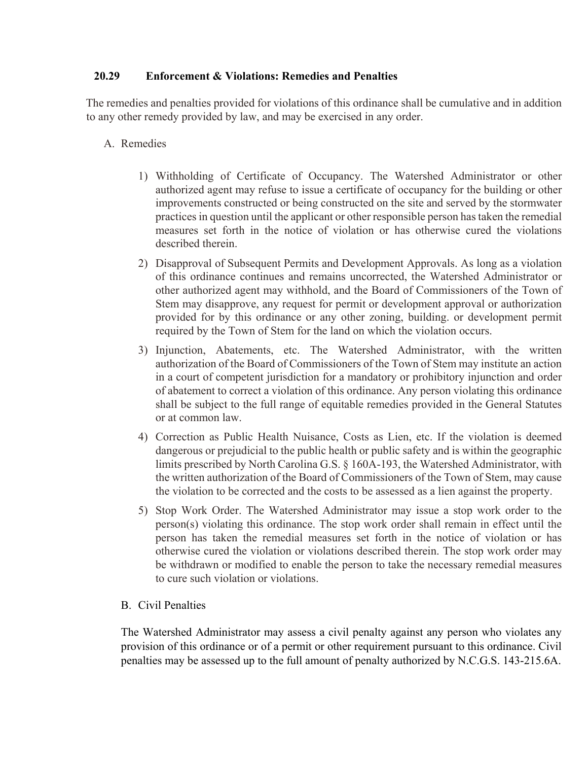### 20.29 Enforcement & Violations: Remedies and Penalties

The remedies and penalties provided for violations of this ordinance shall be cumulative and in addition to any other remedy provided by law, and may be exercised in any order.

A. Remedies

1) Withholding of Certificate of Occupancy. The Watershed Administrator or other authorized agent may refuse to issue a certificate of occupancy for the building or other improvements constructed or being constructed on the site and served by the stormwater practices in question until the applicant or other responsible person has taken the remedial measures set forth in the notice of violation or has otherwise cured the violations described therein.

2) Disapproval of Subsequent Permits and Development Approvals. As long as a violation of this ordinance continues and remains uncorrected, the Watershed Administrator or other authorized agent may withhold, and the Board of Commissioners of the Town of Stem may disapprove, any request for permit or development approval or authorization provided for by this ordinance or any other zoning, building. or development permit required by the Town of Stem for the land on which the violation occurs.

3) Injunction, Abatements, etc. The Watershed Administrator, with the written authorization of the Board of Commissioners of the Town of Stem may institute an action in a court of competent jurisdiction for a mandatory or prohibitory injunction and order of abatement to correct a violation of this ordinance. Any person violating this ordinance shall be subject to the full range of equitable remedies provided in the General Statutes or at common law.

4) Correction as Public Health Nuisance, Costs as Lien, etc. If the violation is deemed dangerous or prejudicial to the public health or public safety and is within the geographic limits prescribed by North Carolina G.S. § 160A-193, the Watershed Administrator, with the written authorization of the Board of Commissioners of the Town of Stem, may cause the violation to be corrected and the costs to be assessed as a lien against the property.

5) Stop Work Order. The Watershed Administrator may issue a stop work order to the person(s) violating this ordinance. The stop work order shall remain in effect until the person has taken the remedial measures set forth in the notice of violation or has otherwise cured the violation or violations described therein. The stop work order may be withdrawn or modified to enable the person to take the necessary remedial measures to cure such violation or violations.

B. Civil Penalties

The Watershed Administrator may assess a civil penalty against any person who violates any provision of this ordinance or of a permit or other requirement pursuant to this ordinance. Civil penalties may be assessed up to the full amount of penalty authorized by N.C.G.S. 143-215.6A.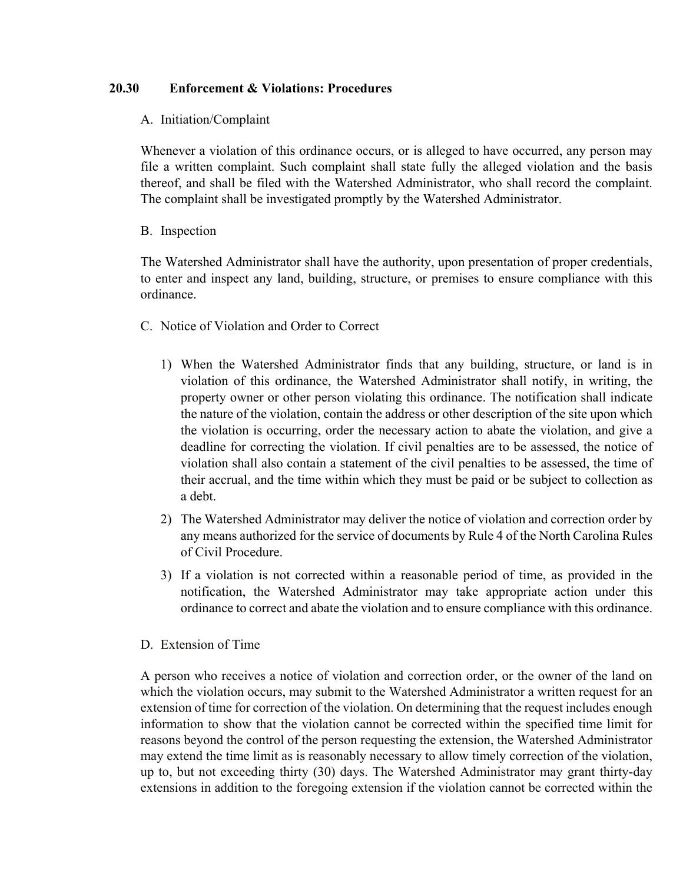### 20.30 Enforcement & Violations: Procedures

A. Initiation/Complaint

Whenever a violation of this ordinance occurs, or is alleged to have occurred, any person may file a written complaint. Such complaint shall state fully the alleged violation and the basis thereof, and shall be filed with the Watershed Administrator, who shall record the complaint. The complaint shall be investigated promptly by the Watershed Administrator.

B. Inspection

The Watershed Administrator shall have the authority, upon presentation of proper credentials, to enter and inspect any land, building, structure, or premises to ensure compliance with this ordinance.

C. Notice of Violation and Order to Correct

1) When the Watershed Administrator finds that any building, structure, or land is in violation of this ordinance, the Watershed Administrator shall notify, in writing, the property owner or other person violating this ordinance. The notification shall indicate the nature of the violation, contain the address or other description of the site upon which the violation is occurring, order the necessary action to abate the violation, and give a deadline for correcting the violation. If civil penalties are to be assessed, the notice of violation shall also contain a statement of the civil penalties to be assessed, the time of their accrual, and the time within which they must be paid or be subject to collection as a debt.
2) The Watershed Administrator may deliver the notice of violation and correction order by any means authorized for the service of documents by Rule 4 of the North Carolina Rules of Civil Procedure.
3) If a violation is not corrected within a reasonable period of time, as provided in the notification, the Watershed Administrator may take appropriate action under this ordinance to correct and abate the violation and to ensure compliance with this ordinance.

D. Extension of Time

A person who receives a notice of violation and correction order, or the owner of the land on which the violation occurs, may submit to the Watershed Administrator a written request for an extension of time for correction of the violation. On determining that the request includes enough information to show that the violation cannot be corrected within the specified time limit for reasons beyond the control of the person requesting the extension, the Watershed Administrator may extend the time limit as is reasonably necessary to allow timely correction of the violation, up to, but not exceeding thirty (30) days. The Watershed Administrator may grant thirty-day extensions in addition to the foregoing extension if the violation cannot be corrected within the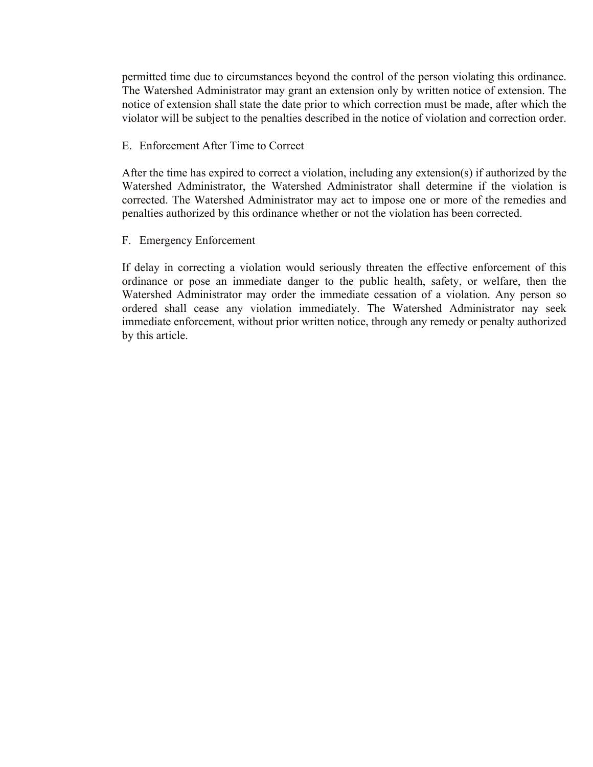permitted time due to circumstances beyond the control of the person violating this ordinance. The Watershed Administrator may grant an extension only by written notice of extension. The notice of extension shall state the date prior to which correction must be made, after which the violator will be subject to the penalties described in the notice of violation and correction order.

E. Enforcement After Time to Correct

After the time has expired to correct a violation, including any extension(s) if authorized by the Watershed Administrator, the Watershed Administrator shall determine if the violation is corrected. The Watershed Administrator may act to impose one or more of the remedies and penalties authorized by this ordinance whether or not the violation has been corrected.

F. Emergency Enforcement

If delay in correcting a violation would seriously threaten the effective enforcement of this ordinance or pose an immediate danger to the public health, safety, or welfare, then the Watershed Administrator may order the immediate cessation of a violation. Any person so ordered shall cease any violation immediately. The Watershed Administrator nay seek immediate enforcement, without prior written notice, through any remedy or penalty authorized by this article.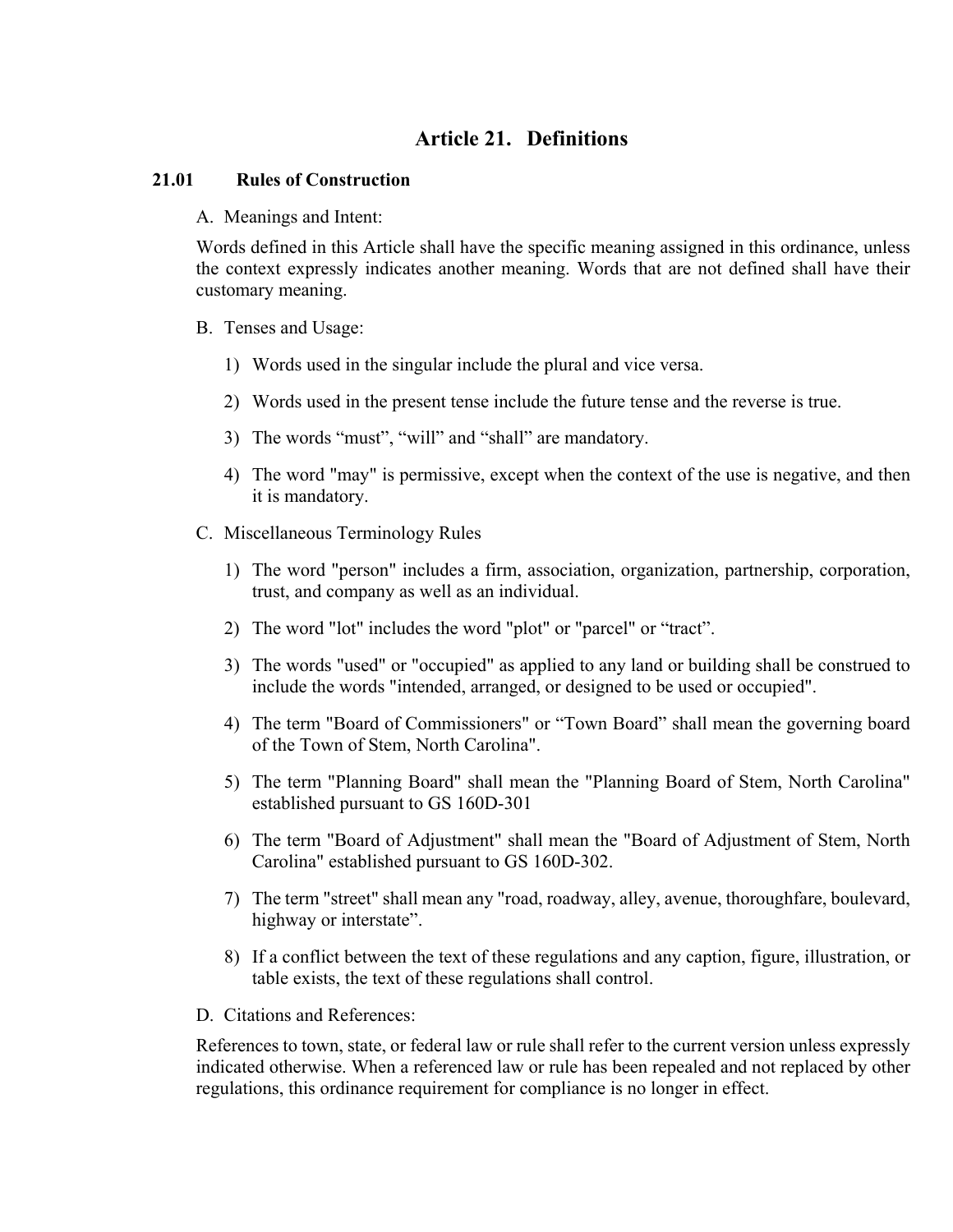# Article 21. Definitions

## 21.01 Rules of Construction

A. Meanings and Intent:

Words defined in this Article shall have the specific meaning assigned in this ordinance, unless the context expressly indicates another meaning. Words that are not defined shall have their customary meaning.

B. Tenses and Usage:

1) Words used in the singular include the plural and vice versa.

2) Words used in the present tense include the future tense and the reverse is true.

3) The words "must", "will" and "shall" are mandatory.

4) The word "may" is permissive, except when the context of the use is negative, and then it is mandatory.

C. Miscellaneous Terminology Rules

1) The word "person" includes a firm, association, organization, partnership, corporation, trust, and company as well as an individual.

2) The word "lot" includes the word "plot" or "parcel" or "tract".

3) The words "used" or "occupied" as applied to any land or building shall be construed to include the words "intended, arranged, or designed to be used or occupied".

4) The term "Board of Commissioners" or "Town Board" shall mean the governing board of the Town of Stem, North Carolina".

5) The term "Planning Board" shall mean the "Planning Board of Stem, North Carolina" established pursuant to GS 160D-301

6) The term "Board of Adjustment" shall mean the "Board of Adjustment of Stem, North Carolina" established pursuant to GS 160D-302.

7) The term "street" shall mean any "road, roadway, alley, avenue, thoroughfare, boulevard, highway or interstate".

8) If a conflict between the text of these regulations and any caption, figure, illustration, or table exists, the text of these regulations shall control.

D. Citations and References:

References to town, state, or federal law or rule shall refer to the current version unless expressly indicated otherwise. When a referenced law or rule has been repealed and not replaced by other regulations, this ordinance requirement for compliance is no longer in effect.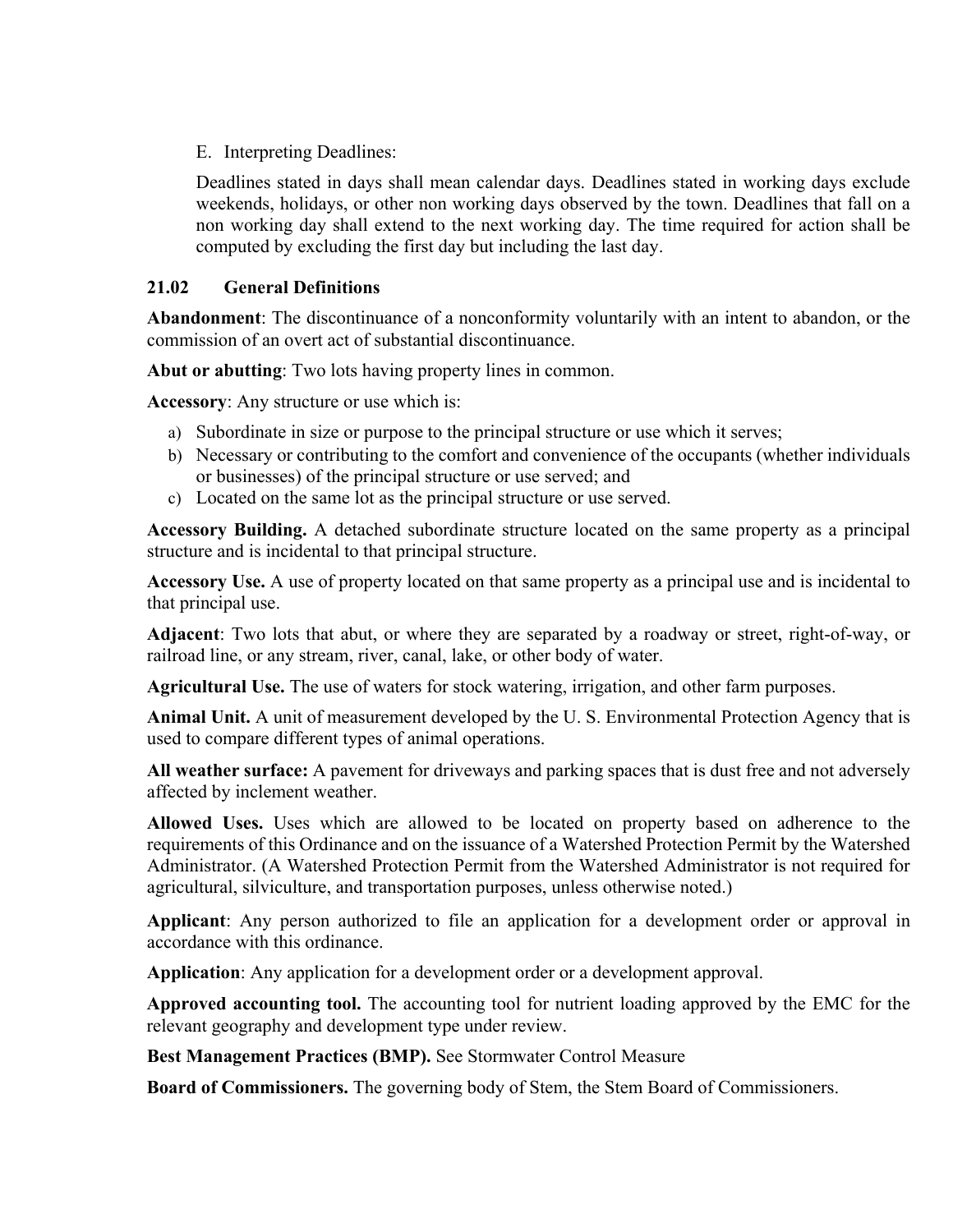E. Interpreting Deadlines:

Deadlines stated in days shall mean calendar days. Deadlines stated in working days exclude weekends, holidays, or other non working days observed by the town. Deadlines that fall on a non working day shall extend to the next working day. The time required for action shall be computed by excluding the first day but including the last day.

## 21.02 General Definitions

**Abandonment**: The discontinuance of a nonconformity voluntarily with an intent to abandon, or the commission of an overt act of substantial discontinuance.

**Abut or abutting**: Two lots having property lines in common.

**Accessory**: Any structure or use which is:

a) Subordinate in size or purpose to the principal structure or use which it serves;
b) Necessary or contributing to the comfort and convenience of the occupants (whether individuals or businesses) of the principal structure or use served; and
c) Located on the same lot as the principal structure or use served.

**Accessory Building.** A detached subordinate structure located on the same property as a principal structure and is incidental to that principal structure.

**Accessory Use.** A use of property located on that same property as a principal use and is incidental to that principal use.

**Adjacent**: Two lots that abut, or where they are separated by a roadway or street, right-of-way, or railroad line, or any stream, river, canal, lake, or other body of water.

**Agricultural Use.** The use of waters for stock watering, irrigation, and other farm purposes.

**Animal Unit.** A unit of measurement developed by the U. S. Environmental Protection Agency that is used to compare different types of animal operations.

**All weather surface:** A pavement for driveways and parking spaces that is dust free and not adversely affected by inclement weather.

**Allowed Uses.** Uses which are allowed to be located on property based on adherence to the requirements of this Ordinance and on the issuance of a Watershed Protection Permit by the Watershed Administrator. (A Watershed Protection Permit from the Watershed Administrator is not required for agricultural, silviculture, and transportation purposes, unless otherwise noted.)

**Applicant**: Any person authorized to file an application for a development order or approval in accordance with this ordinance.

**Application**: Any application for a development order or a development approval.

**Approved accounting tool.** The accounting tool for nutrient loading approved by the EMC for the relevant geography and development type under review.

**Best Management Practices (BMP).** See Stormwater Control Measure

**Board of Commissioners.** The governing body of Stem, the Stem Board of Commissioners.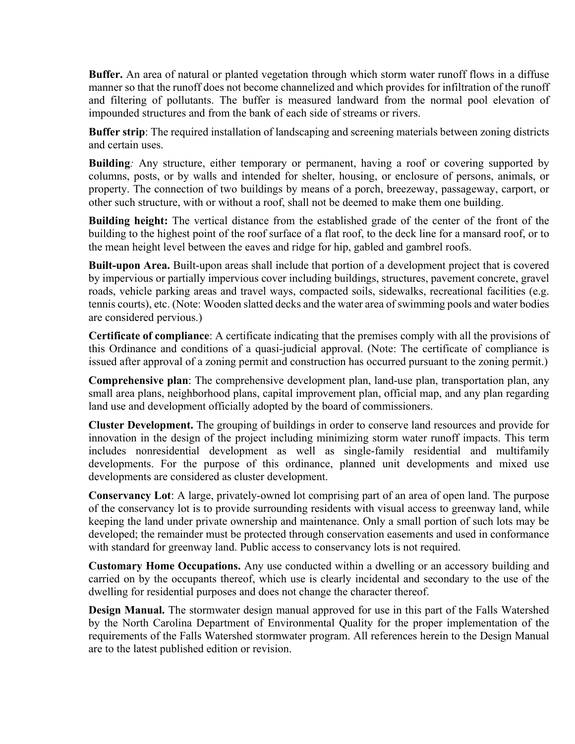**Buffer.** An area of natural or planted vegetation through which storm water runoff flows in a diffuse manner so that the runoff does not become channelized and which provides for infiltration of the runoff and filtering of pollutants. The buffer is measured landward from the normal pool elevation of impounded structures and from the bank of each side of streams or rivers.

**Buffer strip**: The required installation of landscaping and screening materials between zoning districts and certain uses.

**Building***:* Any structure, either temporary or permanent, having a roof or covering supported by columns, posts, or by walls and intended for shelter, housing, or enclosure of persons, animals, or property. The connection of two buildings by means of a porch, breezeway, passageway, carport, or other such structure, with or without a roof, shall not be deemed to make them one building.

**Building height:** The vertical distance from the established grade of the center of the front of the building to the highest point of the roof surface of a flat roof, to the deck line for a mansard roof, or to the mean height level between the eaves and ridge for hip, gabled and gambrel roofs.

**Built-upon Area.** Built-upon areas shall include that portion of a development project that is covered by impervious or partially impervious cover including buildings, structures, pavement concrete, gravel roads, vehicle parking areas and travel ways, compacted soils, sidewalks, recreational facilities (e.g. tennis courts), etc. (Note: Wooden slatted decks and the water area of swimming pools and water bodies are considered pervious.)

**Certificate of compliance**: A certificate indicating that the premises comply with all the provisions of this Ordinance and conditions of a quasi-judicial approval. (Note: The certificate of compliance is issued after approval of a zoning permit and construction has occurred pursuant to the zoning permit.)

**Comprehensive plan**: The comprehensive development plan, land-use plan, transportation plan, any small area plans, neighborhood plans, capital improvement plan, official map, and any plan regarding land use and development officially adopted by the board of commissioners.

**Cluster Development.** The grouping of buildings in order to conserve land resources and provide for innovation in the design of the project including minimizing storm water runoff impacts. This term includes nonresidential development as well as single-family residential and multifamily developments. For the purpose of this ordinance, planned unit developments and mixed use developments are considered as cluster development.

**Conservancy Lot**: A large, privately-owned lot comprising part of an area of open land. The purpose of the conservancy lot is to provide surrounding residents with visual access to greenway land, while keeping the land under private ownership and maintenance. Only a small portion of such lots may be developed; the remainder must be protected through conservation easements and used in conformance with standard for greenway land. Public access to conservancy lots is not required.

**Customary Home Occupations.** Any use conducted within a dwelling or an accessory building and carried on by the occupants thereof, which use is clearly incidental and secondary to the use of the dwelling for residential purposes and does not change the character thereof.

**Design Manual.** The stormwater design manual approved for use in this part of the Falls Watershed by the North Carolina Department of Environmental Quality for the proper implementation of the requirements of the Falls Watershed stormwater program. All references herein to the Design Manual are to the latest published edition or revision.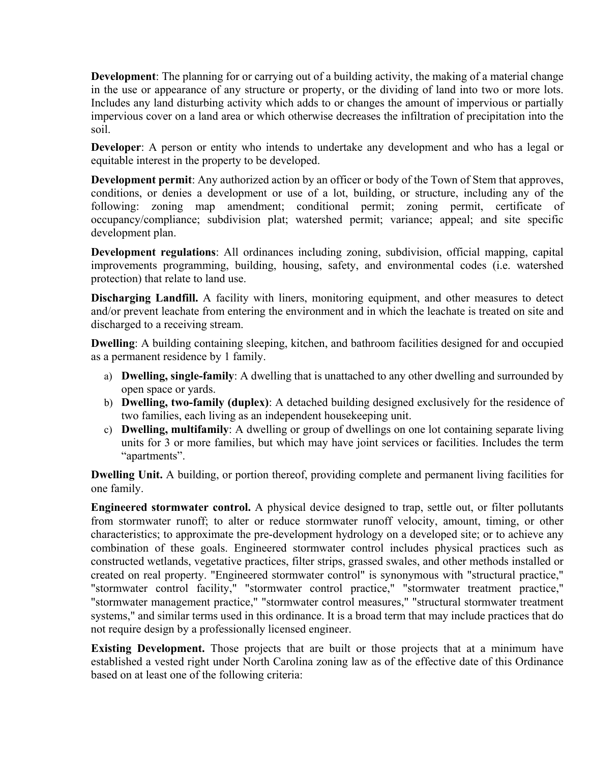**Development**: The planning for or carrying out of a building activity, the making of a material change in the use or appearance of any structure or property, or the dividing of land into two or more lots. Includes any land disturbing activity which adds to or changes the amount of impervious or partially impervious cover on a land area or which otherwise decreases the infiltration of precipitation into the soil.

**Developer**: A person or entity who intends to undertake any development and who has a legal or equitable interest in the property to be developed.

**Development permit**: Any authorized action by an officer or body of the Town of Stem that approves, conditions, or denies a development or use of a lot, building, or structure, including any of the following: zoning map amendment; conditional permit; zoning permit, certificate of occupancy/compliance; subdivision plat; watershed permit; variance; appeal; and site specific development plan.

**Development regulations**: All ordinances including zoning, subdivision, official mapping, capital improvements programming, building, housing, safety, and environmental codes (i.e. watershed protection) that relate to land use.

**Discharging Landfill.** A facility with liners, monitoring equipment, and other measures to detect and/or prevent leachate from entering the environment and in which the leachate is treated on site and discharged to a receiving stream.

**Dwelling**: A building containing sleeping, kitchen, and bathroom facilities designed for and occupied as a permanent residence by 1 family.

a) **Dwelling, single-family**: A dwelling that is unattached to any other dwelling and surrounded by open space or yards.
b) **Dwelling, two-family (duplex)**: A detached building designed exclusively for the residence of two families, each living as an independent housekeeping unit.
c) **Dwelling, multifamily**: A dwelling or group of dwellings on one lot containing separate living units for 3 or more families, but which may have joint services or facilities. Includes the term "apartments".

**Dwelling Unit.** A building, or portion thereof, providing complete and permanent living facilities for one family.

**Engineered stormwater control.** A physical device designed to trap, settle out, or filter pollutants from stormwater runoff; to alter or reduce stormwater runoff velocity, amount, timing, or other characteristics; to approximate the pre-development hydrology on a developed site; or to achieve any combination of these goals. Engineered stormwater control includes physical practices such as constructed wetlands, vegetative practices, filter strips, grassed swales, and other methods installed or created on real property. "Engineered stormwater control" is synonymous with "structural practice," "stormwater control facility," "stormwater control practice," "stormwater treatment practice," "stormwater management practice," "stormwater control measures," "structural stormwater treatment systems," and similar terms used in this ordinance. It is a broad term that may include practices that do not require design by a professionally licensed engineer.

**Existing Development.** Those projects that are built or those projects that at a minimum have established a vested right under North Carolina zoning law as of the effective date of this Ordinance based on at least one of the following criteria: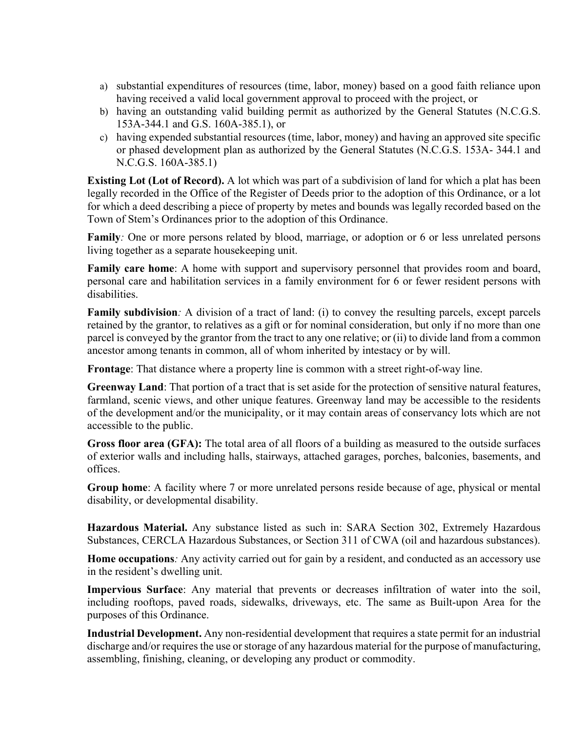a) substantial expenditures of resources (time, labor, money) based on a good faith reliance upon having received a valid local government approval to proceed with the project, or
b) having an outstanding valid building permit as authorized by the General Statutes (N.C.G.S. 153A-344.1 and G.S. 160A-385.1), or
c) having expended substantial resources (time, labor, money) and having an approved site specific or phased development plan as authorized by the General Statutes (N.C.G.S. 153A- 344.1 and N.C.G.S. 160A-385.1)

**Existing Lot (Lot of Record).** A lot which was part of a subdivision of land for which a plat has been legally recorded in the Office of the Register of Deeds prior to the adoption of this Ordinance, or a lot for which a deed describing a piece of property by metes and bounds was legally recorded based on the Town of Stem's Ordinances prior to the adoption of this Ordinance.

**Family***:* One or more persons related by blood, marriage, or adoption or 6 or less unrelated persons living together as a separate housekeeping unit.

**Family care home**: A home with support and supervisory personnel that provides room and board, personal care and habilitation services in a family environment for 6 or fewer resident persons with disabilities.

**Family subdivision***:* A division of a tract of land: (i) to convey the resulting parcels, except parcels retained by the grantor, to relatives as a gift or for nominal consideration, but only if no more than one parcel is conveyed by the grantor from the tract to any one relative; or (ii) to divide land from a common ancestor among tenants in common, all of whom inherited by intestacy or by will.

**Frontage**: That distance where a property line is common with a street right-of-way line.

**Greenway Land**: That portion of a tract that is set aside for the protection of sensitive natural features, farmland, scenic views, and other unique features. Greenway land may be accessible to the residents of the development and/or the municipality, or it may contain areas of conservancy lots which are not accessible to the public.

**Gross floor area (GFA):** The total area of all floors of a building as measured to the outside surfaces of exterior walls and including halls, stairways, attached garages, porches, balconies, basements, and offices.

**Group home**: A facility where 7 or more unrelated persons reside because of age, physical or mental disability, or developmental disability.

**Hazardous Material.** Any substance listed as such in: SARA Section 302, Extremely Hazardous Substances, CERCLA Hazardous Substances, or Section 311 of CWA (oil and hazardous substances).

**Home occupations***:* Any activity carried out for gain by a resident, and conducted as an accessory use in the resident's dwelling unit.

**Impervious Surface**: Any material that prevents or decreases infiltration of water into the soil, including rooftops, paved roads, sidewalks, driveways, etc. The same as Built-upon Area for the purposes of this Ordinance.

**Industrial Development.** Any non-residential development that requires a state permit for an industrial discharge and/or requires the use or storage of any hazardous material for the purpose of manufacturing, assembling, finishing, cleaning, or developing any product or commodity.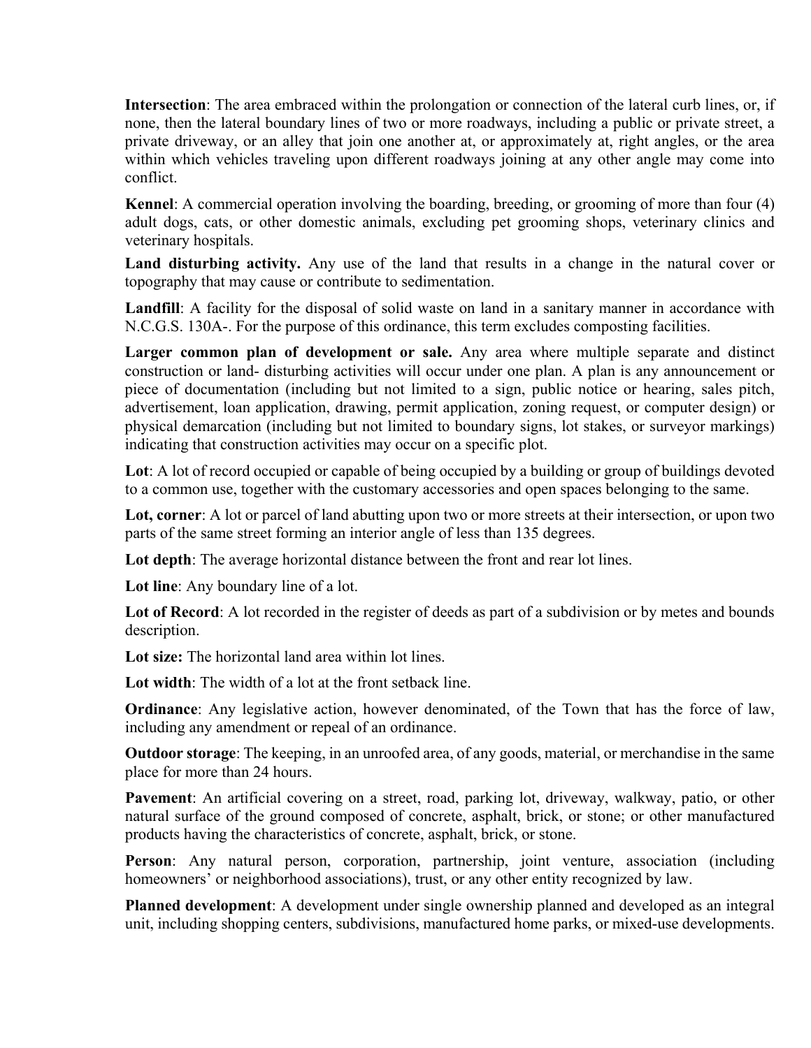**Intersection**: The area embraced within the prolongation or connection of the lateral curb lines, or, if none, then the lateral boundary lines of two or more roadways, including a public or private street, a private driveway, or an alley that join one another at, or approximately at, right angles, or the area within which vehicles traveling upon different roadways joining at any other angle may come into conflict.

**Kennel**: A commercial operation involving the boarding, breeding, or grooming of more than four (4) adult dogs, cats, or other domestic animals, excluding pet grooming shops, veterinary clinics and veterinary hospitals.

**Land disturbing activity.** Any use of the land that results in a change in the natural cover or topography that may cause or contribute to sedimentation.

**Landfill**: A facility for the disposal of solid waste on land in a sanitary manner in accordance with N.C.G.S. 130A-. For the purpose of this ordinance, this term excludes composting facilities.

**Larger common plan of development or sale.** Any area where multiple separate and distinct construction or land- disturbing activities will occur under one plan. A plan is any announcement or piece of documentation (including but not limited to a sign, public notice or hearing, sales pitch, advertisement, loan application, drawing, permit application, zoning request, or computer design) or physical demarcation (including but not limited to boundary signs, lot stakes, or surveyor markings) indicating that construction activities may occur on a specific plot.

**Lot**: A lot of record occupied or capable of being occupied by a building or group of buildings devoted to a common use, together with the customary accessories and open spaces belonging to the same.

**Lot, corner**: A lot or parcel of land abutting upon two or more streets at their intersection, or upon two parts of the same street forming an interior angle of less than 135 degrees.

**Lot depth**: The average horizontal distance between the front and rear lot lines.

**Lot line**: Any boundary line of a lot.

**Lot of Record**: A lot recorded in the register of deeds as part of a subdivision or by metes and bounds description.

**Lot size:** The horizontal land area within lot lines.

**Lot width**: The width of a lot at the front setback line.

**Ordinance**: Any legislative action, however denominated, of the Town that has the force of law, including any amendment or repeal of an ordinance.

**Outdoor storage**: The keeping, in an unroofed area, of any goods, material, or merchandise in the same place for more than 24 hours.

**Pavement**: An artificial covering on a street, road, parking lot, driveway, walkway, patio, or other natural surface of the ground composed of concrete, asphalt, brick, or stone; or other manufactured products having the characteristics of concrete, asphalt, brick, or stone.

**Person**: Any natural person, corporation, partnership, joint venture, association (including homeowners' or neighborhood associations), trust, or any other entity recognized by law.

**Planned development**: A development under single ownership planned and developed as an integral unit, including shopping centers, subdivisions, manufactured home parks, or mixed-use developments.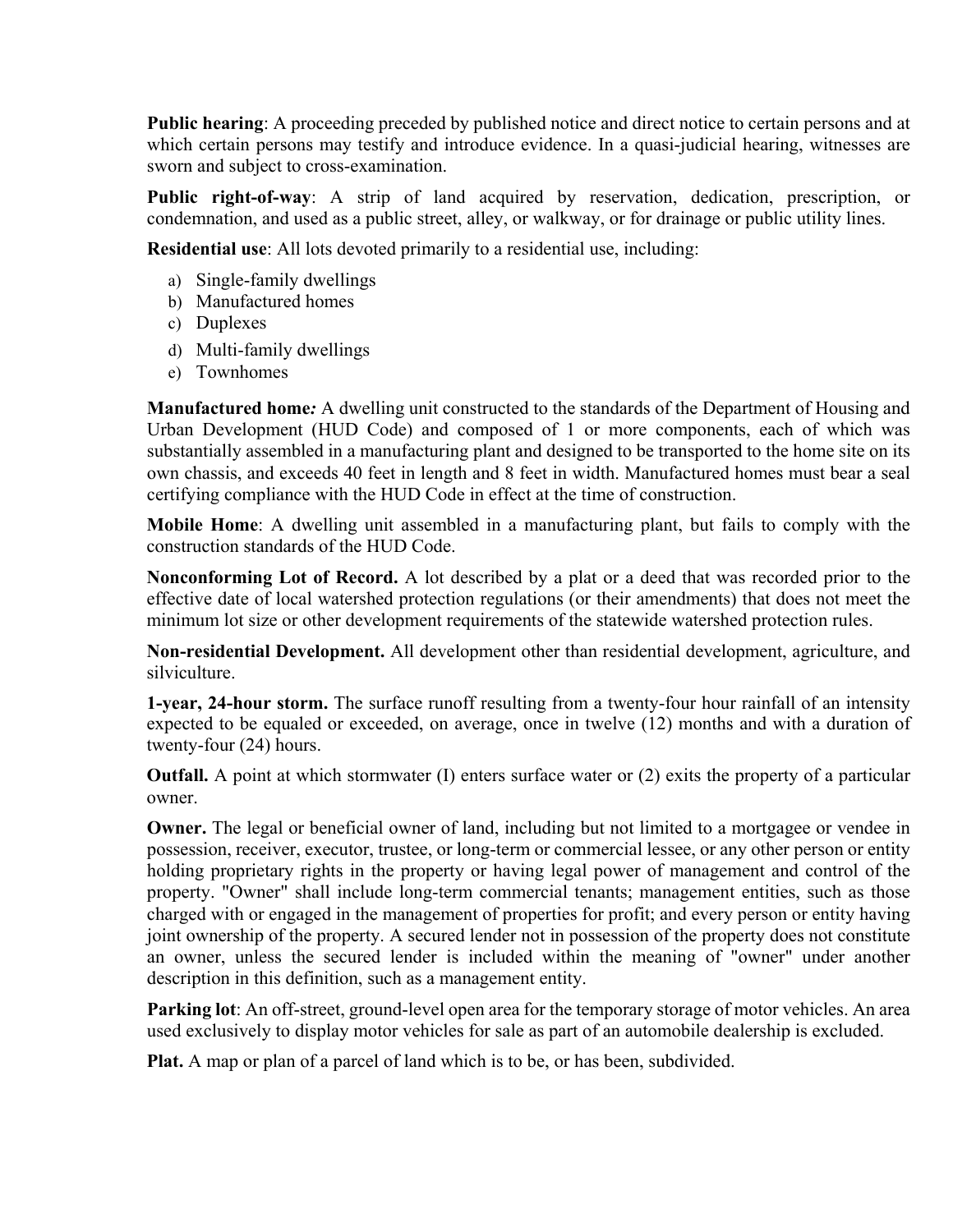**Public hearing**: A proceeding preceded by published notice and direct notice to certain persons and at which certain persons may testify and introduce evidence. In a quasi-judicial hearing, witnesses are sworn and subject to cross-examination.

**Public right-of-way**: A strip of land acquired by reservation, dedication, prescription, or condemnation, and used as a public street, alley, or walkway, or for drainage or public utility lines.

**Residential use**: All lots devoted primarily to a residential use, including:

a) Single-family dwellings
b) Manufactured homes
c) Duplexes
d) Multi-family dwellings
e) Townhomes

**Manufactured home***:* A dwelling unit constructed to the standards of the Department of Housing and Urban Development (HUD Code) and composed of 1 or more components, each of which was substantially assembled in a manufacturing plant and designed to be transported to the home site on its own chassis, and exceeds 40 feet in length and 8 feet in width. Manufactured homes must bear a seal certifying compliance with the HUD Code in effect at the time of construction.

**Mobile Home**: A dwelling unit assembled in a manufacturing plant, but fails to comply with the construction standards of the HUD Code.

**Nonconforming Lot of Record.** A lot described by a plat or a deed that was recorded prior to the effective date of local watershed protection regulations (or their amendments) that does not meet the minimum lot size or other development requirements of the statewide watershed protection rules.

**Non-residential Development.** All development other than residential development, agriculture, and silviculture.

**1-year, 24-hour storm.** The surface runoff resulting from a twenty-four hour rainfall of an intensity expected to be equaled or exceeded, on average, once in twelve (12) months and with a duration of twenty-four (24) hours.

**Outfall.** A point at which stormwater (I) enters surface water or (2) exits the property of a particular owner.

**Owner.** The legal or beneficial owner of land, including but not limited to a mortgagee or vendee in possession, receiver, executor, trustee, or long-term or commercial lessee, or any other person or entity holding proprietary rights in the property or having legal power of management and control of the property. "Owner" shall include long-term commercial tenants; management entities, such as those charged with or engaged in the management of properties for profit; and every person or entity having joint ownership of the property. A secured lender not in possession of the property does not constitute an owner, unless the secured lender is included within the meaning of "owner" under another description in this definition, such as a management entity.

**Parking lot**: An off-street, ground-level open area for the temporary storage of motor vehicles. An area used exclusively to display motor vehicles for sale as part of an automobile dealership is excluded.

**Plat.** A map or plan of a parcel of land which is to be, or has been, subdivided.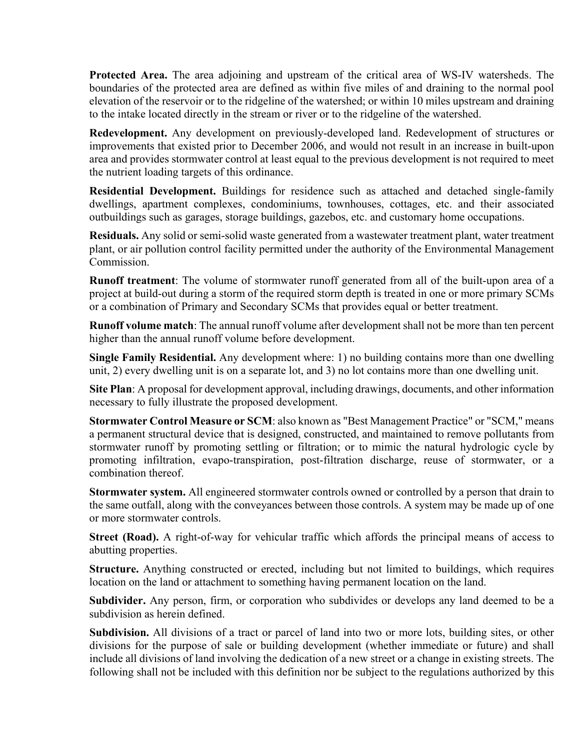**Protected Area.** The area adjoining and upstream of the critical area of WS-IV watersheds. The boundaries of the protected area are defined as within five miles of and draining to the normal pool elevation of the reservoir or to the ridgeline of the watershed; or within 10 miles upstream and draining to the intake located directly in the stream or river or to the ridgeline of the watershed.

**Redevelopment.** Any development on previously-developed land. Redevelopment of structures or improvements that existed prior to December 2006, and would not result in an increase in built-upon area and provides stormwater control at least equal to the previous development is not required to meet the nutrient loading targets of this ordinance.

**Residential Development.** Buildings for residence such as attached and detached single-family dwellings, apartment complexes, condominiums, townhouses, cottages, etc. and their associated outbuildings such as garages, storage buildings, gazebos, etc. and customary home occupations.

**Residuals.** Any solid or semi-solid waste generated from a wastewater treatment plant, water treatment plant, or air pollution control facility permitted under the authority of the Environmental Management Commission.

**Runoff treatment**: The volume of stormwater runoff generated from all of the built-upon area of a project at build-out during a storm of the required storm depth is treated in one or more primary SCMs or a combination of Primary and Secondary SCMs that provides equal or better treatment.

**Runoff volume match**: The annual runoff volume after development shall not be more than ten percent higher than the annual runoff volume before development.

**Single Family Residential.** Any development where: 1) no building contains more than one dwelling unit, 2) every dwelling unit is on a separate lot, and 3) no lot contains more than one dwelling unit.

**Site Plan**: A proposal for development approval, including drawings, documents, and other information necessary to fully illustrate the proposed development.

**Stormwater Control Measure or SCM**: also known as "Best Management Practice" or "SCM," means a permanent structural device that is designed, constructed, and maintained to remove pollutants from stormwater runoff by promoting settling or filtration; or to mimic the natural hydrologic cycle by promoting infiltration, evapo-transpiration, post-filtration discharge, reuse of stormwater, or a combination thereof.

**Stormwater system.** All engineered stormwater controls owned or controlled by a person that drain to the same outfall, along with the conveyances between those controls. A system may be made up of one or more stormwater controls.

**Street (Road).** A right-of-way for vehicular traffic which affords the principal means of access to abutting properties.

**Structure.** Anything constructed or erected, including but not limited to buildings, which requires location on the land or attachment to something having permanent location on the land.

**Subdivider.** Any person, firm, or corporation who subdivides or develops any land deemed to be a subdivision as herein defined.

**Subdivision.** All divisions of a tract or parcel of land into two or more lots, building sites, or other divisions for the purpose of sale or building development (whether immediate or future) and shall include all divisions of land involving the dedication of a new street or a change in existing streets. The following shall not be included with this definition nor be subject to the regulations authorized by this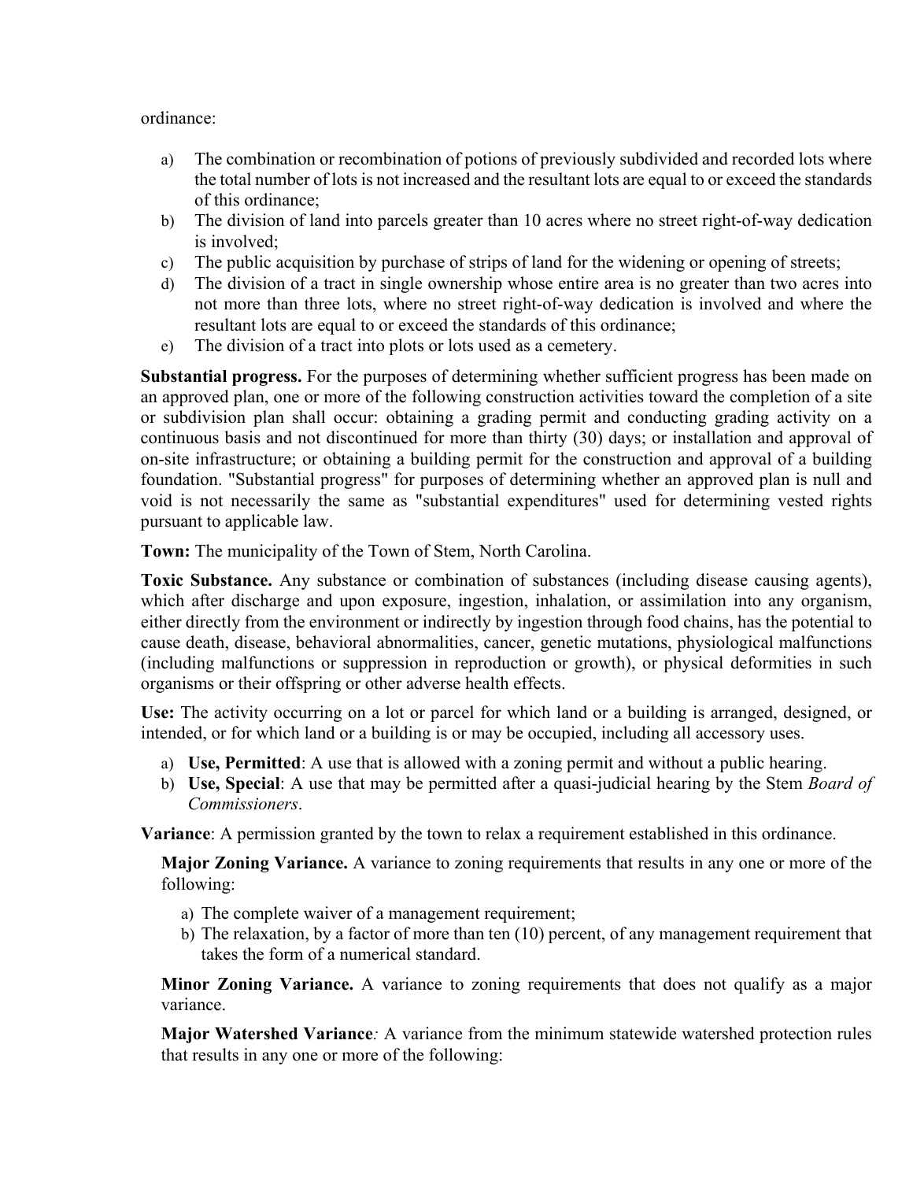ordinance:

a) The combination or recombination of potions of previously subdivided and recorded lots where the total number of lots is not increased and the resultant lots are equal to or exceed the standards of this ordinance;
b) The division of land into parcels greater than 10 acres where no street right-of-way dedication is involved;
c) The public acquisition by purchase of strips of land for the widening or opening of streets;
d) The division of a tract in single ownership whose entire area is no greater than two acres into not more than three lots, where no street right-of-way dedication is involved and where the resultant lots are equal to or exceed the standards of this ordinance;
e) The division of a tract into plots or lots used as a cemetery.

**Substantial progress.** For the purposes of determining whether sufficient progress has been made on an approved plan, one or more of the following construction activities toward the completion of a site or subdivision plan shall occur: obtaining a grading permit and conducting grading activity on a continuous basis and not discontinued for more than thirty (30) days; or installation and approval of on-site infrastructure; or obtaining a building permit for the construction and approval of a building foundation. "Substantial progress" for purposes of determining whether an approved plan is null and void is not necessarily the same as "substantial expenditures" used for determining vested rights pursuant to applicable law.

**Town:** The municipality of the Town of Stem, North Carolina.

**Toxic Substance.** Any substance or combination of substances (including disease causing agents), which after discharge and upon exposure, ingestion, inhalation, or assimilation into any organism, either directly from the environment or indirectly by ingestion through food chains, has the potential to cause death, disease, behavioral abnormalities, cancer, genetic mutations, physiological malfunctions (including malfunctions or suppression in reproduction or growth), or physical deformities in such organisms or their offspring or other adverse health effects.

**Use:** The activity occurring on a lot or parcel for which land or a building is arranged, designed, or intended, or for which land or a building is or may be occupied, including all accessory uses.

a) **Use, Permitted**: A use that is allowed with a zoning permit and without a public hearing.
b) **Use, Special**: A use that may be permitted after a quasi-judicial hearing by the Stem *Board of Commissioners*.

**Variance**: A permission granted by the town to relax a requirement established in this ordinance.

**Major Zoning Variance.** A variance to zoning requirements that results in any one or more of the following:

a) The complete waiver of a management requirement;
b) The relaxation, by a factor of more than ten (10) percent, of any management requirement that takes the form of a numerical standard.

**Minor Zoning Variance.** A variance to zoning requirements that does not qualify as a major variance.

**Major Watershed Variance***:* A variance from the minimum statewide watershed protection rules that results in any one or more of the following: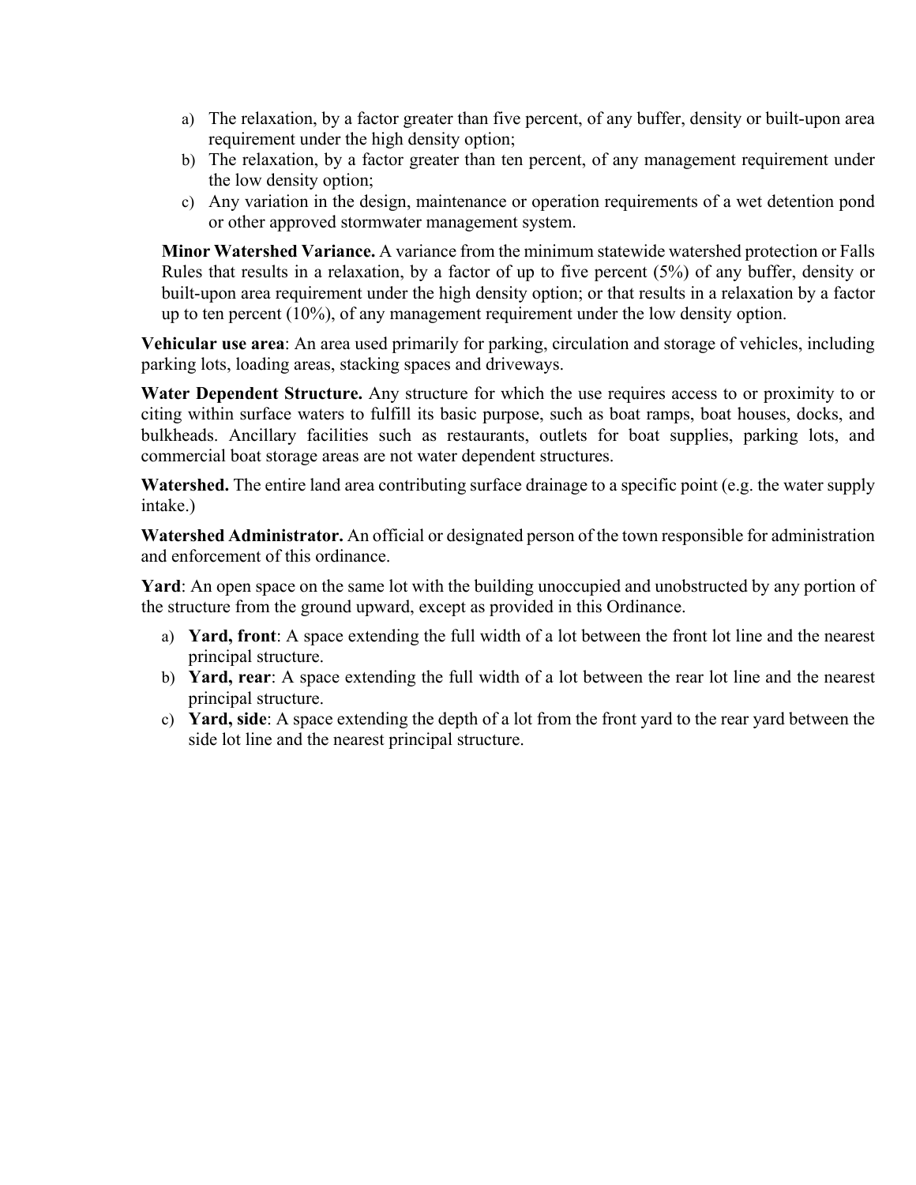a) The relaxation, by a factor greater than five percent, of any buffer, density or built-upon area requirement under the high density option;
b) The relaxation, by a factor greater than ten percent, of any management requirement under the low density option;
c) Any variation in the design, maintenance or operation requirements of a wet detention pond or other approved stormwater management system.

**Minor Watershed Variance.** A variance from the minimum statewide watershed protection or Falls Rules that results in a relaxation, by a factor of up to five percent (5%) of any buffer, density or built-upon area requirement under the high density option; or that results in a relaxation by a factor up to ten percent (10%), of any management requirement under the low density option.

**Vehicular use area**: An area used primarily for parking, circulation and storage of vehicles, including parking lots, loading areas, stacking spaces and driveways.

**Water Dependent Structure.** Any structure for which the use requires access to or proximity to or citing within surface waters to fulfill its basic purpose, such as boat ramps, boat houses, docks, and bulkheads. Ancillary facilities such as restaurants, outlets for boat supplies, parking lots, and commercial boat storage areas are not water dependent structures.

**Watershed.** The entire land area contributing surface drainage to a specific point (e.g. the water supply intake.)

**Watershed Administrator.** An official or designated person of the town responsible for administration and enforcement of this ordinance.

**Yard**: An open space on the same lot with the building unoccupied and unobstructed by any portion of the structure from the ground upward, except as provided in this Ordinance.

a) **Yard, front**: A space extending the full width of a lot between the front lot line and the nearest principal structure.
b) **Yard, rear**: A space extending the full width of a lot between the rear lot line and the nearest principal structure.
c) **Yard, side**: A space extending the depth of a lot from the front yard to the rear yard between the side lot line and the nearest principal structure.